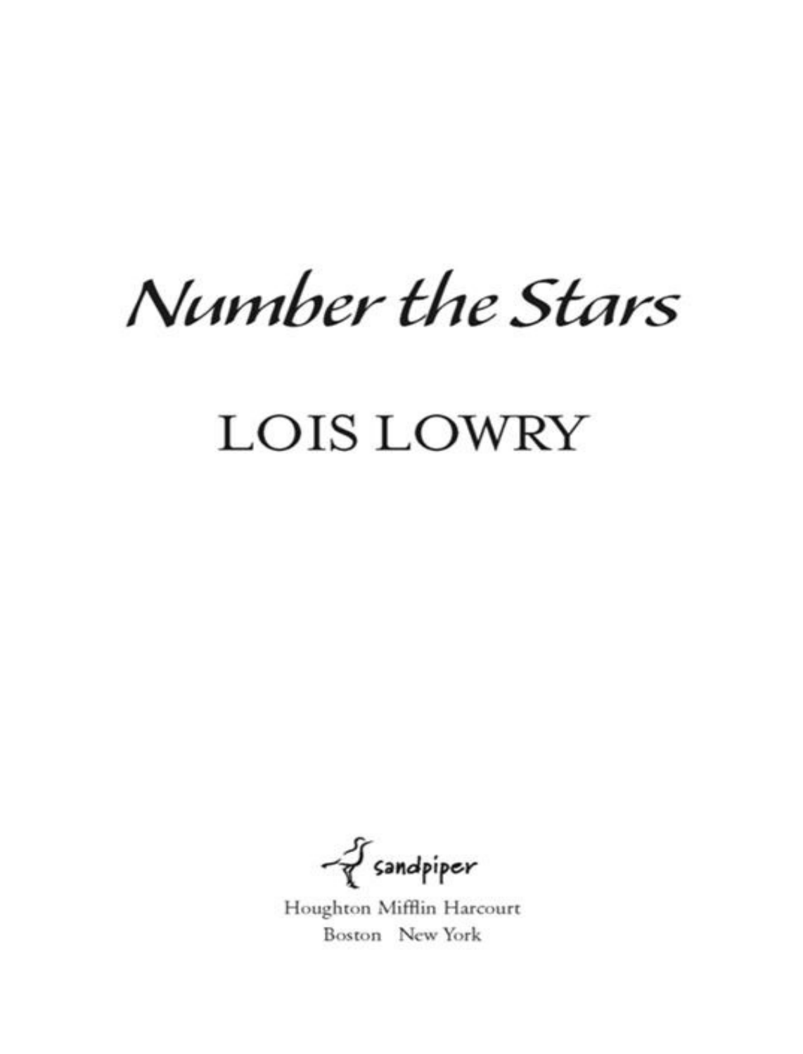# *Number the Stars*

## LOIS LOWRY

sandpiper

Houghton Mifflin Harcourt

Boston New York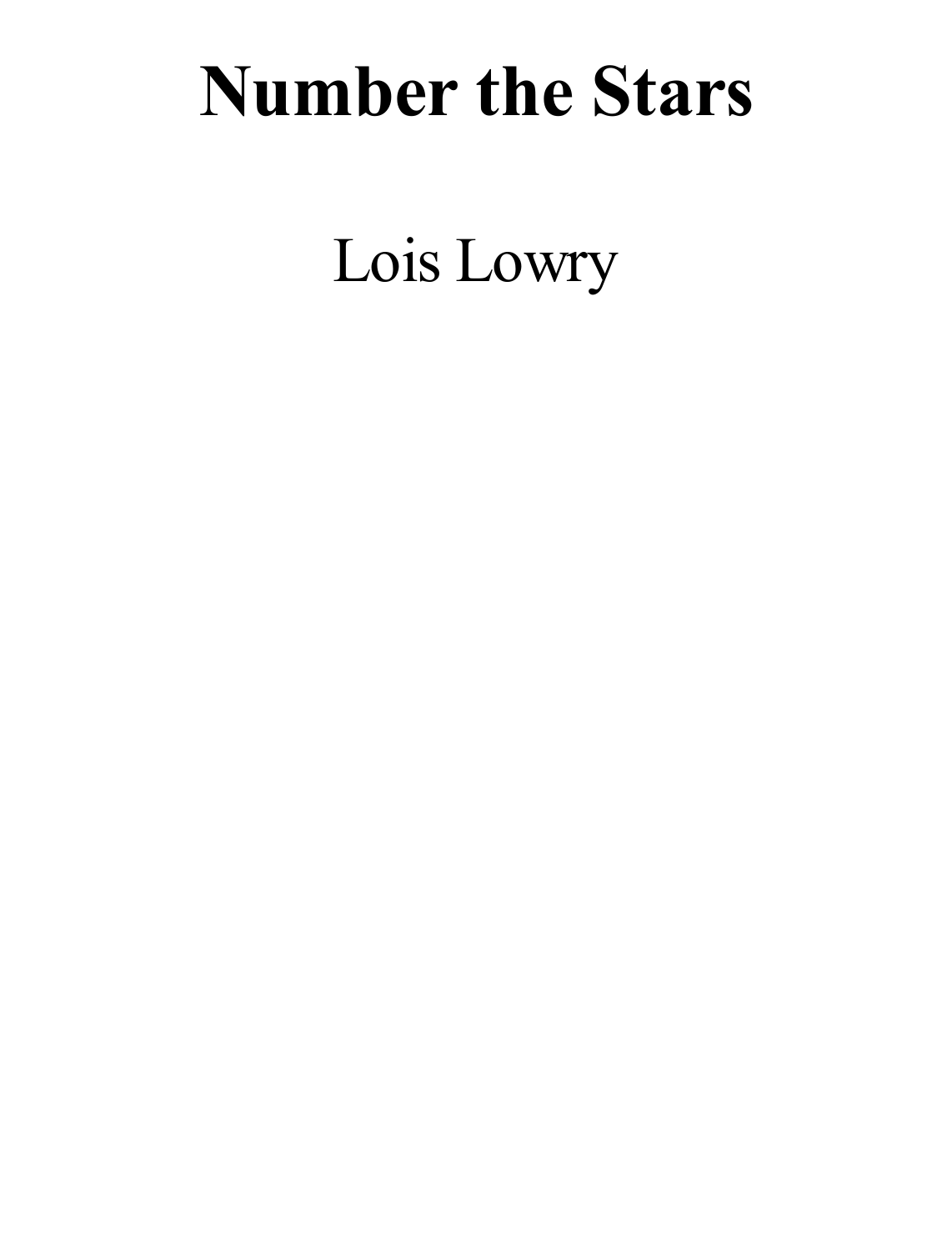# Number the Stars

Lois Lowry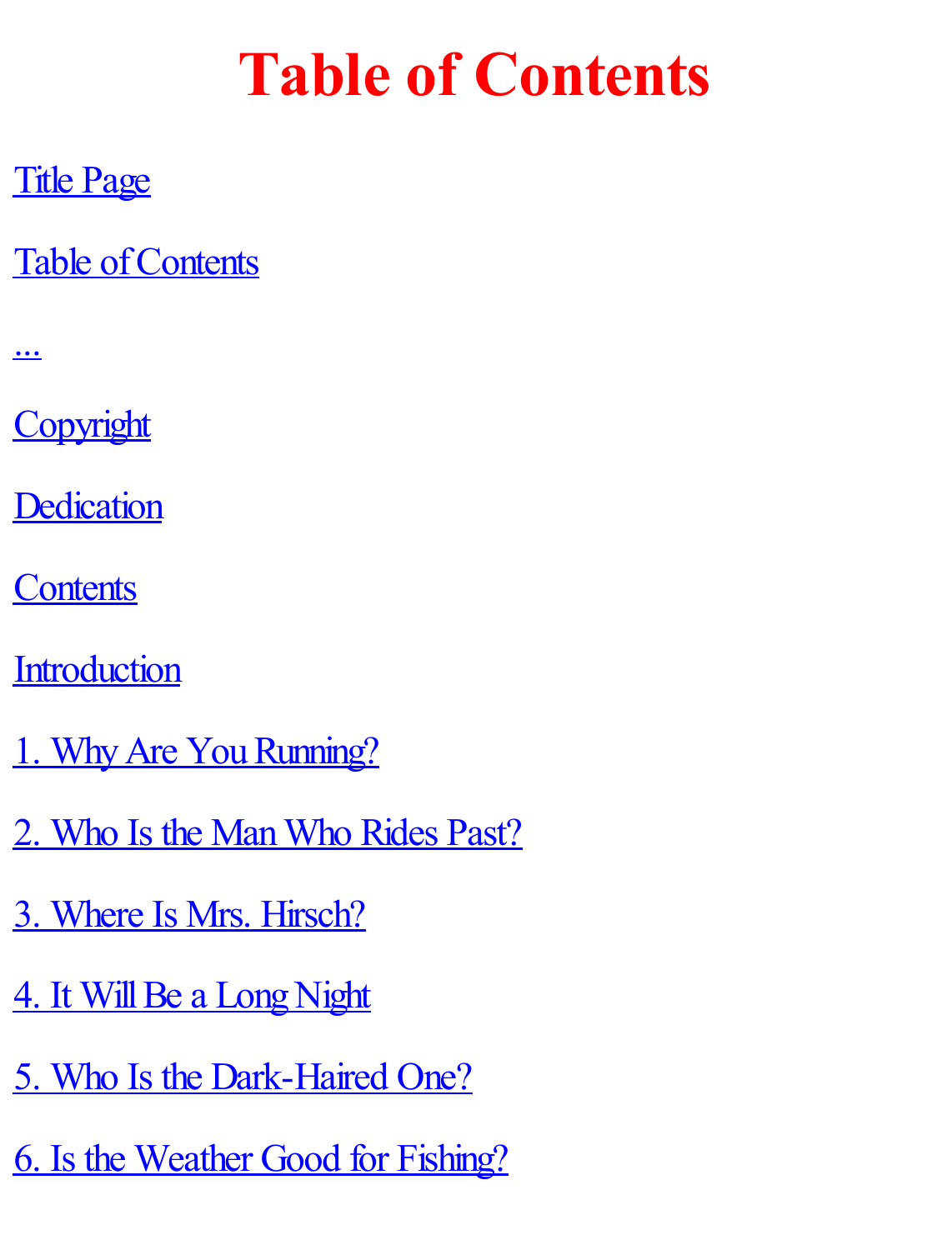# Table of Contents

Title Page

Table of Contents

...

Copyright

Dedication

Contents

Introduction

1. Why Are You Running?

2. Who Is the Man Who Rides Past?

3. Where Is Mrs. Hirsch?

4. It Will Be a Long Night

5. Who Is the Dark-Haired One?

6. Is the Weather Good for Fishing?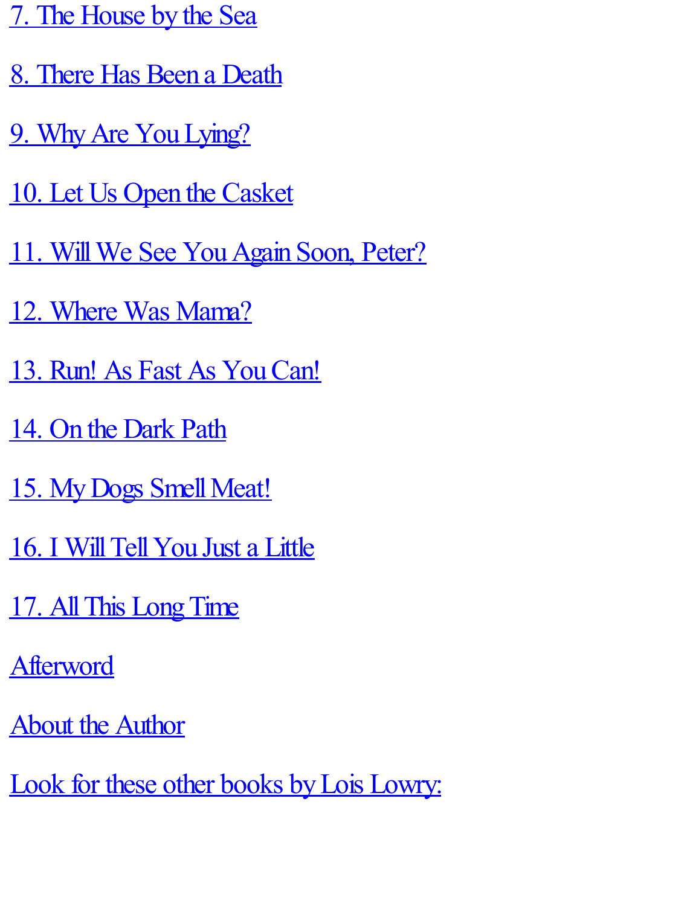7. The House by the Sea

8. There Has Been a Death

9. Why Are You Lying?

10. Let Us Open the Casket

11. Will We See You Again Soon, Peter?

12. Where Was Mama?

13. Run! As Fast As You Can!

14. On the Dark Path

15. My Dogs Smell Meat!

16. I Will Tell You Just a Little

17. All This Long Time

Afterword

About the Author

Look for these other books by Lois Lowry: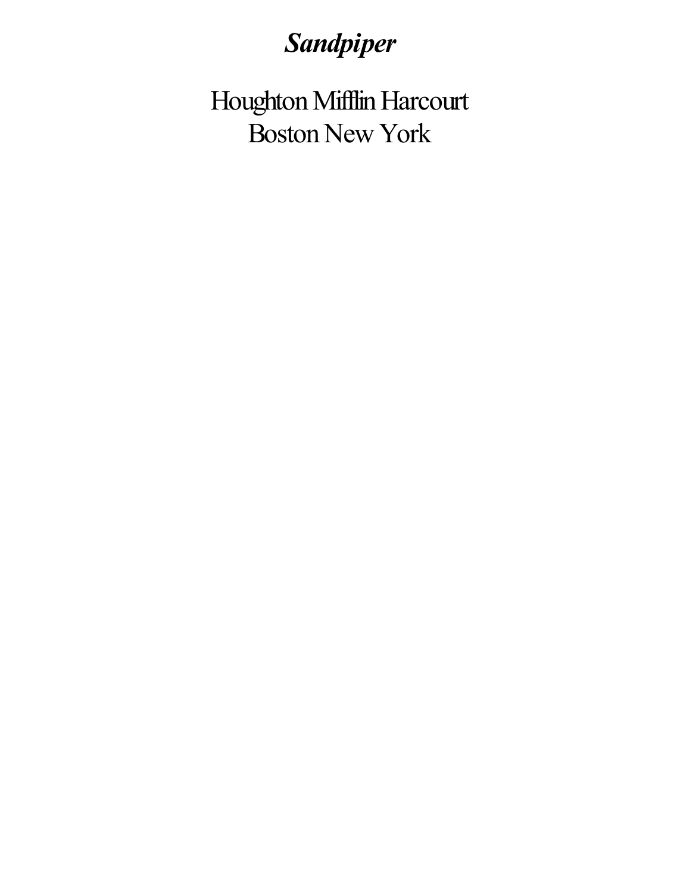***Sandpiper***

Houghton Mifflin Harcourt
Boston New York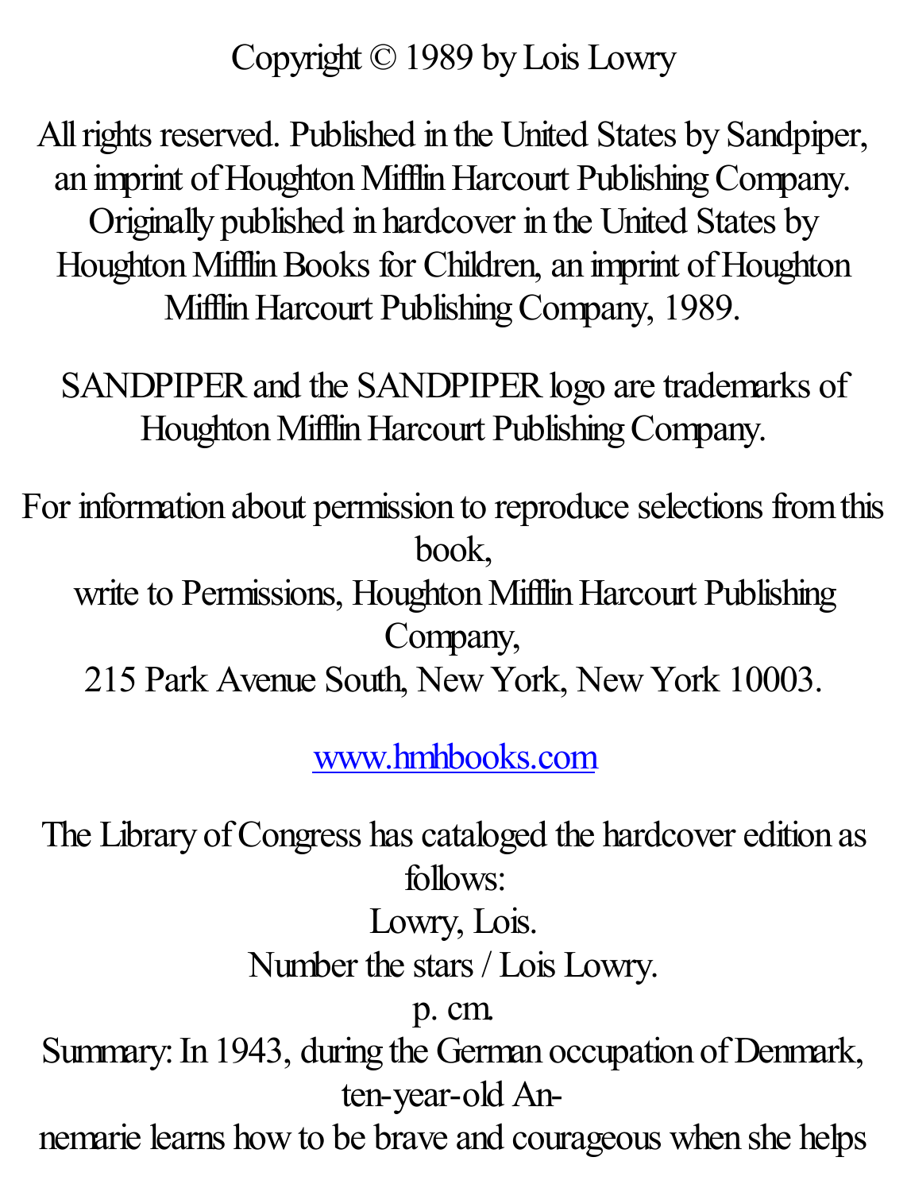Copyright © 1989 by Lois Lowry

All rights reserved. Published in the United States by Sandpiper, an imprint of Houghton Mifflin Harcourt Publishing Company. Originally published in hardcover in the United States by Houghton Mifflin Books for Children, an imprint of Houghton Mifflin Harcourt Publishing Company, 1989.

SANDPIPER and the SANDPIPER logo are trademarks of Houghton Mifflin Harcourt Publishing Company.

For information about permission to reproduce selections from this book,
write to Permissions, Houghton Mifflin Harcourt Publishing Company,
215 Park Avenue South, New York, New York 10003.

www.hmhbooks.com

The Library of Congress has cataloged the hardcover edition as follows:
Lowry, Lois.
Number the stars / Lois Lowry.
p. cm.
Summary: In 1943, during the German occupation of Denmark, ten-year-old An-
nemarie learns how to be brave and courageous when she helps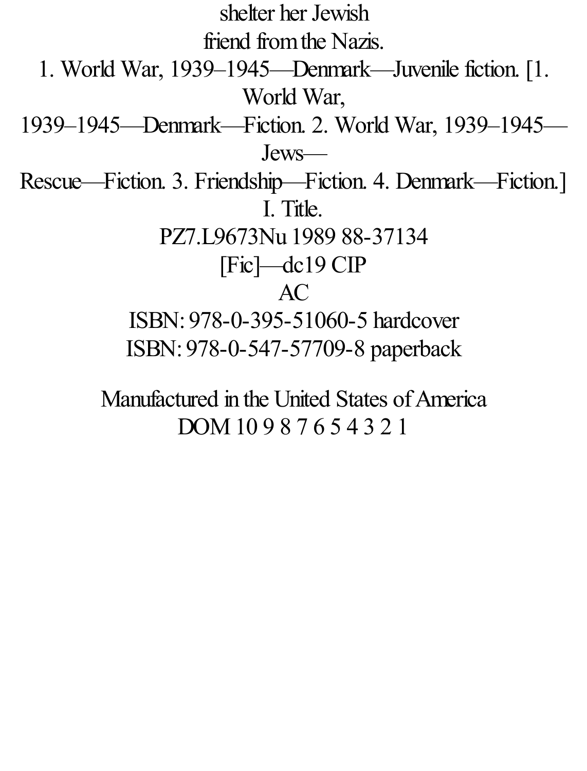shelter her Jewish
friend from the Nazis.
1. World War, 1939–1945—Denmark—Juvenile fiction. [1. World War,
1939–1945—Denmark—Fiction. 2. World War, 1939–1945—Jews—
Rescue—Fiction. 3. Friendship—Fiction. 4. Denmark—Fiction.]
I. Title.
PZ7.L9673Nu 1989 88-37134
[Fic]—dc19 CIP
AC
ISBN: 978-0-395-51060-5 hardcover
ISBN: 978-0-547-57709-8 paperback

Manufactured in the United States of America
DOM 10 9 8 7 6 5 4 3 2 1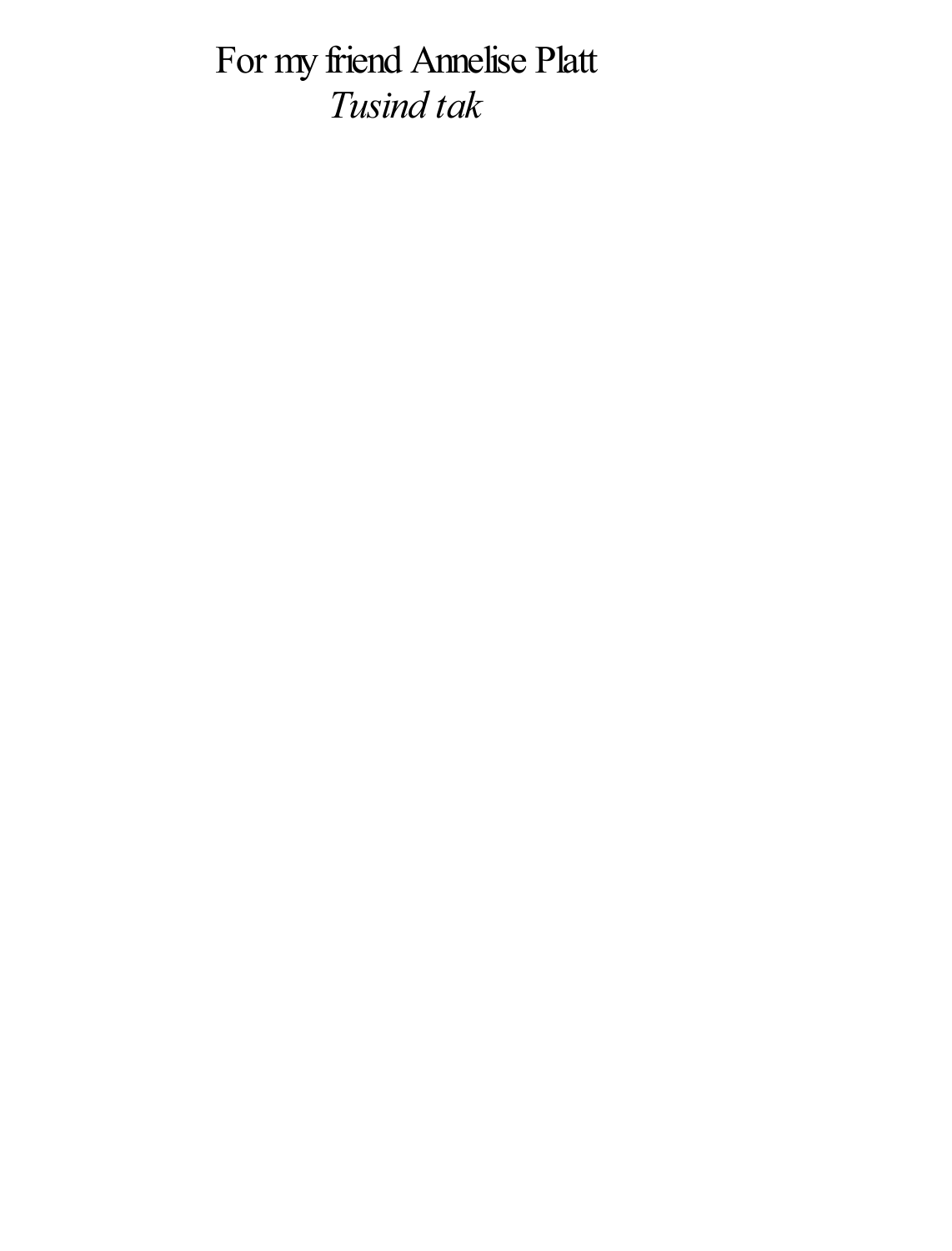For my friend Annelise Platt

*Tusind tak*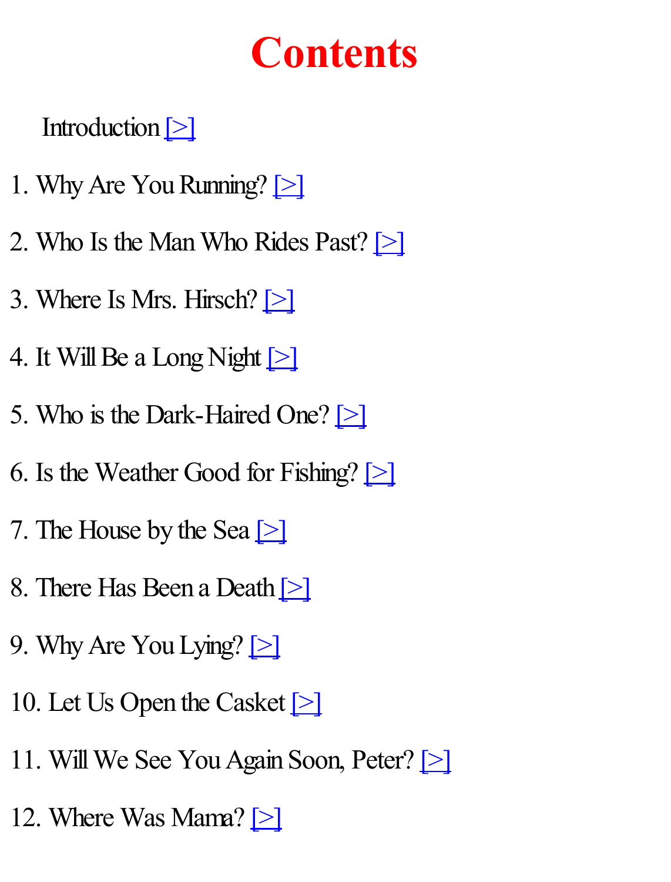# Contents

Introduction [>]

1. Why Are You Running? [>]

2. Who Is the Man Who Rides Past? [>]

3. Where Is Mrs. Hirsch? [>]

4. It Will Be a Long Night [>]

5. Who is the Dark-Haired One? [>]

6. Is the Weather Good for Fishing? [>]

7. The House by the Sea [>]

8. There Has Been a Death [>]

9. Why Are You Lying? [>]

10. Let Us Open the Casket [>]

11. Will We See You Again Soon, Peter? [>]

12. Where Was Mama? [>]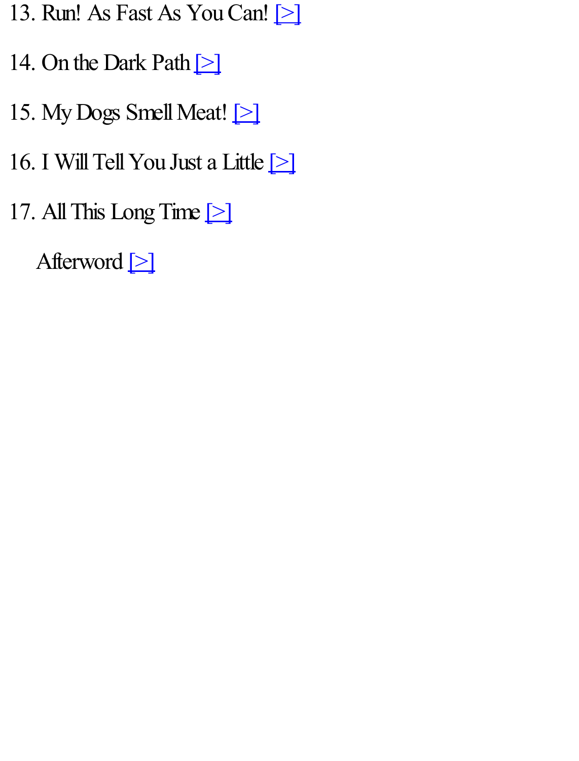13. Run! As Fast As You Can! [>]

14. On the Dark Path [>]

15. My Dogs Smell Meat! [>]

16. I Will Tell You Just a Little [>]

17. All This Long Time [>]

Afterword [>]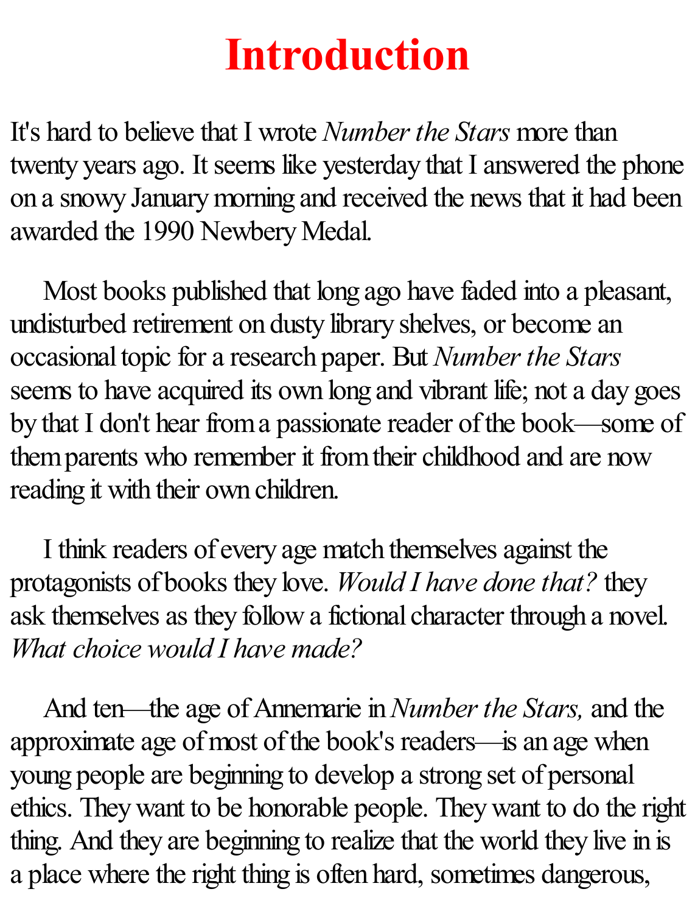# Introduction

It's hard to believe that I wrote *Number the Stars* more than twenty years ago. It seems like yesterday that I answered the phone on a snowy January morning and received the news that it had been awarded the 1990 Newbery Medal.

Most books published that long ago have faded into a pleasant, undisturbed retirement on dusty library shelves, or become an occasional topic for a research paper. But *Number the Stars* seems to have acquired its own long and vibrant life; not a day goes by that I don't hear from a passionate reader of the book—some of them parents who remember it from their childhood and are now reading it with their own children.

I think readers of every age match themselves against the protagonists of books they love. *Would I have done that?* they ask themselves as they follow a fictional character through a novel. *What choice would I have made?*

And ten—the age of Annemarie in *Number the Stars,* and the approximate age of most of the book's readers—is an age when young people are beginning to develop a strong set of personal ethics. They want to be honorable people. They want to do the right thing. And they are beginning to realize that the world they live in is a place where the right thing is often hard, sometimes dangerous,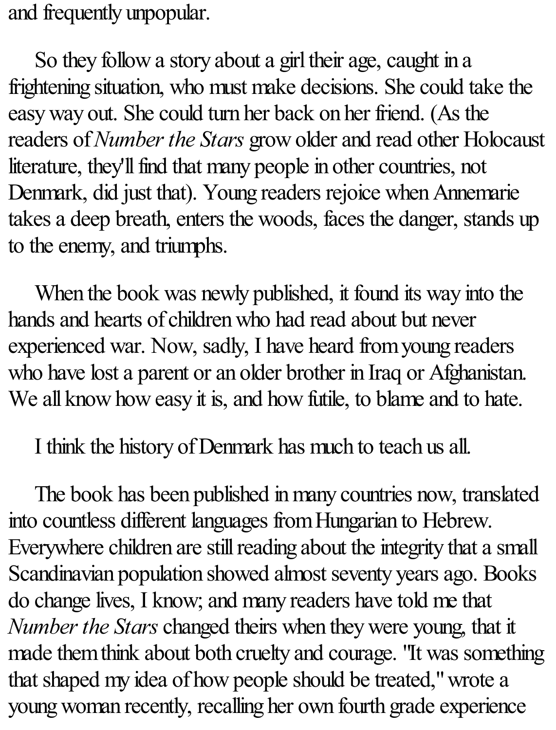and frequently unpopular.

So they follow a story about a girl their age, caught in a frightening situation, who must make decisions. She could take the easy way out. She could turn her back on her friend. (As the readers of *Number the Stars* grow older and read other Holocaust literature, they'll find that many people in other countries, not Denmark, did just that). Young readers rejoice when Annemarie takes a deep breath, enters the woods, faces the danger, stands up to the enemy, and triumphs.

When the book was newly published, it found its way into the hands and hearts of children who had read about but never experienced war. Now, sadly, I have heard from young readers who have lost a parent or an older brother in Iraq or Afghanistan. We all know how easy it is, and how futile, to blame and to hate.

I think the history of Denmark has much to teach us all.

The book has been published in many countries now, translated into countless different languages from Hungarian to Hebrew. Everywhere children are still reading about the integrity that a small Scandinavian population showed almost seventy years ago. Books do change lives, I know; and many readers have told me that *Number the Stars* changed theirs when they were young, that it made them think about both cruelty and courage. "It was something that shaped my idea of how people should be treated," wrote a young woman recently, recalling her own fourth grade experience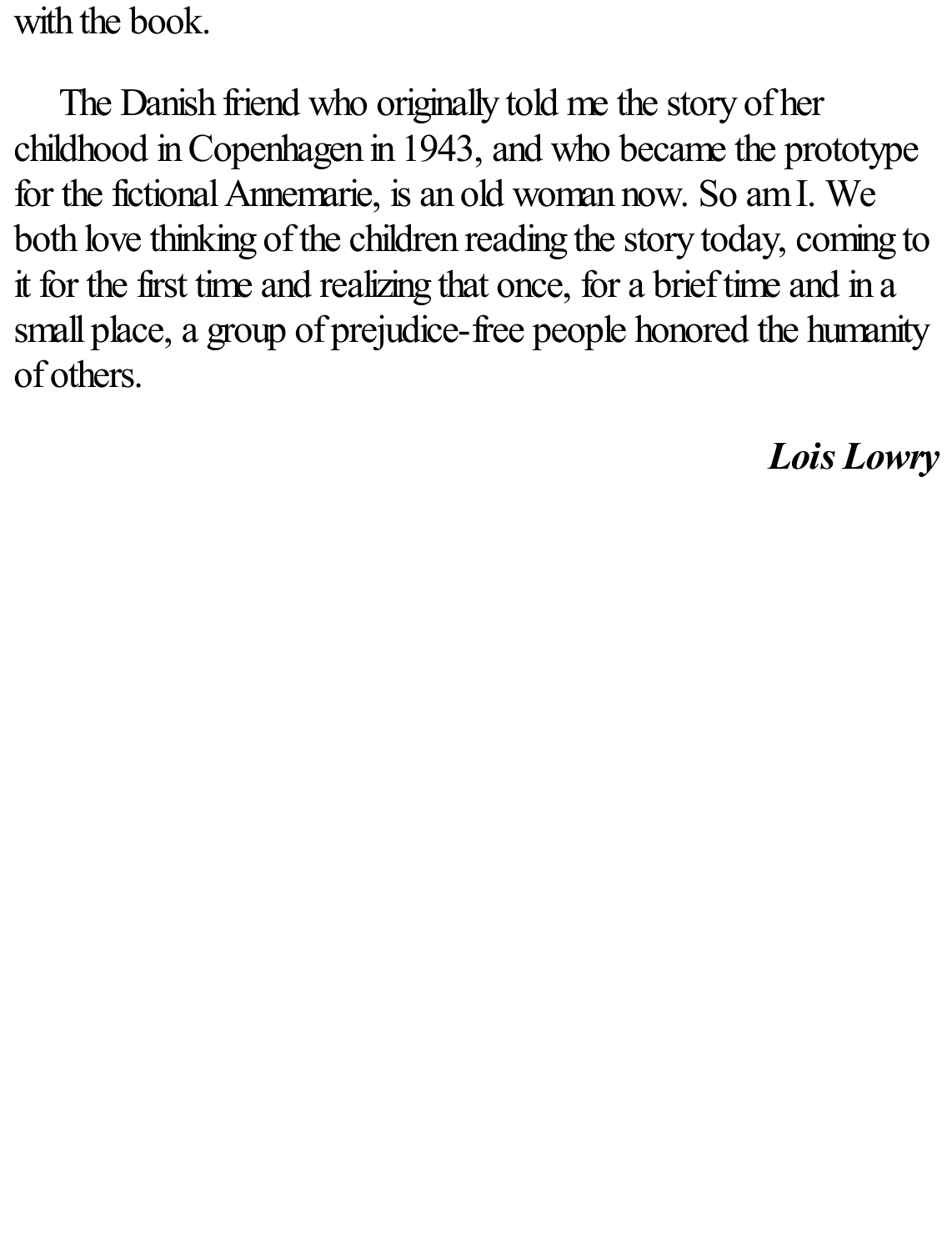with the book.

The Danish friend who originally told me the story of her childhood in Copenhagen in 1943, and who became the prototype for the fictional Annemarie, is an old woman now. So am I. We both love thinking of the children reading the story today, coming to it for the first time and realizing that once, for a brief time and in a small place, a group of prejudice-free people honored the humanity of others.

***Lois Lowry***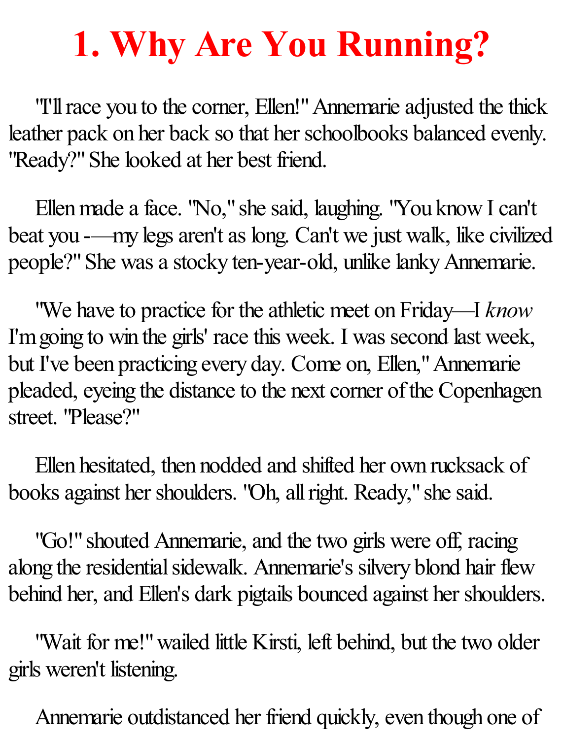# 1. Why Are You Running?

"I'll race you to the corner, Ellen!" Annemarie adjusted the thick leather pack on her back so that her schoolbooks balanced evenly. "Ready?" She looked at her best friend.

Ellen made a face. "No," she said, laughing. "You know I can't beat you -—my legs aren't as long. Can't we just walk, like civilized people?" She was a stocky ten-year-old, unlike lanky Annemarie.

"We have to practice for the athletic meet on Friday—I *know* I'm going to win the girls' race this week. I was second last week, but I've been practicing every day. Come on, Ellen," Annemarie pleaded, eyeing the distance to the next corner of the Copenhagen street. "Please?"

Ellen hesitated, then nodded and shifted her own rucksack of books against her shoulders. "Oh, all right. Ready," she said.

"Go!" shouted Annemarie, and the two girls were off, racing along the residential sidewalk. Annemarie's silvery blond hair flew behind her, and Ellen's dark pigtails bounced against her shoulders.

"Wait for me!" wailed little Kirsti, left behind, but the two older girls weren't listening.

Annemarie outdistanced her friend quickly, even though one of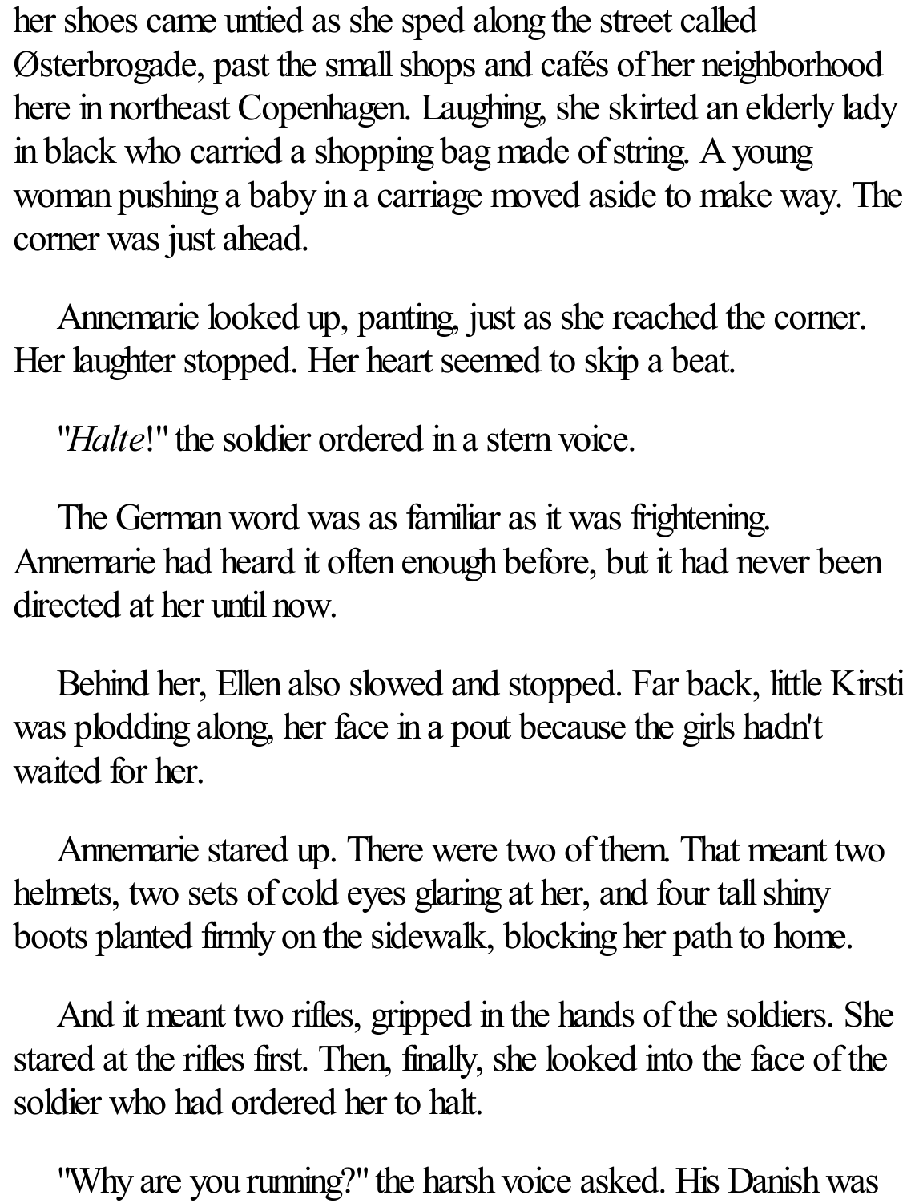her shoes came untied as she sped along the street called Østerbrogade, past the small shops and cafés of her neighborhood here in northeast Copenhagen. Laughing, she skirted an elderly lady in black who carried a shopping bag made of string. A young woman pushing a baby in a carriage moved aside to make way. The corner was just ahead.

Annemarie looked up, panting, just as she reached the corner. Her laughter stopped. Her heart seemed to skip a beat.

"*Halte*!" the soldier ordered in a stern voice.

The German word was as familiar as it was frightening. Annemarie had heard it often enough before, but it had never been directed at her until now.

Behind her, Ellen also slowed and stopped. Far back, little Kirsti was plodding along, her face in a pout because the girls hadn't waited for her.

Annemarie stared up. There were two of them. That meant two helmets, two sets of cold eyes glaring at her, and four tall shiny boots planted firmly on the sidewalk, blocking her path to home.

And it meant two rifles, gripped in the hands of the soldiers. She stared at the rifles first. Then, finally, she looked into the face of the soldier who had ordered her to halt.

"Why are you running?" the harsh voice asked. His Danish was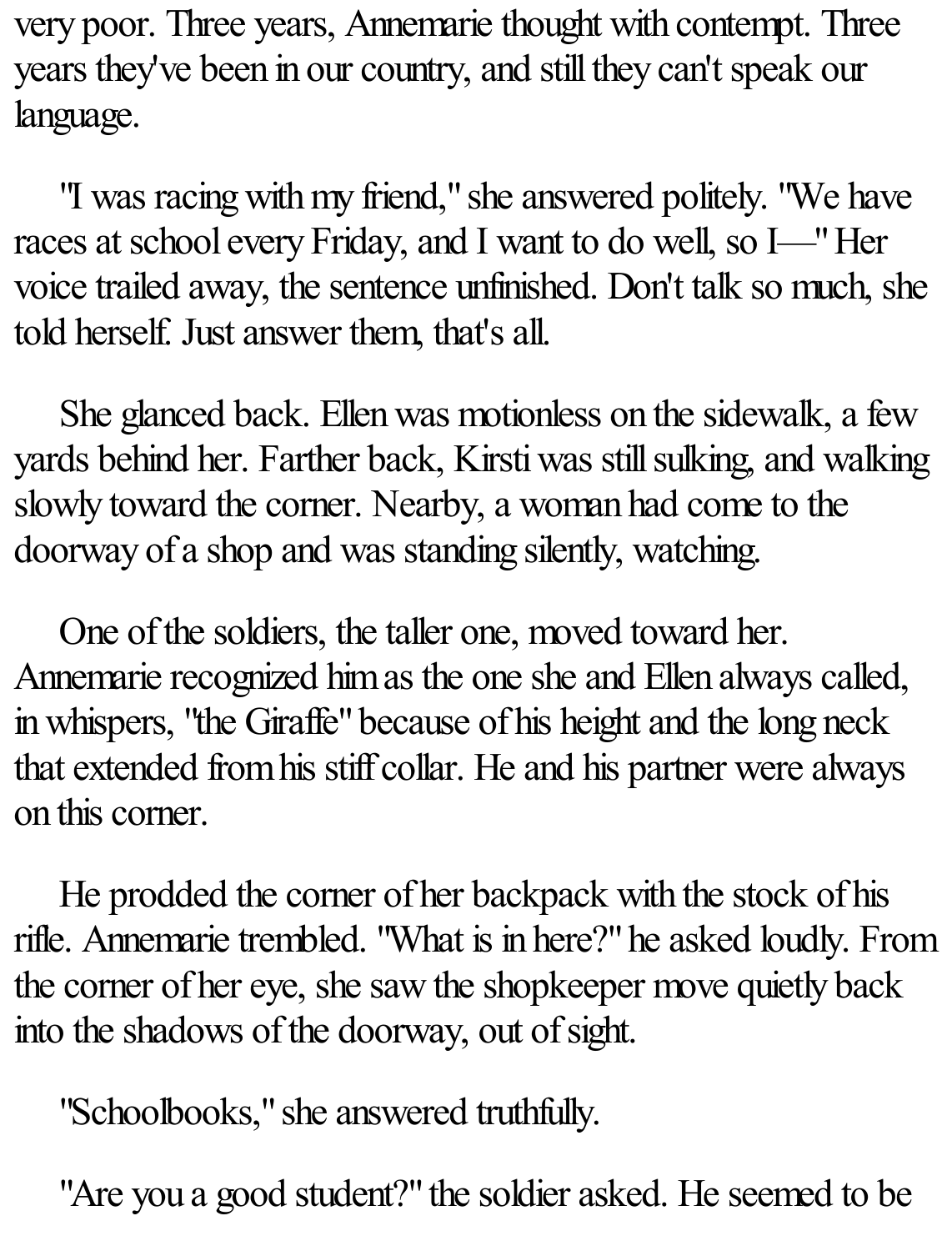very poor. Three years, Annemarie thought with contempt. Three years they've been in our country, and still they can't speak our language.

"I was racing with my friend," she answered politely. "We have races at school every Friday, and I want to do well, so I—" Her voice trailed away, the sentence unfinished. Don't talk so much, she told herself. Just answer them, that's all.

She glanced back. Ellen was motionless on the sidewalk, a few yards behind her. Farther back, Kirsti was still sulking, and walking slowly toward the corner. Nearby, a woman had come to the doorway of a shop and was standing silently, watching.

One of the soldiers, the taller one, moved toward her. Annemarie recognized him as the one she and Ellen always called, in whispers, "the Giraffe" because of his height and the long neck that extended from his stiff collar. He and his partner were always on this corner.

He prodded the corner of her backpack with the stock of his rifle. Annemarie trembled. "What is in here?" he asked loudly. From the corner of her eye, she saw the shopkeeper move quietly back into the shadows of the doorway, out of sight.

"Schoolbooks," she answered truthfully.

"Are you a good student?" the soldier asked. He seemed to be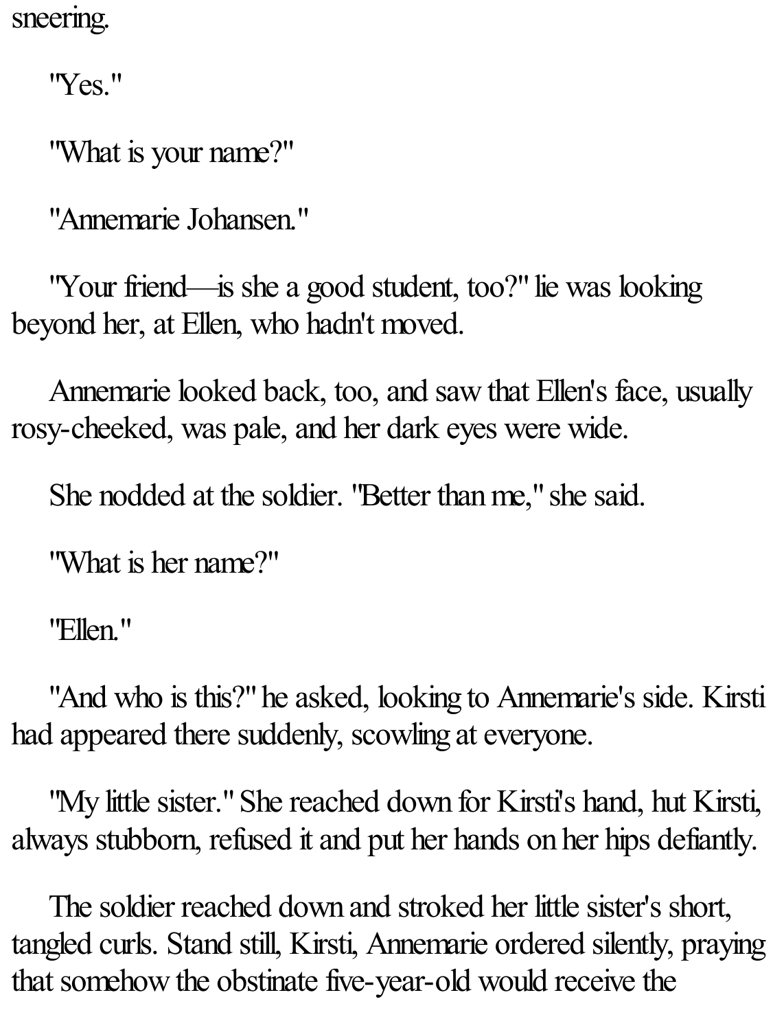sneering.

"Yes."

"What is your name?"

"Annemarie Johansen."

"Your friend—is she a good student, too?" lie was looking beyond her, at Ellen, who hadn't moved.

Annemarie looked back, too, and saw that Ellen's face, usually rosy-cheeked, was pale, and her dark eyes were wide.

She nodded at the soldier. "Better than me," she said.

"What is her name?"

"Ellen."

"And who is this?" he asked, looking to Annemarie's side. Kirsti had appeared there suddenly, scowling at everyone.

"My little sister." She reached down for Kirsti's hand, hut Kirsti, always stubborn, refused it and put her hands on her hips defiantly.

The soldier reached down and stroked her little sister's short, tangled curls. Stand still, Kirsti, Annemarie ordered silently, praying that somehow the obstinate five-year-old would receive the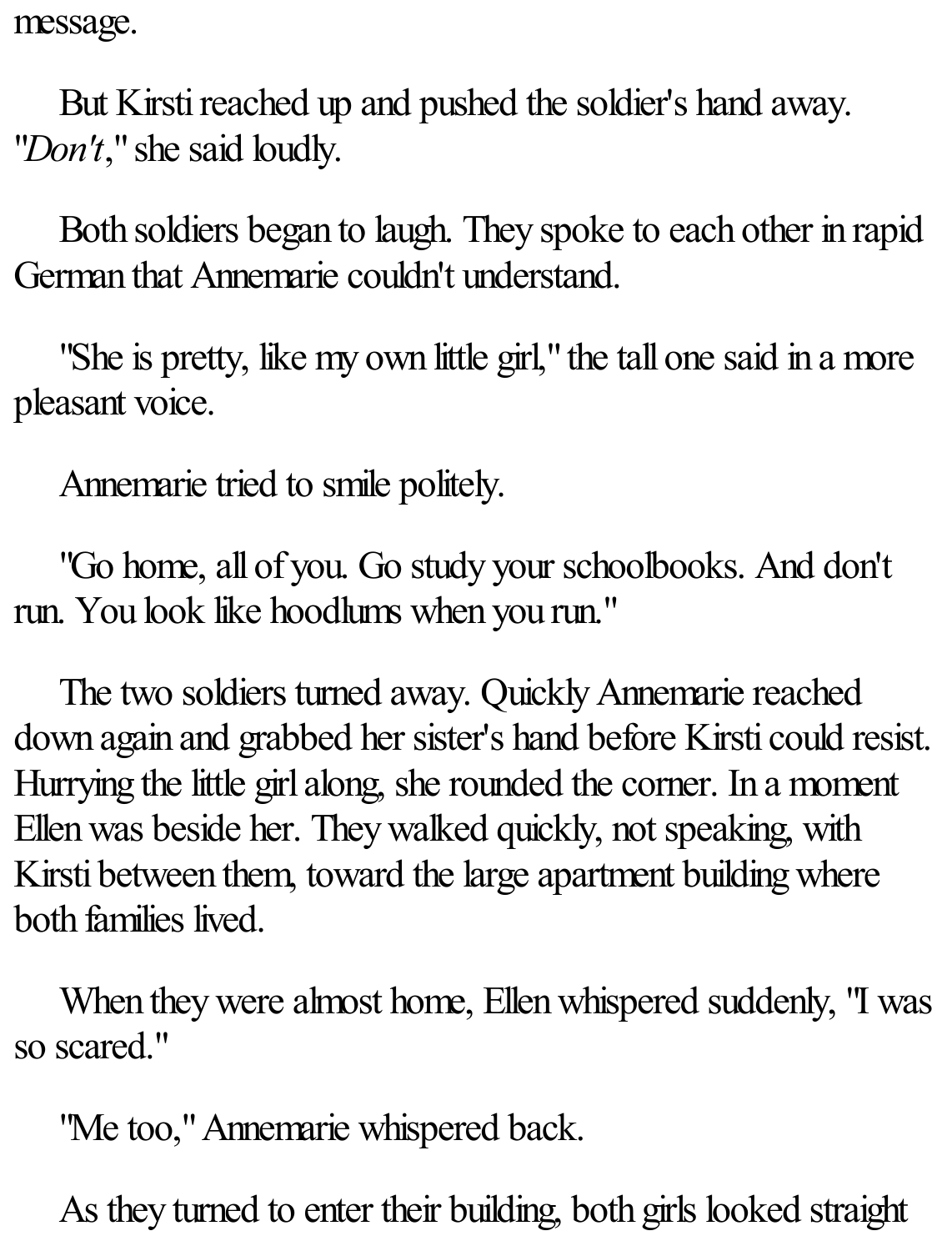message.

But Kirsti reached up and pushed the soldier's hand away. "*Don't*," she said loudly.

Both soldiers began to laugh. They spoke to each other in rapid German that Annemarie couldn't understand.

"She is pretty, like my own little girl," the tall one said in a more pleasant voice.

Annemarie tried to smile politely.

"Go home, all of you. Go study your schoolbooks. And don't run. You look like hoodlums when you run."

The two soldiers turned away. Quickly Annemarie reached down again and grabbed her sister's hand before Kirsti could resist. Hurrying the little girl along, she rounded the corner. In a moment Ellen was beside her. They walked quickly, not speaking, with Kirsti between them, toward the large apartment building where both families lived.

When they were almost home, Ellen whispered suddenly, "I was so scared."

"Me too," Annemarie whispered back.

As they turned to enter their building, both girls looked straight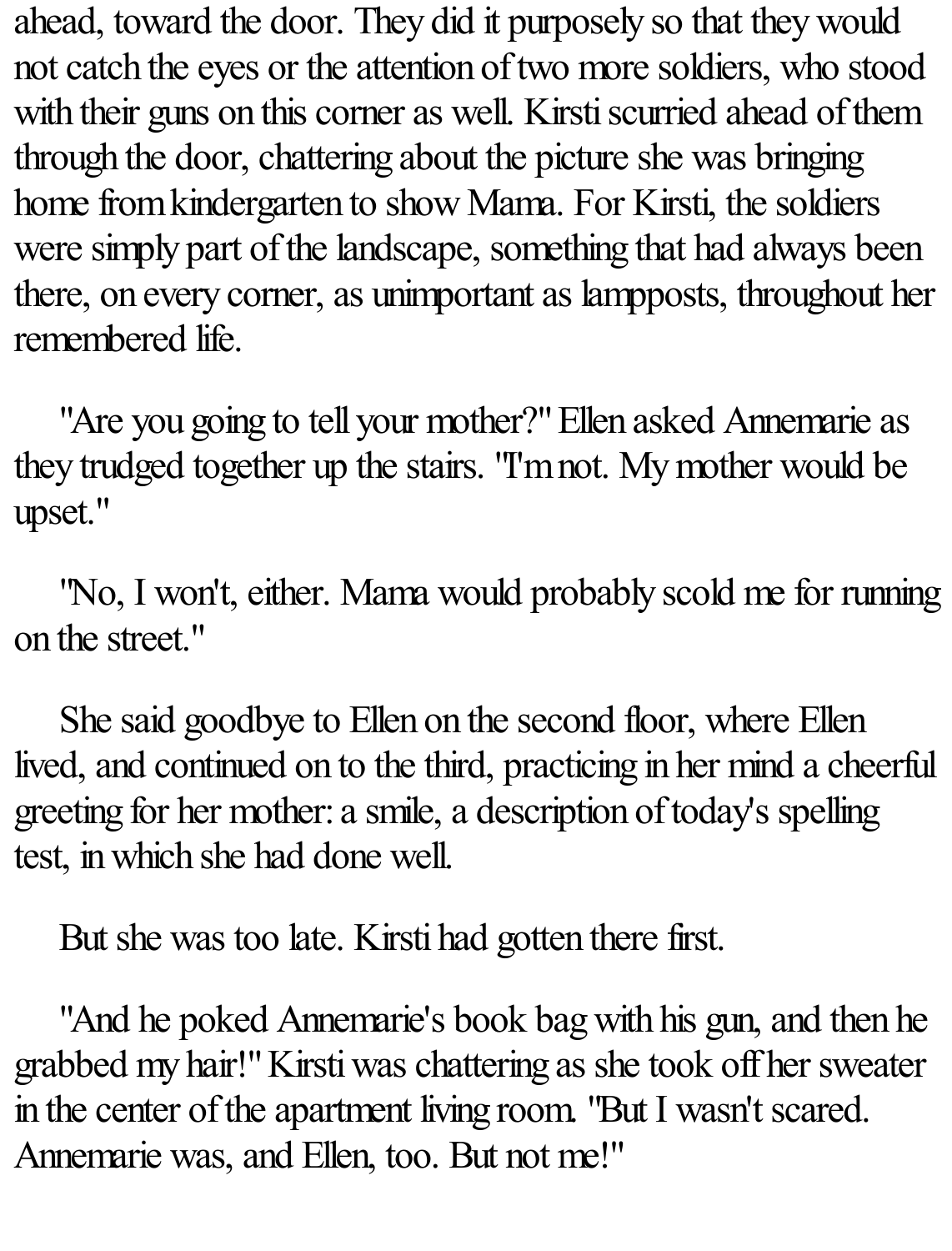ahead, toward the door. They did it purposely so that they would not catch the eyes or the attention of two more soldiers, who stood with their guns on this corner as well. Kirsti scurried ahead of them through the door, chattering about the picture she was bringing home from kindergarten to show Mama. For Kirsti, the soldiers were simply part of the landscape, something that had always been there, on every corner, as unimportant as lampposts, throughout her remembered life.

"Are you going to tell your mother?" Ellen asked Annemarie as they trudged together up the stairs. "I'm not. My mother would be upset."

"No, I won't, either. Mama would probably scold me for running on the street."

She said goodbye to Ellen on the second floor, where Ellen lived, and continued on to the third, practicing in her mind a cheerful greeting for her mother: a smile, a description of today's spelling test, in which she had done well.

But she was too late. Kirsti had gotten there first.

"And he poked Annemarie's book bag with his gun, and then he grabbed my hair!" Kirsti was chattering as she took off her sweater in the center of the apartment living room. "But I wasn't scared. Annemarie was, and Ellen, too. But not me!"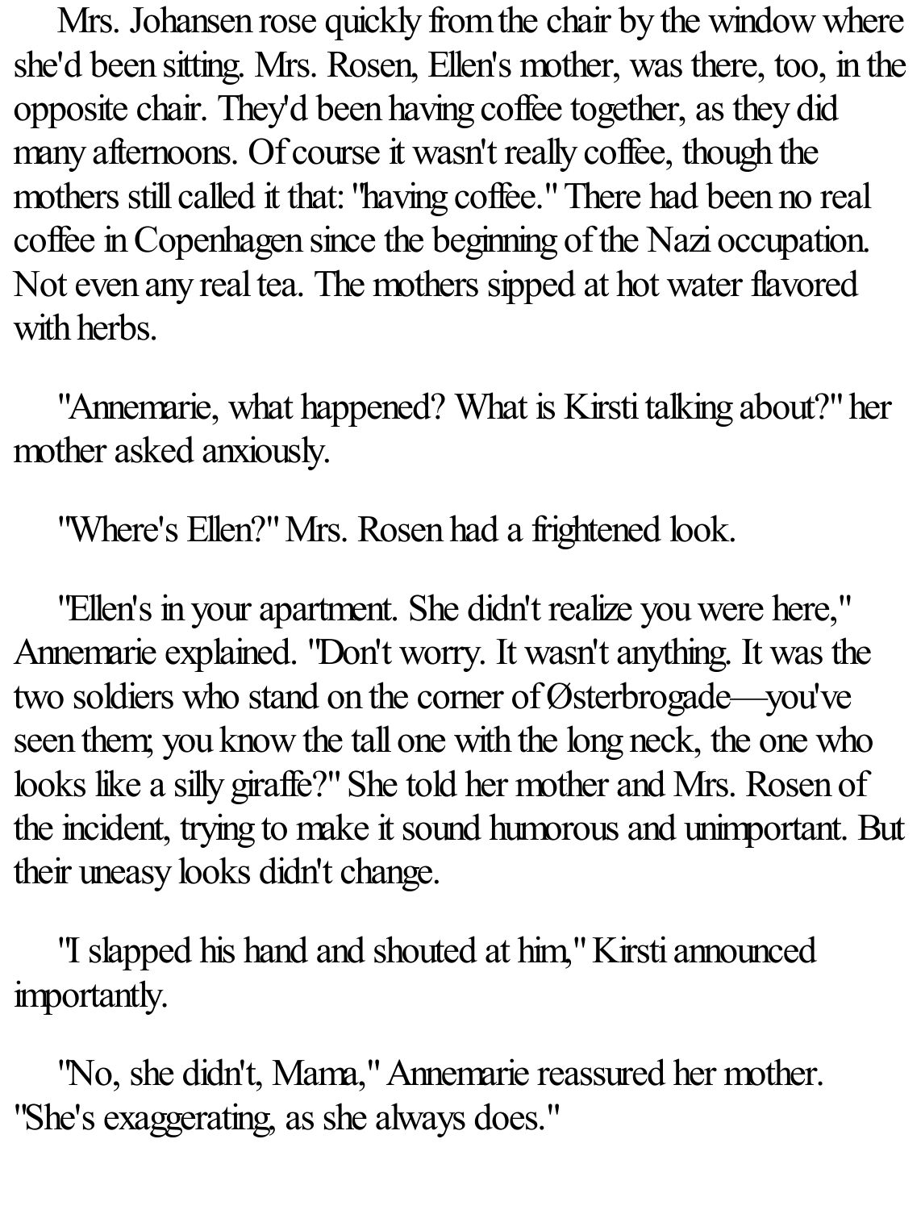Mrs. Johansen rose quickly from the chair by the window where she'd been sitting. Mrs. Rosen, Ellen's mother, was there, too, in the opposite chair. They'd been having coffee together, as they did many afternoons. Of course it wasn't really coffee, though the mothers still called it that: "having coffee." There had been no real coffee in Copenhagen since the beginning of the Nazi occupation. Not even any real tea. The mothers sipped at hot water flavored with herbs.

"Annemarie, what happened? What is Kirsti talking about?" her mother asked anxiously.

"Where's Ellen?" Mrs. Rosen had a frightened look.

"Ellen's in your apartment. She didn't realize you were here," Annemarie explained. "Don't worry. It wasn't anything. It was the two soldiers who stand on the corner of Østerbrogade—you've seen them; you know the tall one with the long neck, the one who looks like a silly giraffe?" She told her mother and Mrs. Rosen of the incident, trying to make it sound humorous and unimportant. But their uneasy looks didn't change.

"I slapped his hand and shouted at him," Kirsti announced importantly.

"No, she didn't, Mama," Annemarie reassured her mother. "She's exaggerating, as she always does."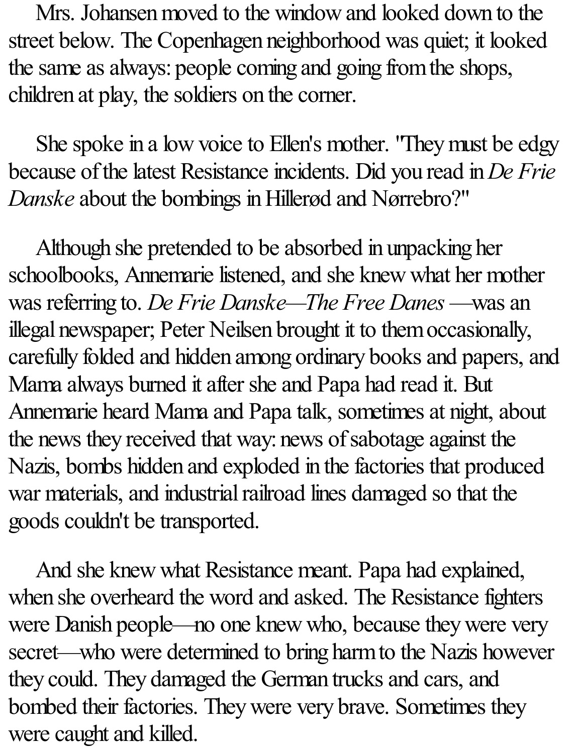Mrs. Johansen moved to the window and looked down to the street below. The Copenhagen neighborhood was quiet; it looked the same as always: people coming and going from the shops, children at play, the soldiers on the corner.

She spoke in a low voice to Ellen's mother. "They must be edgy because of the latest Resistance incidents. Did you read in *De Frie Danske* about the bombings in Hillerød and Nørrebro?"

Although she pretended to be absorbed in unpacking her schoolbooks, Annemarie listened, and she knew what her mother was referring to. *De Frie Danske—The Free Danes* —was an illegal newspaper; Peter Neilsen brought it to them occasionally, carefully folded and hidden among ordinary books and papers, and Mama always burned it after she and Papa had read it. But Annemarie heard Mama and Papa talk, sometimes at night, about the news they received that way: news of sabotage against the Nazis, bombs hidden and exploded in the factories that produced war materials, and industrial railroad lines damaged so that the goods couldn't be transported.

And she knew what Resistance meant. Papa had explained, when she overheard the word and asked. The Resistance fighters were Danish people—no one knew who, because they were very secret—who were determined to bring harm to the Nazis however they could. They damaged the German trucks and cars, and bombed their factories. They were very brave. Sometimes they were caught and killed.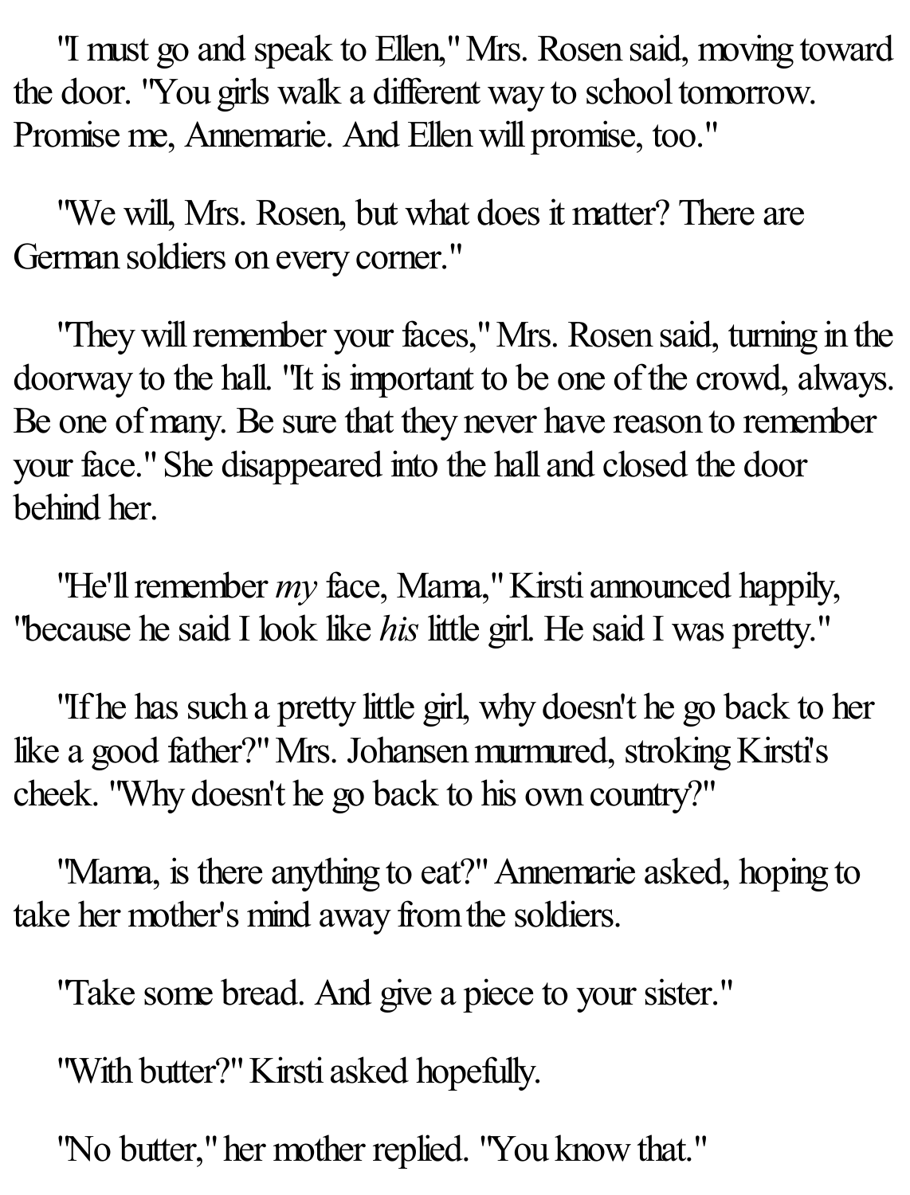"I must go and speak to Ellen," Mrs. Rosen said, moving toward the door. "You girls walk a different way to school tomorrow. Promise me, Annemarie. And Ellen will promise, too."

"We will, Mrs. Rosen, but what does it matter? There are German soldiers on every corner."

"They will remember your faces," Mrs. Rosen said, turning in the doorway to the hall. "It is important to be one of the crowd, always. Be one of many. Be sure that they never have reason to remember your face." She disappeared into the hall and closed the door behind her.

"He'll remember *my* face, Mama," Kirsti announced happily, "because he said I look like *his* little girl. He said I was pretty."

"If he has such a pretty little girl, why doesn't he go back to her like a good father?" Mrs. Johansen murmured, stroking Kirsti's cheek. "Why doesn't he go back to his own country?"

"Mama, is there anything to eat?" Annemarie asked, hoping to take her mother's mind away from the soldiers.

"Take some bread. And give a piece to your sister."

"With butter?" Kirsti asked hopefully.

"No butter," her mother replied. "You know that."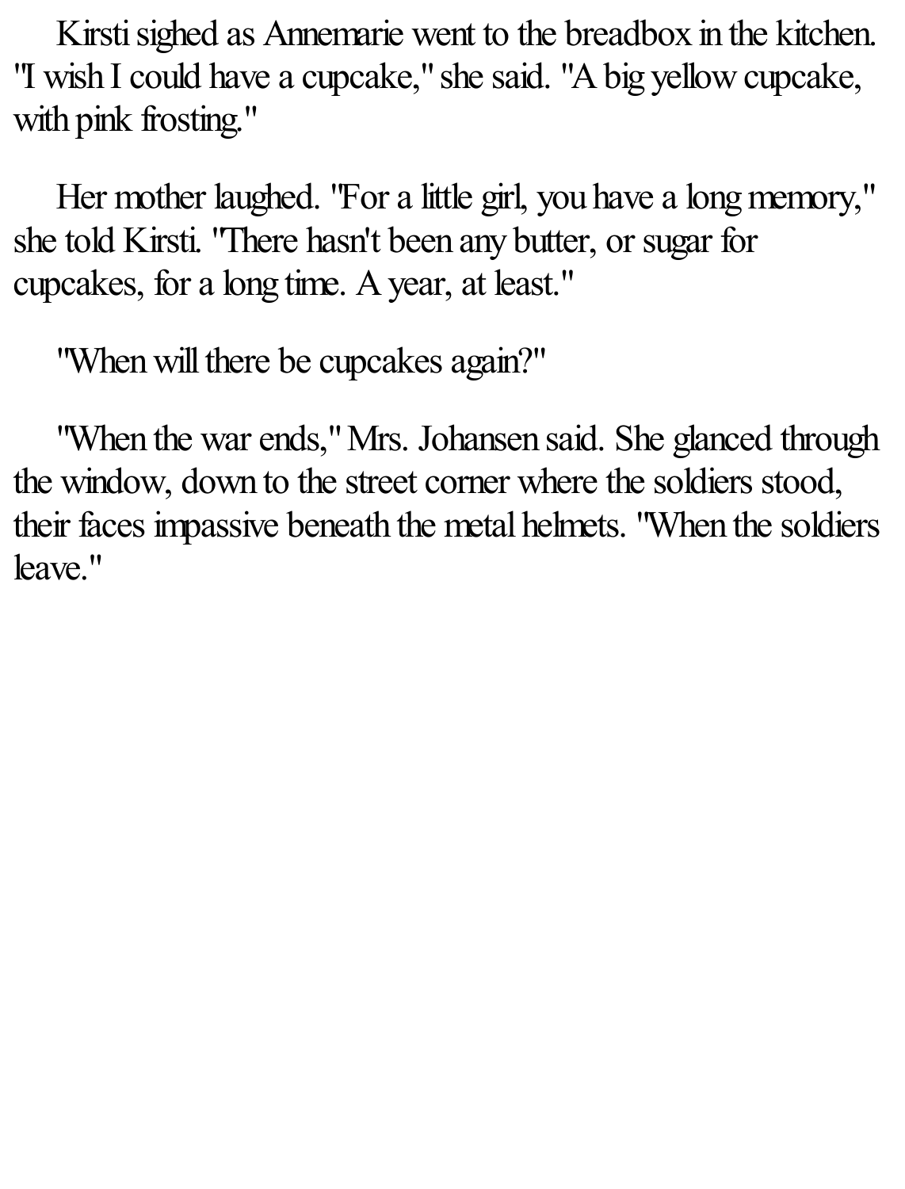Kirsti sighed as Annemarie went to the breadbox in the kitchen. "I wish I could have a cupcake," she said. "A big yellow cupcake, with pink frosting."

Her mother laughed. "For a little girl, you have a long memory," she told Kirsti. "There hasn't been any butter, or sugar for cupcakes, for a long time. A year, at least."

"When will there be cupcakes again?"

"When the war ends," Mrs. Johansen said. She glanced through the window, down to the street corner where the soldiers stood, their faces impassive beneath the metal helmets. "When the soldiers leave."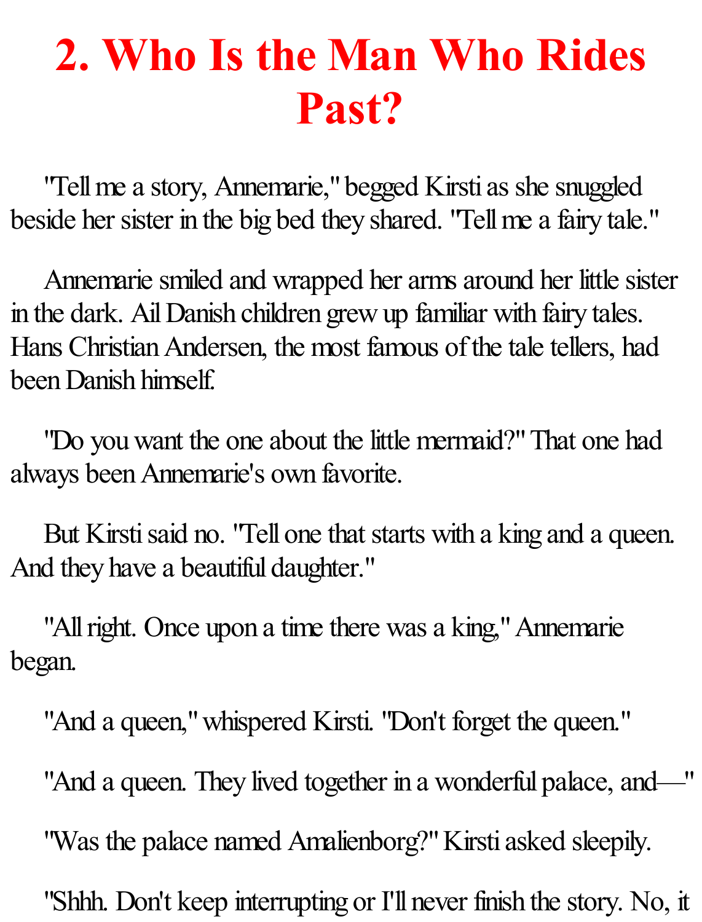# 2. Who Is the Man Who Rides Past?

"Tell me a story, Annemarie," begged Kirsti as she snuggled beside her sister in the big bed they shared. "Tell me a fairy tale."

Annemarie smiled and wrapped her arms around her little sister in the dark. Ail Danish children grew up familiar with fairy tales. Hans Christian Andersen, the most famous of the tale tellers, had been Danish himself.

"Do you want the one about the little mermaid?" That one had always been Annemarie's own favorite.

But Kirsti said no. "Tell one that starts with a king and a queen. And they have a beautiful daughter."

"All right. Once upon a time there was a king," Annemarie began.

"And a queen," whispered Kirsti. "Don't forget the queen."

"And a queen. They lived together in a wonderful palace, and—"

"Was the palace named Amalienborg?" Kirsti asked sleepily.

"Shhh. Don't keep interrupting or I'll never finish the story. No, it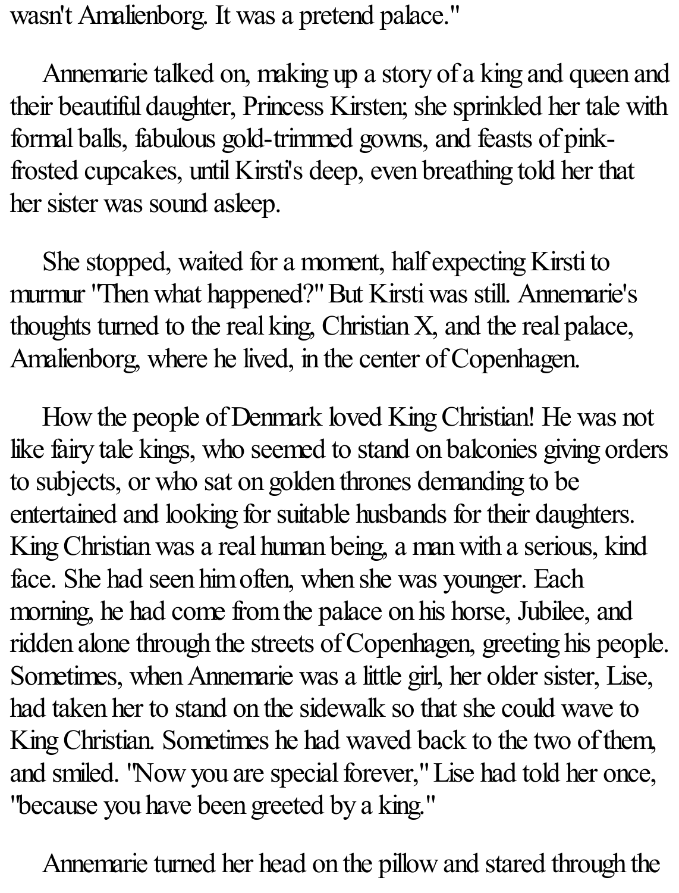wasn't Amalienborg. It was a pretend palace."

Annemarie talked on, making up a story of a king and queen and their beautiful daughter, Princess Kirsten; she sprinkled her tale with formal balls, fabulous gold-trimmed gowns, and feasts of pink-frosted cupcakes, until Kirsti's deep, even breathing told her that her sister was sound asleep.

She stopped, waited for a moment, half expecting Kirsti to murmur "Then what happened?" But Kirsti was still. Annemarie's thoughts turned to the real king, Christian X, and the real palace, Amalienborg, where he lived, in the center of Copenhagen.

How the people of Denmark loved King Christian! He was not like fairy tale kings, who seemed to stand on balconies giving orders to subjects, or who sat on golden thrones demanding to be entertained and looking for suitable husbands for their daughters. King Christian was a real human being, a man with a serious, kind face. She had seen him often, when she was younger. Each morning, he had come from the palace on his horse, Jubilee, and ridden alone through the streets of Copenhagen, greeting his people. Sometimes, when Annemarie was a little girl, her older sister, Lise, had taken her to stand on the sidewalk so that she could wave to King Christian. Sometimes he had waved back to the two of them, and smiled. "Now you are special forever," Lise had told her once, "because you have been greeted by a king."

Annemarie turned her head on the pillow and stared through the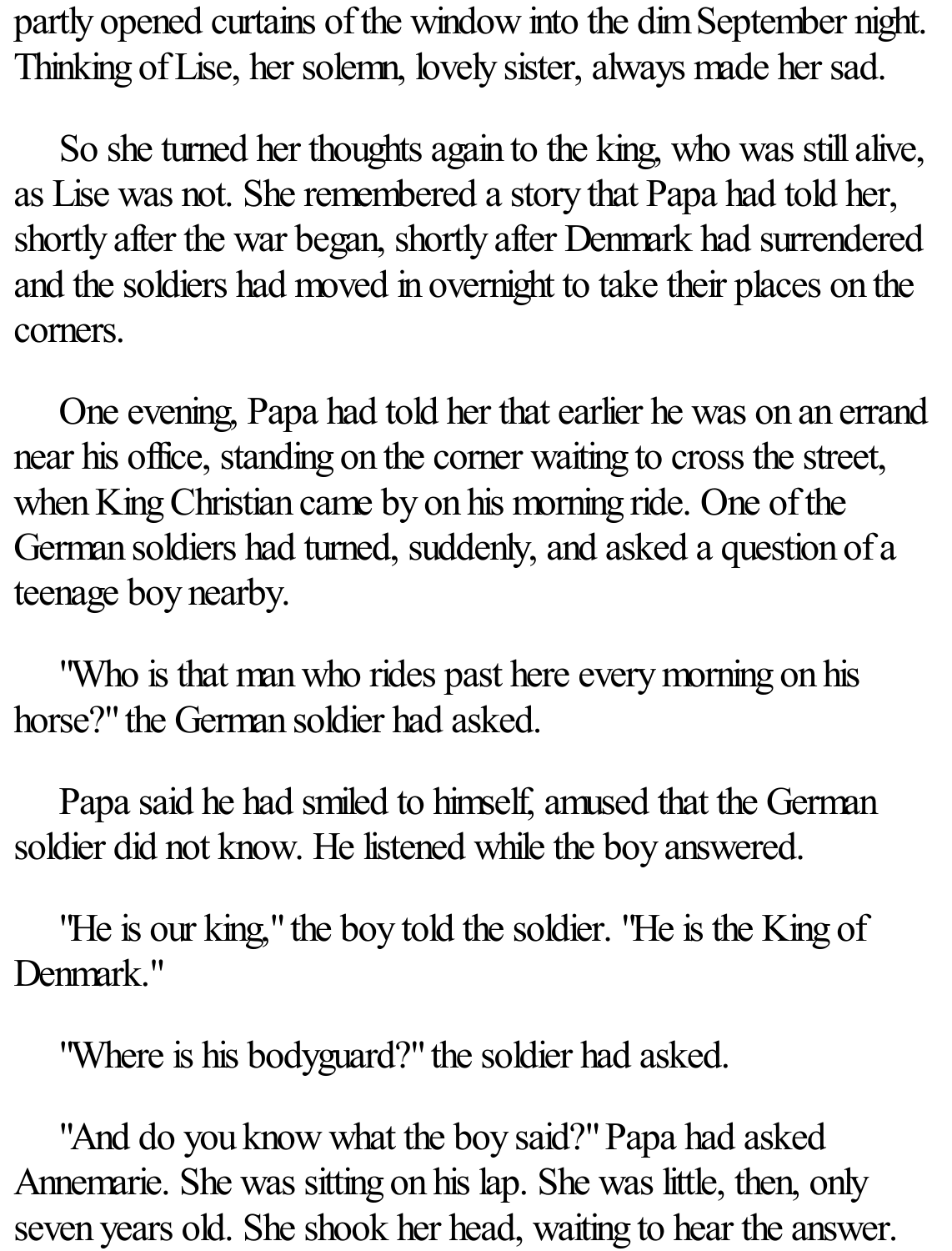partly opened curtains of the window into the dim September night. Thinking of Lise, her solemn, lovely sister, always made her sad.

So she turned her thoughts again to the king, who was still alive, as Lise was not. She remembered a story that Papa had told her, shortly after the war began, shortly after Denmark had surrendered and the soldiers had moved in overnight to take their places on the corners.

One evening, Papa had told her that earlier he was on an errand near his office, standing on the corner waiting to cross the street, when King Christian came by on his morning ride. One of the German soldiers had turned, suddenly, and asked a question of a teenage boy nearby.

"Who is that man who rides past here every morning on his horse?" the German soldier had asked.

Papa said he had smiled to himself, amused that the German soldier did not know. He listened while the boy answered.

"He is our king," the boy told the soldier. "He is the King of Denmark."

"Where is his bodyguard?" the soldier had asked.

"And do you know what the boy said?" Papa had asked Annemarie. She was sitting on his lap. She was little, then, only seven years old. She shook her head, waiting to hear the answer.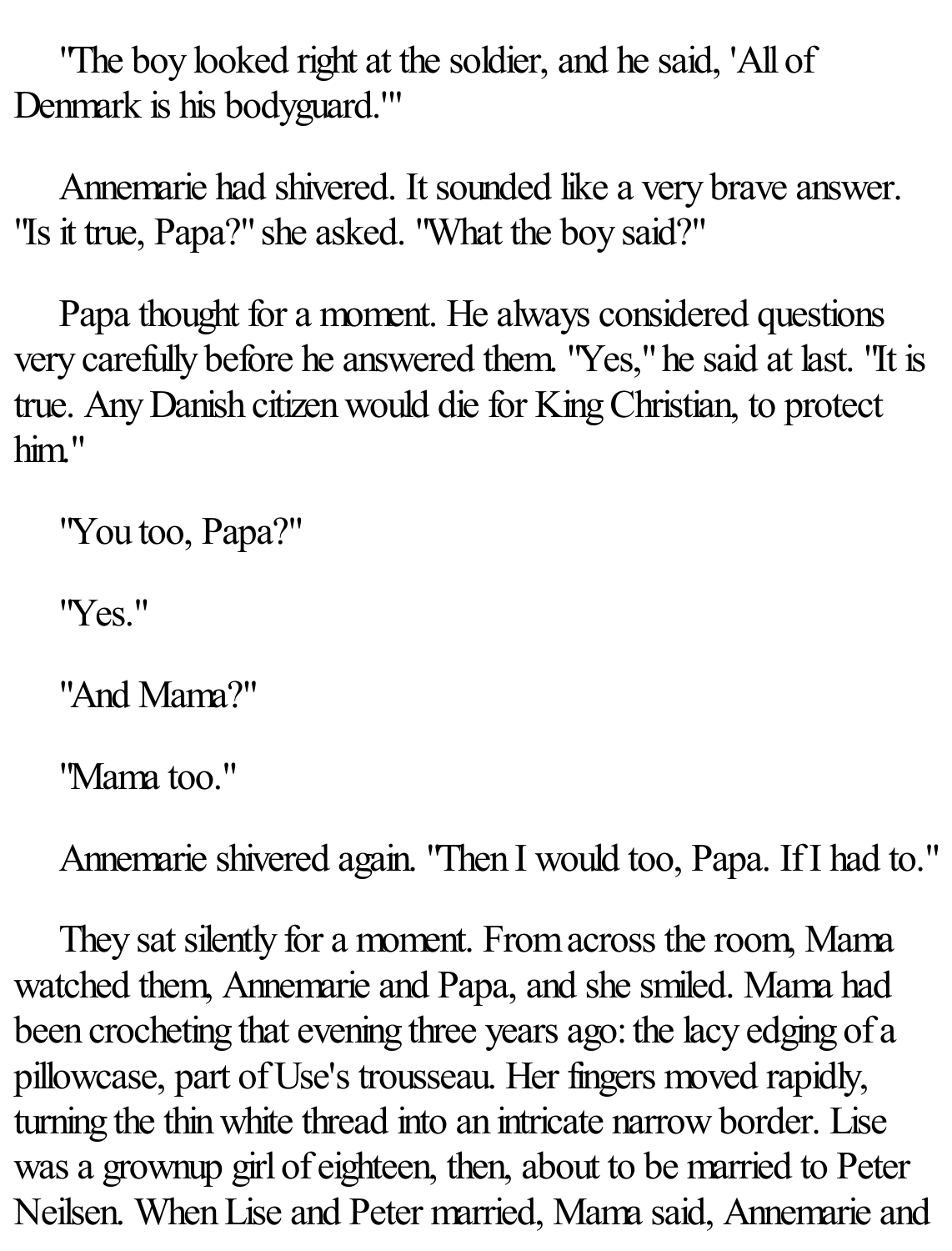"The boy looked right at the soldier, and he said, 'All of Denmark is his bodyguard.'"

Annemarie had shivered. It sounded like a very brave answer. "Is it true, Papa?" she asked. "What the boy said?"

Papa thought for a moment. He always considered questions very carefully before he answered them. "Yes," he said at last. "It is true. Any Danish citizen would die for King Christian, to protect him."

"You too, Papa?"

"Yes."

"And Mama?"

"Mama too."

Annemarie shivered again. "Then I would too, Papa. If I had to."

They sat silently for a moment. From across the room, Mama watched them, Annemarie and Papa, and she smiled. Mama had been crocheting that evening three years ago: the lacy edging of a pillowcase, part of Use's trousseau. Her fingers moved rapidly, turning the thin white thread into an intricate narrow border. Lise was a grownup girl of eighteen, then, about to be married to Peter Neilsen. When Lise and Peter married, Mama said, Annemarie and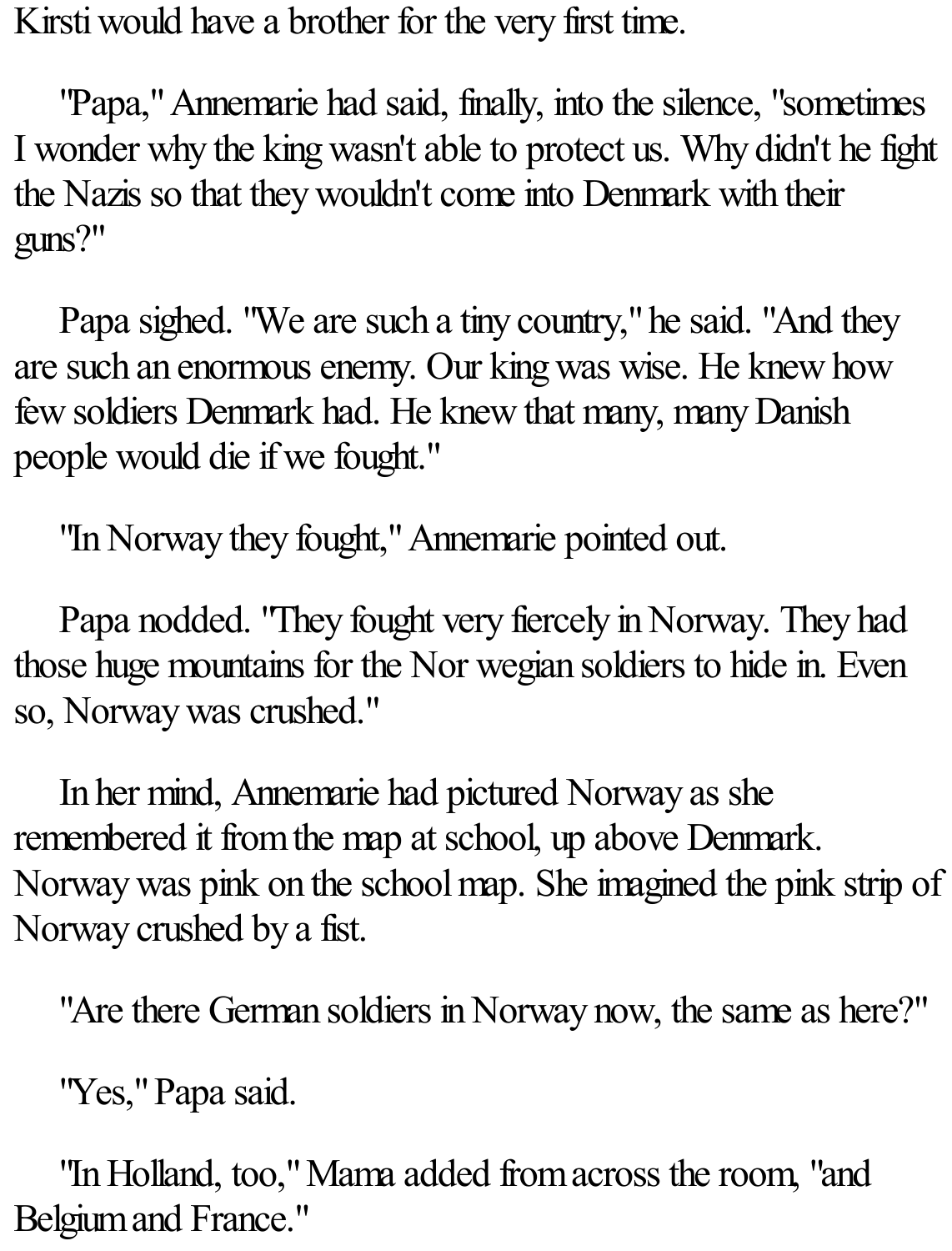Kirsti would have a brother for the very first time.

"Papa," Annemarie had said, finally, into the silence, "sometimes I wonder why the king wasn't able to protect us. Why didn't he fight the Nazis so that they wouldn't come into Denmark with their guns?"

Papa sighed. "We are such a tiny country," he said. "And they are such an enormous enemy. Our king was wise. He knew how few soldiers Denmark had. He knew that many, many Danish people would die if we fought."

"In Norway they fought," Annemarie pointed out.

Papa nodded. "They fought very fiercely in Norway. They had those huge mountains for the Nor wegian soldiers to hide in. Even so, Norway was crushed."

In her mind, Annemarie had pictured Norway as she remembered it from the map at school, up above Denmark. Norway was pink on the school map. She imagined the pink strip of Norway crushed by a fist.

"Are there German soldiers in Norway now, the same as here?"

"Yes," Papa said.

"In Holland, too," Mama added from across the room, "and Belgium and France."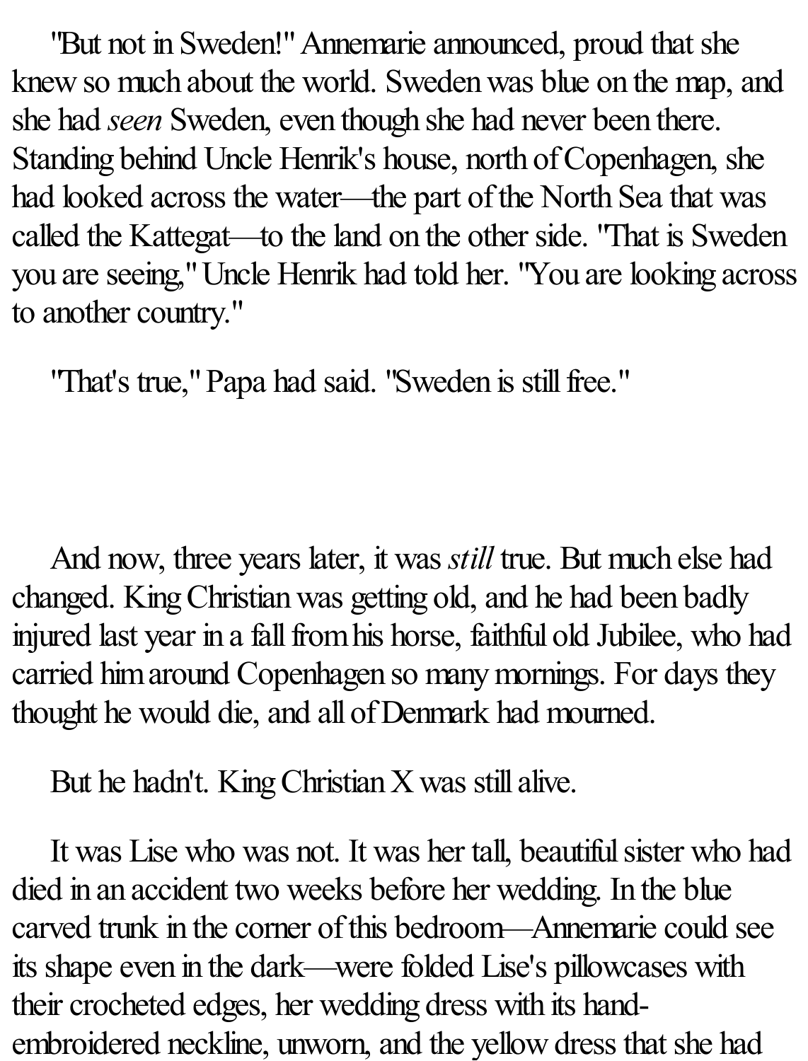"But not in Sweden!" Annemarie announced, proud that she knew so much about the world. Sweden was blue on the map, and she had *seen* Sweden, even though she had never been there. Standing behind Uncle Henrik's house, north of Copenhagen, she had looked across the water—the part of the North Sea that was called the Kattegat—to the land on the other side. "That is Sweden you are seeing," Uncle Henrik had told her. "You are looking across to another country."

"That's true," Papa had said. "Sweden is still free."

And now, three years later, it was *still* true. But much else had changed. King Christian was getting old, and he had been badly injured last year in a fall from his horse, faithful old Jubilee, who had carried him around Copenhagen so many mornings. For days they thought he would die, and all of Denmark had mourned.

But he hadn't. King Christian X was still alive.

It was Lise who was not. It was her tall, beautiful sister who had died in an accident two weeks before her wedding. In the blue carved trunk in the corner of this bedroom—Annemarie could see its shape even in the dark—were folded Lise's pillowcases with their crocheted edges, her wedding dress with its hand-embroidered neckline, unworn, and the yellow dress that she had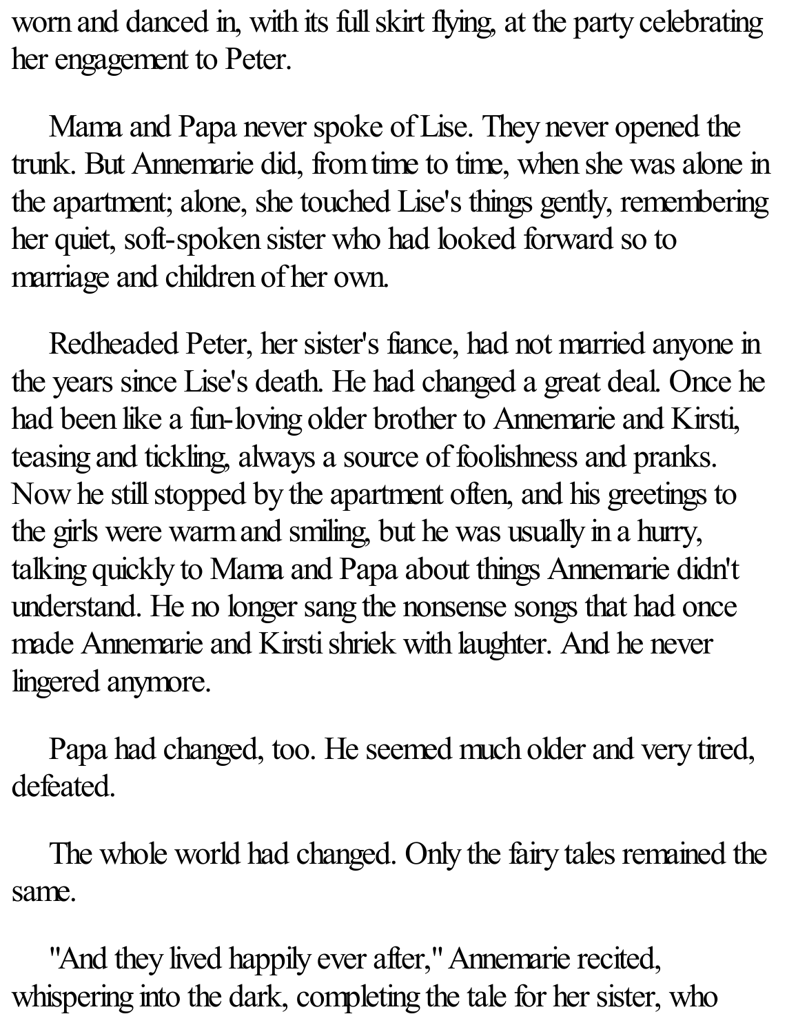worn and danced in, with its full skirt flying, at the party celebrating her engagement to Peter.

Mama and Papa never spoke of Lise. They never opened the trunk. But Annemarie did, from time to time, when she was alone in the apartment; alone, she touched Lise's things gently, remembering her quiet, soft-spoken sister who had looked forward so to marriage and children of her own.

Redheaded Peter, her sister's fiance, had not married anyone in the years since Lise's death. He had changed a great deal. Once he had been like a fun-loving older brother to Annemarie and Kirsti, teasing and tickling, always a source of foolishness and pranks. Now he still stopped by the apartment often, and his greetings to the girls were warm and smiling, but he was usually in a hurry, talking quickly to Mama and Papa about things Annemarie didn't understand. He no longer sang the nonsense songs that had once made Annemarie and Kirsti shriek with laughter. And he never lingered anymore.

Papa had changed, too. He seemed much older and very tired, defeated.

The whole world had changed. Only the fairy tales remained the same.

"And they lived happily ever after," Annemarie recited, whispering into the dark, completing the tale for her sister, who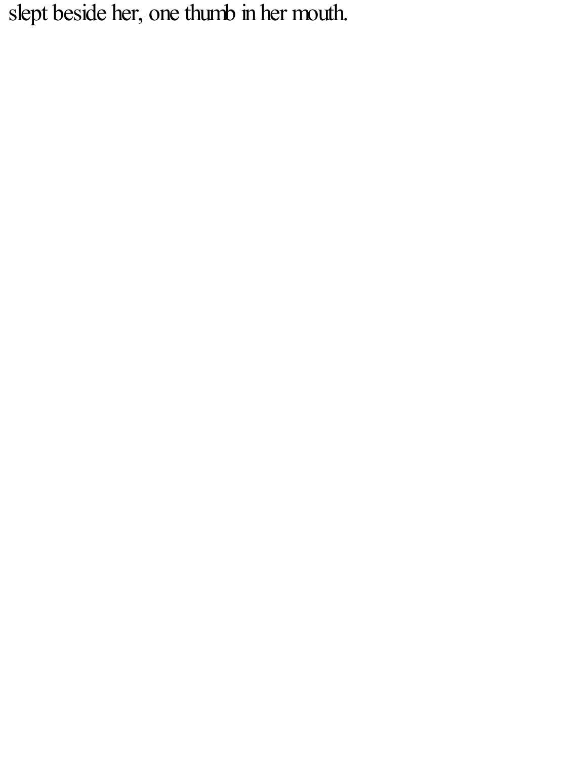slept beside her, one thumb in her mouth.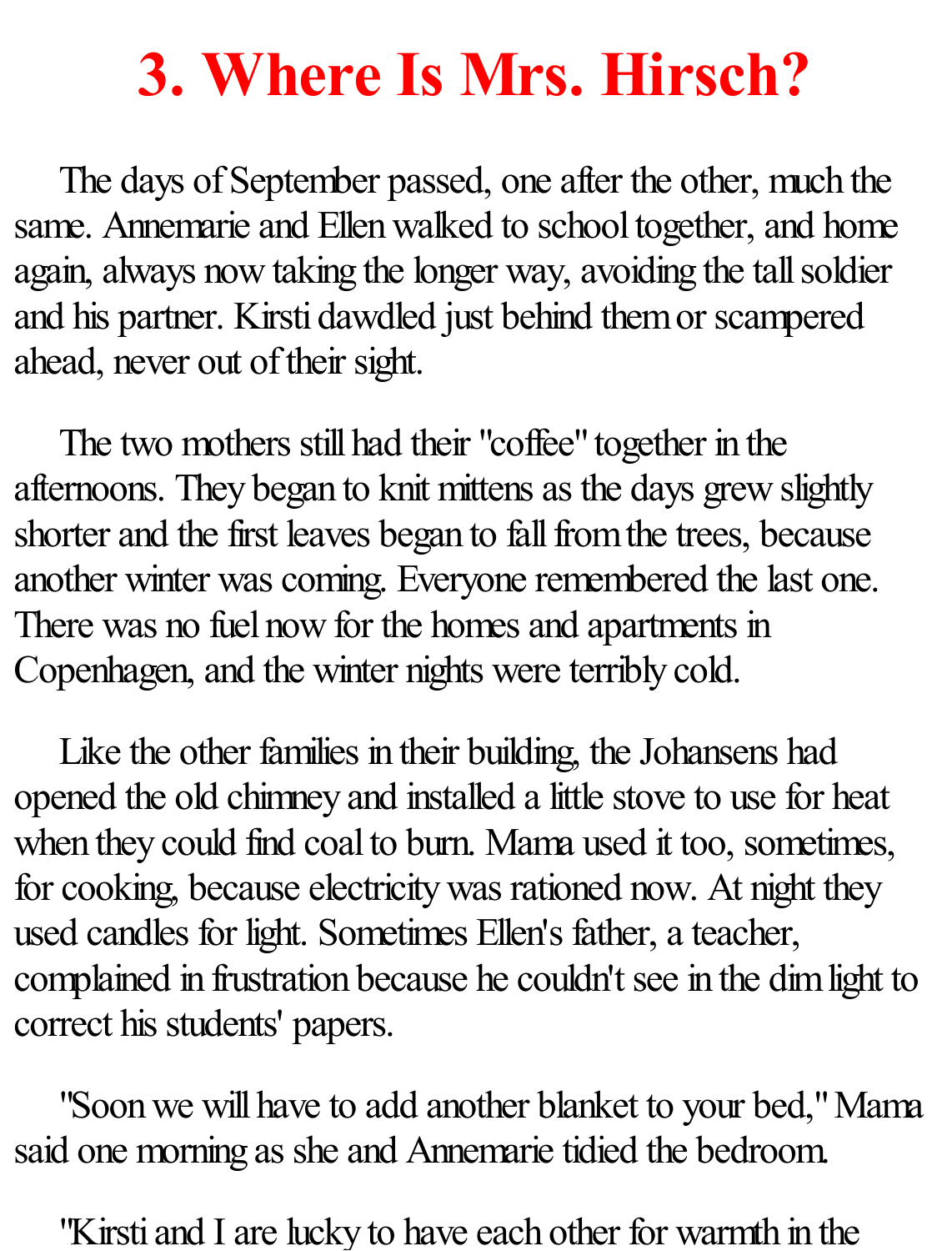# 3. Where Is Mrs. Hirsch?

The days of September passed, one after the other, much the same. Annemarie and Ellen walked to school together, and home again, always now taking the longer way, avoiding the tall soldier and his partner. Kirsti dawdled just behind them or scampered ahead, never out of their sight.

The two mothers still had their "coffee" together in the afternoons. They began to knit mittens as the days grew slightly shorter and the first leaves began to fall from the trees, because another winter was coming. Everyone remembered the last one. There was no fuel now for the homes and apartments in Copenhagen, and the winter nights were terribly cold.

Like the other families in their building, the Johansens had opened the old chimney and installed a little stove to use for heat when they could find coal to burn. Mama used it too, sometimes, for cooking, because electricity was rationed now. At night they used candles for light. Sometimes Ellen's father, a teacher, complained in frustration because he couldn't see in the dim light to correct his students' papers.

"Soon we will have to add another blanket to your bed," Mama said one morning as she and Annemarie tidied the bedroom.

"Kirsti and I are lucky to have each other for warmth in the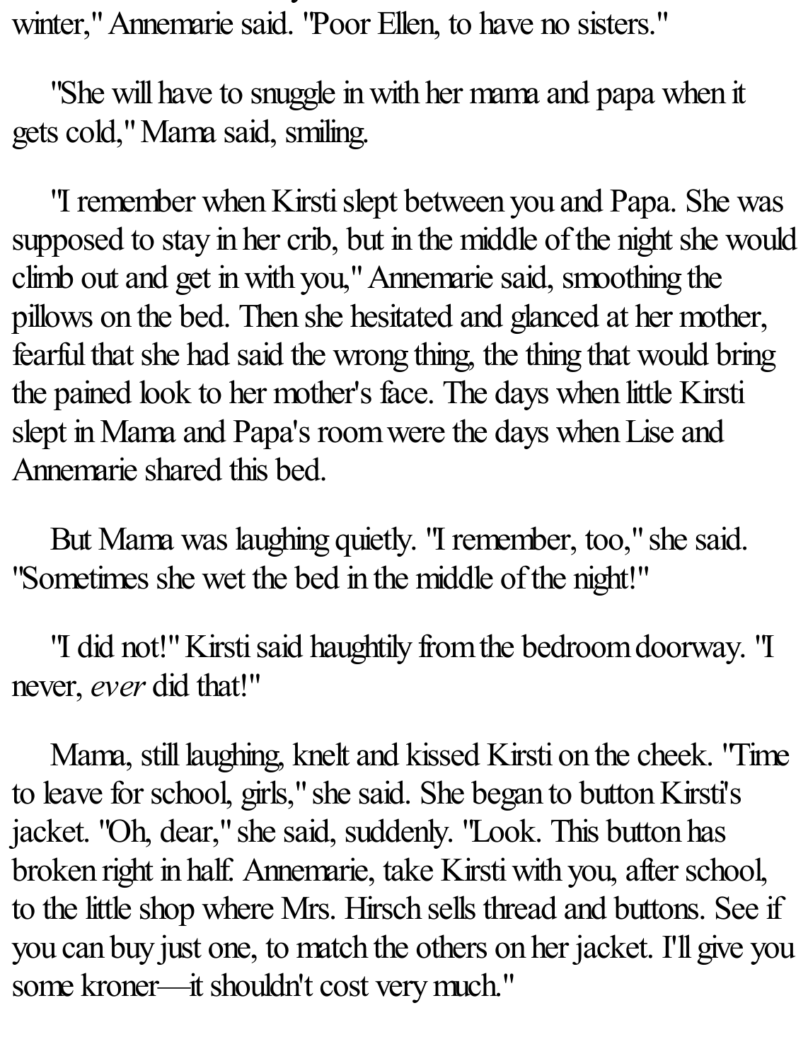winter," Annemarie said. "Poor Ellen, to have no sisters."

"She will have to snuggle in with her mama and papa when it gets cold," Mama said, smiling.

"I remember when Kirsti slept between you and Papa. She was supposed to stay in her crib, but in the middle of the night she would climb out and get in with you," Annemarie said, smoothing the pillows on the bed. Then she hesitated and glanced at her mother, fearful that she had said the wrong thing, the thing that would bring the pained look to her mother's face. The days when little Kirsti slept in Mama and Papa's room were the days when Lise and Annemarie shared this bed.

But Mama was laughing quietly. "I remember, too," she said. "Sometimes she wet the bed in the middle of the night!"

"I did not!" Kirsti said haughtily from the bedroom doorway. "I never, *ever* did that!"

Mama, still laughing, knelt and kissed Kirsti on the cheek. "Time to leave for school, girls," she said. She began to button Kirsti's jacket. "Oh, dear," she said, suddenly. "Look. This button has broken right in half. Annemarie, take Kirsti with you, after school, to the little shop where Mrs. Hirsch sells thread and buttons. See if you can buy just one, to match the others on her jacket. I'll give you some kroner—it shouldn't cost very much."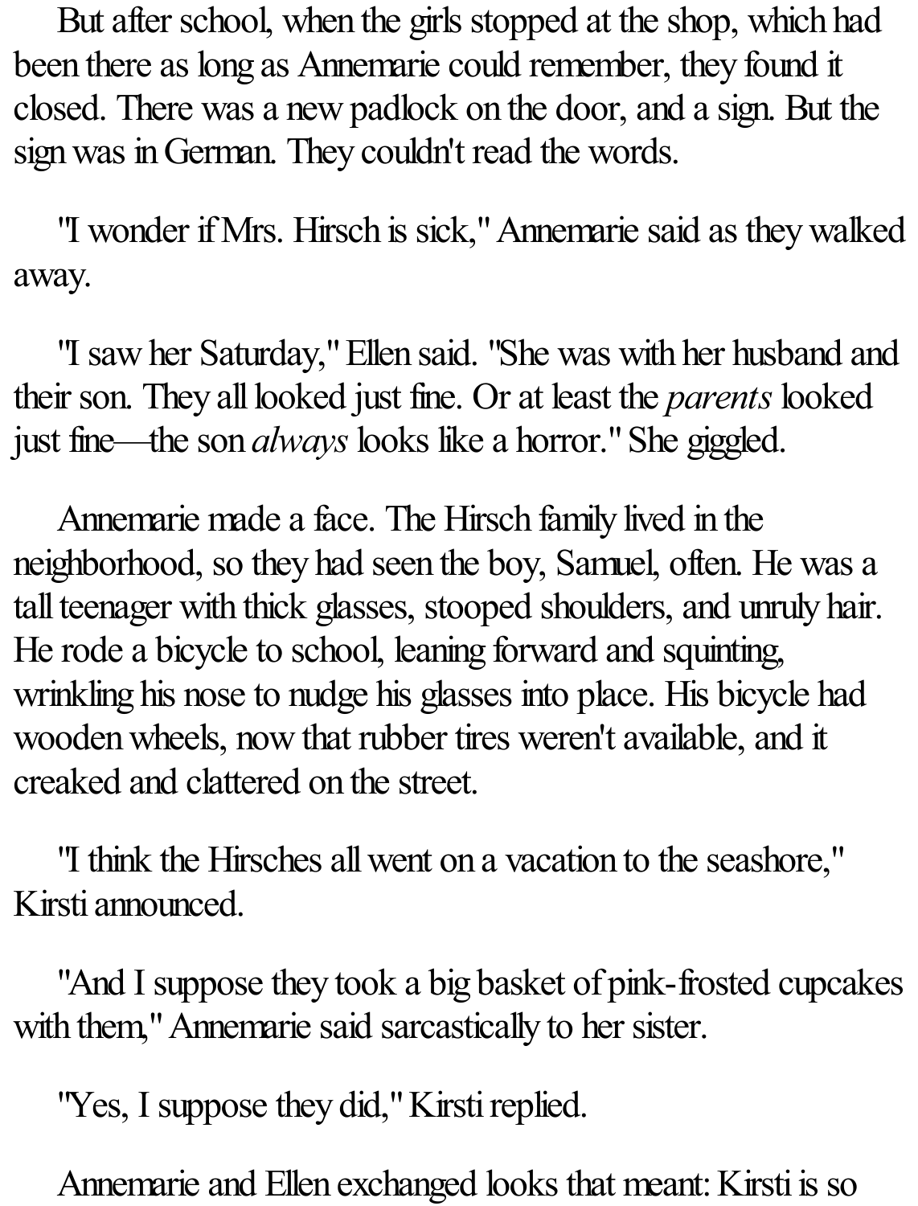But after school, when the girls stopped at the shop, which had been there as long as Annemarie could remember, they found it closed. There was a new padlock on the door, and a sign. But the sign was in German. They couldn't read the words.

"I wonder if Mrs. Hirsch is sick," Annemarie said as they walked away.

"I saw her Saturday," Ellen said. "She was with her husband and their son. They all looked just fine. Or at least the *parents* looked just fine—the son *always* looks like a horror." She giggled.

Annemarie made a face. The Hirsch family lived in the neighborhood, so they had seen the boy, Samuel, often. He was a tall teenager with thick glasses, stooped shoulders, and unruly hair. He rode a bicycle to school, leaning forward and squinting, wrinkling his nose to nudge his glasses into place. His bicycle had wooden wheels, now that rubber tires weren't available, and it creaked and clattered on the street.

"I think the Hirsches all went on a vacation to the seashore," Kirsti announced.

"And I suppose they took a big basket of pink-frosted cupcakes with them," Annemarie said sarcastically to her sister.

"Yes, I suppose they did," Kirsti replied.

Annemarie and Ellen exchanged looks that meant: Kirsti is so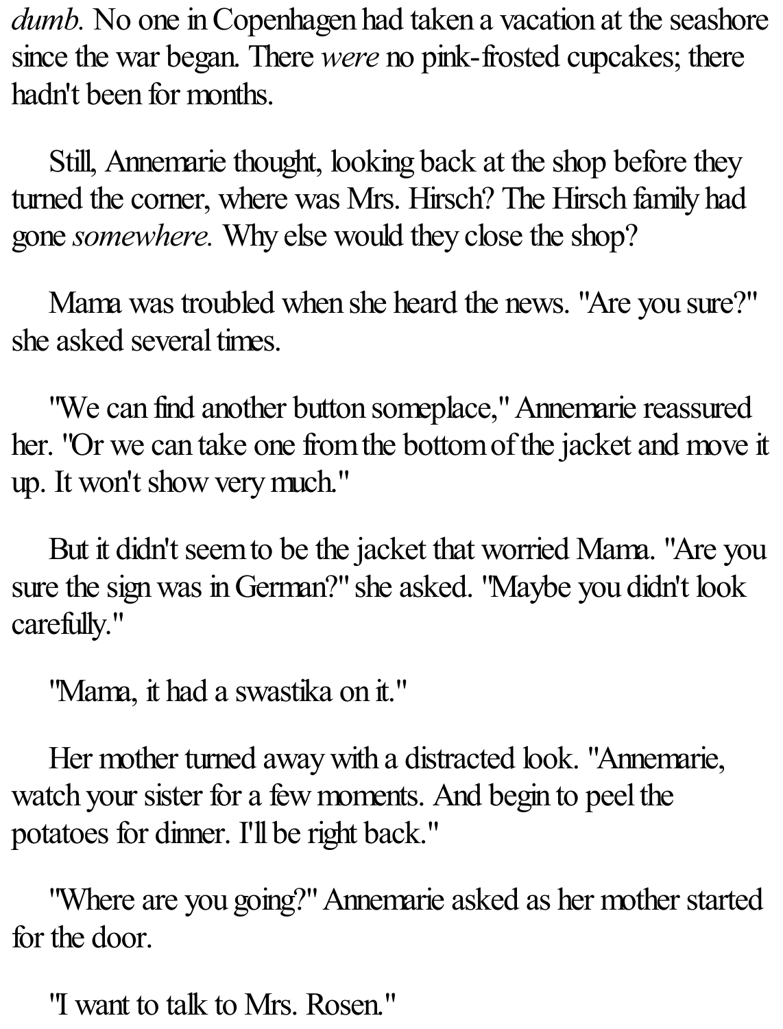*dumb.* No one in Copenhagen had taken a vacation at the seashore since the war began. There *were* no pink-frosted cupcakes; there hadn't been for months.

Still, Annemarie thought, looking back at the shop before they turned the corner, where was Mrs. Hirsch? The Hirsch family had gone *somewhere.* Why else would they close the shop?

Mama was troubled when she heard the news. "Are you sure?" she asked several times.

"We can find another button someplace," Annemarie reassured her. "Or we can take one from the bottom of the jacket and move it up. It won't show very much."

But it didn't seem to be the jacket that worried Mama. "Are you sure the sign was in German?" she asked. "Maybe you didn't look carefully."

"Mama, it had a swastika on it."

Her mother turned away with a distracted look. "Annemarie, watch your sister for a few moments. And begin to peel the potatoes for dinner. I'll be right back."

"Where are you going?" Annemarie asked as her mother started for the door.

"I want to talk to Mrs. Rosen."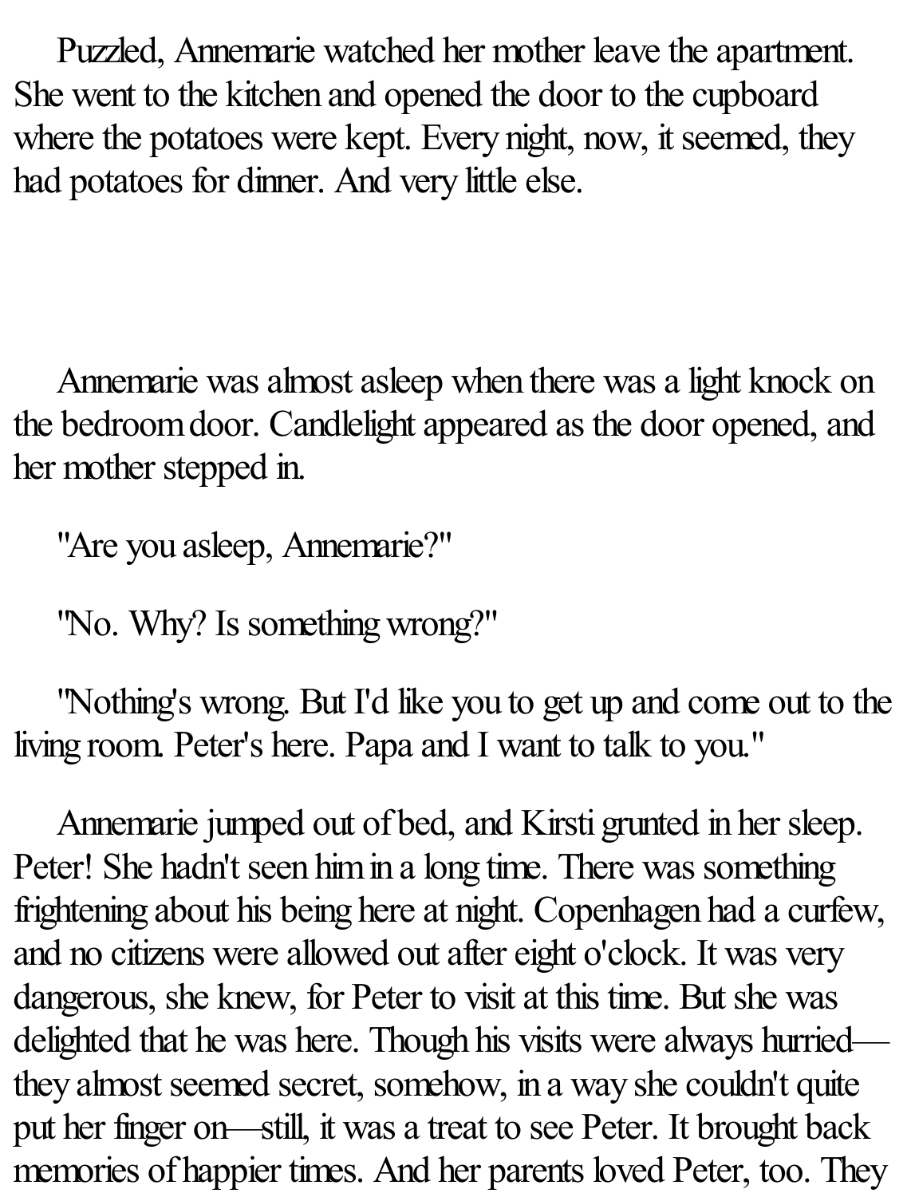Puzzled, Annemarie watched her mother leave the apartment. She went to the kitchen and opened the door to the cupboard where the potatoes were kept. Every night, now, it seemed, they had potatoes for dinner. And very little else.

Annemarie was almost asleep when there was a light knock on the bedroom door. Candlelight appeared as the door opened, and her mother stepped in.

"Are you asleep, Annemarie?"

"No. Why? Is something wrong?"

"Nothing's wrong. But I'd like you to get up and come out to the living room. Peter's here. Papa and I want to talk to you."

Annemarie jumped out of bed, and Kirsti grunted in her sleep. Peter! She hadn't seen him in a long time. There was something frightening about his being here at night. Copenhagen had a curfew, and no citizens were allowed out after eight o'clock. It was very dangerous, she knew, for Peter to visit at this time. But she was delighted that he was here. Though his visits were always hurried—they almost seemed secret, somehow, in a way she couldn't quite put her finger on—still, it was a treat to see Peter. It brought back memories of happier times. And her parents loved Peter, too. They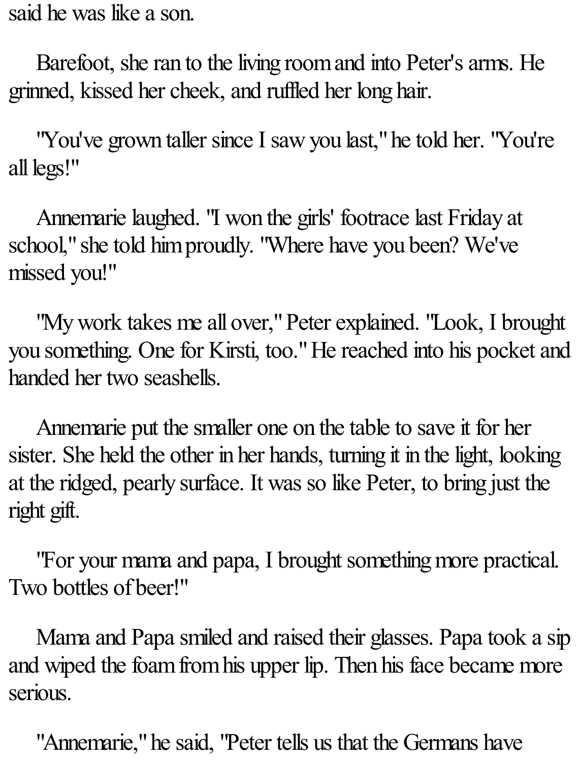said he was like a son.

Barefoot, she ran to the living room and into Peter's arms. He grinned, kissed her cheek, and ruffled her long hair.

"You've grown taller since I saw you last," he told her. "You're all legs!"

Annemarie laughed. "I won the girls' footrace last Friday at school," she told him proudly. "Where have you been? We've missed you!"

"My work takes me all over," Peter explained. "Look, I brought you something. One for Kirsti, too." He reached into his pocket and handed her two seashells.

Annemarie put the smaller one on the table to save it for her sister. She held the other in her hands, turning it in the light, looking at the ridged, pearly surface. It was so like Peter, to bring just the right gift.

"For your mama and papa, I brought something more practical. Two bottles of beer!"

Mama and Papa smiled and raised their glasses. Papa took a sip and wiped the foam from his upper lip. Then his face became more serious.

"Annemarie," he said, "Peter tells us that the Germans have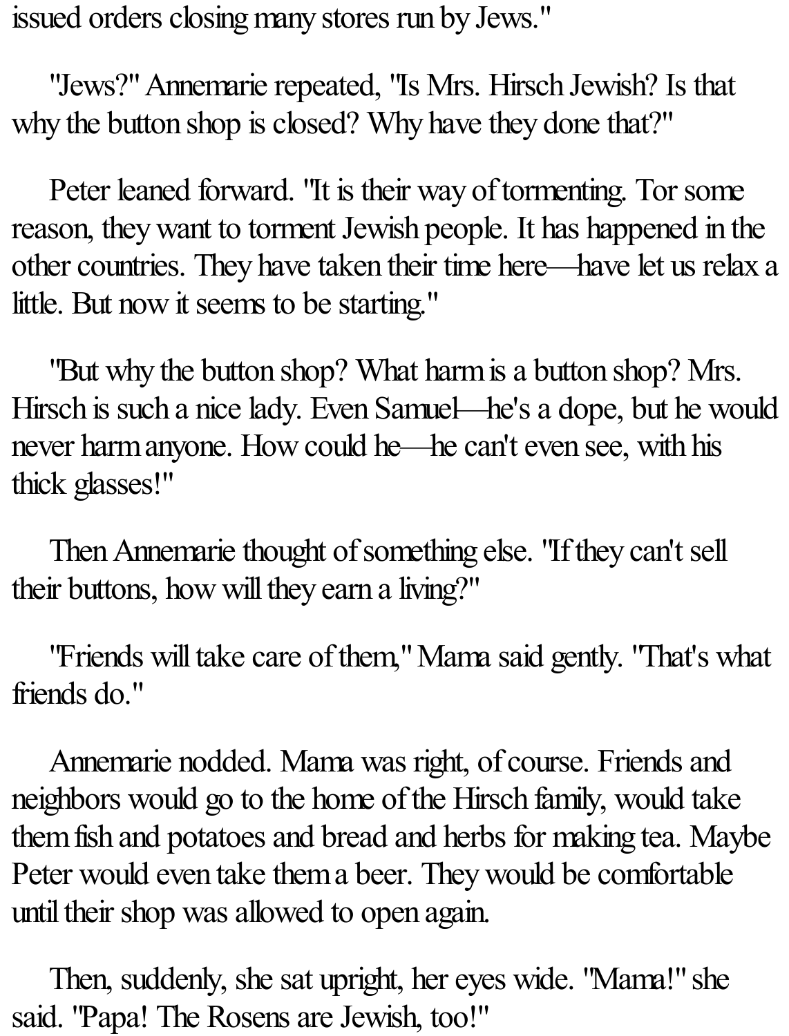issued orders closing many stores run by Jews."

"Jews?" Annemarie repeated, "Is Mrs. Hirsch Jewish? Is that why the button shop is closed? Why have they done that?"

Peter leaned forward. "It is their way of tormenting. Tor some reason, they want to torment Jewish people. It has happened in the other countries. They have taken their time here—have let us relax a little. But now it seems to be starting."

"But why the button shop? What harm is a button shop? Mrs. Hirsch is such a nice lady. Even Samuel—he's a dope, but he would never harm anyone. How could he—he can't even see, with his thick glasses!"

Then Annemarie thought of something else. "If they can't sell their buttons, how will they earn a living?"

"Friends will take care of them," Mama said gently. "That's what friends do."

Annemarie nodded. Mama was right, of course. Friends and neighbors would go to the home of the Hirsch family, would take them fish and potatoes and bread and herbs for making tea. Maybe Peter would even take them a beer. They would be comfortable until their shop was allowed to open again.

Then, suddenly, she sat upright, her eyes wide. "Mama!" she said. "Papa! The Rosens are Jewish, too!"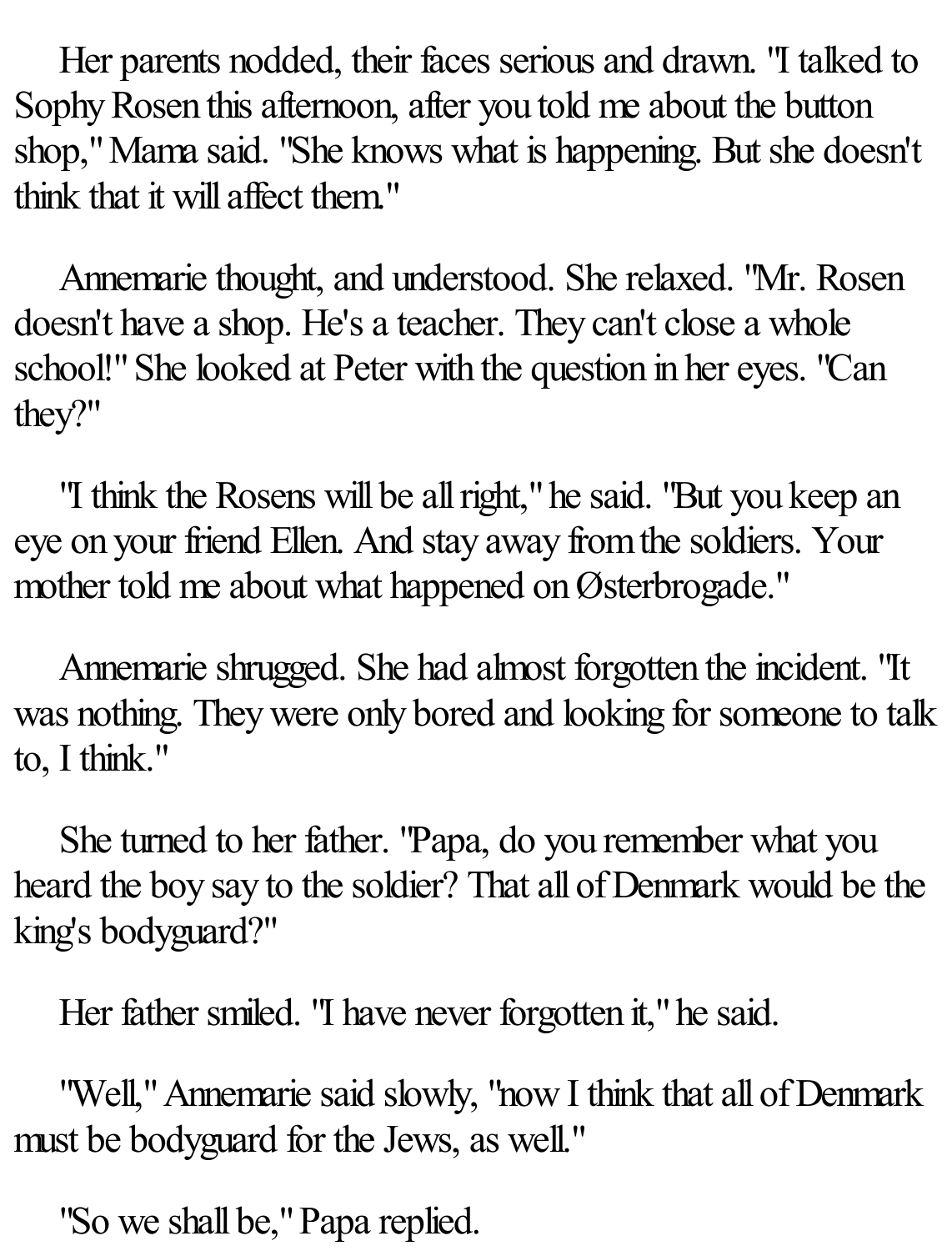Her parents nodded, their faces serious and drawn. "I talked to Sophy Rosen this afternoon, after you told me about the button shop," Mama said. "She knows what is happening. But she doesn't think that it will affect them."

Annemarie thought, and understood. She relaxed. "Mr. Rosen doesn't have a shop. He's a teacher. They can't close a whole school!" She looked at Peter with the question in her eyes. "Can they?"

"I think the Rosens will be all right," he said. "But you keep an eye on your friend Ellen. And stay away from the soldiers. Your mother told me about what happened on Østerbrogade."

Annemarie shrugged. She had almost forgotten the incident. "It was nothing. They were only bored and looking for someone to talk to, I think."

She turned to her father. "Papa, do you remember what you heard the boy say to the soldier? That all of Denmark would be the king's bodyguard?"

Her father smiled. "I have never forgotten it," he said.

"Well," Annemarie said slowly, "now I think that all of Denmark must be bodyguard for the Jews, as well."

"So we shall be," Papa replied.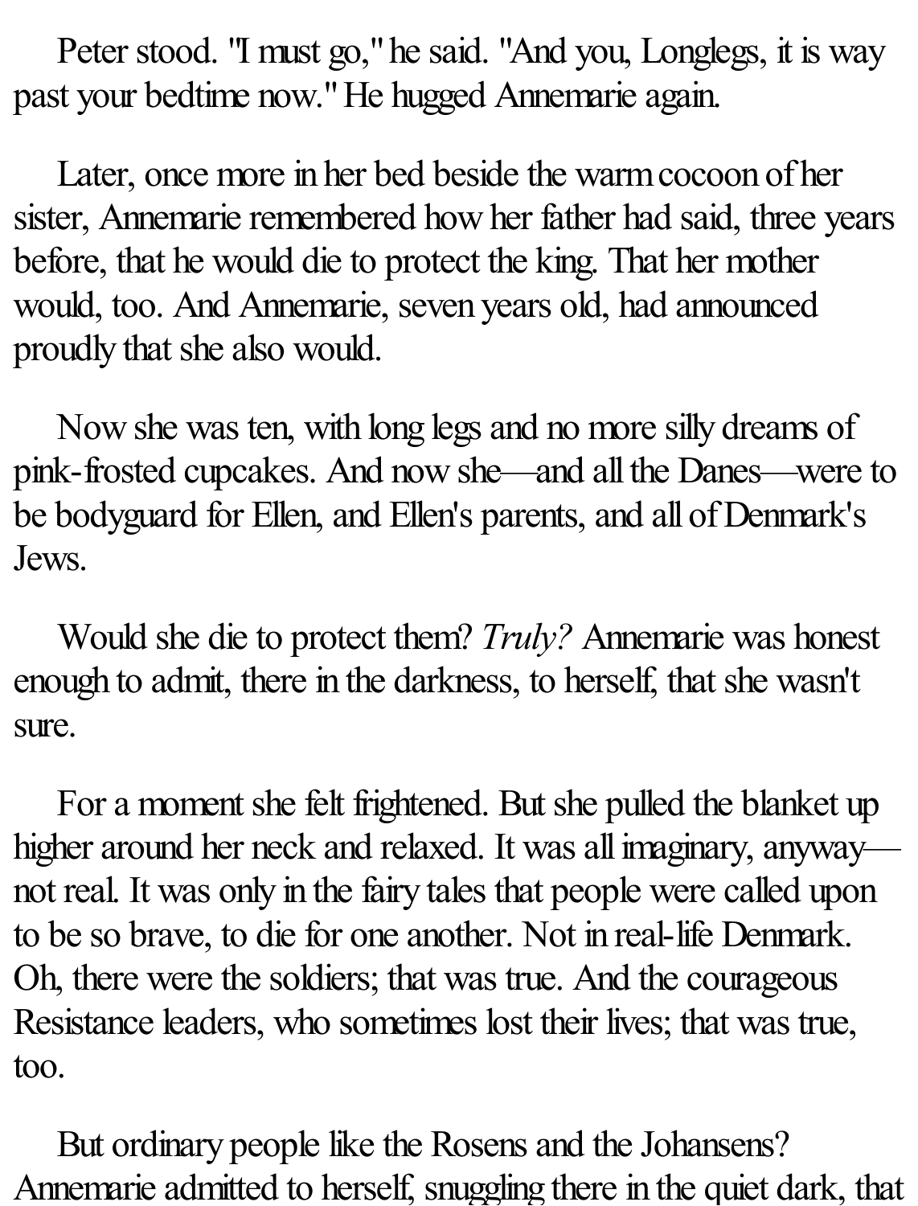Peter stood. "I must go," he said. "And you, Longlegs, it is way past your bedtime now." He hugged Annemarie again.

Later, once more in her bed beside the warm cocoon of her sister, Annemarie remembered how her father had said, three years before, that he would die to protect the king. That her mother would, too. And Annemarie, seven years old, had announced proudly that she also would.

Now she was ten, with long legs and no more silly dreams of pink-frosted cupcakes. And now she—and all the Danes—were to be bodyguard for Ellen, and Ellen's parents, and all of Denmark's Jews.

Would she die to protect them? *Truly?* Annemarie was honest enough to admit, there in the darkness, to herself, that she wasn't sure.

For a moment she felt frightened. But she pulled the blanket up higher around her neck and relaxed. It was all imaginary, anyway—not real. It was only in the fairy tales that people were called upon to be so brave, to die for one another. Not in real-life Denmark. Oh, there were the soldiers; that was true. And the courageous Resistance leaders, who sometimes lost their lives; that was true, too.

But ordinary people like the Rosens and the Johansens? Annemarie admitted to herself, snuggling there in the quiet dark, that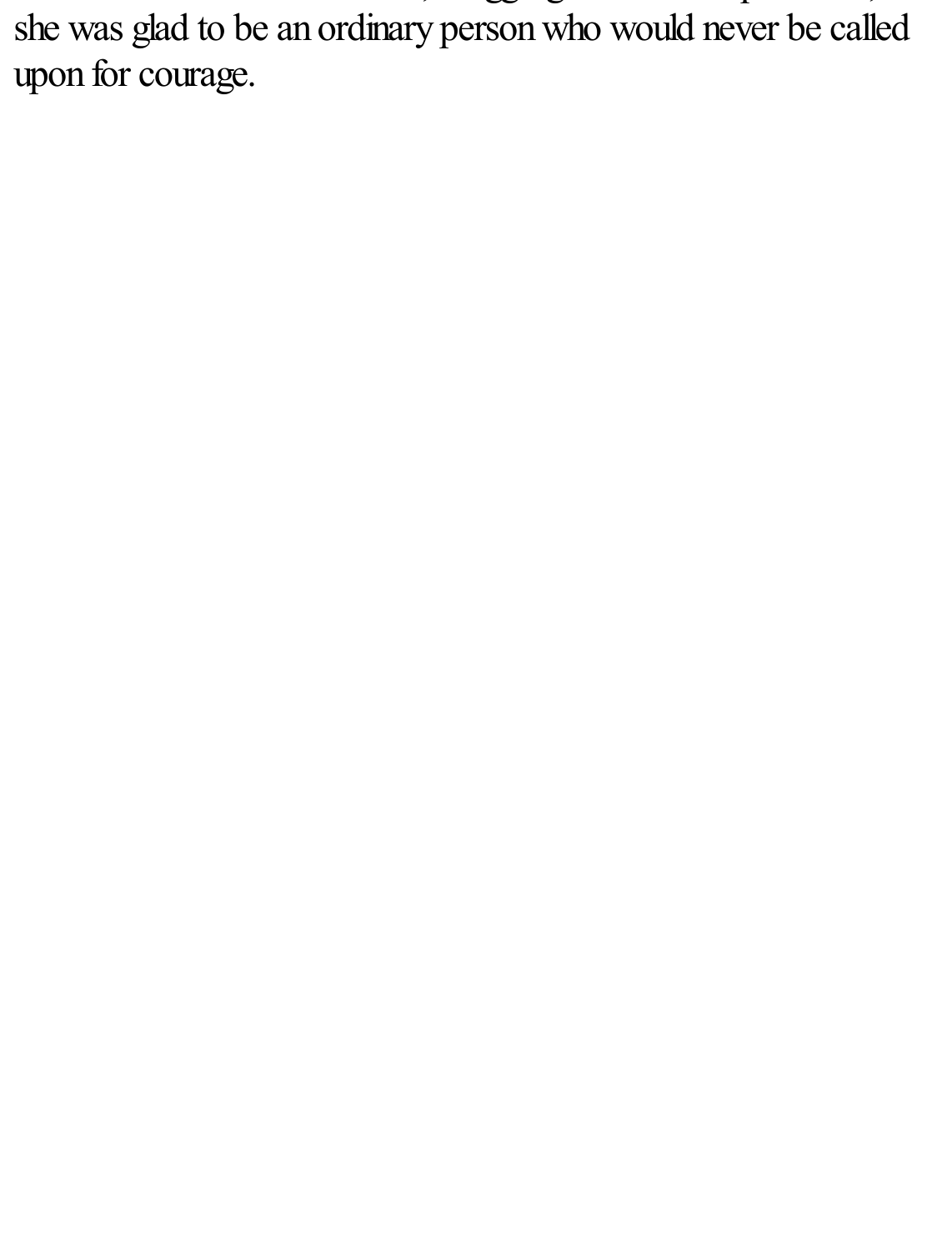she was glad to be an ordinary person who would never be called upon for courage.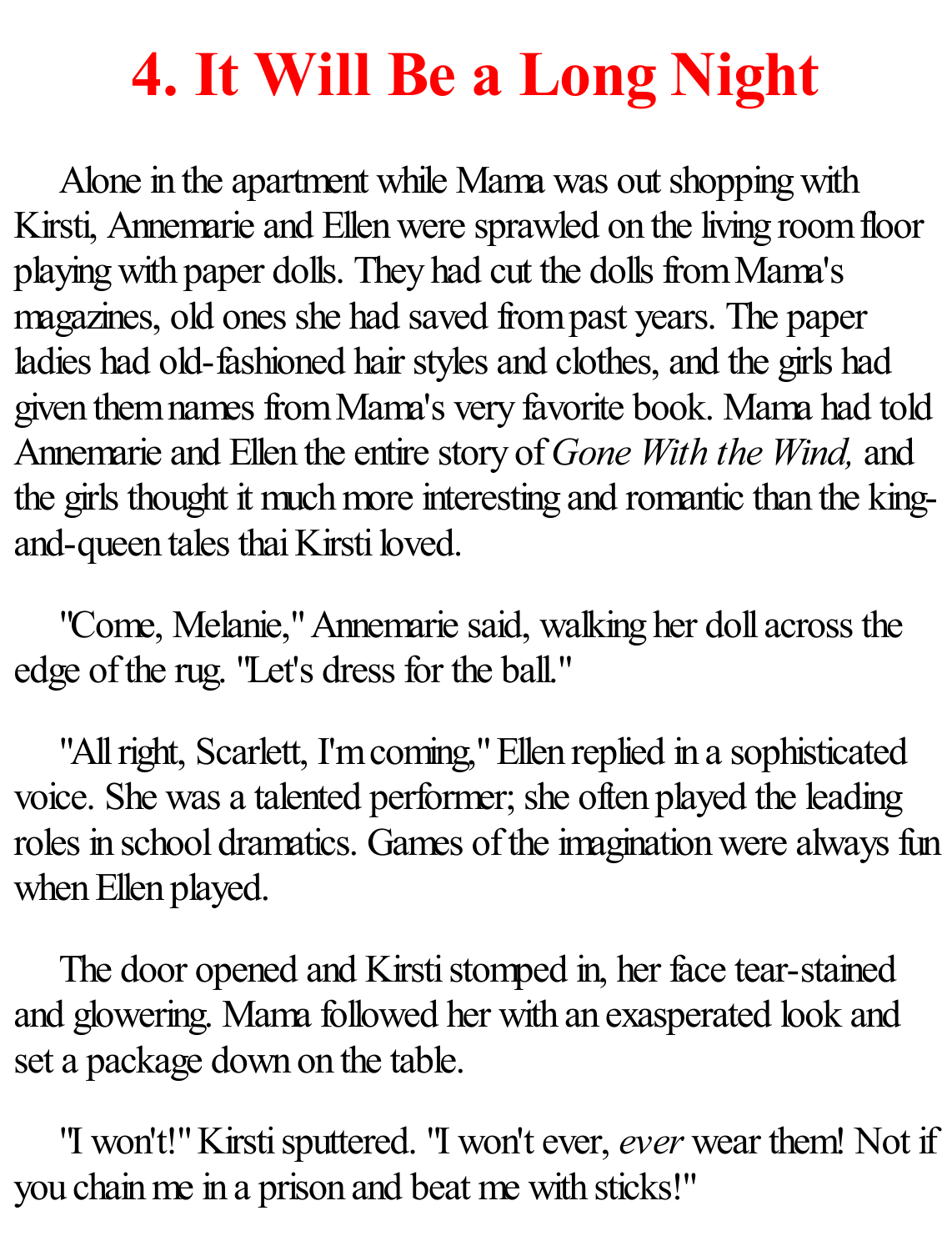# 4. It Will Be a Long Night

Alone in the apartment while Mama was out shopping with Kirsti, Annemarie and Ellen were sprawled on the living room floor playing with paper dolls. They had cut the dolls from Mama's magazines, old ones she had saved from past years. The paper ladies had old-fashioned hair styles and clothes, and the girls had given them names from Mama's very favorite book. Mama had told Annemarie and Ellen the entire story of *Gone With the Wind,* and the girls thought it much more interesting and romantic than the king-and-queen tales thai Kirsti loved.

"Come, Melanie," Annemarie said, walking her doll across the edge of the rug. "Let's dress for the ball."

"All right, Scarlett, I'm coming," Ellen replied in a sophisticated voice. She was a talented performer; she often played the leading roles in school dramatics. Games of the imagination were always fun when Ellen played.

The door opened and Kirsti stomped in, her face tear-stained and glowering. Mama followed her with an exasperated look and set a package down on the table.

"I won't!" Kirsti sputtered. "I won't ever, *ever* wear them! Not if you chain me in a prison and beat me with sticks!"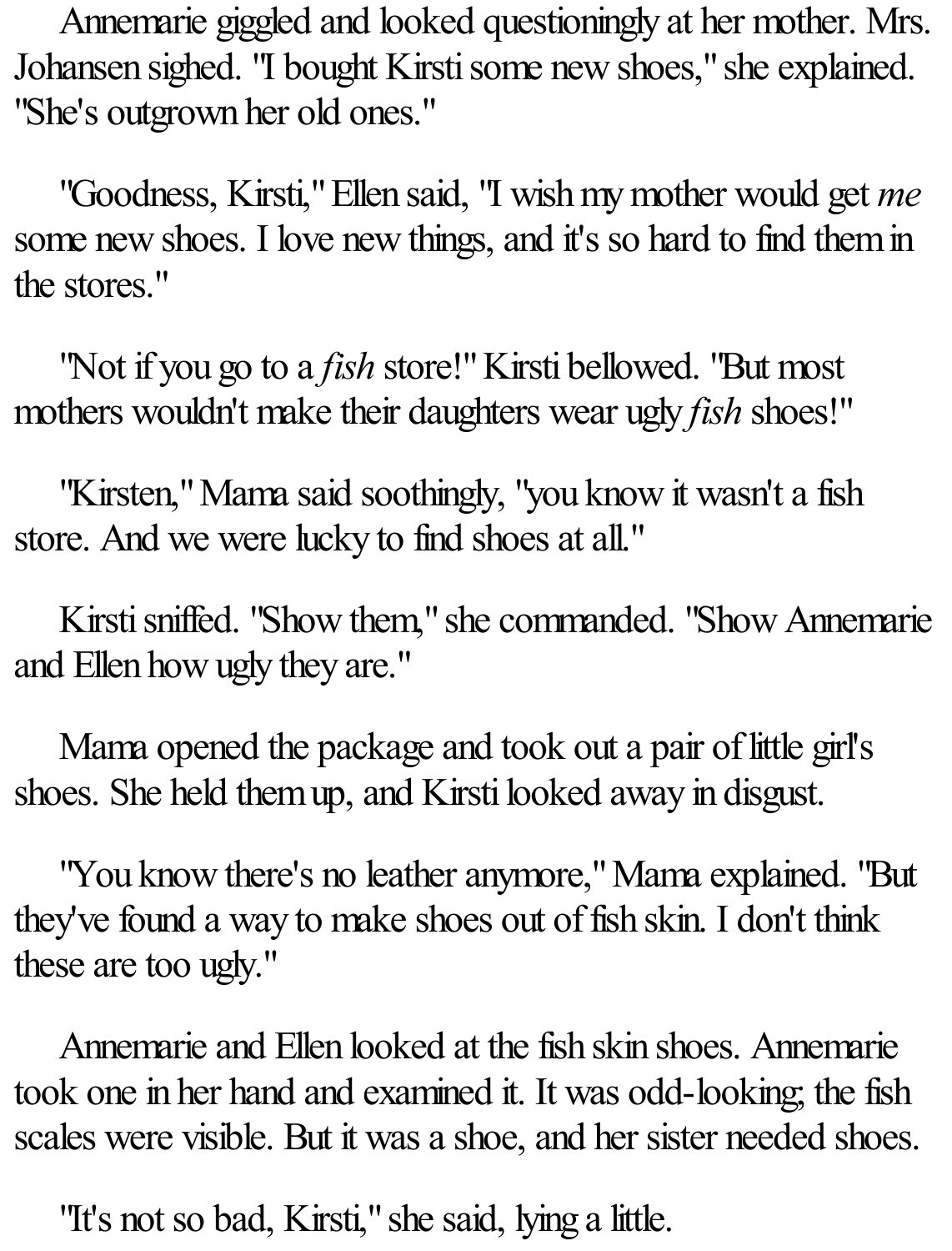Annemarie giggled and looked questioningly at her mother. Mrs. Johansen sighed. "I bought Kirsti some new shoes," she explained. "She's outgrown her old ones."

"Goodness, Kirsti," Ellen said, "I wish my mother would get *me* some new shoes. I love new things, and it's so hard to find them in the stores."

"Not if you go to a *fish* store!" Kirsti bellowed. "But most mothers wouldn't make their daughters wear ugly *fish* shoes!"

"Kirsten," Mama said soothingly, "you know it wasn't a fish store. And we were lucky to find shoes at all."

Kirsti sniffed. "Show them," she commanded. "Show Annemarie and Ellen how ugly they are."

Mama opened the package and took out a pair of little girl's shoes. She held them up, and Kirsti looked away in disgust.

"You know there's no leather anymore," Mama explained. "But they've found a way to make shoes out of fish skin. I don't think these are too ugly."

Annemarie and Ellen looked at the fish skin shoes. Annemarie took one in her hand and examined it. It was odd-looking; the fish scales were visible. But it was a shoe, and her sister needed shoes.

"It's not so bad, Kirsti," she said, lying a little.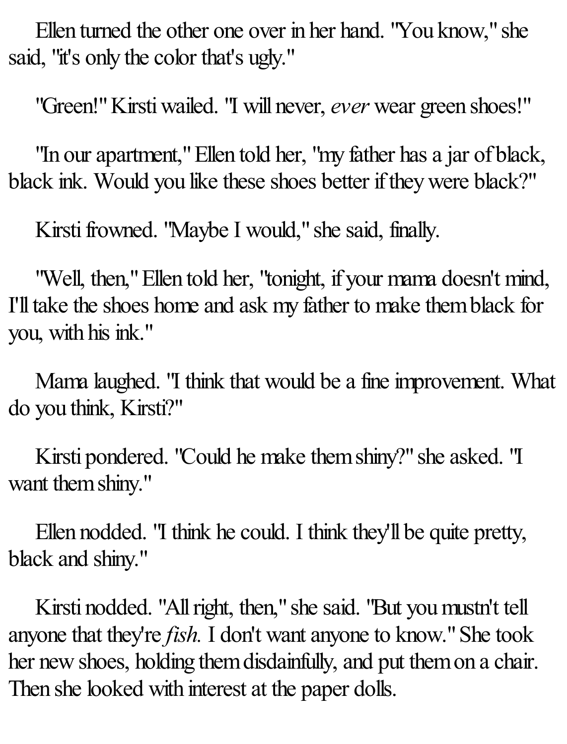Ellen turned the other one over in her hand. "You know," she said, "it's only the color that's ugly."

"Green!" Kirsti wailed. "I will never, *ever* wear green shoes!"

"In our apartment," Ellen told her, "my father has a jar of black, black ink. Would you like these shoes better if they were black?"

Kirsti frowned. "Maybe I would," she said, finally.

"Well, then," Ellen told her, "tonight, if your mama doesn't mind, I'll take the shoes home and ask my father to make them black for you, with his ink."

Mama laughed. "I think that would be a fine improvement. What do you think, Kirsti?"

Kirsti pondered. "Could he make them shiny?" she asked. "I want them shiny."

Ellen nodded. "I think he could. I think they'll be quite pretty, black and shiny."

Kirsti nodded. "All right, then," she said. "But you mustn't tell anyone that they're *fish.* I don't want anyone to know." She took her new shoes, holding them disdainfully, and put them on a chair. Then she looked with interest at the paper dolls.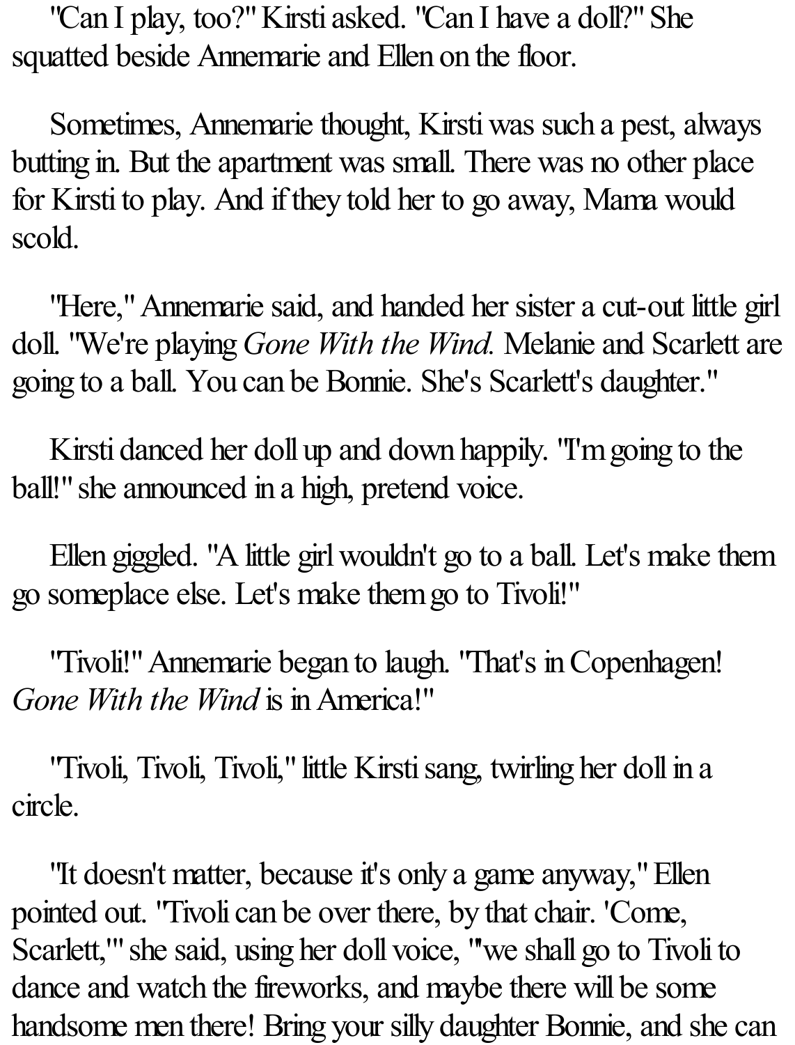"Can I play, too?" Kirsti asked. "Can I have a doll?" She squatted beside Annemarie and Ellen on the floor.

Sometimes, Annemarie thought, Kirsti was such a pest, always butting in. But the apartment was small. There was no other place for Kirsti to play. And if they told her to go away, Mama would scold.

"Here," Annemarie said, and handed her sister a cut-out little girl doll. "We're playing *Gone With the Wind.* Melanie and Scarlett are going to a ball. You can be Bonnie. She's Scarlett's daughter."

Kirsti danced her doll up and down happily. "I'm going to the ball!" she announced in a high, pretend voice.

Ellen giggled. "A little girl wouldn't go to a ball. Let's make them go someplace else. Let's make them go to Tivoli!"

"Tivoli!" Annemarie began to laugh. "That's in Copenhagen! *Gone With the Wind* is in America!"

"Tivoli, Tivoli, Tivoli," little Kirsti sang, twirling her doll in a circle.

"It doesn't matter, because it's only a game anyway," Ellen pointed out. "Tivoli can be over there, by that chair. 'Come, Scarlett,'" she said, using her doll voice, "'we shall go to Tivoli to dance and watch the fireworks, and maybe there will be some handsome men there! Bring your silly daughter Bonnie, and she can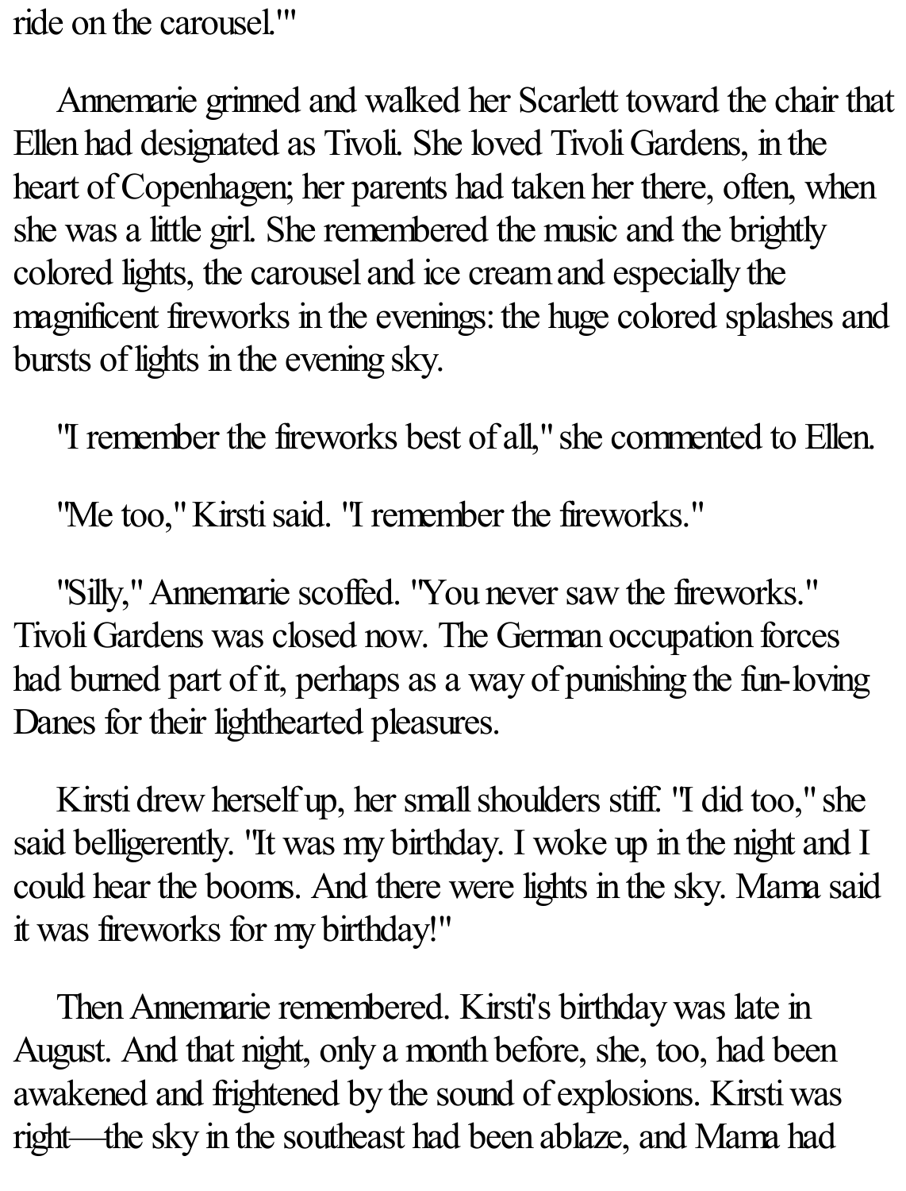ride on the carousel.'"

Annemarie grinned and walked her Scarlett toward the chair that Ellen had designated as Tivoli. She loved Tivoli Gardens, in the heart of Copenhagen; her parents had taken her there, often, when she was a little girl. She remembered the music and the brightly colored lights, the carousel and ice cream and especially the magnificent fireworks in the evenings: the huge colored splashes and bursts of lights in the evening sky.

"I remember the fireworks best of all," she commented to Ellen.

"Me too," Kirsti said. "I remember the fireworks."

"Silly," Annemarie scoffed. "You never saw the fireworks." Tivoli Gardens was closed now. The German occupation forces had burned part of it, perhaps as a way of punishing the fun-loving Danes for their lighthearted pleasures.

Kirsti drew herself up, her small shoulders stiff. "I did too," she said belligerently. "It was my birthday. I woke up in the night and I could hear the booms. And there were lights in the sky. Mama said it was fireworks for my birthday!"

Then Annemarie remembered. Kirsti's birthday was late in August. And that night, only a month before, she, too, had been awakened and frightened by the sound of explosions. Kirsti was right—the sky in the southeast had been ablaze, and Mama had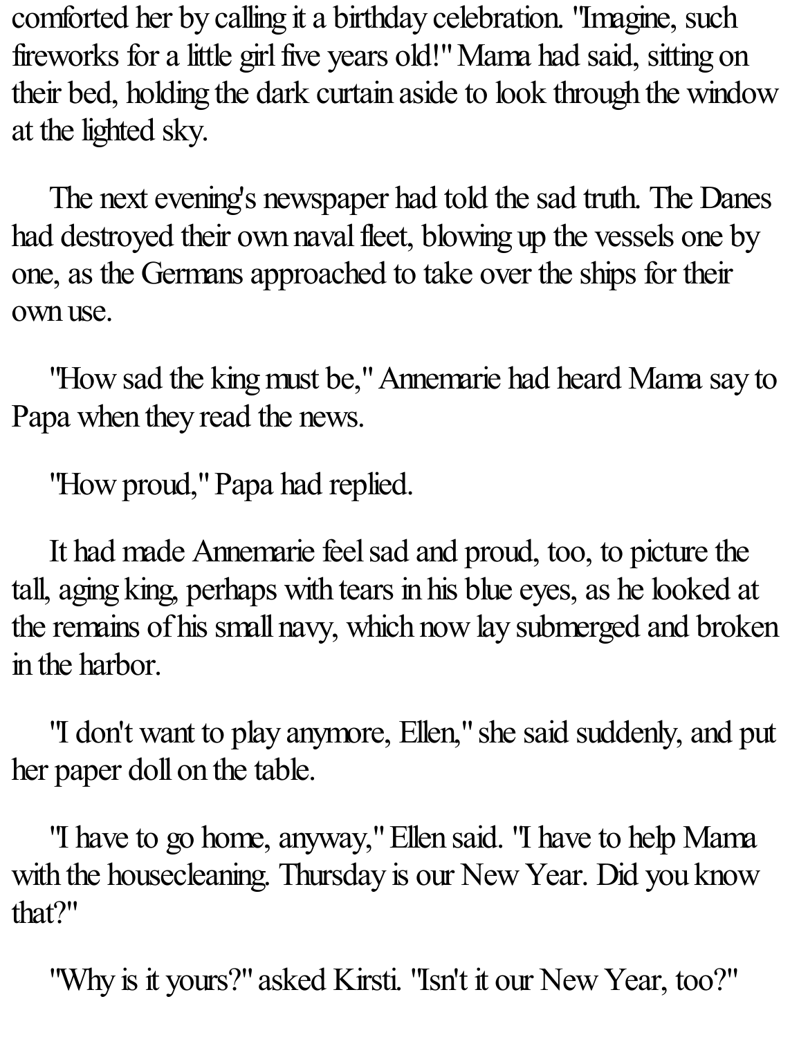comforted her by calling it a birthday celebration. "Imagine, such fireworks for a little girl five years old!" Mama had said, sitting on their bed, holding the dark curtain aside to look through the window at the lighted sky.

The next evening's newspaper had told the sad truth. The Danes had destroyed their own naval fleet, blowing up the vessels one by one, as the Germans approached to take over the ships for their own use.

"How sad the king must be," Annemarie had heard Mama say to Papa when they read the news.

"How proud," Papa had replied.

It had made Annemarie feel sad and proud, too, to picture the tall, aging king, perhaps with tears in his blue eyes, as he looked at the remains of his small navy, which now lay submerged and broken in the harbor.

"I don't want to play anymore, Ellen," she said suddenly, and put her paper doll on the table.

"I have to go home, anyway," Ellen said. "I have to help Mama with the housecleaning. Thursday is our New Year. Did you know that?"

"Why is it yours?" asked Kirsti. "Isn't it our New Year, too?"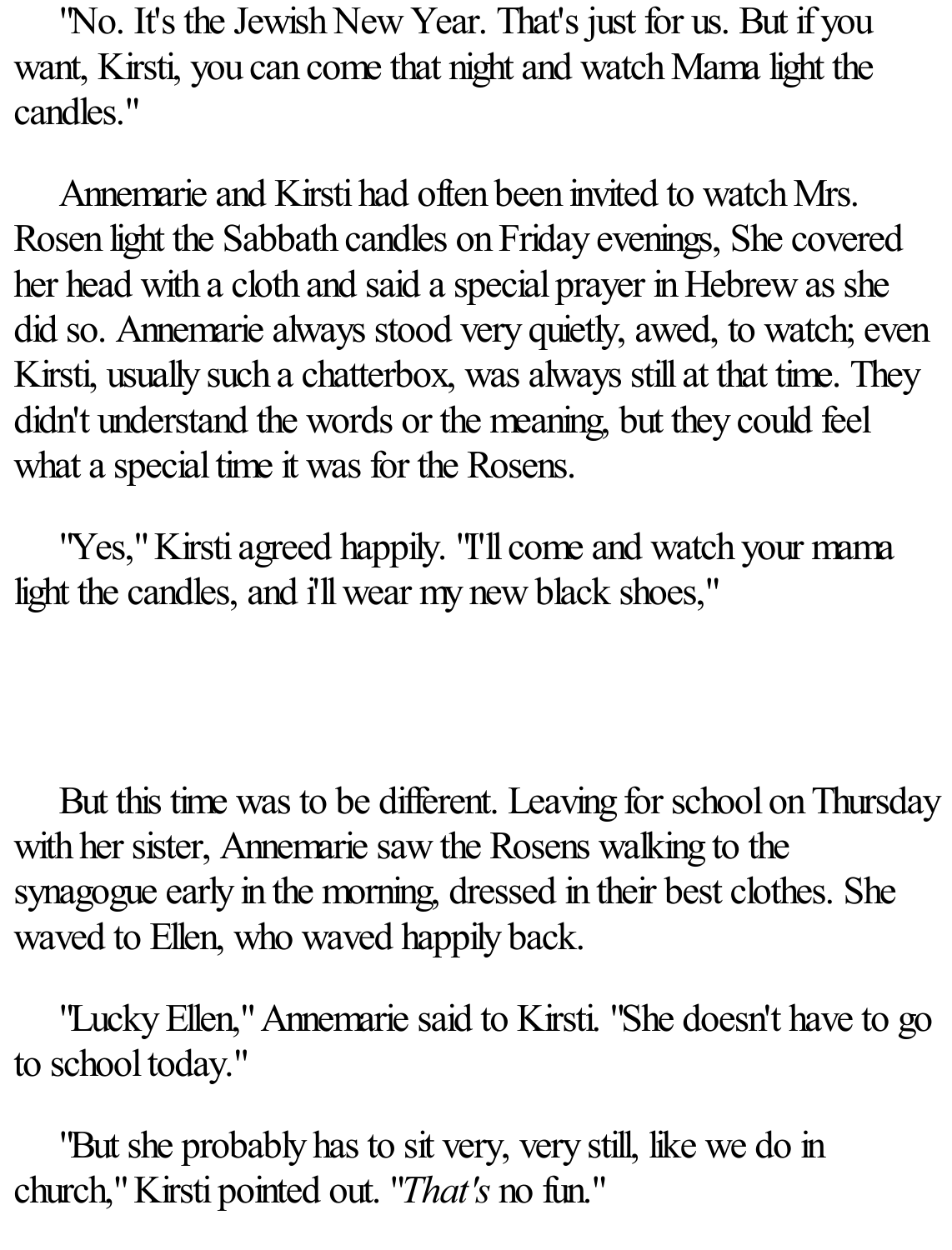"No. It's the Jewish New Year. That's just for us. But if you want, Kirsti, you can come that night and watch Mama light the candles."

Annemarie and Kirsti had often been invited to watch Mrs. Rosen light the Sabbath candles on Friday evenings, She covered her head with a cloth and said a special prayer in Hebrew as she did so. Annemarie always stood very quietly, awed, to watch; even Kirsti, usually such a chatterbox, was always still at that time. They didn't understand the words or the meaning, but they could feel what a special time it was for the Rosens.

"Yes," Kirsti agreed happily. "I'll come and watch your mama light the candles, and i'll wear my new black shoes,"

But this time was to be different. Leaving for school on Thursday with her sister, Annemarie saw the Rosens walking to the synagogue early in the morning, dressed in their best clothes. She waved to Ellen, who waved happily back.

"Lucky Ellen," Annemarie said to Kirsti. "She doesn't have to go to school today."

"But she probably has to sit very, very still, like we do in church," Kirsti pointed out. "*That's* no fun."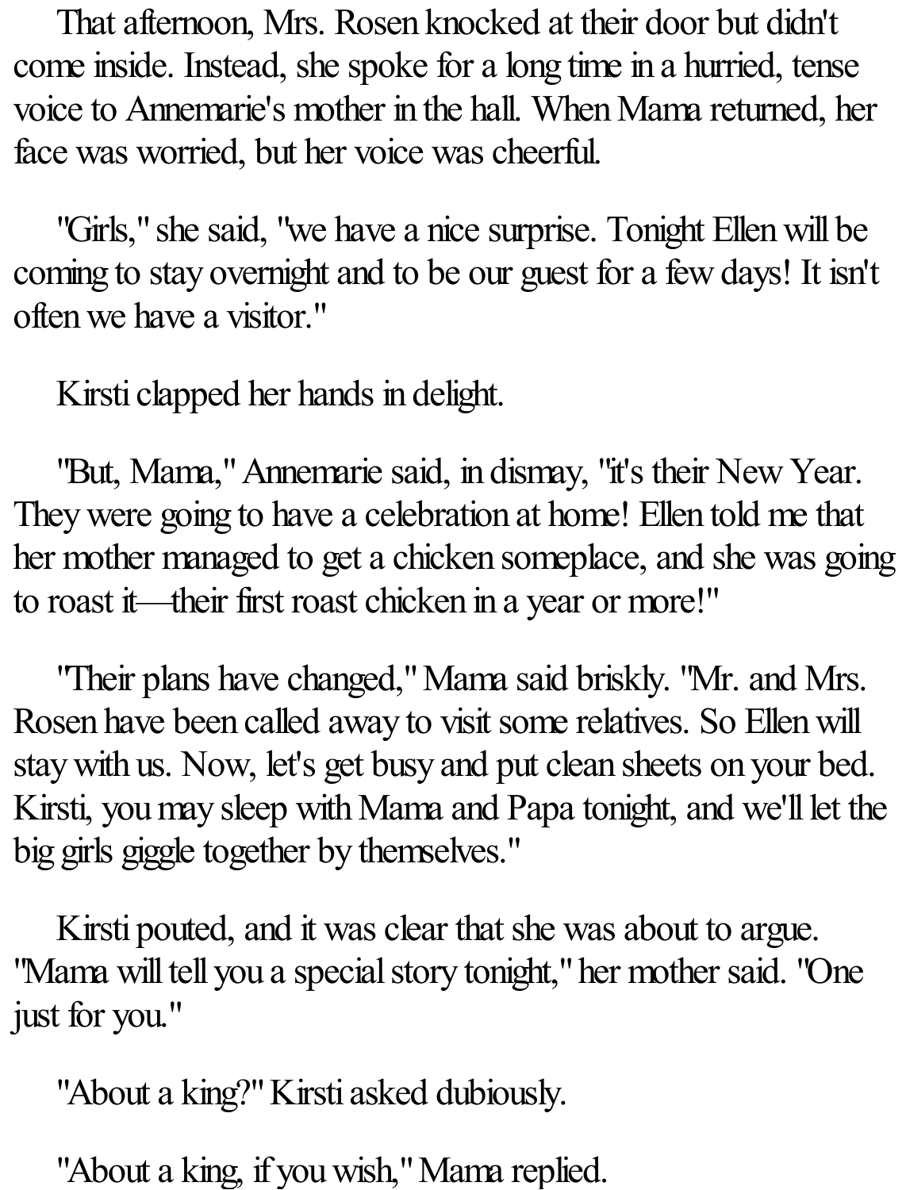That afternoon, Mrs. Rosen knocked at their door but didn't come inside. Instead, she spoke for a long time in a hurried, tense voice to Annemarie's mother in the hall. When Mama returned, her face was worried, but her voice was cheerful.

"Girls," she said, "we have a nice surprise. Tonight Ellen will be coming to stay overnight and to be our guest for a few days! It isn't often we have a visitor."

Kirsti clapped her hands in delight.

"But, Mama," Annemarie said, in dismay, "it's their New Year. They were going to have a celebration at home! Ellen told me that her mother managed to get a chicken someplace, and she was going to roast it—their first roast chicken in a year or more!"

"Their plans have changed," Mama said briskly. "Mr. and Mrs. Rosen have been called away to visit some relatives. So Ellen will stay with us. Now, let's get busy and put clean sheets on your bed. Kirsti, you may sleep with Mama and Papa tonight, and we'll let the big girls giggle together by themselves."

Kirsti pouted, and it was clear that she was about to argue. "Mama will tell you a special story tonight," her mother said. "One just for you."

"About a king?" Kirsti asked dubiously.

"About a king, if you wish," Mama replied.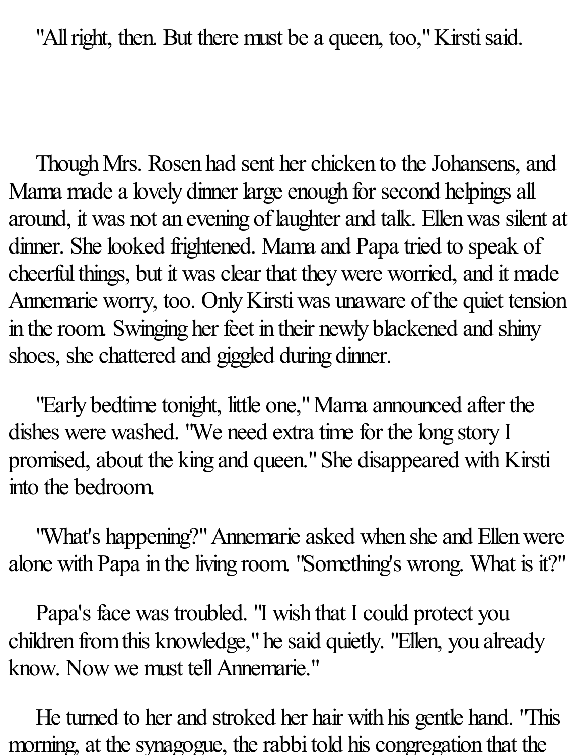"All right, then. But there must be a queen, too," Kirsti said.

Though Mrs. Rosen had sent her chicken to the Johansens, and Mama made a lovely dinner large enough for second helpings all around, it was not an evening of laughter and talk. Ellen was silent at dinner. She looked frightened. Mama and Papa tried to speak of cheerful things, but it was clear that they were worried, and it made Annemarie worry, too. Only Kirsti was unaware of the quiet tension in the room. Swinging her feet in their newly blackened and shiny shoes, she chattered and giggled during dinner.

"Early bedtime tonight, little one," Mama announced after the dishes were washed. "We need extra time for the long story I promised, about the king and queen." She disappeared with Kirsti into the bedroom.

"What's happening?" Annemarie asked when she and Ellen were alone with Papa in the living room. "Something's wrong. What is it?"

Papa's face was troubled. "I wish that I could protect you children from this knowledge," he said quietly. "Ellen, you already know. Now we must tell Annemarie."

He turned to her and stroked her hair with his gentle hand. "This morning, at the synagogue, the rabbi told his congregation that the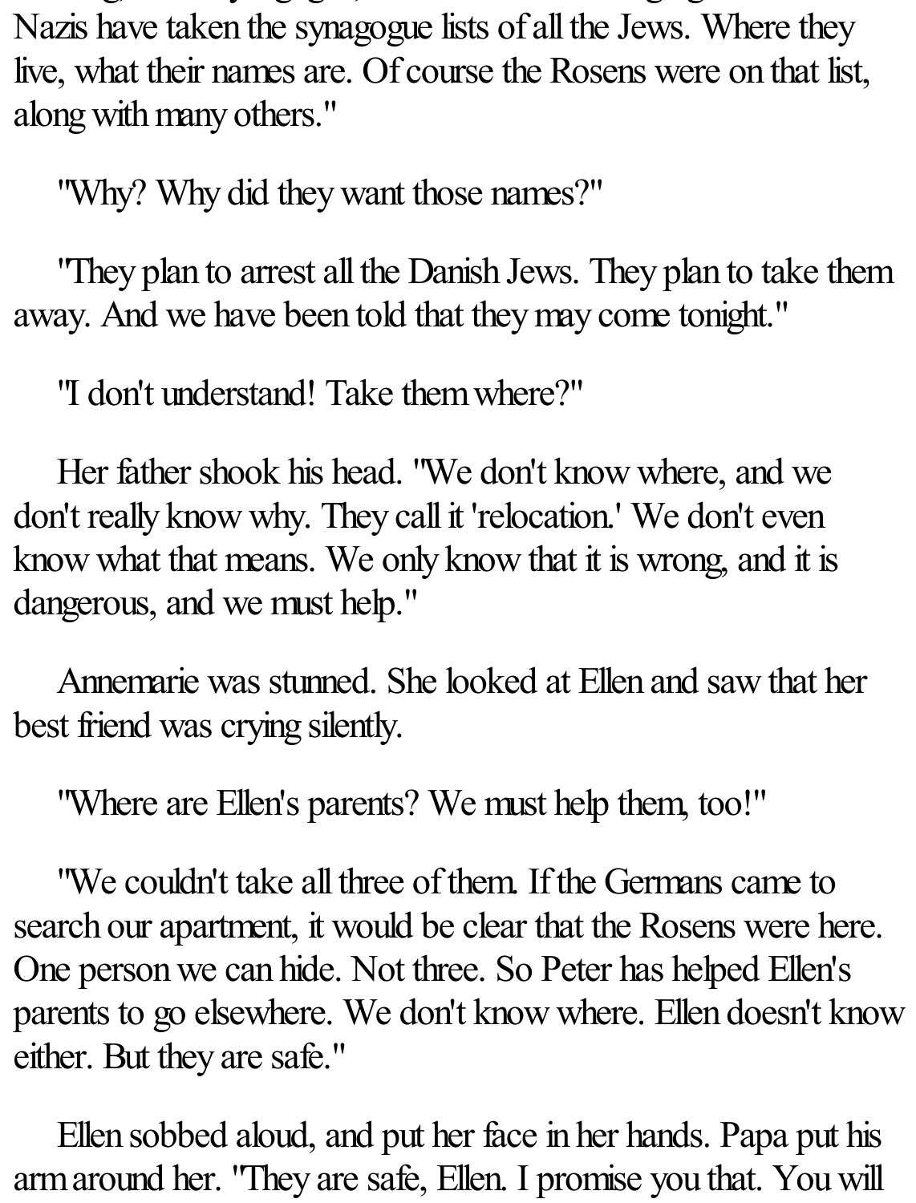Nazis have taken the synagogue lists of all the Jews. Where they live, what their names are. Of course the Rosens were on that list, along with many others."

"Why? Why did they want those names?"

"They plan to arrest all the Danish Jews. They plan to take them away. And we have been told that they may come tonight."

"I don't understand! Take them where?"

Her father shook his head. "We don't know where, and we don't really know why. They call it 'relocation.' We don't even know what that means. We only know that it is wrong, and it is dangerous, and we must help."

Annemarie was stunned. She looked at Ellen and saw that her best friend was crying silently.

"Where are Ellen's parents? We must help them, too!"

"We couldn't take all three of them. If the Germans came to search our apartment, it would be clear that the Rosens were here. One person we can hide. Not three. So Peter has helped Ellen's parents to go elsewhere. We don't know where. Ellen doesn't know either. But they are safe."

Ellen sobbed aloud, and put her face in her hands. Papa put his arm around her. "They are safe, Ellen. I promise you that. You will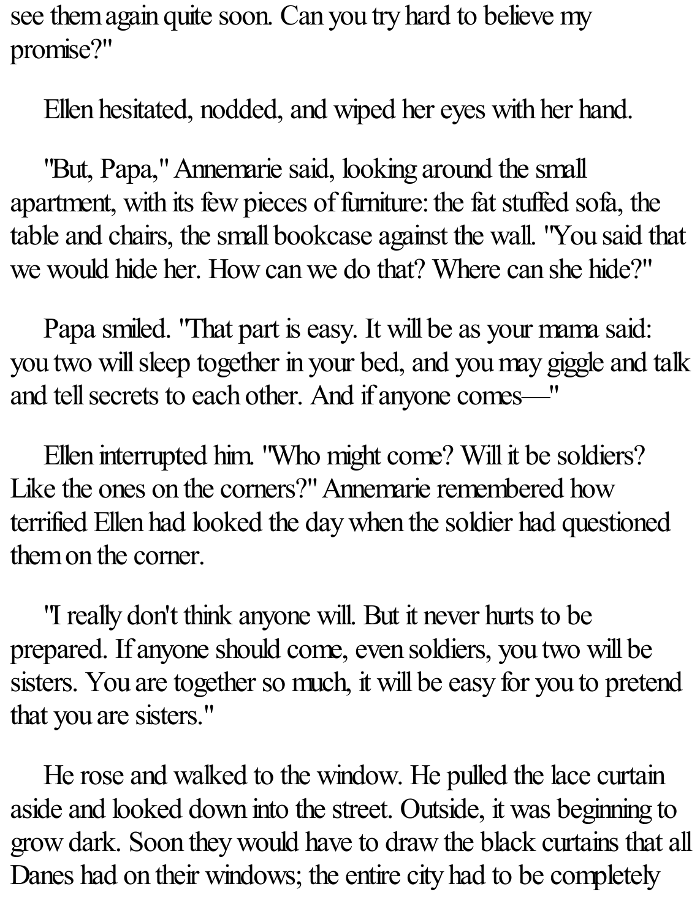see them again quite soon. Can you try hard to believe my promise?"

Ellen hesitated, nodded, and wiped her eyes with her hand.

"But, Papa," Annemarie said, looking around the small apartment, with its few pieces of furniture: the fat stuffed sofa, the table and chairs, the small bookcase against the wall. "You said that we would hide her. How can we do that? Where can she hide?"

Papa smiled. "That part is easy. It will be as your mama said: you two will sleep together in your bed, and you may giggle and talk and tell secrets to each other. And if anyone comes—"

Ellen interrupted him. "Who might come? Will it be soldiers? Like the ones on the corners?" Annemarie remembered how terrified Ellen had looked the day when the soldier had questioned them on the corner.

"I really don't think anyone will. But it never hurts to be prepared. If anyone should come, even soldiers, you two will be sisters. You are together so much, it will be easy for you to pretend that you are sisters."

He rose and walked to the window. He pulled the lace curtain aside and looked down into the street. Outside, it was beginning to grow dark. Soon they would have to draw the black curtains that all Danes had on their windows; the entire city had to be completely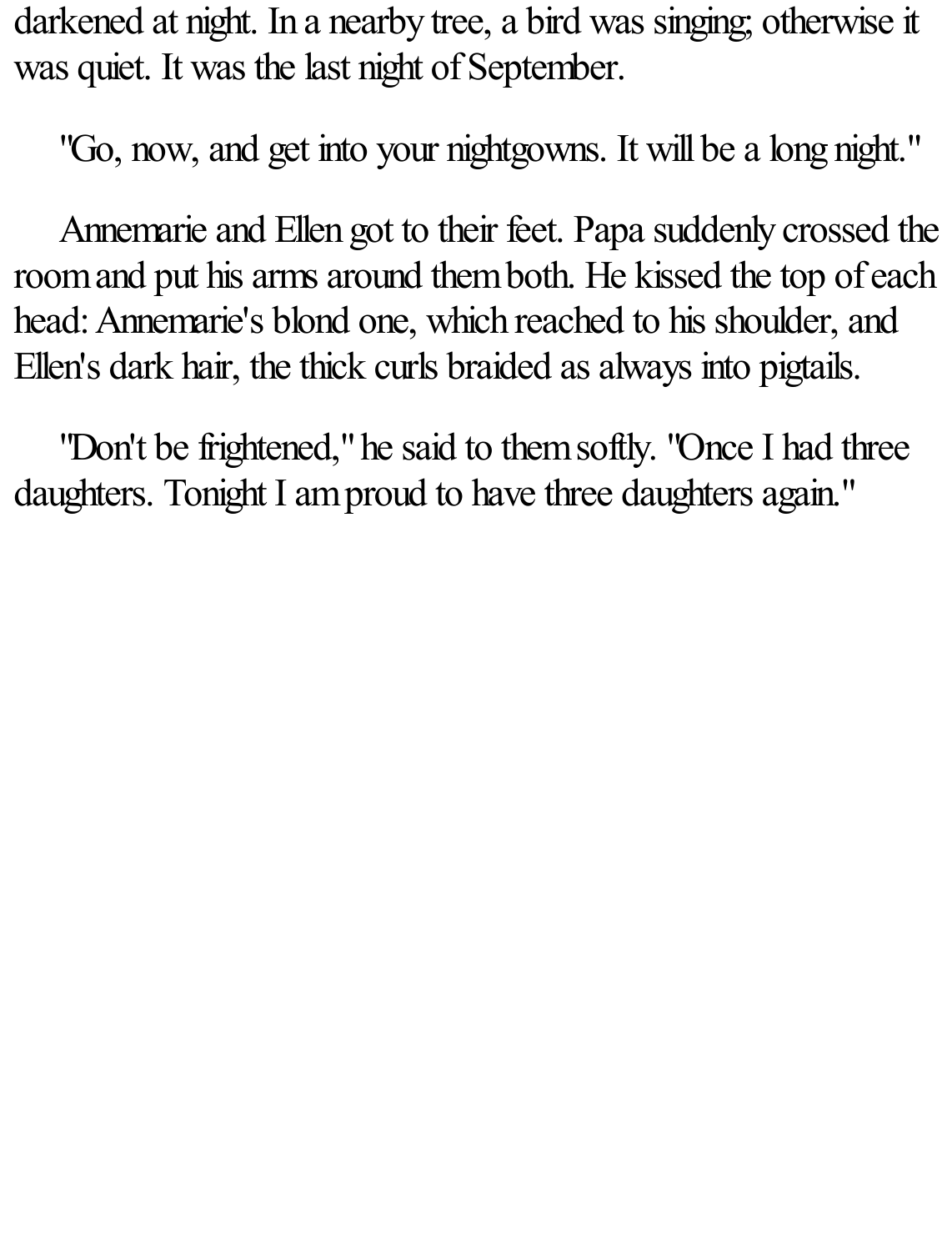darkened at night. In a nearby tree, a bird was singing; otherwise it was quiet. It was the last night of September.

"Go, now, and get into your nightgowns. It will be a long night."

Annemarie and Ellen got to their feet. Papa suddenly crossed the room and put his arms around them both. He kissed the top of each head: Annemarie's blond one, which reached to his shoulder, and Ellen's dark hair, the thick curls braided as always into pigtails.

"Don't be frightened," he said to them softly. "Once I had three daughters. Tonight I am proud to have three daughters again."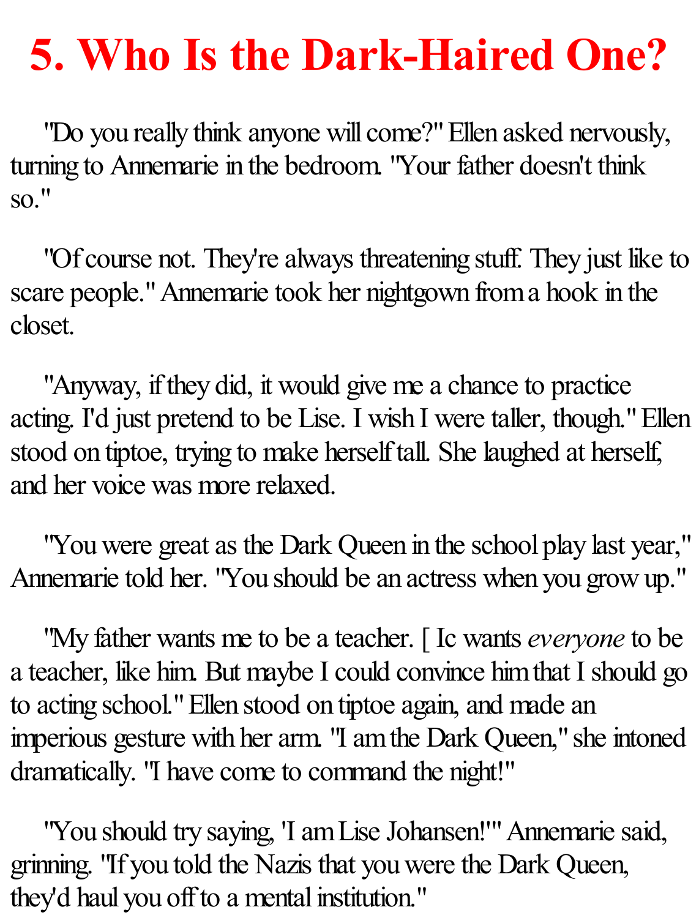# 5. Who Is the Dark-Haired One?

"Do you really think anyone will come?" Ellen asked nervously, turning to Annemarie in the bedroom. "Your father doesn't think so."

"Of course not. They're always threatening stuff. They just like to scare people." Annemarie took her nightgown from a hook in the closet.

"Anyway, if they did, it would give me a chance to practice acting. I'd just pretend to be Lise. I wish I were taller, though." Ellen stood on tiptoe, trying to make herself tall. She laughed at herself, and her voice was more relaxed.

"You were great as the Dark Queen in the school play last year," Annemarie told her. "You should be an actress when you grow up."

"My father wants me to be a teacher. [ Ic wants *everyone* to be a teacher, like him. But maybe I could convince him that I should go to acting school." Ellen stood on tiptoe again, and made an imperious gesture with her arm. "I am the Dark Queen," she intoned dramatically. "I have come to command the night!"

"You should try saying, 'I am Lise Johansen!'" Annemarie said, grinning. "If you told the Nazis that you were the Dark Queen, they'd haul you off to a mental institution."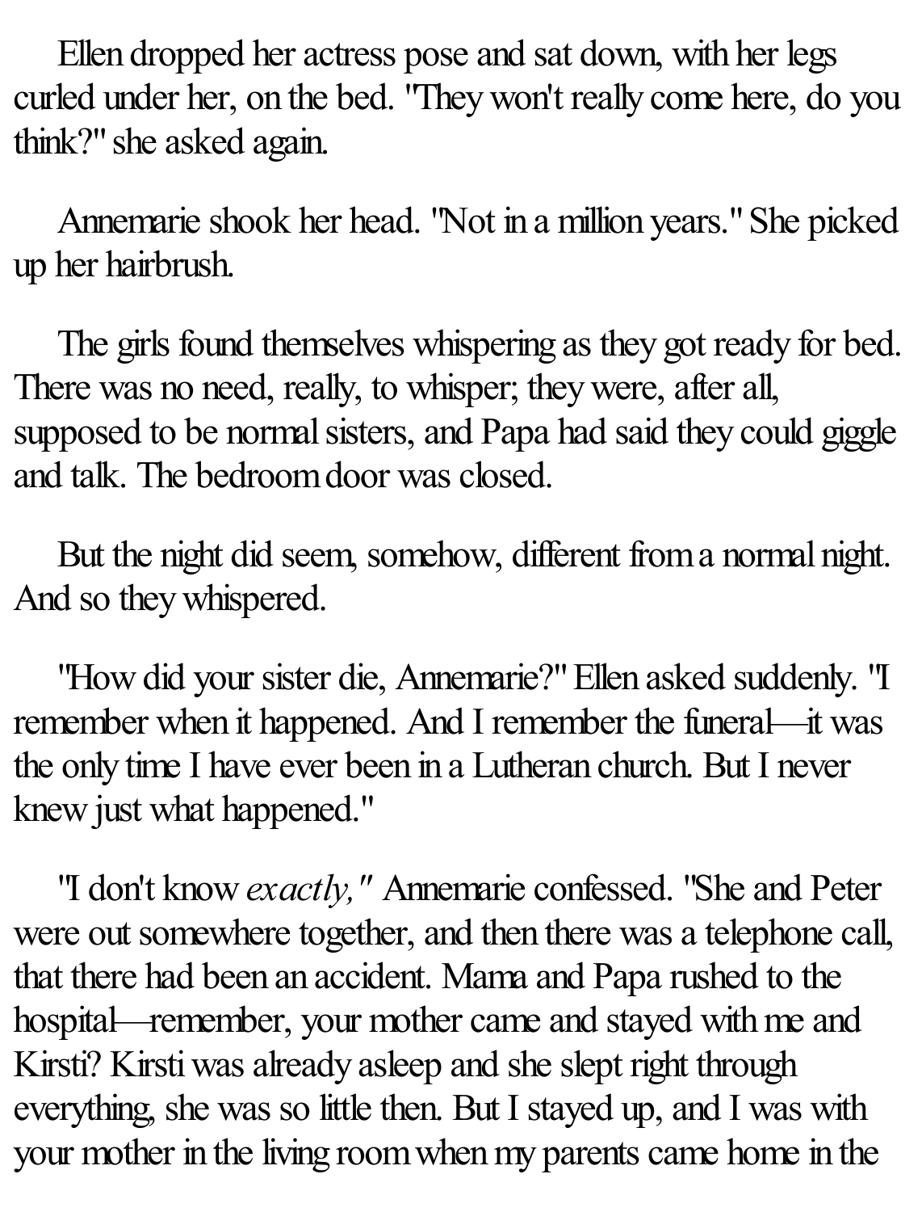Ellen dropped her actress pose and sat down, with her legs curled under her, on the bed. "They won't really come here, do you think?" she asked again.

Annemarie shook her head. "Not in a million years." She picked up her hairbrush.

The girls found themselves whispering as they got ready for bed. There was no need, really, to whisper; they were, after all, supposed to be normal sisters, and Papa had said they could giggle and talk. The bedroom door was closed.

But the night did seem, somehow, different from a normal night. And so they whispered.

"How did your sister die, Annemarie?" Ellen asked suddenly. "I remember when it happened. And I remember the funeral—it was the only time I have ever been in a Lutheran church. But I never knew just what happened."

"I don't know *exactly,"* Annemarie confessed. "She and Peter were out somewhere together, and then there was a telephone call, that there had been an accident. Mama and Papa rushed to the hospital—remember, your mother came and stayed with me and Kirsti? Kirsti was already asleep and she slept right through everything, she was so little then. But I stayed up, and I was with your mother in the living room when my parents came home in the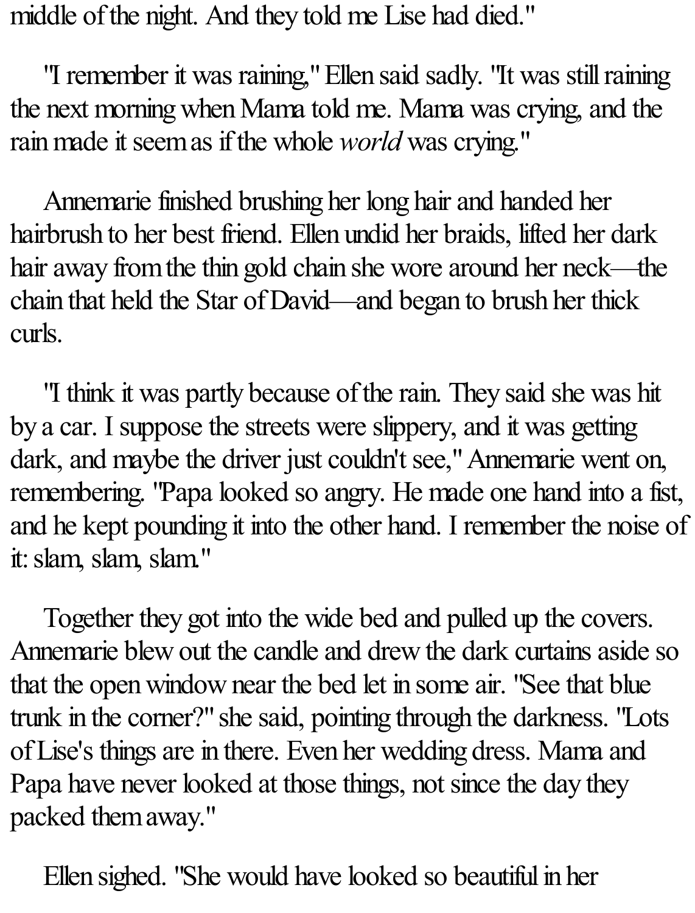middle of the night. And they told me Lise had died."

"I remember it was raining," Ellen said sadly. "It was still raining the next morning when Mama told me. Mama was crying, and the rain made it seem as if the whole *world* was crying."

Annemarie finished brushing her long hair and handed her hairbrush to her best friend. Ellen undid her braids, lifted her dark hair away from the thin gold chain she wore around her neck—the chain that held the Star of David—and began to brush her thick curls.

"I think it was partly because of the rain. They said she was hit by a car. I suppose the streets were slippery, and it was getting dark, and maybe the driver just couldn't see," Annemarie went on, remembering. "Papa looked so angry. He made one hand into a fist, and he kept pounding it into the other hand. I remember the noise of it: slam, slam, slam."

Together they got into the wide bed and pulled up the covers. Annemarie blew out the candle and drew the dark curtains aside so that the open window near the bed let in some air. "See that blue trunk in the corner?" she said, pointing through the darkness. "Lots of Lise's things are in there. Even her wedding dress. Mama and Papa have never looked at those things, not since the day they packed them away."

Ellen sighed. "She would have looked so beautiful in her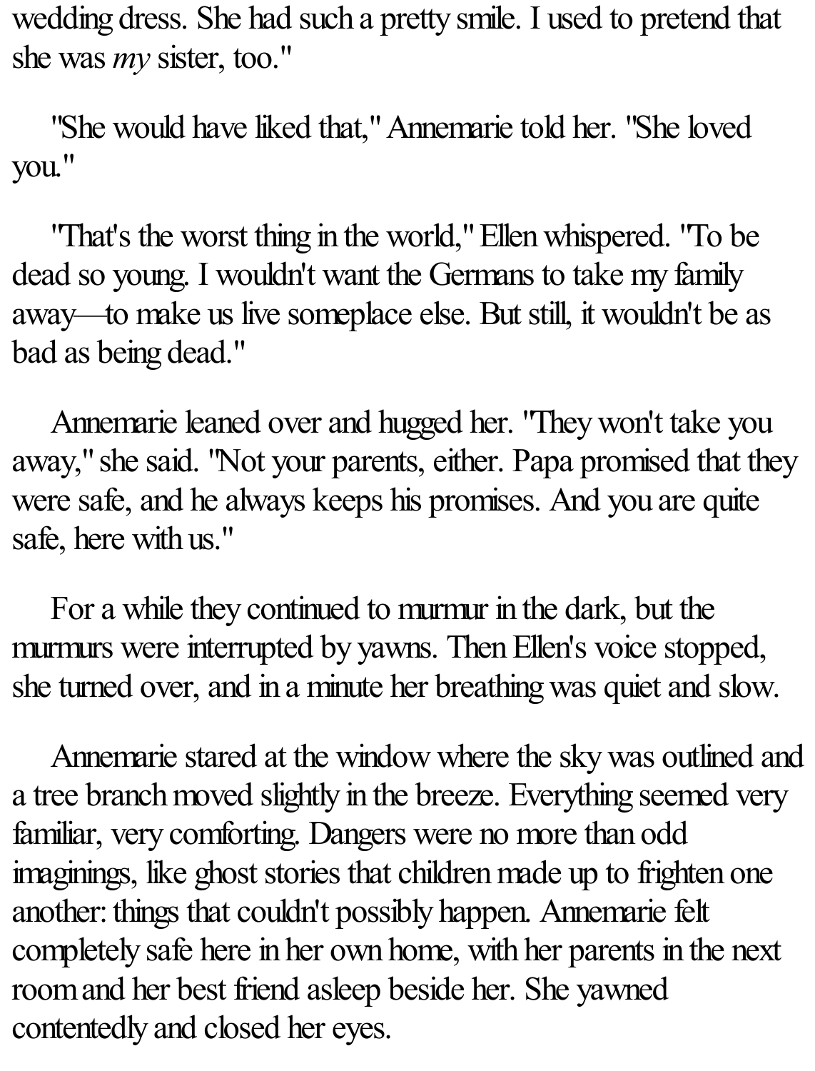wedding dress. She had such a pretty smile. I used to pretend that she was *my* sister, too."

"She would have liked that," Annemarie told her. "She loved you."

"That's the worst thing in the world," Ellen whispered. "To be dead so young. I wouldn't want the Germans to take my family away—to make us live someplace else. But still, it wouldn't be as bad as being dead."

Annemarie leaned over and hugged her. "They won't take you away," she said. "Not your parents, either. Papa promised that they were safe, and he always keeps his promises. And you are quite safe, here with us."

For a while they continued to murmur in the dark, but the murmurs were interrupted by yawns. Then Ellen's voice stopped, she turned over, and in a minute her breathing was quiet and slow.

Annemarie stared at the window where the sky was outlined and a tree branch moved slightly in the breeze. Everything seemed very familiar, very comforting. Dangers were no more than odd imaginings, like ghost stories that children made up to frighten one another: things that couldn't possibly happen. Annemarie felt completely safe here in her own home, with her parents in the next room and her best friend asleep beside her. She yawned contentedly and closed her eyes.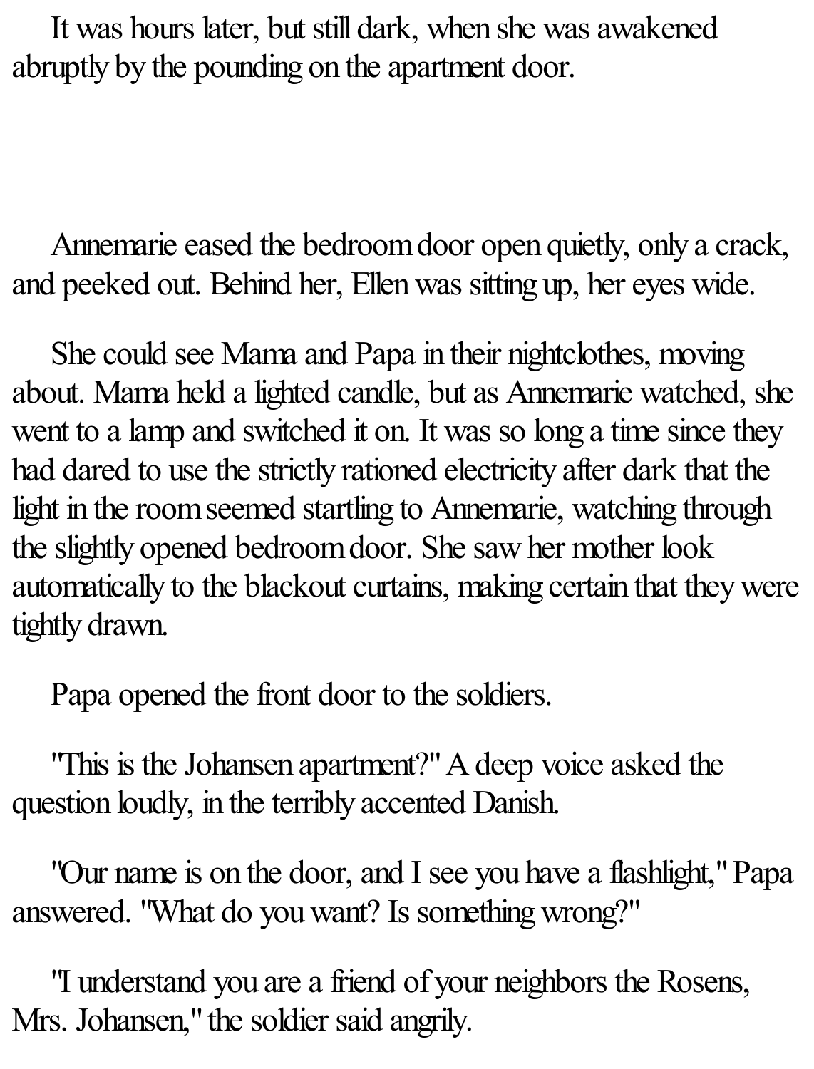It was hours later, but still dark, when she was awakened abruptly by the pounding on the apartment door.

Annemarie eased the bedroom door open quietly, only a crack, and peeked out. Behind her, Ellen was sitting up, her eyes wide.

She could see Mama and Papa in their nightclothes, moving about. Mama held a lighted candle, but as Annemarie watched, she went to a lamp and switched it on. It was so long a time since they had dared to use the strictly rationed electricity after dark that the light in the room seemed startling to Annemarie, watching through the slightly opened bedroom door. She saw her mother look automatically to the blackout curtains, making certain that they were tightly drawn.

Papa opened the front door to the soldiers.

"This is the Johansen apartment?" A deep voice asked the question loudly, in the terribly accented Danish.

"Our name is on the door, and I see you have a flashlight," Papa answered. "What do you want? Is something wrong?"

"I understand you are a friend of your neighbors the Rosens, Mrs. Johansen," the soldier said angrily.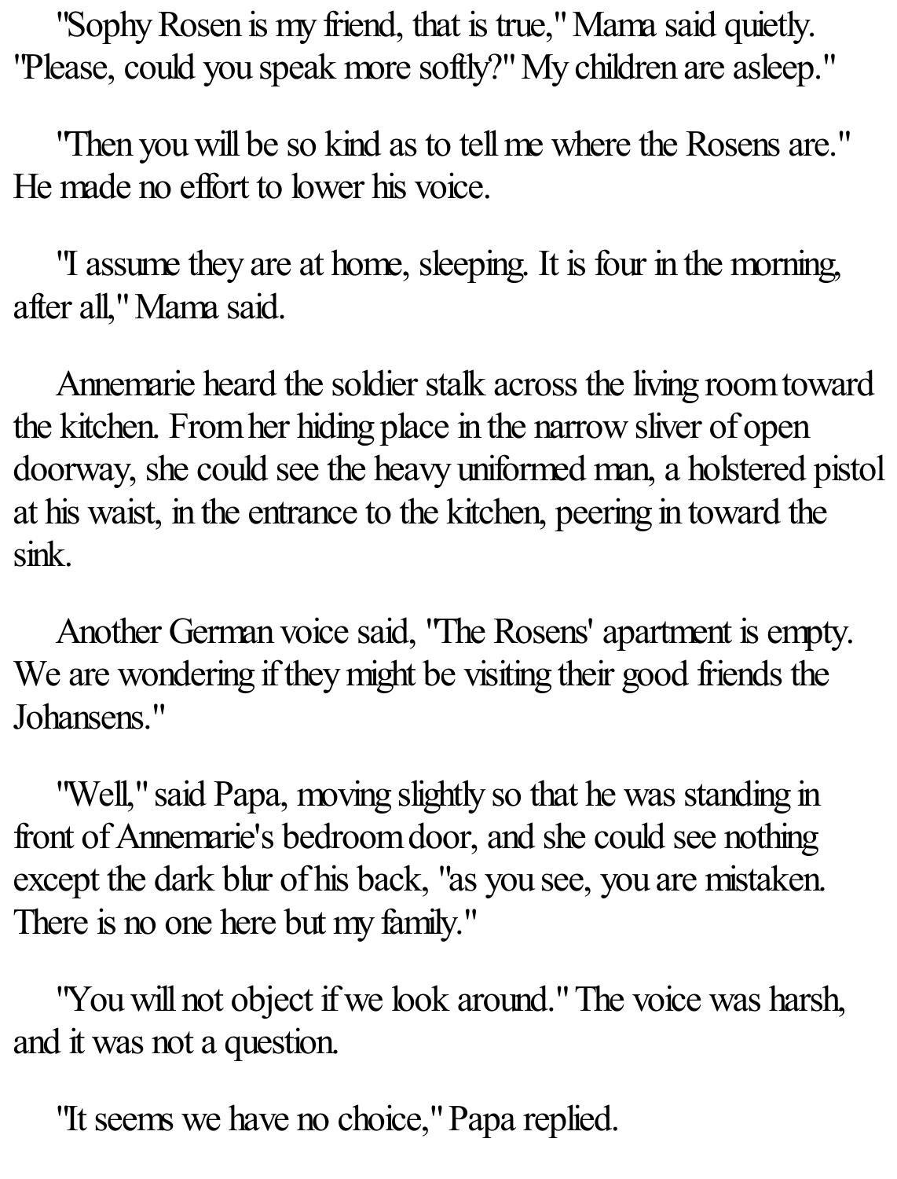"Sophy Rosen is my friend, that is true," Mama said quietly. "Please, could you speak more softly?" My children are asleep."

"Then you will be so kind as to tell me where the Rosens are." He made no effort to lower his voice.

"I assume they are at home, sleeping. It is four in the morning, after all," Mama said.

Annemarie heard the soldier stalk across the living room toward the kitchen. From her hiding place in the narrow sliver of open doorway, she could see the heavy uniformed man, a holstered pistol at his waist, in the entrance to the kitchen, peering in toward the sink.

Another German voice said, "The Rosens' apartment is empty. We are wondering if they might be visiting their good friends the Johansens."

"Well," said Papa, moving slightly so that he was standing in front of Annemarie's bedroom door, and she could see nothing except the dark blur of his back, "as you see, you are mistaken. There is no one here but my family."

"You will not object if we look around." The voice was harsh, and it was not a question.

"It seems we have no choice," Papa replied.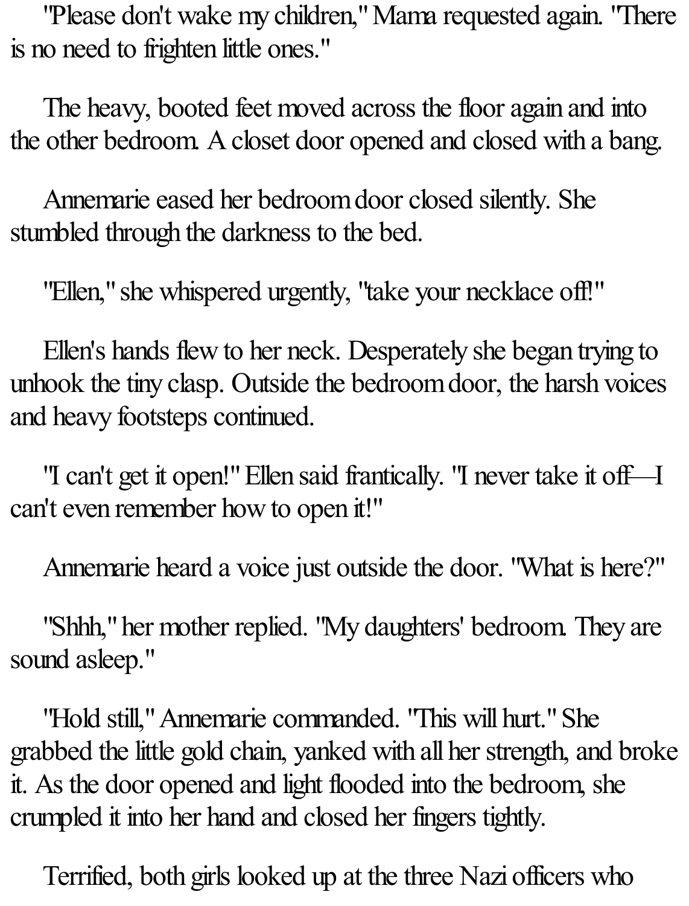"Please don't wake my children," Mama requested again. "There is no need to frighten little ones."

The heavy, booted feet moved across the floor again and into the other bedroom. A closet door opened and closed with a bang.

Annemarie eased her bedroom door closed silently. She stumbled through the darkness to the bed.

"Ellen," she whispered urgently, "take your necklace off!"

Ellen's hands flew to her neck. Desperately she began trying to unhook the tiny clasp. Outside the bedroom door, the harsh voices and heavy footsteps continued.

"I can't get it open!" Ellen said frantically. "I never take it off—I can't even remember how to open it!"

Annemarie heard a voice just outside the door. "What is here?"

"Shhh," her mother replied. "My daughters' bedroom. They are sound asleep."

"Hold still," Annemarie commanded. "This will hurt." She grabbed the little gold chain, yanked with all her strength, and broke it. As the door opened and light flooded into the bedroom, she crumpled it into her hand and closed her fingers tightly.

Terrified, both girls looked up at the three Nazi officers who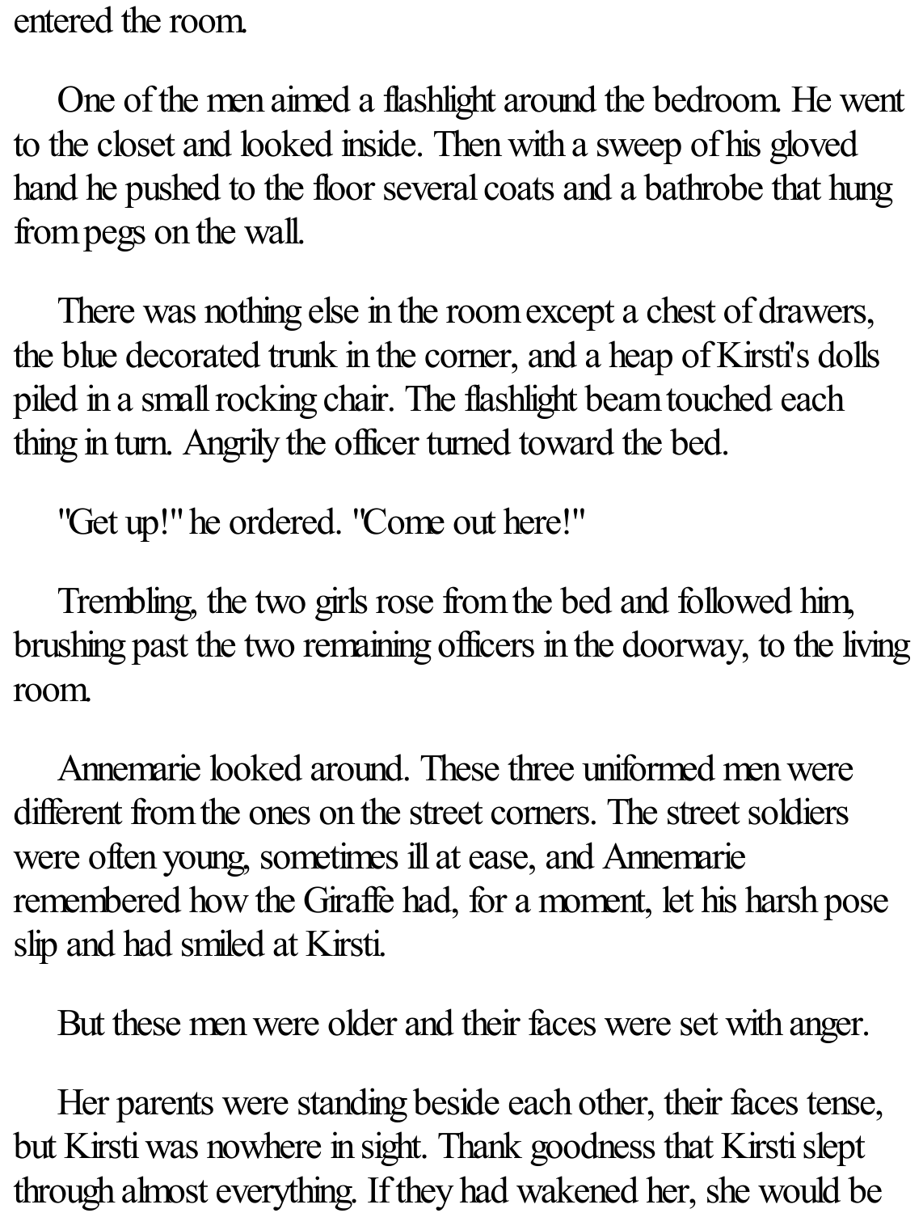entered the room.

One of the men aimed a flashlight around the bedroom. He went to the closet and looked inside. Then with a sweep of his gloved hand he pushed to the floor several coats and a bathrobe that hung from pegs on the wall.

There was nothing else in the room except a chest of drawers, the blue decorated trunk in the corner, and a heap of Kirsti's dolls piled in a small rocking chair. The flashlight beam touched each thing in turn. Angrily the officer turned toward the bed.

"Get up!" he ordered. "Come out here!"

Trembling, the two girls rose from the bed and followed him, brushing past the two remaining officers in the doorway, to the living room.

Annemarie looked around. These three uniformed men were different from the ones on the street corners. The street soldiers were often young, sometimes ill at ease, and Annemarie remembered how the Giraffe had, for a moment, let his harsh pose slip and had smiled at Kirsti.

But these men were older and their faces were set with anger.

Her parents were standing beside each other, their faces tense, but Kirsti was nowhere in sight. Thank goodness that Kirsti slept through almost everything. If they had wakened her, she would be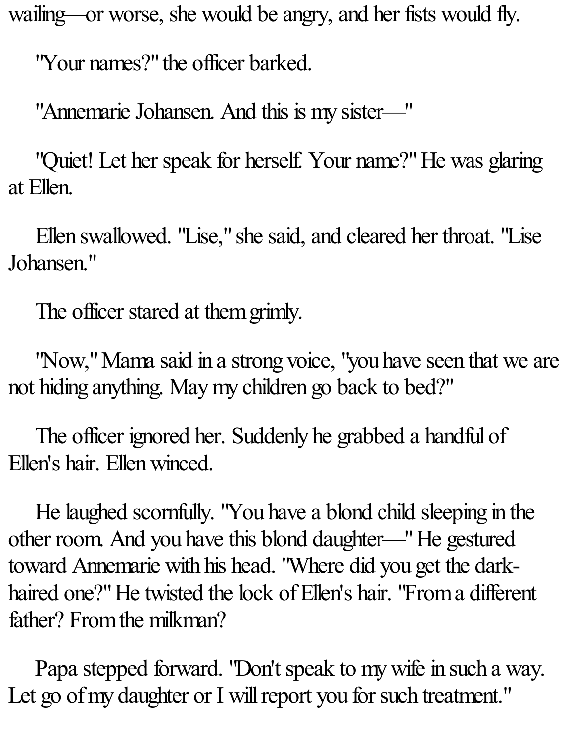wailing—or worse, she would be angry, and her fists would fly.

"Your names?" the officer barked.

"Annemarie Johansen. And this is my sister—"

"Quiet! Let her speak for herself. Your name?" He was glaring at Ellen.

Ellen swallowed. "Lise," she said, and cleared her throat. "Lise Johansen."

The officer stared at them grimly.

"Now," Mama said in a strong voice, "you have seen that we are not hiding anything. May my children go back to bed?"

The officer ignored her. Suddenly he grabbed a handful of Ellen's hair. Ellen winced.

He laughed scornfully. "You have a blond child sleeping in the other room. And you have this blond daughter—" He gestured toward Annemarie with his head. "Where did you get the dark-haired one?" He twisted the lock of Ellen's hair. "From a different father? From the milkman?

Papa stepped forward. "Don't speak to my wife in such a way. Let go of my daughter or I will report you for such treatment."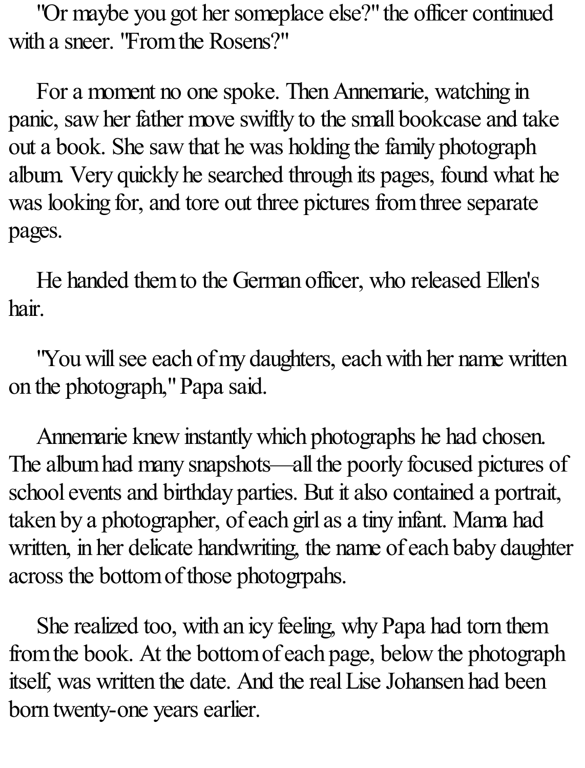"Or maybe you got her someplace else?" the officer continued with a sneer. "From the Rosens?"

For a moment no one spoke. Then Annemarie, watching in panic, saw her father move swiftly to the small bookcase and take out a book. She saw that he was holding the family photograph album. Very quickly he searched through its pages, found what he was looking for, and tore out three pictures from three separate pages.

He handed them to the German officer, who released Ellen's hair.

"You will see each of my daughters, each with her name written on the photograph," Papa said.

Annemarie knew instantly which photographs he had chosen. The album had many snapshots—all the poorly focused pictures of school events and birthday parties. But it also contained a portrait, taken by a photographer, of each girl as a tiny infant. Mama had written, in her delicate handwriting, the name of each baby daughter across the bottom of those photogrpahs.

She realized too, with an icy feeling, why Papa had torn them from the book. At the bottom of each page, below the photograph itself, was written the date. And the real Lise Johansen had been born twenty-one years earlier.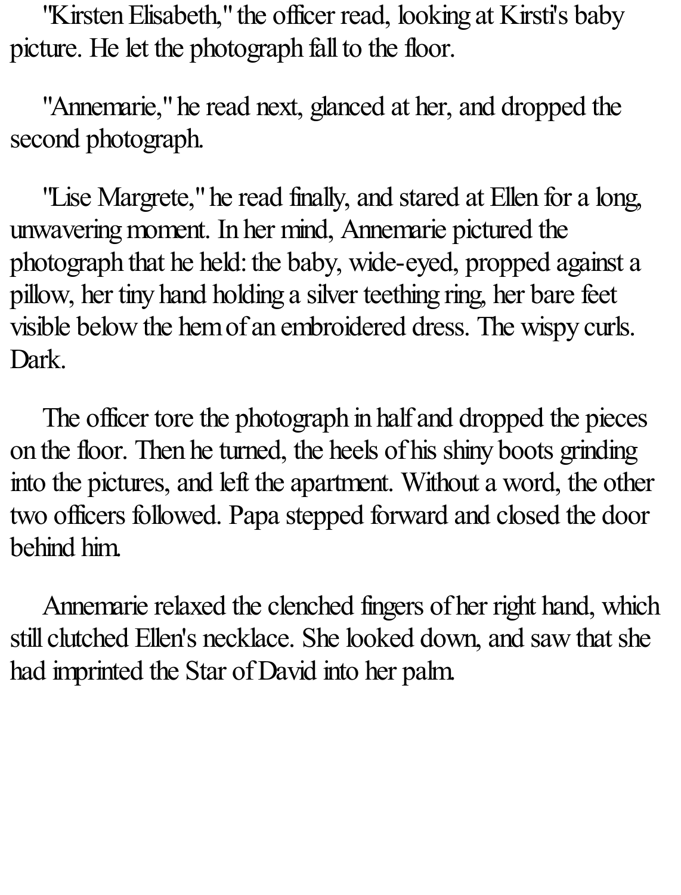"Kirsten Elisabeth," the officer read, looking at Kirsti's baby picture. He let the photograph fall to the floor.

"Annemarie," he read next, glanced at her, and dropped the second photograph.

"Lise Margrete," he read finally, and stared at Ellen for a long, unwavering moment. In her mind, Annemarie pictured the photograph that he held: the baby, wide-eyed, propped against a pillow, her tiny hand holding a silver teething ring, her bare feet visible below the hem of an embroidered dress. The wispy curls. Dark.

The officer tore the photograph in half and dropped the pieces on the floor. Then he turned, the heels of his shiny boots grinding into the pictures, and left the apartment. Without a word, the other two officers followed. Papa stepped forward and closed the door behind him.

Annemarie relaxed the clenched fingers of her right hand, which still clutched Ellen's necklace. She looked down, and saw that she had imprinted the Star of David into her palm.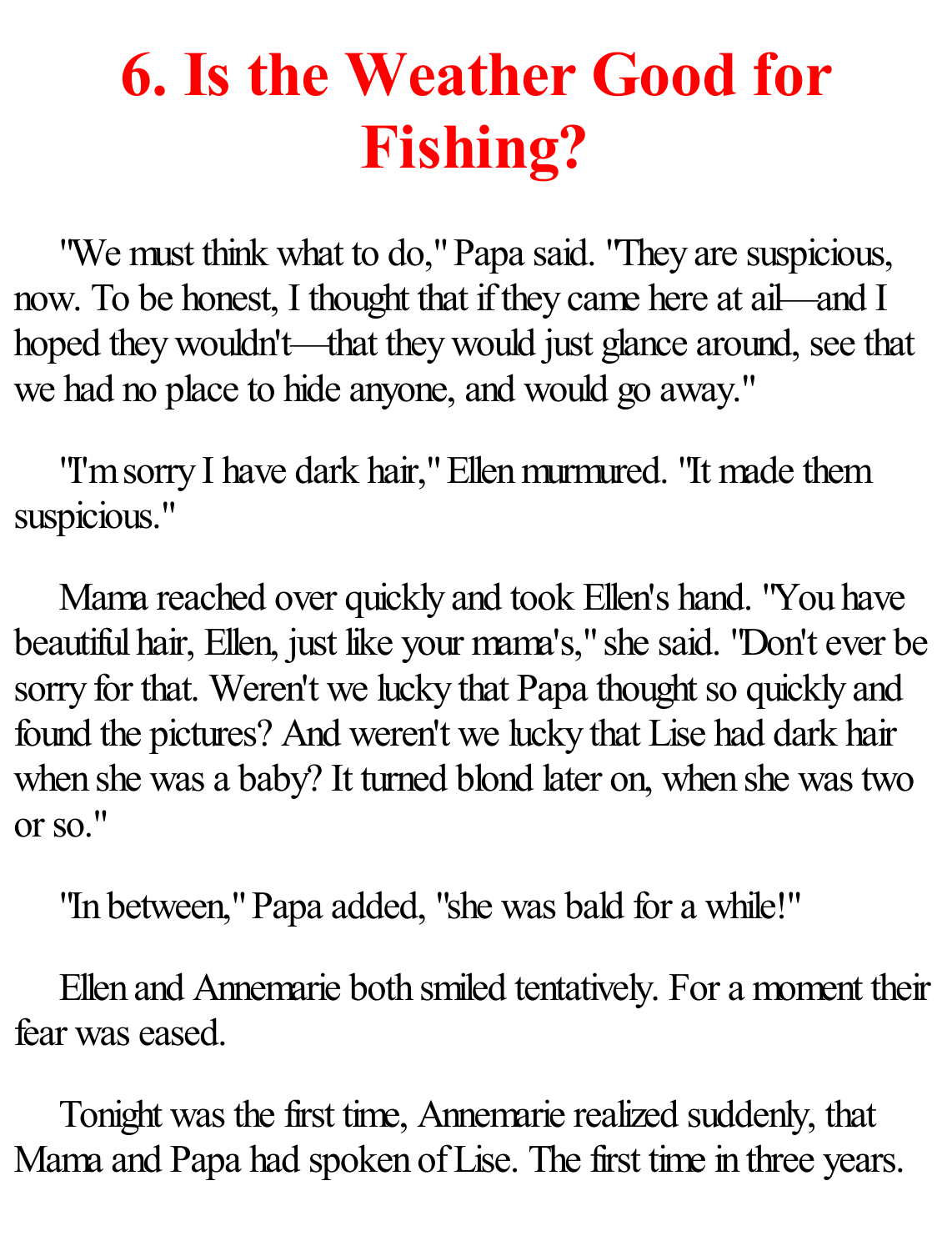# 6. Is the Weather Good for Fishing?

"We must think what to do," Papa said. "They are suspicious, now. To be honest, I thought that if they came here at ail—and I hoped they wouldn't—that they would just glance around, see that we had no place to hide anyone, and would go away."

"I'm sorry I have dark hair," Ellen murmured. "It made them suspicious."

Mama reached over quickly and took Ellen's hand. "You have beautiful hair, Ellen, just like your mama's," she said. "Don't ever be sorry for that. Weren't we lucky that Papa thought so quickly and found the pictures? And weren't we lucky that Lise had dark hair when she was a baby? It turned blond later on, when she was two or so."

"In between," Papa added, "she was bald for a while!"

Ellen and Annemarie both smiled tentatively. For a moment their fear was eased.

Tonight was the first time, Annemarie realized suddenly, that Mama and Papa had spoken of Lise. The first time in three years.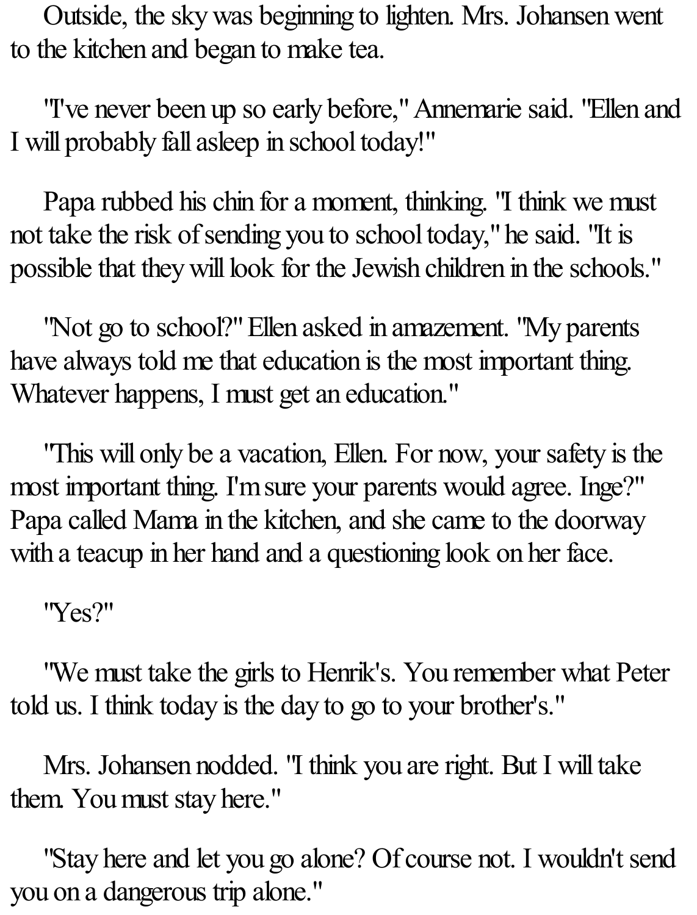Outside, the sky was beginning to lighten. Mrs. Johansen went to the kitchen and began to make tea.

"I've never been up so early before," Annemarie said. "Ellen and I will probably fall asleep in school today!"

Papa rubbed his chin for a moment, thinking. "I think we must not take the risk of sending you to school today," he said. "It is possible that they will look for the Jewish children in the schools."

"Not go to school?" Ellen asked in amazement. "My parents have always told me that education is the most important thing. Whatever happens, I must get an education."

"This will only be a vacation, Ellen. For now, your safety is the most important thing. I'm sure your parents would agree. Inge?" Papa called Mama in the kitchen, and she came to the doorway with a teacup in her hand and a questioning look on her face.

"Yes?"

"We must take the girls to Henrik's. You remember what Peter told us. I think today is the day to go to your brother's."

Mrs. Johansen nodded. "I think you are right. But I will take them. You must stay here."

"Stay here and let you go alone? Of course not. I wouldn't send you on a dangerous trip alone."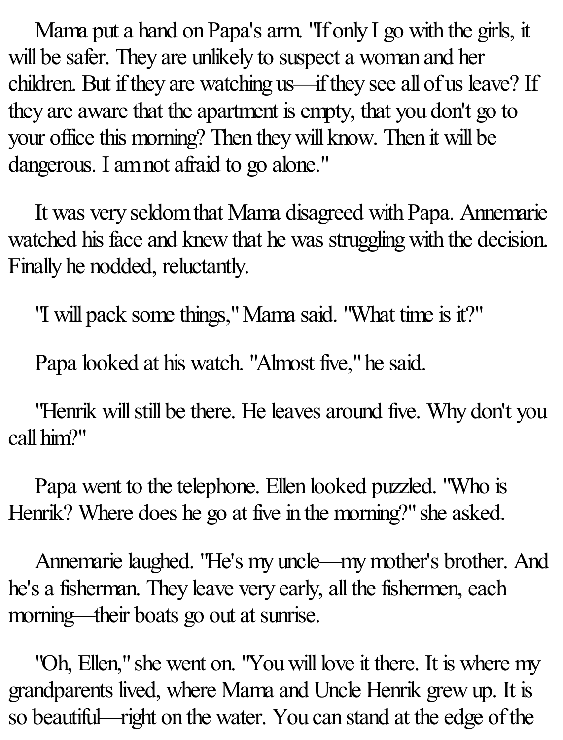Mama put a hand on Papa's arm. "If only I go with the girls, it will be safer. They are unlikely to suspect a woman and her children. But if they are watching us—if they see all of us leave? If they are aware that the apartment is empty, that you don't go to your office this morning? Then they will know. Then it will be dangerous. I am not afraid to go alone."

It was very seldom that Mama disagreed with Papa. Annemarie watched his face and knew that he was struggling with the decision. Finally he nodded, reluctantly.

"I will pack some things," Mama said. "What time is it?"

Papa looked at his watch. "Almost five," he said.

"Henrik will still be there. He leaves around five. Why don't you call him?"

Papa went to the telephone. Ellen looked puzzled. "Who is Henrik? Where does he go at five in the morning?" she asked.

Annemarie laughed. "He's my uncle—my mother's brother. And he's a fisherman. They leave very early, all the fishermen, each morning—their boats go out at sunrise.

"Oh, Ellen," she went on. "You will love it there. It is where my grandparents lived, where Mama and Uncle Henrik grew up. It is so beautiful—right on the water. You can stand at the edge of the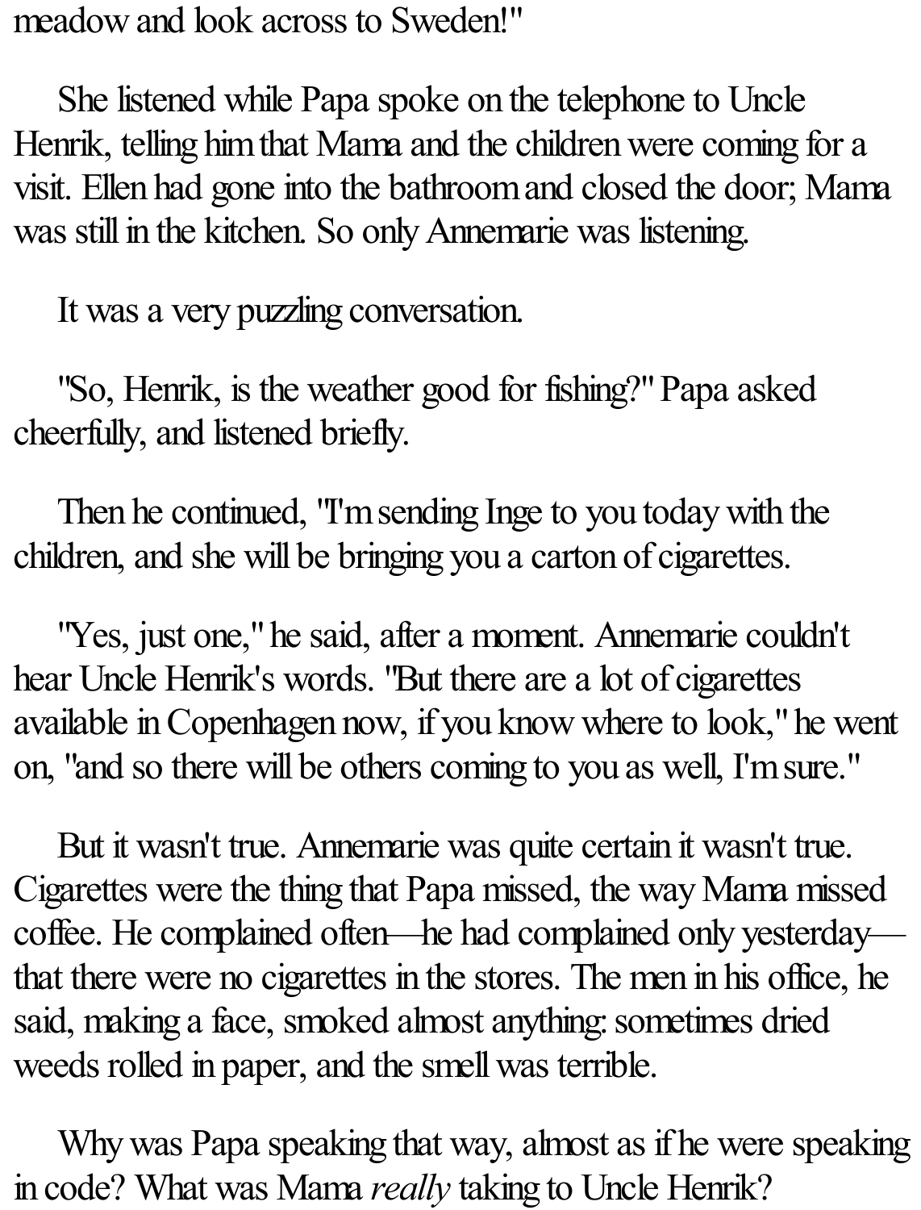meadow and look across to Sweden!"

She listened while Papa spoke on the telephone to Uncle Henrik, telling him that Mama and the children were coming for a visit. Ellen had gone into the bathroom and closed the door; Mama was still in the kitchen. So only Annemarie was listening.

It was a very puzzling conversation.

"So, Henrik, is the weather good for fishing?" Papa asked cheerfully, and listened briefly.

Then he continued, "I'm sending Inge to you today with the children, and she will be bringing you a carton of cigarettes.

"Yes, just one," he said, after a moment. Annemarie couldn't hear Uncle Henrik's words. "But there are a lot of cigarettes available in Copenhagen now, if you know where to look," he went on, "and so there will be others coming to you as well, I'm sure."

But it wasn't true. Annemarie was quite certain it wasn't true. Cigarettes were the thing that Papa missed, the way Mama missed coffee. He complained often—he had complained only yesterday—that there were no cigarettes in the stores. The men in his office, he said, making a face, smoked almost anything: sometimes dried weeds rolled in paper, and the smell was terrible.

Why was Papa speaking that way, almost as if he were speaking in code? What was Mama *really* taking to Uncle Henrik?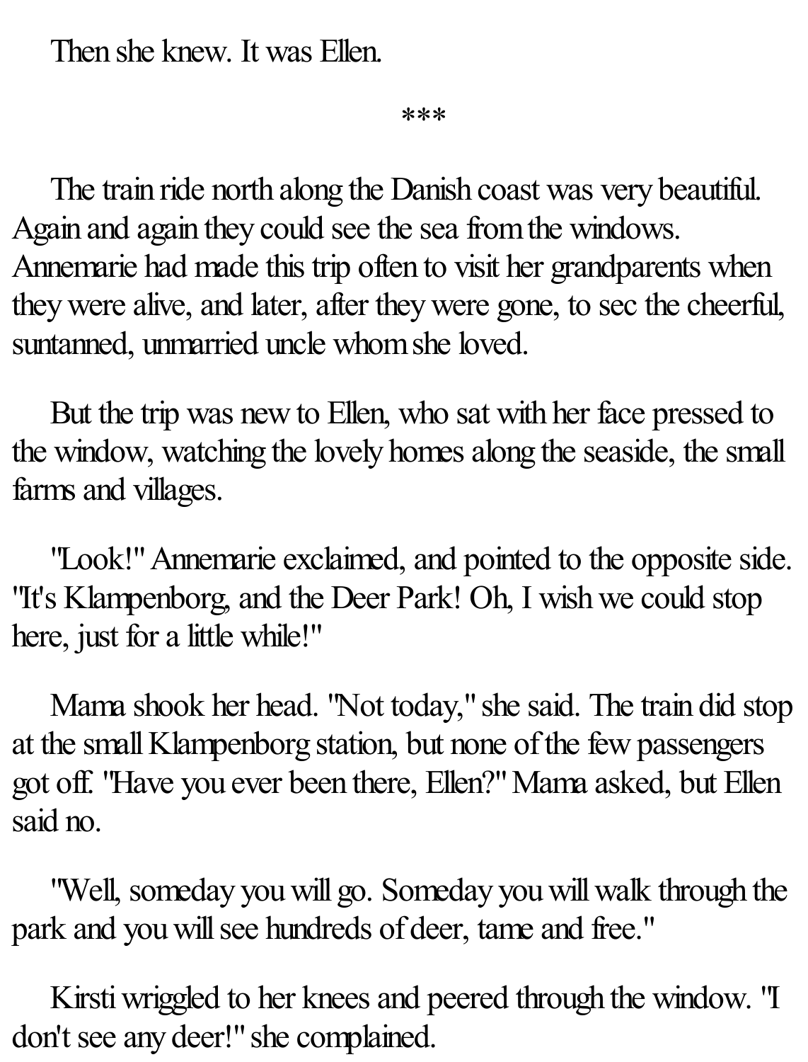Then she knew. It was Ellen.

***

The train ride north along the Danish coast was very beautiful. Again and again they could see the sea from the windows. Annemarie had made this trip often to visit her grandparents when they were alive, and later, after they were gone, to sec the cheerful, suntanned, unmarried uncle whom she loved.

But the trip was new to Ellen, who sat with her face pressed to the window, watching the lovely homes along the seaside, the small farms and villages.

"Look!" Annemarie exclaimed, and pointed to the opposite side. "It's Klampenborg, and the Deer Park! Oh, I wish we could stop here, just for a little while!"

Mama shook her head. "Not today," she said. The train did stop at the small Klampenborg station, but none of the few passengers got off. "Have you ever been there, Ellen?" Mama asked, but Ellen said no.

"Well, someday you will go. Someday you will walk through the park and you will see hundreds of deer, tame and free."

Kirsti wriggled to her knees and peered through the window. "I don't see any deer!" she complained.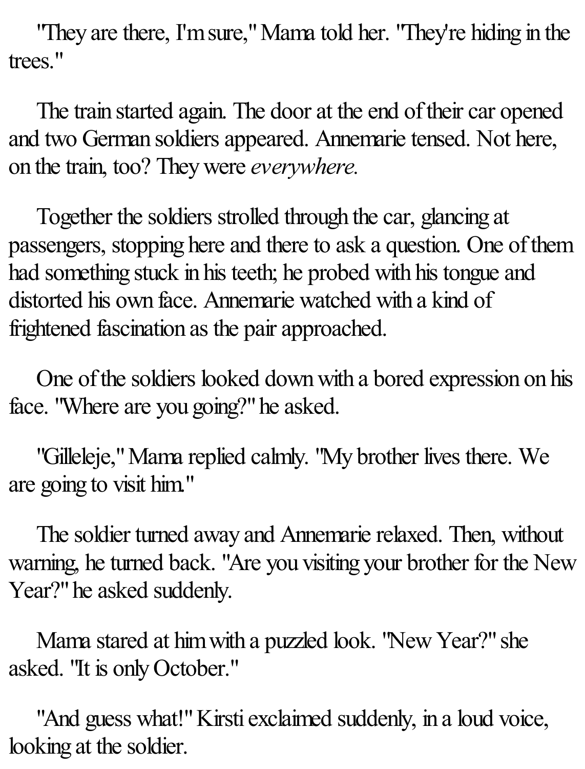"They are there, I'm sure," Mama told her. "They're hiding in the trees."

The train started again. The door at the end of their car opened and two German soldiers appeared. Annemarie tensed. Not here, on the train, too? They were *everywhere.*

Together the soldiers strolled through the car, glancing at passengers, stopping here and there to ask a question. One of them had something stuck in his teeth; he probed with his tongue and distorted his own face. Annemarie watched with a kind of frightened fascination as the pair approached.

One of the soldiers looked down with a bored expression on his face. "Where are you going?" he asked.

"Gilleleje," Mama replied calmly. "My brother lives there. We are going to visit him."

The soldier turned away and Annemarie relaxed. Then, without warning, he turned back. "Are you visiting your brother for the New Year?" he asked suddenly.

Mama stared at him with a puzzled look. "New Year?" she asked. "It is only October."

"And guess what!" Kirsti exclaimed suddenly, in a loud voice, looking at the soldier.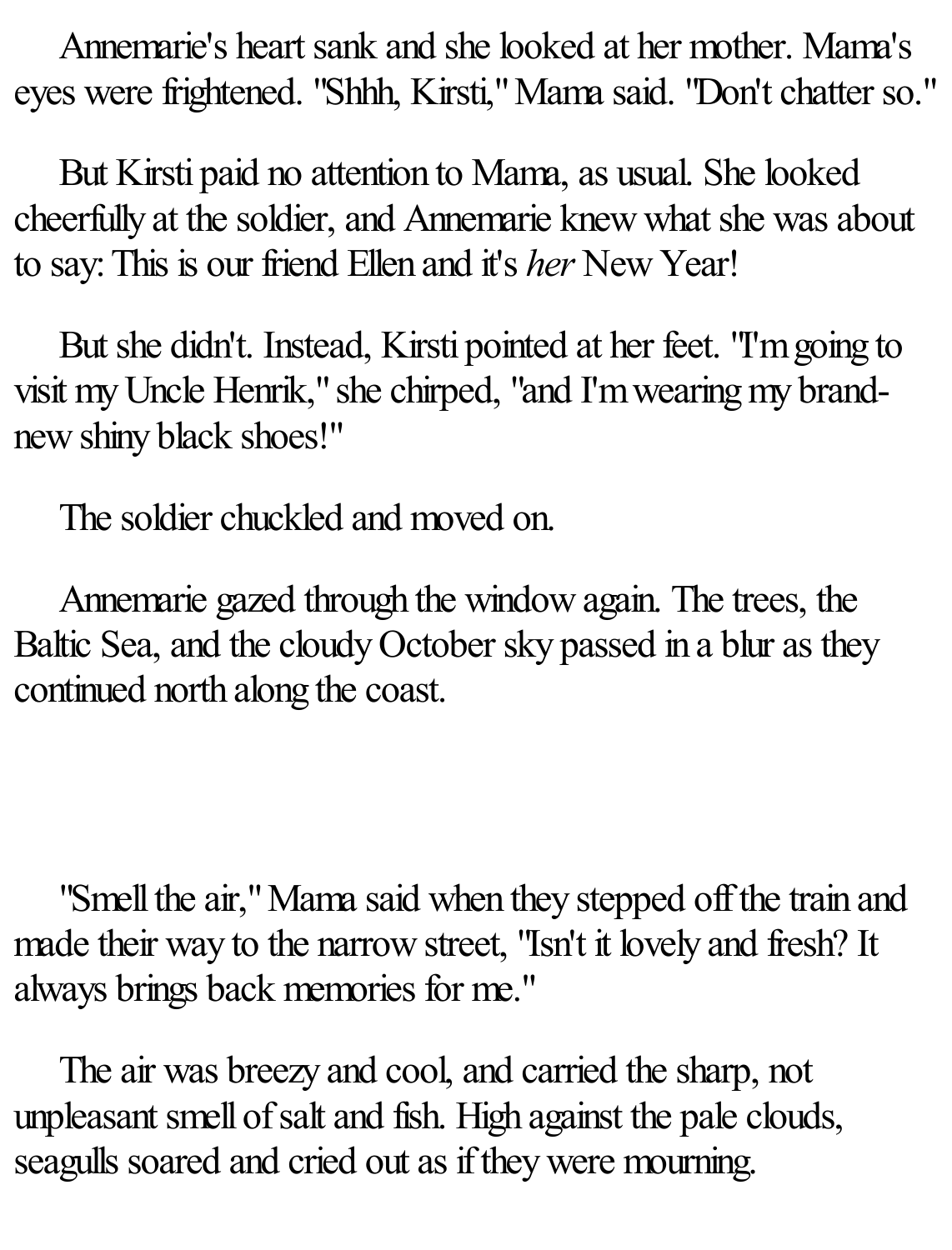Annemarie's heart sank and she looked at her mother. Mama's eyes were frightened. "Shhh, Kirsti," Mama said. "Don't chatter so."

But Kirsti paid no attention to Mama, as usual. She looked cheerfully at the soldier, and Annemarie knew what she was about to say: This is our friend Ellen and it's *her* New Year!

But she didn't. Instead, Kirsti pointed at her feet. "I'm going to visit my Uncle Henrik," she chirped, "and I'm wearing my brand-new shiny black shoes!"

The soldier chuckled and moved on.

Annemarie gazed through the window again. The trees, the Baltic Sea, and the cloudy October sky passed in a blur as they continued north along the coast.

"Smell the air," Mama said when they stepped off the train and made their way to the narrow street, "Isn't it lovely and fresh? It always brings back memories for me."

The air was breezy and cool, and carried the sharp, not unpleasant smell of salt and fish. High against the pale clouds, seagulls soared and cried out as if they were mourning.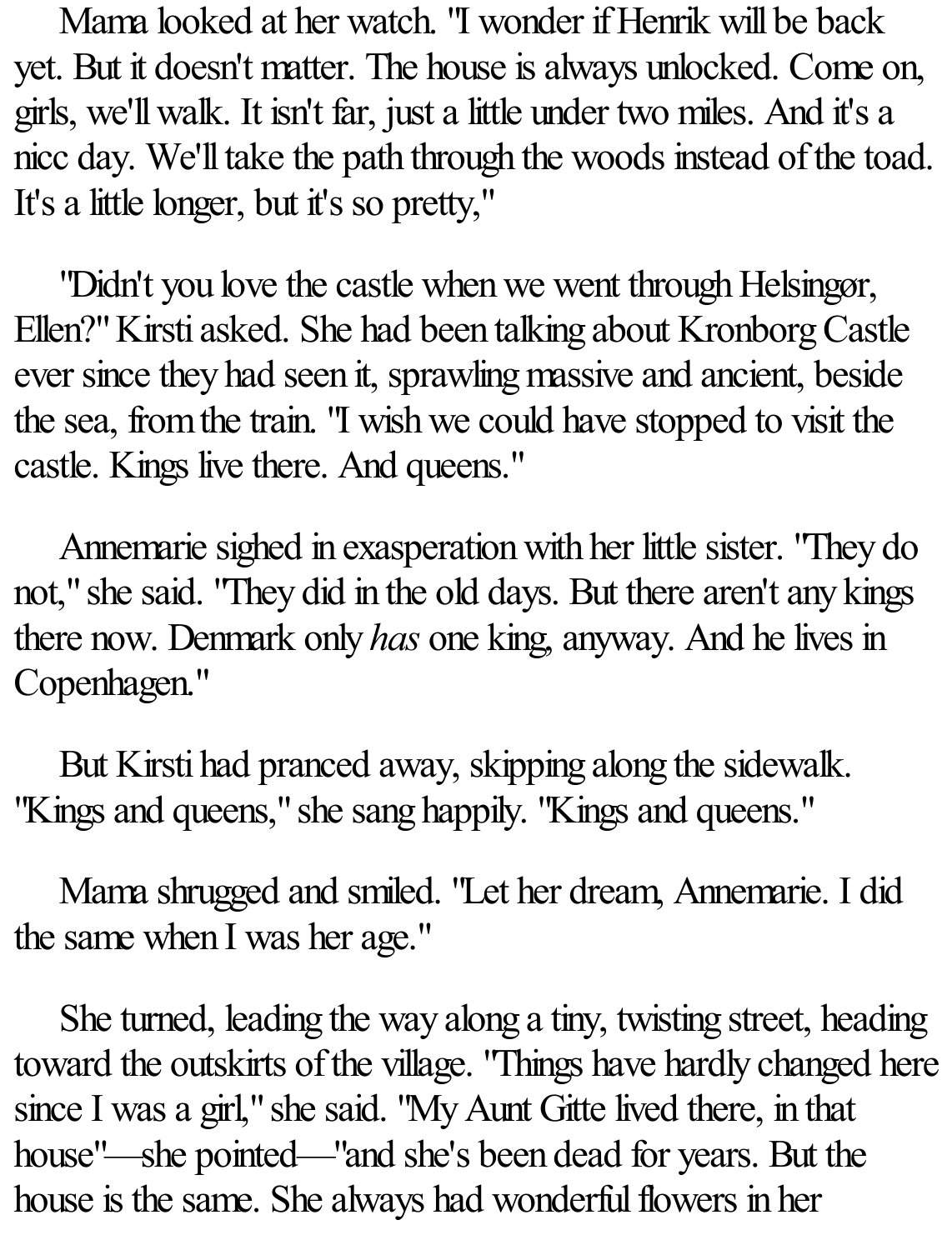Mama looked at her watch. "I wonder if Henrik will be back yet. But it doesn't matter. The house is always unlocked. Come on, girls, we'll walk. It isn't far, just a little under two miles. And it's a nicc day. We'll take the path through the woods instead of the toad. It's a little longer, but it's so pretty,"

"Didn't you love the castle when we went through Helsingør, Ellen?" Kirsti asked. She had been talking about Kronborg Castle ever since they had seen it, sprawling massive and ancient, beside the sea, from the train. "I wish we could have stopped to visit the castle. Kings live there. And queens."

Annemarie sighed in exasperation with her little sister. "They do not," she said. "They did in the old days. But there aren't any kings there now. Denmark only *has* one king, anyway. And he lives in Copenhagen."

But Kirsti had pranced away, skipping along the sidewalk. "Kings and queens," she sang happily. "Kings and queens."

Mama shrugged and smiled. "Let her dream, Annemarie. I did the same when I was her age."

She turned, leading the way along a tiny, twisting street, heading toward the outskirts of the village. "Things have hardly changed here since I was a girl," she said. "My Aunt Gitte lived there, in that house"—she pointed—"and she's been dead for years. But the house is the same. She always had wonderful flowers in her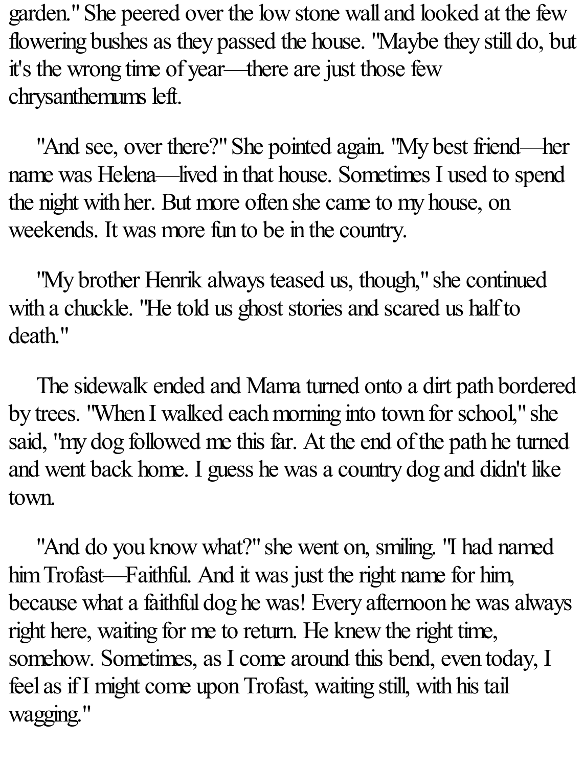garden." She peered over the low stone wall and looked at the few flowering bushes as they passed the house. "Maybe they still do, but it's the wrong time of year—there are just those few chrysanthemums left.

"And see, over there?" She pointed again. "My best friend—her name was Helena—lived in that house. Sometimes I used to spend the night with her. But more often she came to my house, on weekends. It was more fun to be in the country.

"My brother Henrik always teased us, though," she continued with a chuckle. "He told us ghost stories and scared us half to death."

The sidewalk ended and Mama turned onto a dirt path bordered by trees. "When I walked each morning into town for school," she said, "my dog followed me this far. At the end of the path he turned and went back home. I guess he was a country dog and didn't like town.

"And do you know what?" she went on, smiling. "I had named him Trofast—Faithful. And it was just the right name for him, because what a faithful dog he was! Every afternoon he was always right here, waiting for me to return. He knew the right time, somehow. Sometimes, as I come around this bend, even today, I feel as if I might come upon Trofast, waiting still, with his tail wagging."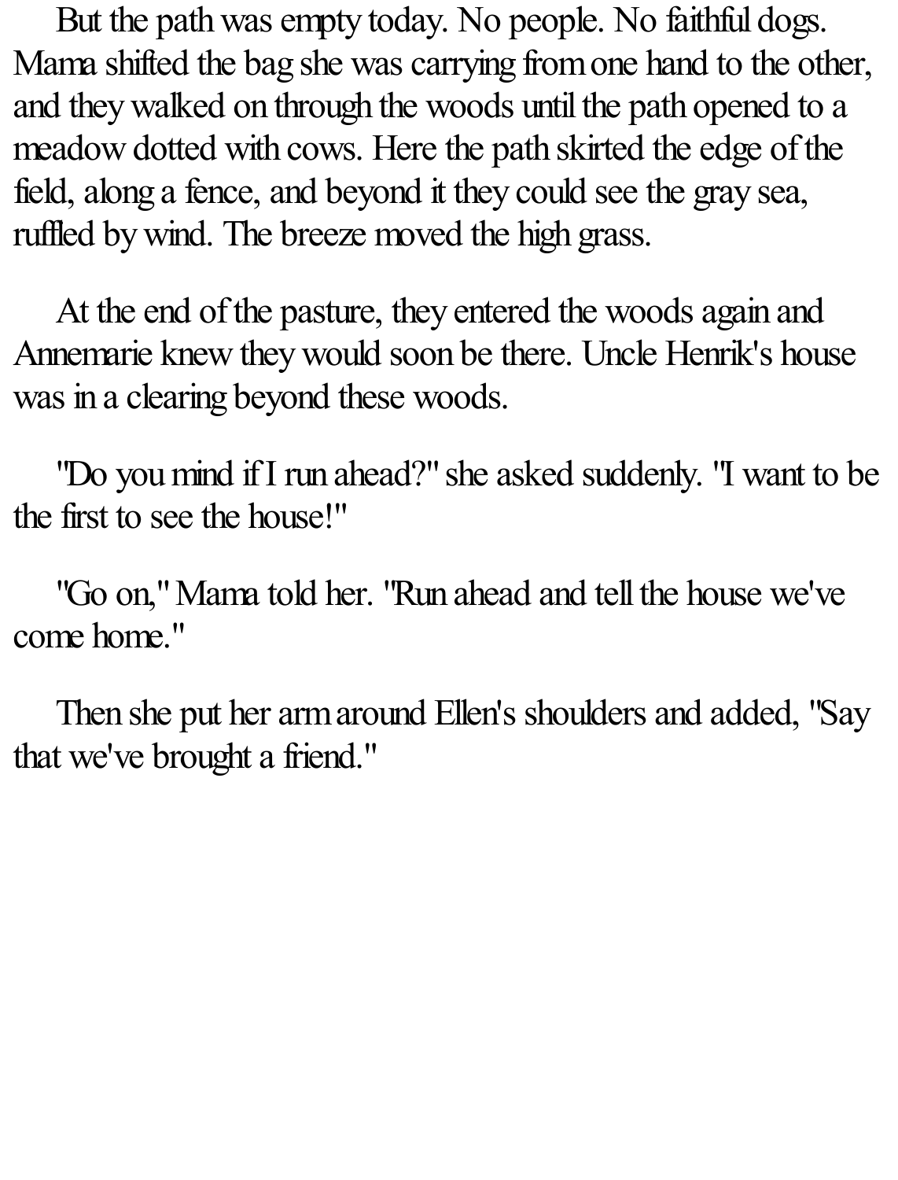But the path was empty today. No people. No faithful dogs. Mama shifted the bag she was carrying from one hand to the other, and they walked on through the woods until the path opened to a meadow dotted with cows. Here the path skirted the edge of the field, along a fence, and beyond it they could see the gray sea, ruffled by wind. The breeze moved the high grass.

At the end of the pasture, they entered the woods again and Annemarie knew they would soon be there. Uncle Henrik's house was in a clearing beyond these woods.

"Do you mind if I run ahead?" she asked suddenly. "I want to be the first to see the house!"

"Go on," Mama told her. "Run ahead and tell the house we've come home."

Then she put her arm around Ellen's shoulders and added, "Say that we've brought a friend."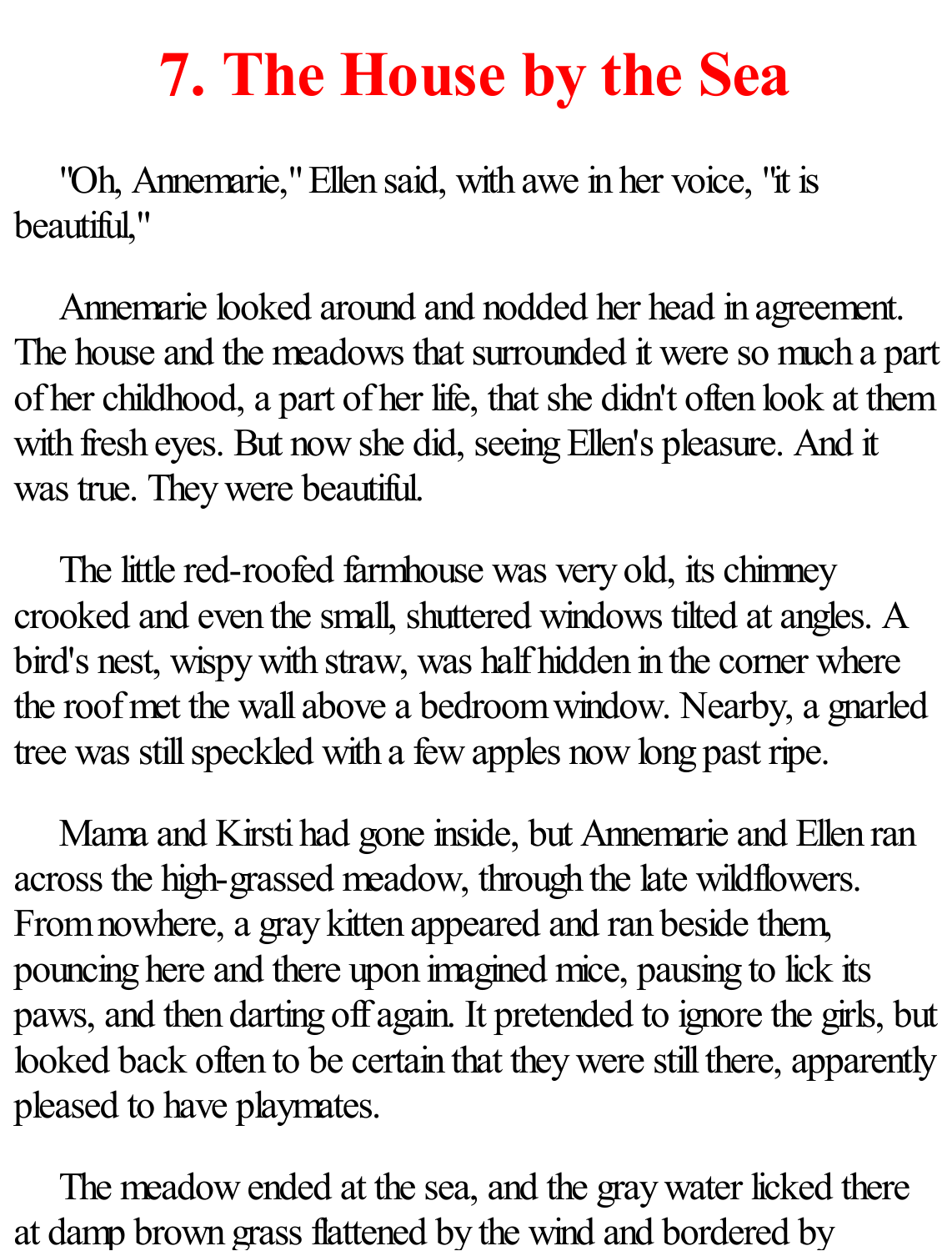# 7. The House by the Sea

"Oh, Annemarie," Ellen said, with awe in her voice, "it is beautiful,"

Annemarie looked around and nodded her head in agreement. The house and the meadows that surrounded it were so much a part of her childhood, a part of her life, that she didn't often look at them with fresh eyes. But now she did, seeing Ellen's pleasure. And it was true. They were beautiful.

The little red-roofed farmhouse was very old, its chimney crooked and even the small, shuttered windows tilted at angles. A bird's nest, wispy with straw, was half hidden in the corner where the roof met the wall above a bedroom window. Nearby, a gnarled tree was still speckled with a few apples now long past ripe.

Mama and Kirsti had gone inside, but Annemarie and Ellen ran across the high-grassed meadow, through the late wildflowers. From nowhere, a gray kitten appeared and ran beside them, pouncing here and there upon imagined mice, pausing to lick its paws, and then darting off again. It pretended to ignore the girls, but looked back often to be certain that they were still there, apparently pleased to have playmates.

The meadow ended at the sea, and the gray water licked there at damp brown grass flattened by the wind and bordered by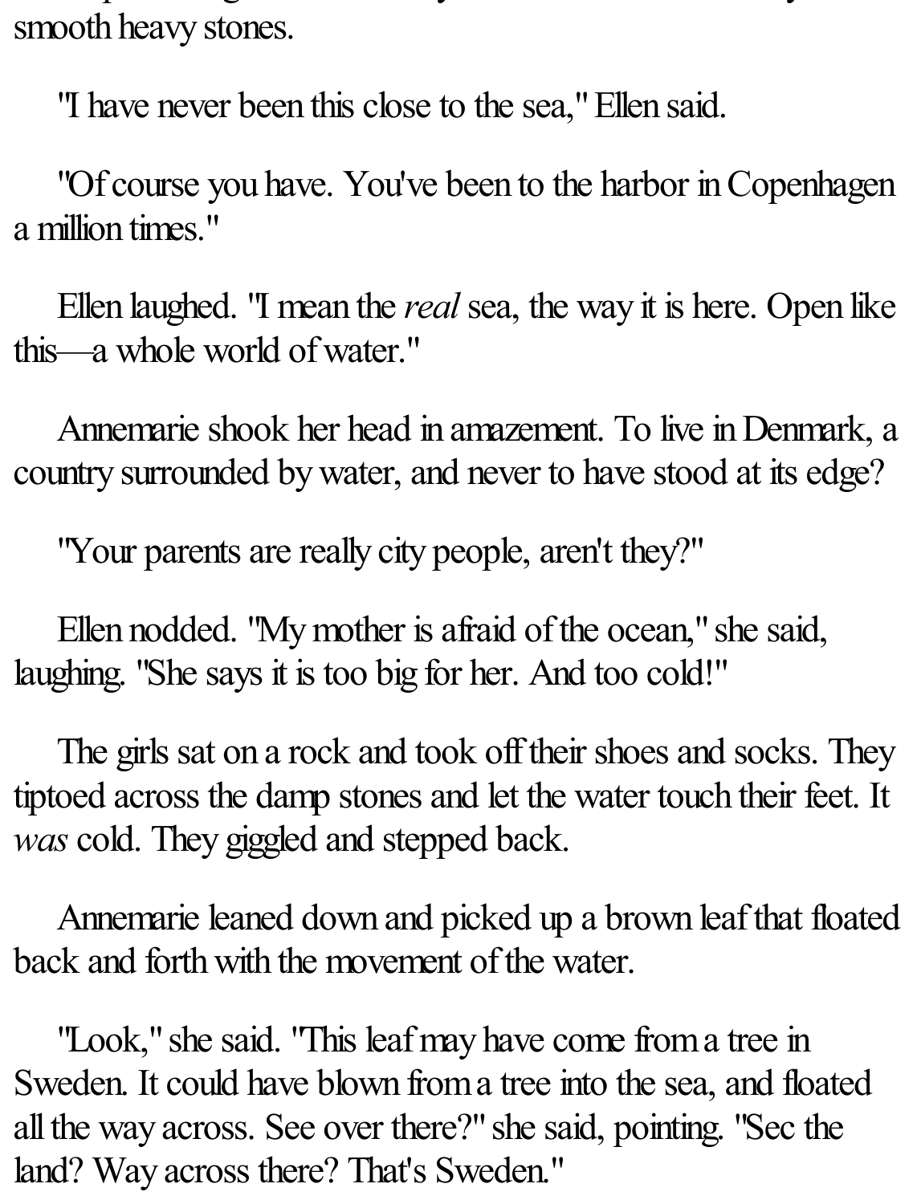smooth heavy stones.

"I have never been this close to the sea," Ellen said.

"Of course you have. You've been to the harbor in Copenhagen a million times."

Ellen laughed. "I mean the *real* sea, the way it is here. Open like this—a whole world of water."

Annemarie shook her head in amazement. To live in Denmark, a country surrounded by water, and never to have stood at its edge?

"Your parents are really city people, aren't they?"

Ellen nodded. "My mother is afraid of the ocean," she said, laughing. "She says it is too big for her. And too cold!"

The girls sat on a rock and took off their shoes and socks. They tiptoed across the damp stones and let the water touch their feet. It *was* cold. They giggled and stepped back.

Annemarie leaned down and picked up a brown leaf that floated back and forth with the movement of the water.

"Look," she said. "This leaf may have come from a tree in Sweden. It could have blown from a tree into the sea, and floated all the way across. See over there?" she said, pointing. "Sec the land? Way across there? That's Sweden."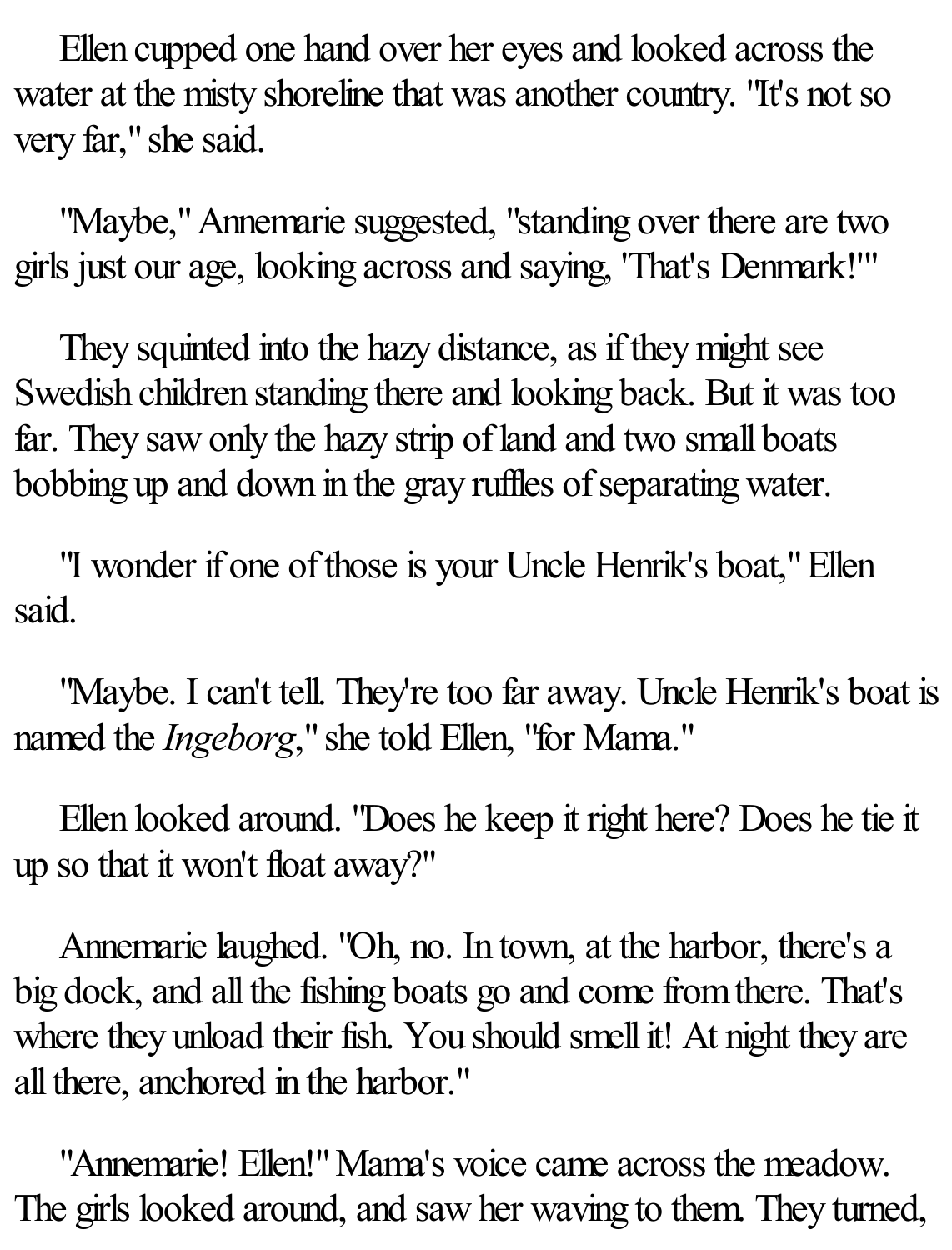Ellen cupped one hand over her eyes and looked across the water at the misty shoreline that was another country. "It's not so very far," she said.

"Maybe," Annemarie suggested, "standing over there are two girls just our age, looking across and saying, 'That's Denmark!'"

They squinted into the hazy distance, as if they might see Swedish children standing there and looking back. But it was too far. They saw only the hazy strip of land and two small boats bobbing up and down in the gray ruffles of separating water.

"I wonder if one of those is your Uncle Henrik's boat," Ellen said.

"Maybe. I can't tell. They're too far away. Uncle Henrik's boat is named the *Ingeborg*," she told Ellen, "for Mama."

Ellen looked around. "Does he keep it right here? Does he tie it up so that it won't float away?"

Annemarie laughed. "Oh, no. In town, at the harbor, there's a big dock, and all the fishing boats go and come from there. That's where they unload their fish. You should smell it! At night they are all there, anchored in the harbor."

"Annemarie! Ellen!" Mama's voice came across the meadow. The girls looked around, and saw her waving to them. They turned,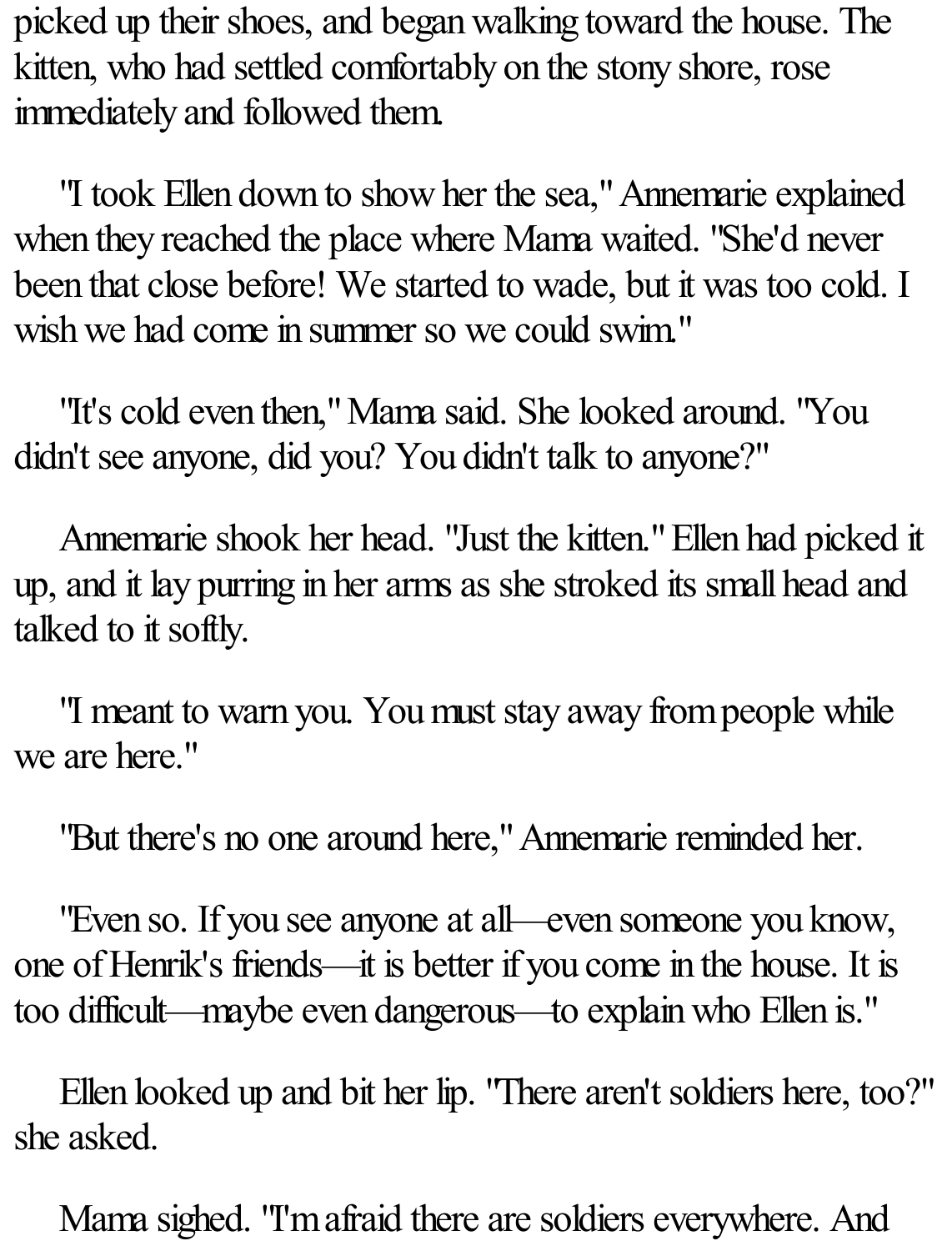picked up their shoes, and began walking toward the house. The kitten, who had settled comfortably on the stony shore, rose immediately and followed them.

"I took Ellen down to show her the sea," Annemarie explained when they reached the place where Mama waited. "She'd never been that close before! We started to wade, but it was too cold. I wish we had come in summer so we could swim."

"It's cold even then," Mama said. She looked around. "You didn't see anyone, did you? You didn't talk to anyone?"

Annemarie shook her head. "Just the kitten." Ellen had picked it up, and it lay purring in her arms as she stroked its small head and talked to it softly.

"I meant to warn you. You must stay away from people while we are here."

"But there's no one around here," Annemarie reminded her.

"Even so. If you see anyone at all—even someone you know, one of Henrik's friends—it is better if you come in the house. It is too difficult—maybe even dangerous—to explain who Ellen is."

Ellen looked up and bit her lip. "There aren't soldiers here, too?" she asked.

Mama sighed. "I'm afraid there are soldiers everywhere. And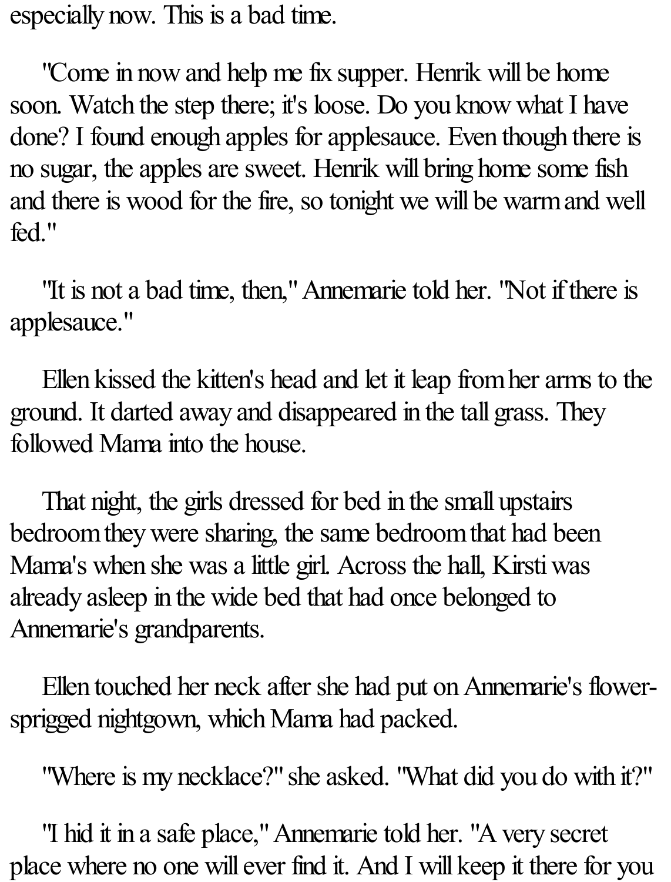especially now. This is a bad time.

"Come in now and help me fix supper. Henrik will be home soon. Watch the step there; it's loose. Do you know what I have done? I found enough apples for applesauce. Even though there is no sugar, the apples are sweet. Henrik will bring home some fish and there is wood for the fire, so tonight we will be warm and well fed."

"It is not a bad time, then," Annemarie told her. "Not if there is applesauce."

Ellen kissed the kitten's head and let it leap from her arms to the ground. It darted away and disappeared in the tall grass. They followed Mama into the house.

That night, the girls dressed for bed in the small upstairs bedroom they were sharing, the same bedroom that had been Mama's when she was a little girl. Across the hall, Kirsti was already asleep in the wide bed that had once belonged to Annemarie's grandparents.

Ellen touched her neck after she had put on Annemarie's flower-sprigged nightgown, which Mama had packed.

"Where is my necklace?" she asked. "What did you do with it?"

"I hid it in a safe place," Annemarie told her. "A very secret place where no one will ever find it. And I will keep it there for you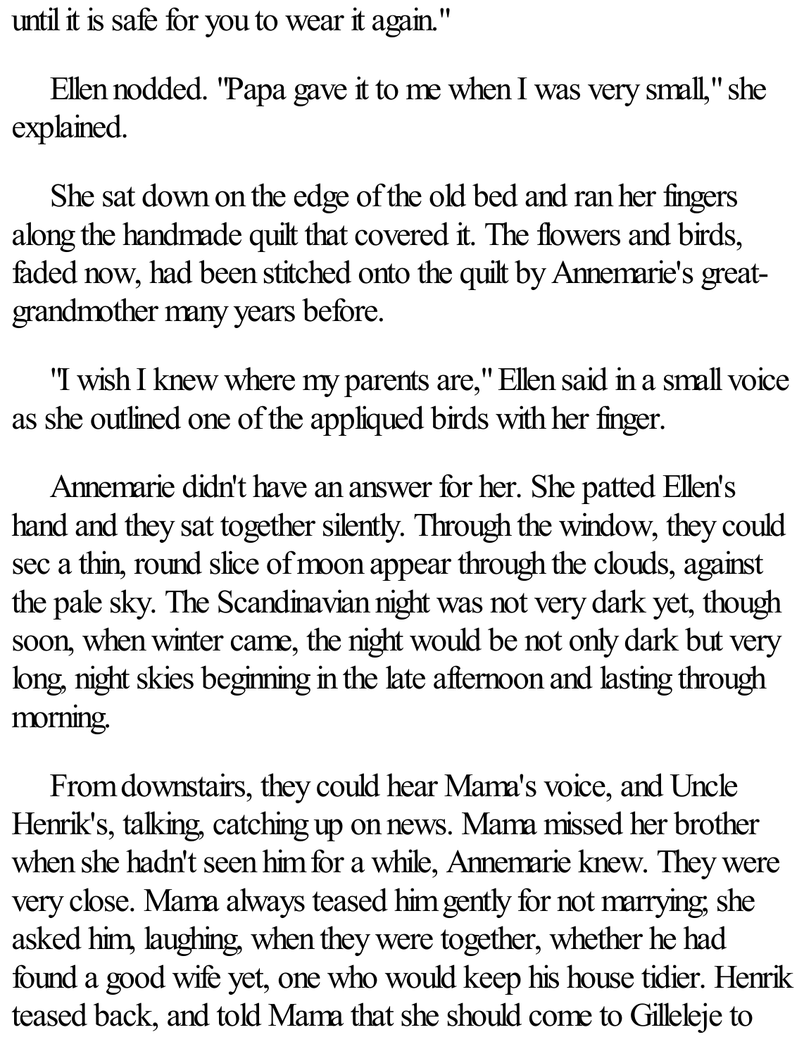until it is safe for you to wear it again."

Ellen nodded. "Papa gave it to me when I was very small," she explained.

She sat down on the edge of the old bed and ran her fingers along the handmade quilt that covered it. The flowers and birds, faded now, had been stitched onto the quilt by Annemarie's great-grandmother many years before.

"I wish I knew where my parents are," Ellen said in a small voice as she outlined one of the appliqued birds with her finger.

Annemarie didn't have an answer for her. She patted Ellen's hand and they sat together silently. Through the window, they could sec a thin, round slice of moon appear through the clouds, against the pale sky. The Scandinavian night was not very dark yet, though soon, when winter came, the night would be not only dark but very long, night skies beginning in the late afternoon and lasting through morning.

From downstairs, they could hear Mama's voice, and Uncle Henrik's, talking, catching up on news. Mama missed her brother when she hadn't seen him for a while, Annemarie knew. They were very close. Mama always teased him gently for not marrying; she asked him, laughing, when they were together, whether he had found a good wife yet, one who would keep his house tidier. Henrik teased back, and told Mama that she should come to Gilleleje to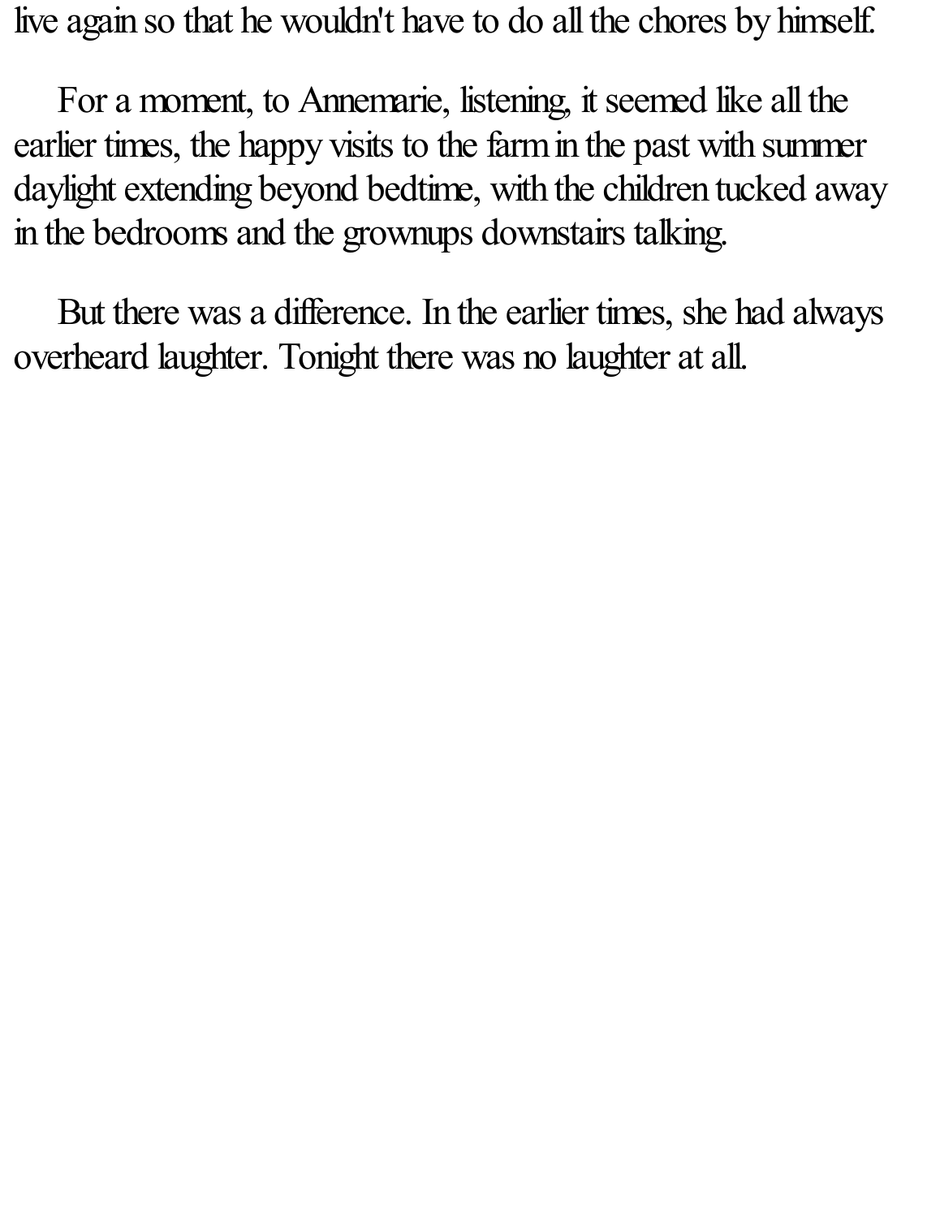live again so that he wouldn't have to do all the chores by himself.

For a moment, to Annemarie, listening, it seemed like all the earlier times, the happy visits to the farm in the past with summer daylight extending beyond bedtime, with the children tucked away in the bedrooms and the grownups downstairs talking.

But there was a difference. In the earlier times, she had always overheard laughter. Tonight there was no laughter at all.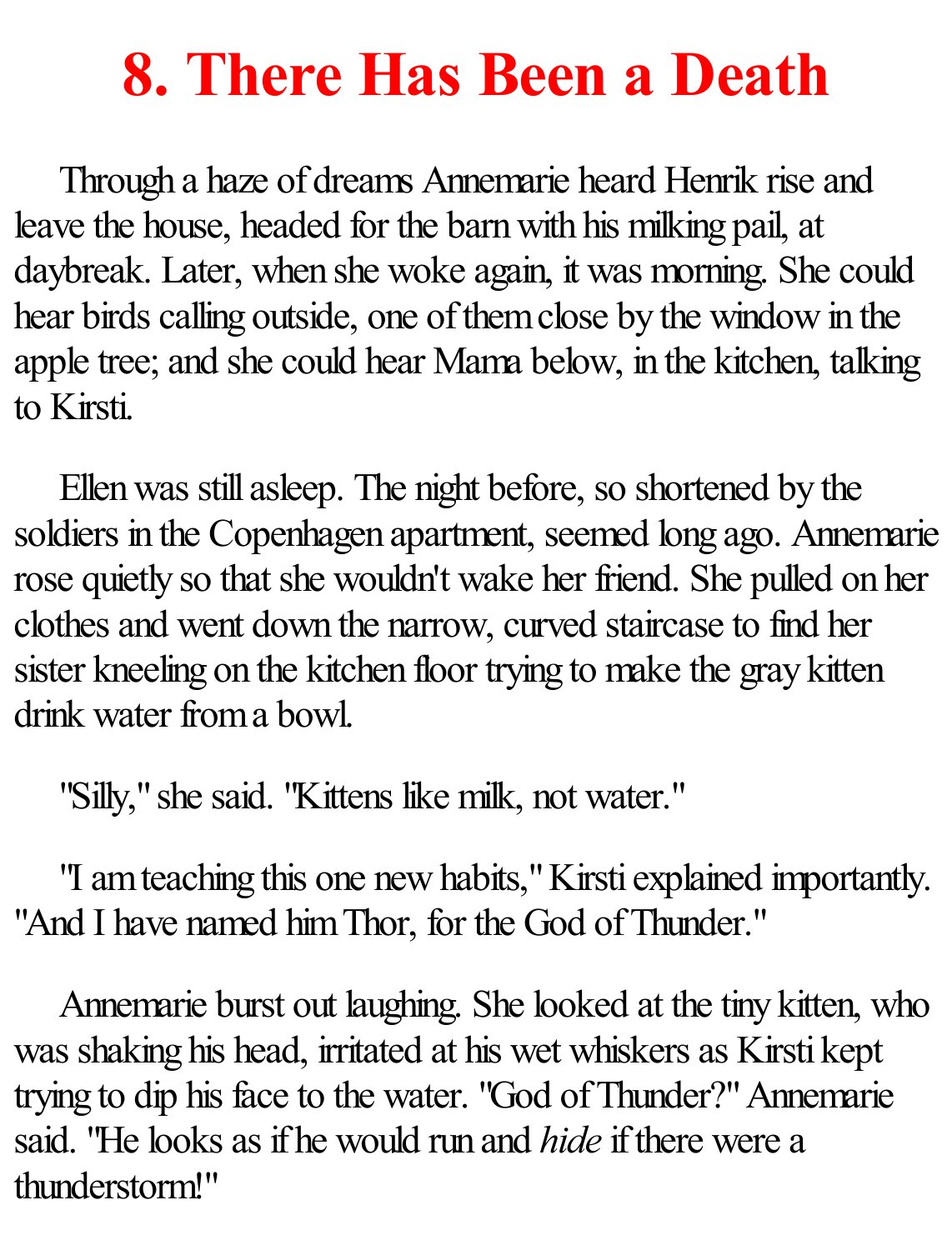# 8. There Has Been a Death

Through a haze of dreams Annemarie heard Henrik rise and leave the house, headed for the barn with his milking pail, at daybreak. Later, when she woke again, it was morning. She could hear birds calling outside, one of them close by the window in the apple tree; and she could hear Mama below, in the kitchen, talking to Kirsti.

Ellen was still asleep. The night before, so shortened by the soldiers in the Copenhagen apartment, seemed long ago. Annemarie rose quietly so that she wouldn't wake her friend. She pulled on her clothes and went down the narrow, curved staircase to find her sister kneeling on the kitchen floor trying to make the gray kitten drink water from a bowl.

"Silly," she said. "Kittens like milk, not water."

"I am teaching this one new habits," Kirsti explained importantly. "And I have named him Thor, for the God of Thunder."

Annemarie burst out laughing. She looked at the tiny kitten, who was shaking his head, irritated at his wet whiskers as Kirsti kept trying to dip his face to the water. "God of Thunder?" Annemarie said. "He looks as if he would run and *hide* if there were a thunderstorm!"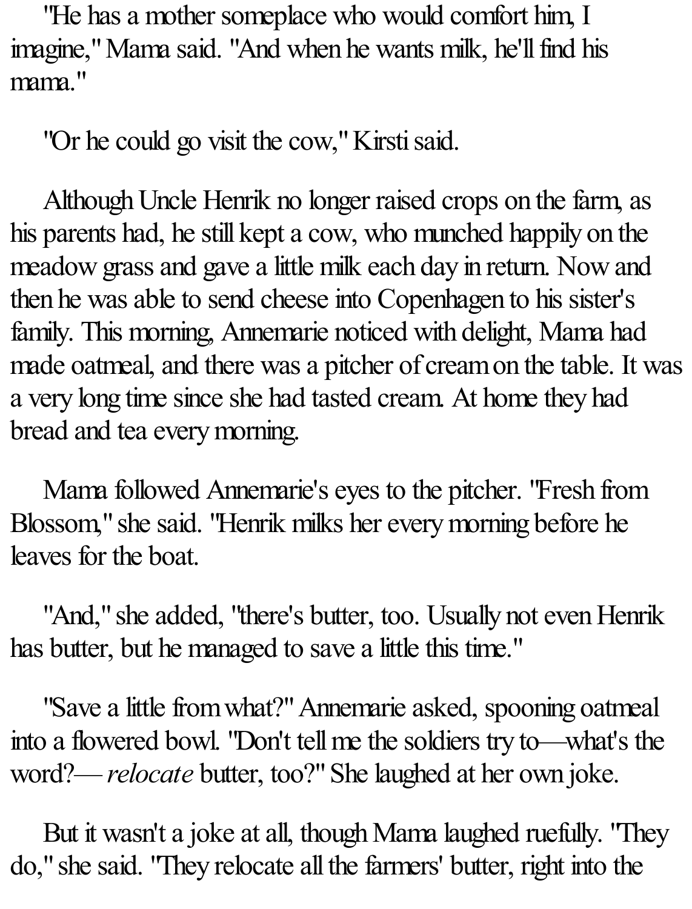"He has a mother someplace who would comfort him, I imagine," Mama said. "And when he wants milk, he'll find his mama."

"Or he could go visit the cow," Kirsti said.

Although Uncle Henrik no longer raised crops on the farm, as his parents had, he still kept a cow, who munched happily on the meadow grass and gave a little milk each day in return. Now and then he was able to send cheese into Copenhagen to his sister's family. This morning, Annemarie noticed with delight, Mama had made oatmeal, and there was a pitcher of cream on the table. It was a very long time since she had tasted cream. At home they had bread and tea every morning.

Mama followed Annemarie's eyes to the pitcher. "Fresh from Blossom," she said. "Henrik milks her every morning before he leaves for the boat.

"And," she added, "there's butter, too. Usually not even Henrik has butter, but he managed to save a little this time."

"Save a little from what?" Annemarie asked, spooning oatmeal into a flowered bowl. "Don't tell me the soldiers try to—what's the word?—*relocate* butter, too?" She laughed at her own joke.

But it wasn't a joke at all, though Mama laughed ruefully. "They do," she said. "They relocate all the farmers' butter, right into the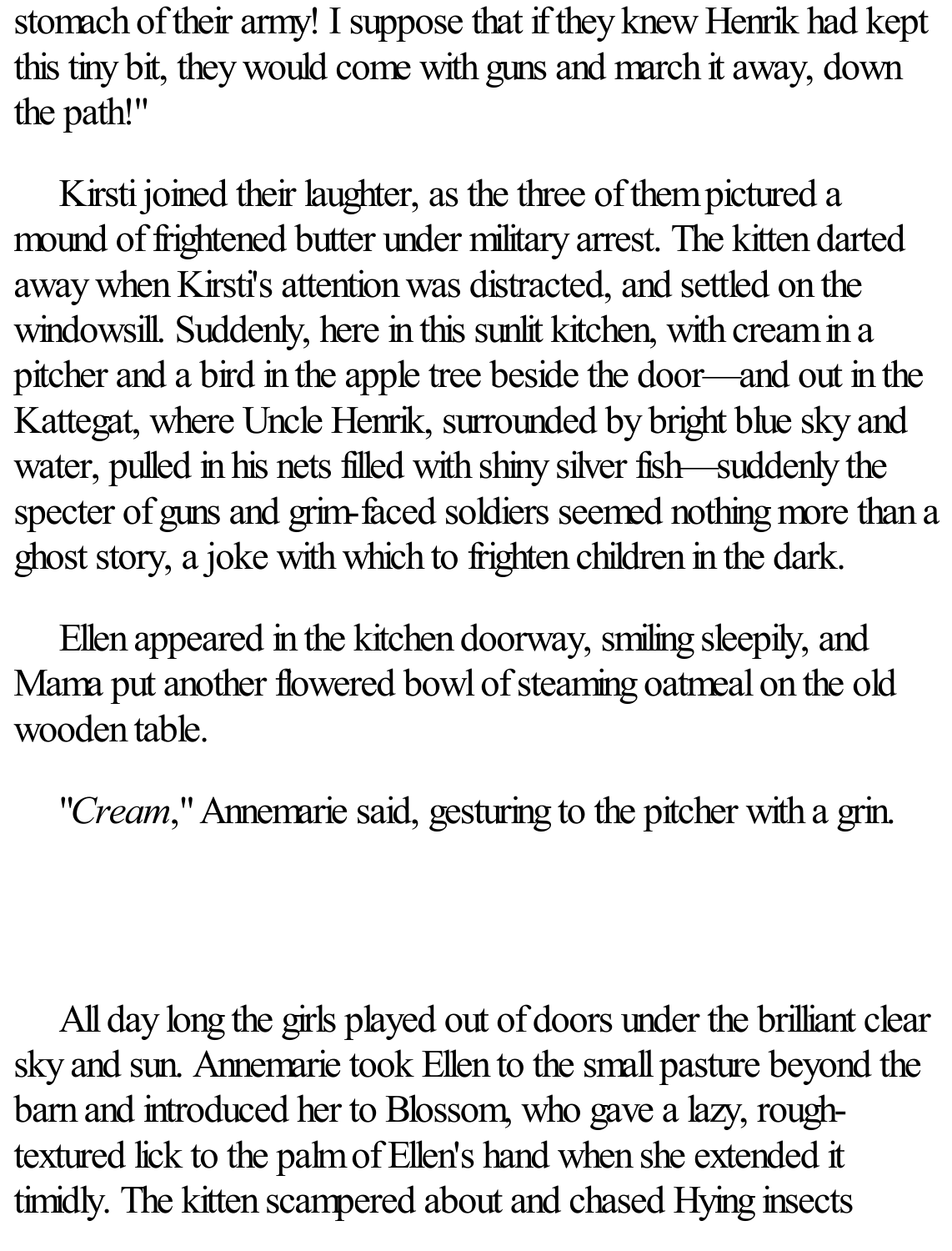stomach of their army! I suppose that if they knew Henrik had kept this tiny bit, they would come with guns and march it away, down the path!"

Kirsti joined their laughter, as the three of them pictured a mound of frightened butter under military arrest. The kitten darted away when Kirsti's attention was distracted, and settled on the windowsill. Suddenly, here in this sunlit kitchen, with cream in a pitcher and a bird in the apple tree beside the door—and out in the Kattegat, where Uncle Henrik, surrounded by bright blue sky and water, pulled in his nets filled with shiny silver fish—suddenly the specter of guns and grim-faced soldiers seemed nothing more than a ghost story, a joke with which to frighten children in the dark.

Ellen appeared in the kitchen doorway, smiling sleepily, and Mama put another flowered bowl of steaming oatmeal on the old wooden table.

"*Cream*," Annemarie said, gesturing to the pitcher with a grin.

All day long the girls played out of doors under the brilliant clear sky and sun. Annemarie took Ellen to the small pasture beyond the barn and introduced her to Blossom, who gave a lazy, rough-textured lick to the palm of Ellen's hand when she extended it timidly. The kitten scampered about and chased Hying insects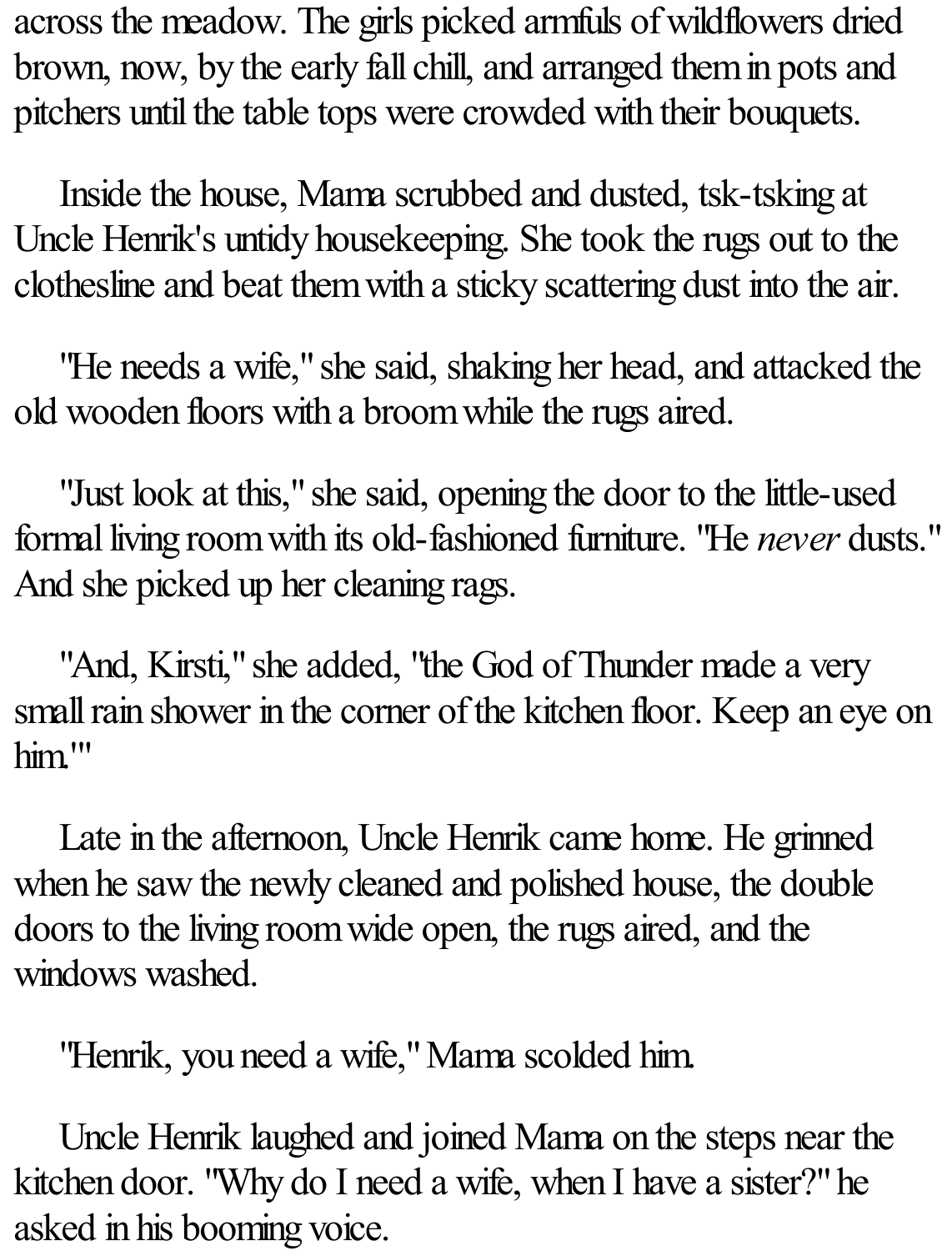across the meadow. The girls picked armfuls of wildflowers dried brown, now, by the early fall chill, and arranged them in pots and pitchers until the table tops were crowded with their bouquets.

Inside the house, Mama scrubbed and dusted, tsk-tsking at Uncle Henrik's untidy housekeeping. She took the rugs out to the clothesline and beat them with a sticky scattering dust into the air.

"He needs a wife," she said, shaking her head, and attacked the old wooden floors with a broom while the rugs aired.

"Just look at this," she said, opening the door to the little-used formal living room with its old-fashioned furniture. "He *never* dusts." And she picked up her cleaning rags.

"And, Kirsti," she added, "the God of Thunder made a very small rain shower in the corner of the kitchen floor. Keep an eye on him.'"

Late in the afternoon, Uncle Henrik came home. He grinned when he saw the newly cleaned and polished house, the double doors to the living room wide open, the rugs aired, and the windows washed.

"Henrik, you need a wife," Mama scolded him.

Uncle Henrik laughed and joined Mama on the steps near the kitchen door. "Why do I need a wife, when I have a sister?" he asked in his booming voice.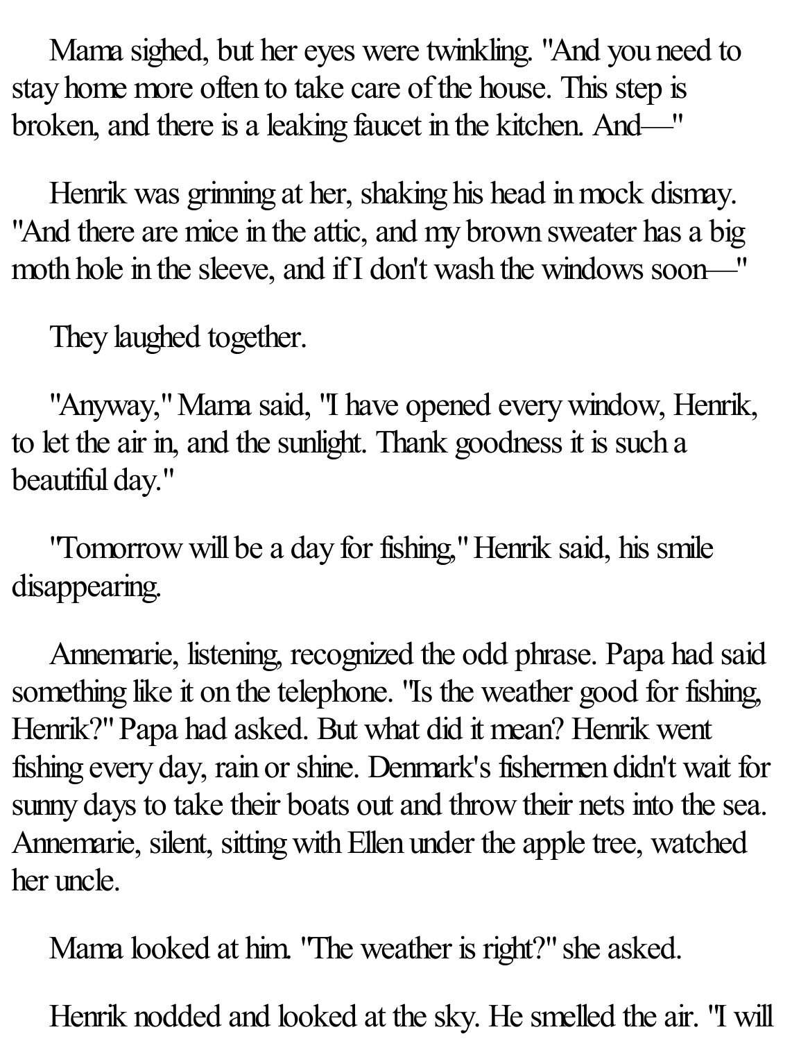Mama sighed, but her eyes were twinkling. "And you need to stay home more often to take care of the house. This step is broken, and there is a leaking faucet in the kitchen. And—"

Henrik was grinning at her, shaking his head in mock dismay. "And there are mice in the attic, and my brown sweater has a big moth hole in the sleeve, and if I don't wash the windows soon—"

They laughed together.

"Anyway," Mama said, "I have opened every window, Henrik, to let the air in, and the sunlight. Thank goodness it is such a beautiful day."

"Tomorrow will be a day for fishing," Henrik said, his smile disappearing.

Annemarie, listening, recognized the odd phrase. Papa had said something like it on the telephone. "Is the weather good for fishing, Henrik?" Papa had asked. But what did it mean? Henrik went fishing every day, rain or shine. Denmark's fishermen didn't wait for sunny days to take their boats out and throw their nets into the sea. Annemarie, silent, sitting with Ellen under the apple tree, watched her uncle.

Mama looked at him. "The weather is right?" she asked.

Henrik nodded and looked at the sky. He smelled the air. "I will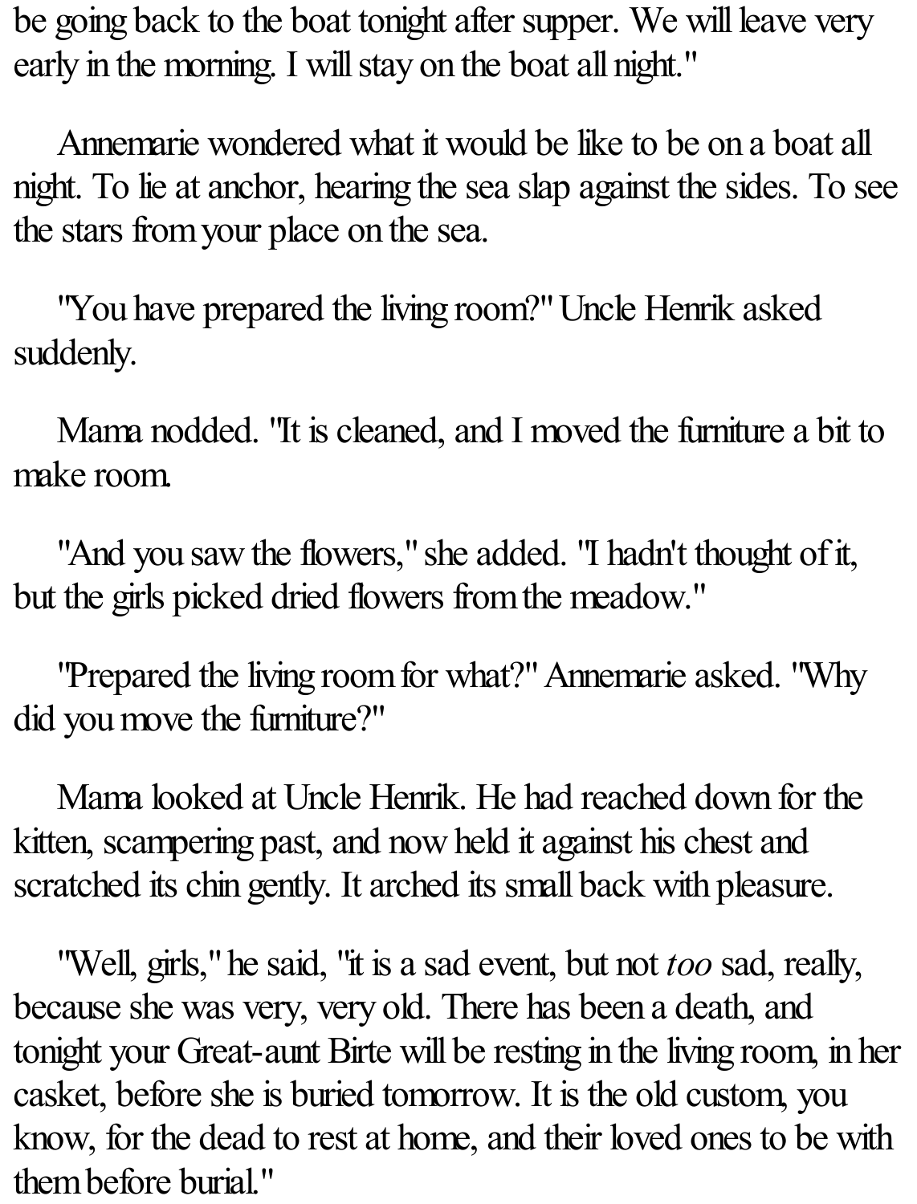be going back to the boat tonight after supper. We will leave very early in the morning. I will stay on the boat all night."

Annemarie wondered what it would be like to be on a boat all night. To lie at anchor, hearing the sea slap against the sides. To see the stars from your place on the sea.

"You have prepared the living room?" Uncle Henrik asked suddenly.

Mama nodded. "It is cleaned, and I moved the furniture a bit to make room.

"And you saw the flowers," she added. "I hadn't thought of it, but the girls picked dried flowers from the meadow."

"Prepared the living room for what?" Annemarie asked. "Why did you move the furniture?"

Mama looked at Uncle Henrik. He had reached down for the kitten, scampering past, and now held it against his chest and scratched its chin gently. It arched its small back with pleasure.

"Well, girls," he said, "it is a sad event, but not *too* sad, really, because she was very, very old. There has been a death, and tonight your Great-aunt Birte will be resting in the living room, in her casket, before she is buried tomorrow. It is the old custom, you know, for the dead to rest at home, and their loved ones to be with them before burial."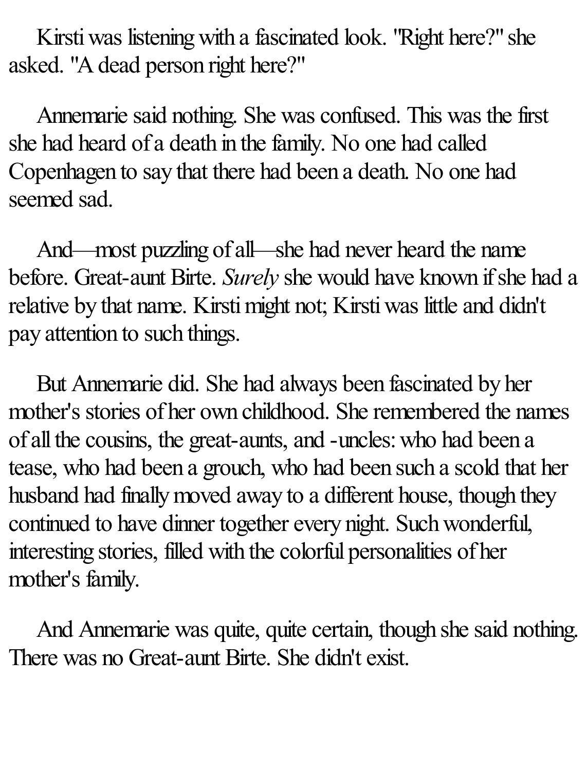Kirsti was listening with a fascinated look. "Right here?" she asked. "A dead person right here?"

Annemarie said nothing. She was confused. This was the first she had heard of a death in the family. No one had called Copenhagen to say that there had been a death. No one had seemed sad.

And—most puzzling of all—she had never heard the name before. Great-aunt Birte. *Surely* she would have known if she had a relative by that name. Kirsti might not; Kirsti was little and didn't pay attention to such things.

But Annemarie did. She had always been fascinated by her mother's stories of her own childhood. She remembered the names of all the cousins, the great-aunts, and -uncles: who had been a tease, who had been a grouch, who had been such a scold that her husband had finally moved away to a different house, though they continued to have dinner together every night. Such wonderful, interesting stories, filled with the colorful personalities of her mother's family.

And Annemarie was quite, quite certain, though she said nothing. There was no Great-aunt Birte. She didn't exist.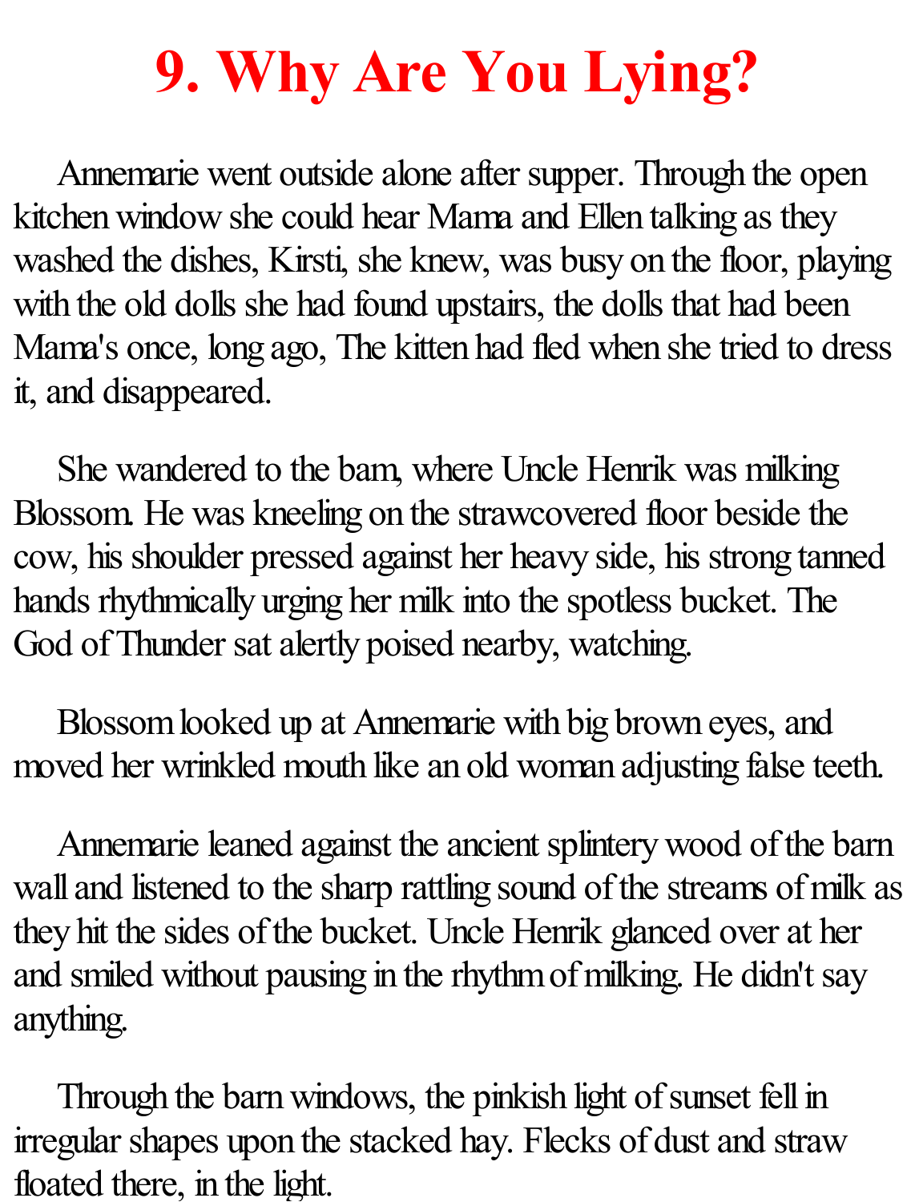# 9. Why Are You Lying?

Annemarie went outside alone after supper. Through the open kitchen window she could hear Mama and Ellen talking as they washed the dishes, Kirsti, she knew, was busy on the floor, playing with the old dolls she had found upstairs, the dolls that had been Mama's once, long ago, The kitten had fled when she tried to dress it, and disappeared.

She wandered to the barn, where Uncle Henrik was milking Blossom. He was kneeling on the strawcovered floor beside the cow, his shoulder pressed against her heavy side, his strong tanned hands rhythmically urging her milk into the spotless bucket. The God of Thunder sat alertly poised nearby, watching.

Blossom looked up at Annemarie with big brown eyes, and moved her wrinkled mouth like an old woman adjusting false teeth.

Annemarie leaned against the ancient splintery wood of the barn wall and listened to the sharp rattling sound of the streams of milk as they hit the sides of the bucket. Uncle Henrik glanced over at her and smiled without pausing in the rhythm of milking. He didn't say anything.

Through the barn windows, the pinkish light of sunset fell in irregular shapes upon the stacked hay. Flecks of dust and straw floated there, in the light.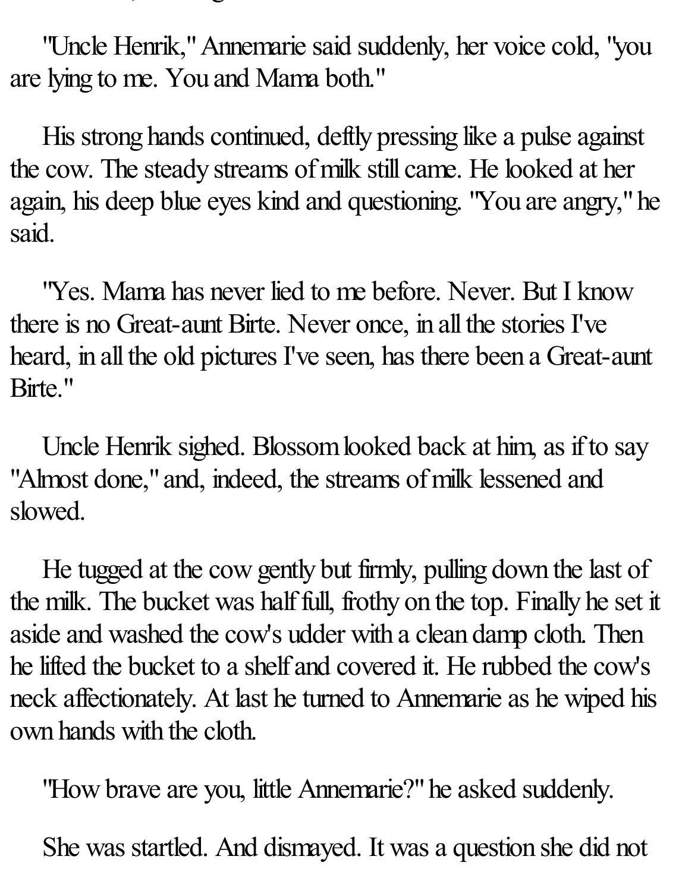"Uncle Henrik," Annemarie said suddenly, her voice cold, "you are lying to me. You and Mama both."

His strong hands continued, deftly pressing like a pulse against the cow. The steady streams of milk still came. He looked at her again, his deep blue eyes kind and questioning. "You are angry," he said.

"Yes. Mama has never lied to me before. Never. But I know there is no Great-aunt Birte. Never once, in all the stories I've heard, in all the old pictures I've seen, has there been a Great-aunt Birte."

Uncle Henrik sighed. Blossom looked back at him, as if to say "Almost done," and, indeed, the streams of milk lessened and slowed.

He tugged at the cow gently but firmly, pulling down the last of the milk. The bucket was half full, frothy on the top. Finally he set it aside and washed the cow's udder with a clean damp cloth. Then he lifted the bucket to a shelf and covered it. He rubbed the cow's neck affectionately. At last he turned to Annemarie as he wiped his own hands with the cloth.

"How brave are you, little Annemarie?" he asked suddenly.

She was startled. And dismayed. It was a question she did not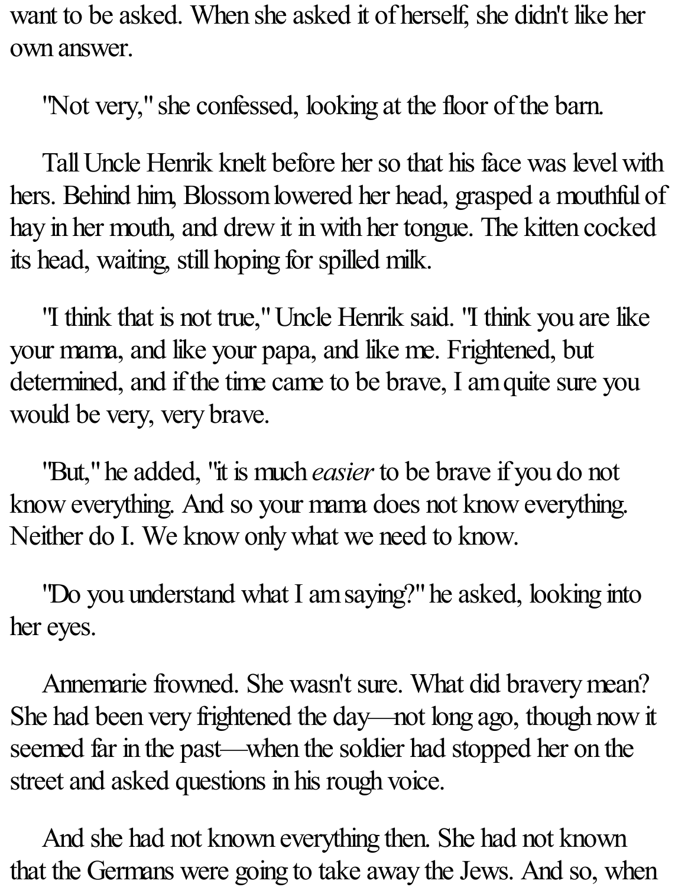want to be asked. When she asked it of herself, she didn't like her own answer.

"Not very," she confessed, looking at the floor of the barn.

Tall Uncle Henrik knelt before her so that his face was level with hers. Behind him, Blossom lowered her head, grasped a mouthful of hay in her mouth, and drew it in with her tongue. The kitten cocked its head, waiting, still hoping for spilled milk.

"I think that is not true," Uncle Henrik said. "I think you are like your mama, and like your papa, and like me. Frightened, but determined, and if the time came to be brave, I am quite sure you would be very, very brave.

"But," he added, "it is much *easier* to be brave if you do not know everything. And so your mama does not know everything. Neither do I. We know only what we need to know.

"Do you understand what I am saying?" he asked, looking into her eyes.

Annemarie frowned. She wasn't sure. What did bravery mean? She had been very frightened the day—not long ago, though now it seemed far in the past—when the soldier had stopped her on the street and asked questions in his rough voice.

And she had not known everything then. She had not known that the Germans were going to take away the Jews. And so, when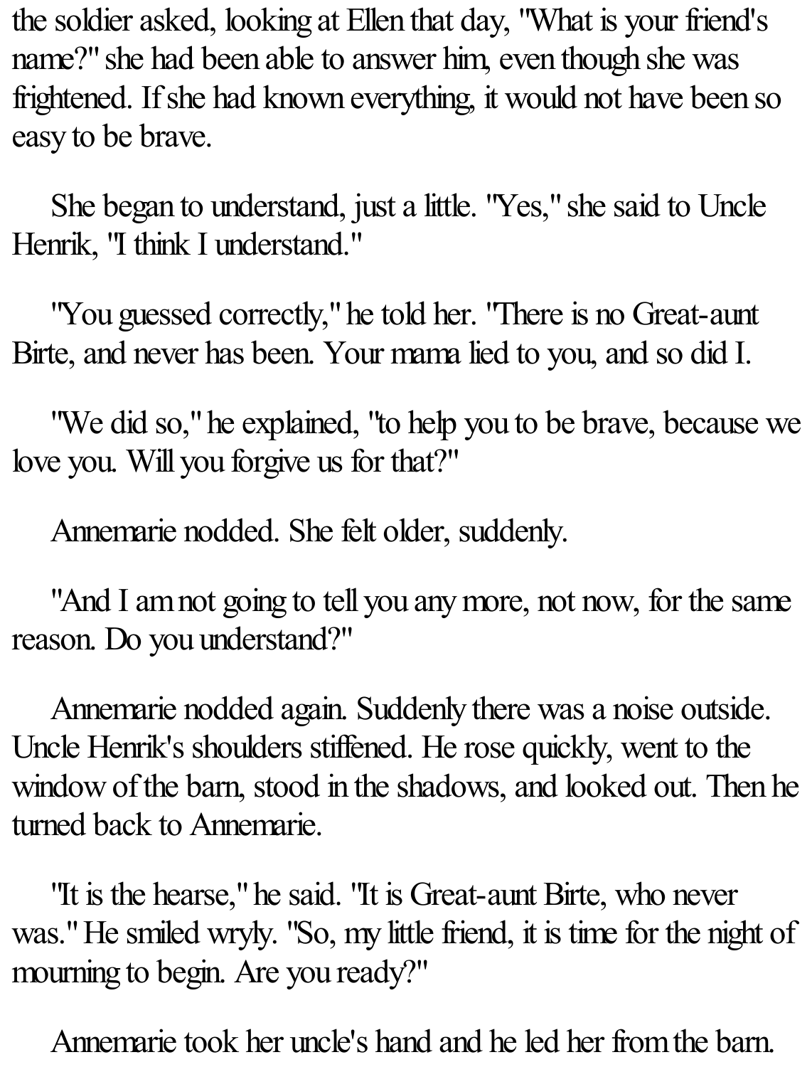the soldier asked, looking at Ellen that day, "What is your friend's name?" she had been able to answer him, even though she was frightened. If she had known everything, it would not have been so easy to be brave.

She began to understand, just a little. "Yes," she said to Uncle Henrik, "I think I understand."

"You guessed correctly," he told her. "There is no Great-aunt Birte, and never has been. Your mama lied to you, and so did I.

"We did so," he explained, "to help you to be brave, because we love you. Will you forgive us for that?"

Annemarie nodded. She felt older, suddenly.

"And I am not going to tell you any more, not now, for the same reason. Do you understand?"

Annemarie nodded again. Suddenly there was a noise outside. Uncle Henrik's shoulders stiffened. He rose quickly, went to the window of the barn, stood in the shadows, and looked out. Then he turned back to Annemarie.

"It is the hearse," he said. "It is Great-aunt Birte, who never was." He smiled wryly. "So, my little friend, it is time for the night of mourning to begin. Are you ready?"

Annemarie took her uncle's hand and he led her from the barn.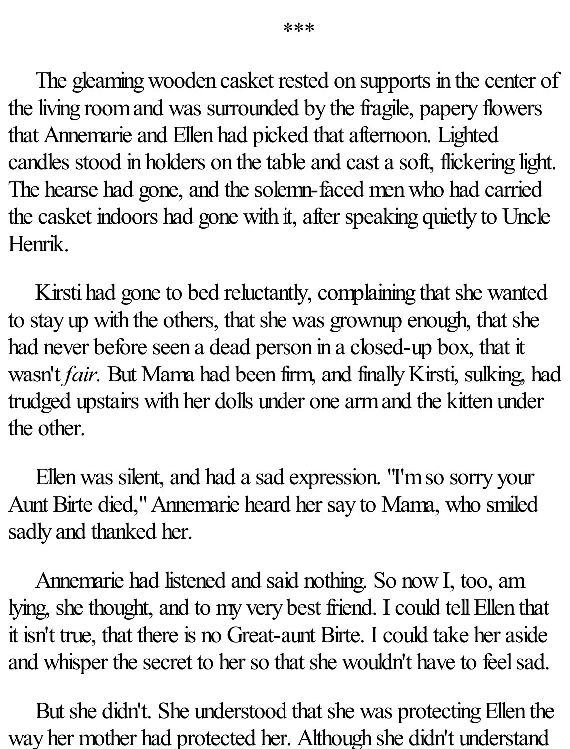***

The gleaming wooden casket rested on supports in the center of the living room and was surrounded by the fragile, papery flowers that Annemarie and Ellen had picked that afternoon. Lighted candles stood in holders on the table and cast a soft, flickering light. The hearse had gone, and the solemn-faced men who had carried the casket indoors had gone with it, after speaking quietly to Uncle Henrik.

Kirsti had gone to bed reluctantly, complaining that she wanted to stay up with the others, that she was grownup enough, that she had never before seen a dead person in a closed-up box, that it wasn't *fair.* But Mama had been firm, and finally Kirsti, sulking, had trudged upstairs with her dolls under one arm and the kitten under the other.

Ellen was silent, and had a sad expression. "I'm so sorry your Aunt Birte died," Annemarie heard her say to Mama, who smiled sadly and thanked her.

Annemarie had listened and said nothing. So now I, too, am lying, she thought, and to my very best friend. I could tell Ellen that it isn't true, that there is no Great-aunt Birte. I could take her aside and whisper the secret to her so that she wouldn't have to feel sad.

But she didn't. She understood that she was protecting Ellen the way her mother had protected her. Although she didn't understand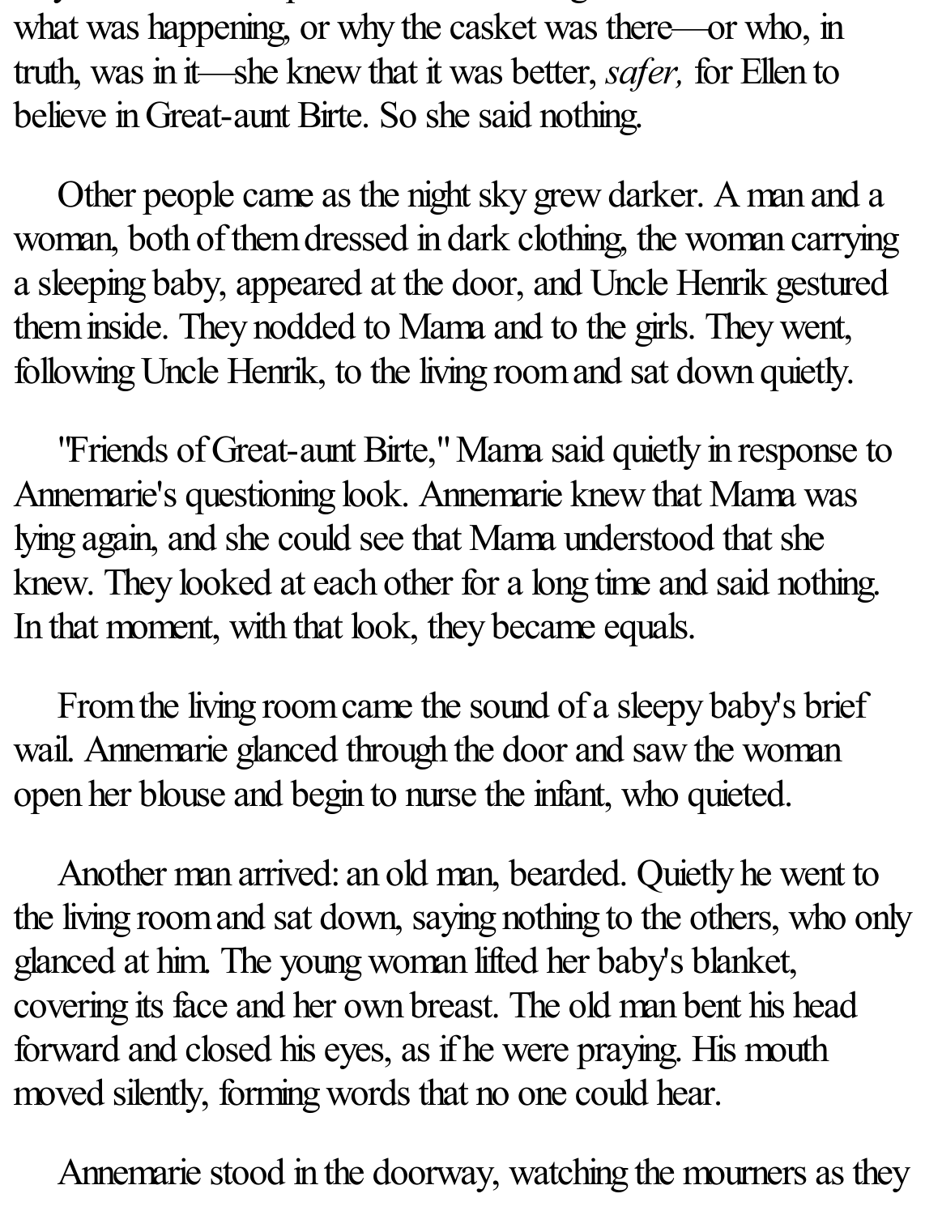what was happening, or why the casket was there—or who, in truth, was in it—she knew that it was better, *safer,* for Ellen to believe in Great-aunt Birte. So she said nothing.

Other people came as the night sky grew darker. A man and a woman, both of them dressed in dark clothing, the woman carrying a sleeping baby, appeared at the door, and Uncle Henrik gestured them inside. They nodded to Mama and to the girls. They went, following Uncle Henrik, to the living room and sat down quietly.

"Friends of Great-aunt Birte," Mama said quietly in response to Annemarie's questioning look. Annemarie knew that Mama was lying again, and she could see that Mama understood that she knew. They looked at each other for a long time and said nothing. In that moment, with that look, they became equals.

From the living room came the sound of a sleepy baby's brief wail. Annemarie glanced through the door and saw the woman open her blouse and begin to nurse the infant, who quieted.

Another man arrived: an old man, bearded. Quietly he went to the living room and sat down, saying nothing to the others, who only glanced at him. The young woman lifted her baby's blanket, covering its face and her own breast. The old man bent his head forward and closed his eyes, as if he were praying. His mouth moved silently, forming words that no one could hear.

Annemarie stood in the doorway, watching the mourners as they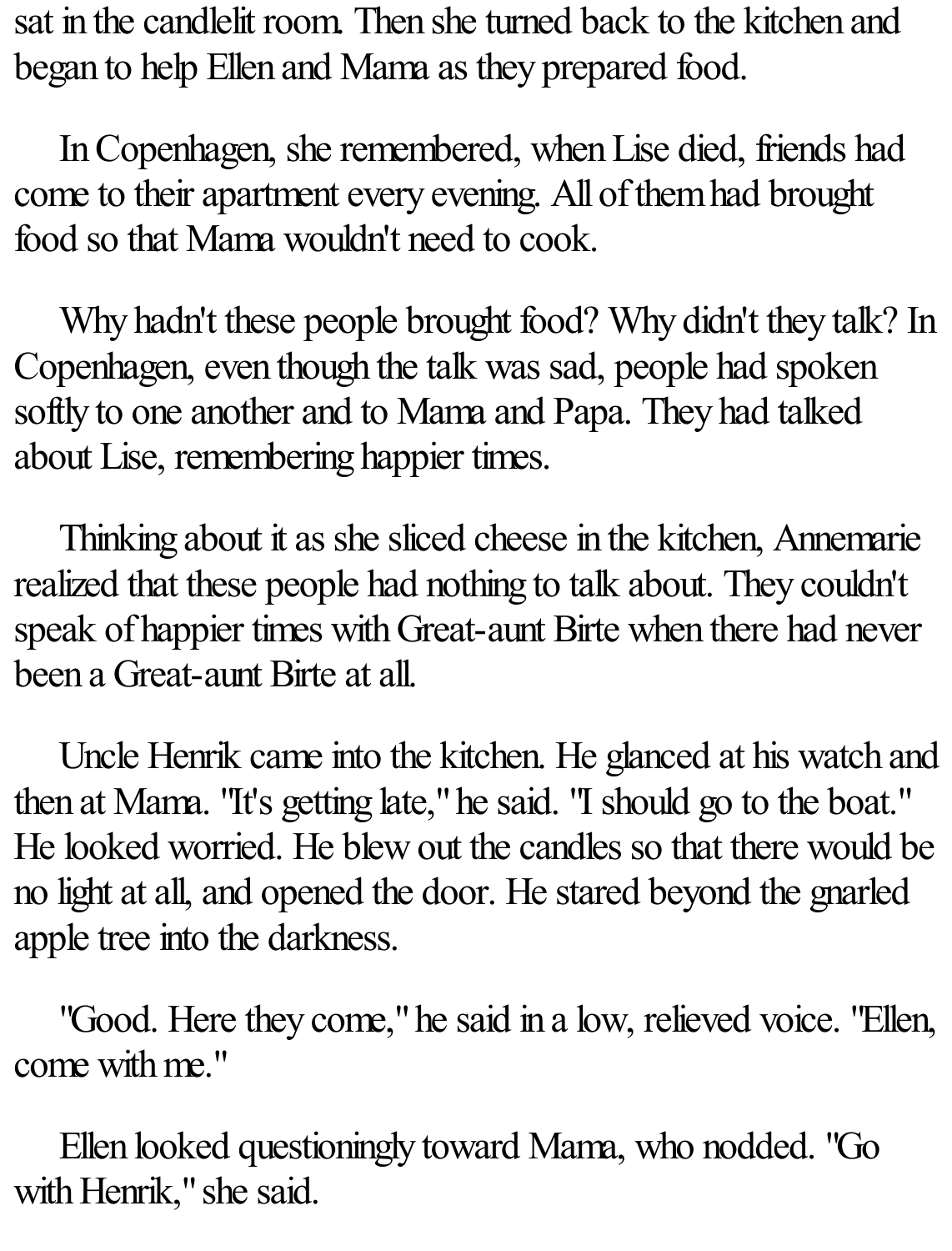sat in the candlelit room. Then she turned back to the kitchen and began to help Ellen and Mama as they prepared food.

In Copenhagen, she remembered, when Lise died, friends had come to their apartment every evening. All of them had brought food so that Mama wouldn't need to cook.

Why hadn't these people brought food? Why didn't they talk? In Copenhagen, even though the talk was sad, people had spoken softly to one another and to Mama and Papa. They had talked about Lise, remembering happier times.

Thinking about it as she sliced cheese in the kitchen, Annemarie realized that these people had nothing to talk about. They couldn't speak of happier times with Great-aunt Birte when there had never been a Great-aunt Birte at all.

Uncle Henrik came into the kitchen. He glanced at his watch and then at Mama. "It's getting late," he said. "I should go to the boat." He looked worried. He blew out the candles so that there would be no light at all, and opened the door. He stared beyond the gnarled apple tree into the darkness.

"Good. Here they come," he said in a low, relieved voice. "Ellen, come with me."

Ellen looked questioningly toward Mama, who nodded. "Go with Henrik," she said.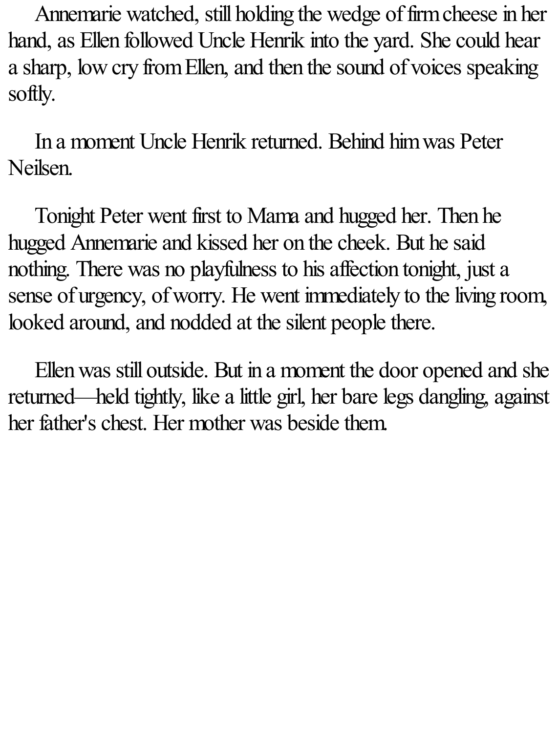Annemarie watched, still holding the wedge of firm cheese in her hand, as Ellen followed Uncle Henrik into the yard. She could hear a sharp, low cry from Ellen, and then the sound of voices speaking softly.

In a moment Uncle Henrik returned. Behind him was Peter Neilsen.

Tonight Peter went first to Mama and hugged her. Then he hugged Annemarie and kissed her on the cheek. But he said nothing. There was no playfulness to his affection tonight, just a sense of urgency, of worry. He went immediately to the living room, looked around, and nodded at the silent people there.

Ellen was still outside. But in a moment the door opened and she returned—held tightly, like a little girl, her bare legs dangling, against her father's chest. Her mother was beside them.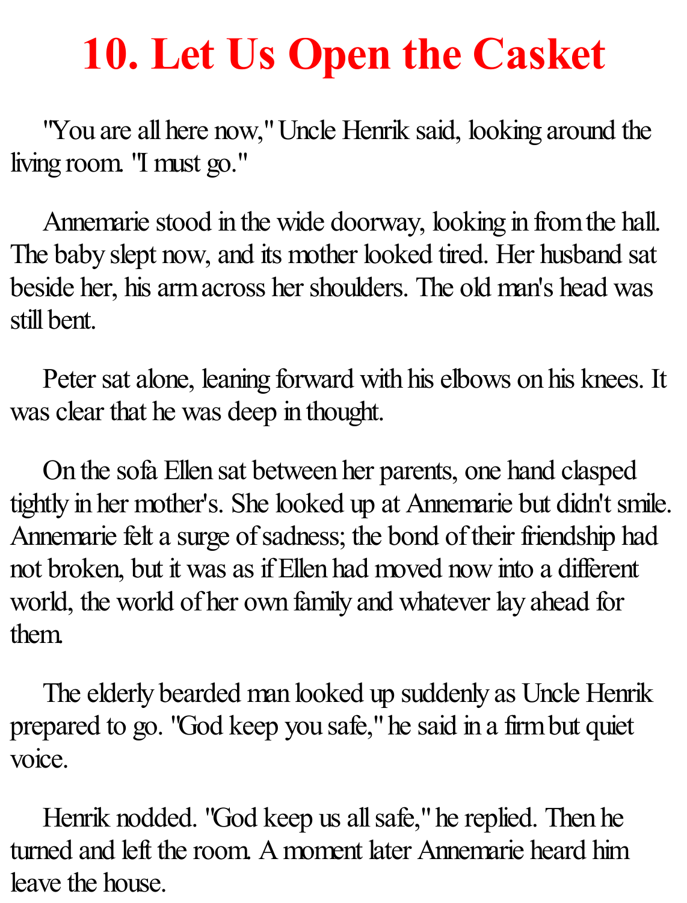# 10. Let Us Open the Casket

"You are all here now," Uncle Henrik said, looking around the living room. "I must go."

Annemarie stood in the wide doorway, looking in from the hall. The baby slept now, and its mother looked tired. Her husband sat beside her, his arm across her shoulders. The old man's head was still bent.

Peter sat alone, leaning forward with his elbows on his knees. It was clear that he was deep in thought.

On the sofa Ellen sat between her parents, one hand clasped tightly in her mother's. She looked up at Annemarie but didn't smile. Annemarie felt a surge of sadness; the bond of their friendship had not broken, but it was as if Ellen had moved now into a different world, the world of her own family and whatever lay ahead for them.

The elderly bearded man looked up suddenly as Uncle Henrik prepared to go. "God keep you safe," he said in a firm but quiet voice.

Henrik nodded. "God keep us all safe," he replied. Then he turned and left the room. A moment later Annemarie heard him leave the house.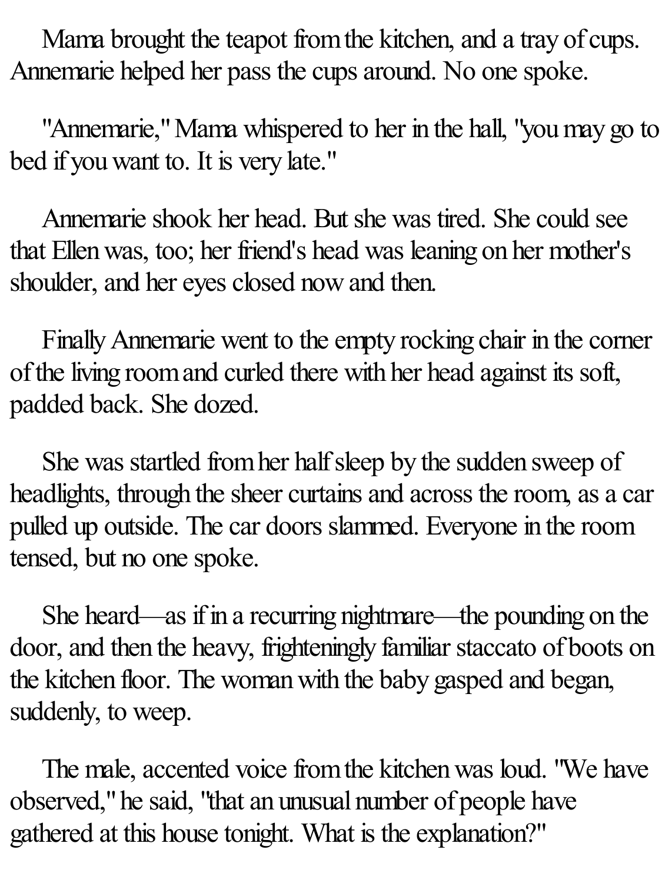Mama brought the teapot from the kitchen, and a tray of cups. Annemarie helped her pass the cups around. No one spoke.

"Annemarie," Mama whispered to her in the hall, "you may go to bed if you want to. It is very late."

Annemarie shook her head. But she was tired. She could see that Ellen was, too; her friend's head was leaning on her mother's shoulder, and her eyes closed now and then.

Finally Annemarie went to the empty rocking chair in the corner of the living room and curled there with her head against its soft, padded back. She dozed.

She was startled from her half sleep by the sudden sweep of headlights, through the sheer curtains and across the room, as a car pulled up outside. The car doors slammed. Everyone in the room tensed, but no one spoke.

She heard—as if in a recurring nightmare—the pounding on the door, and then the heavy, frighteningly familiar staccato of boots on the kitchen floor. The woman with the baby gasped and began, suddenly, to weep.

The male, accented voice from the kitchen was loud. "We have observed," he said, "that an unusual number of people have gathered at this house tonight. What is the explanation?"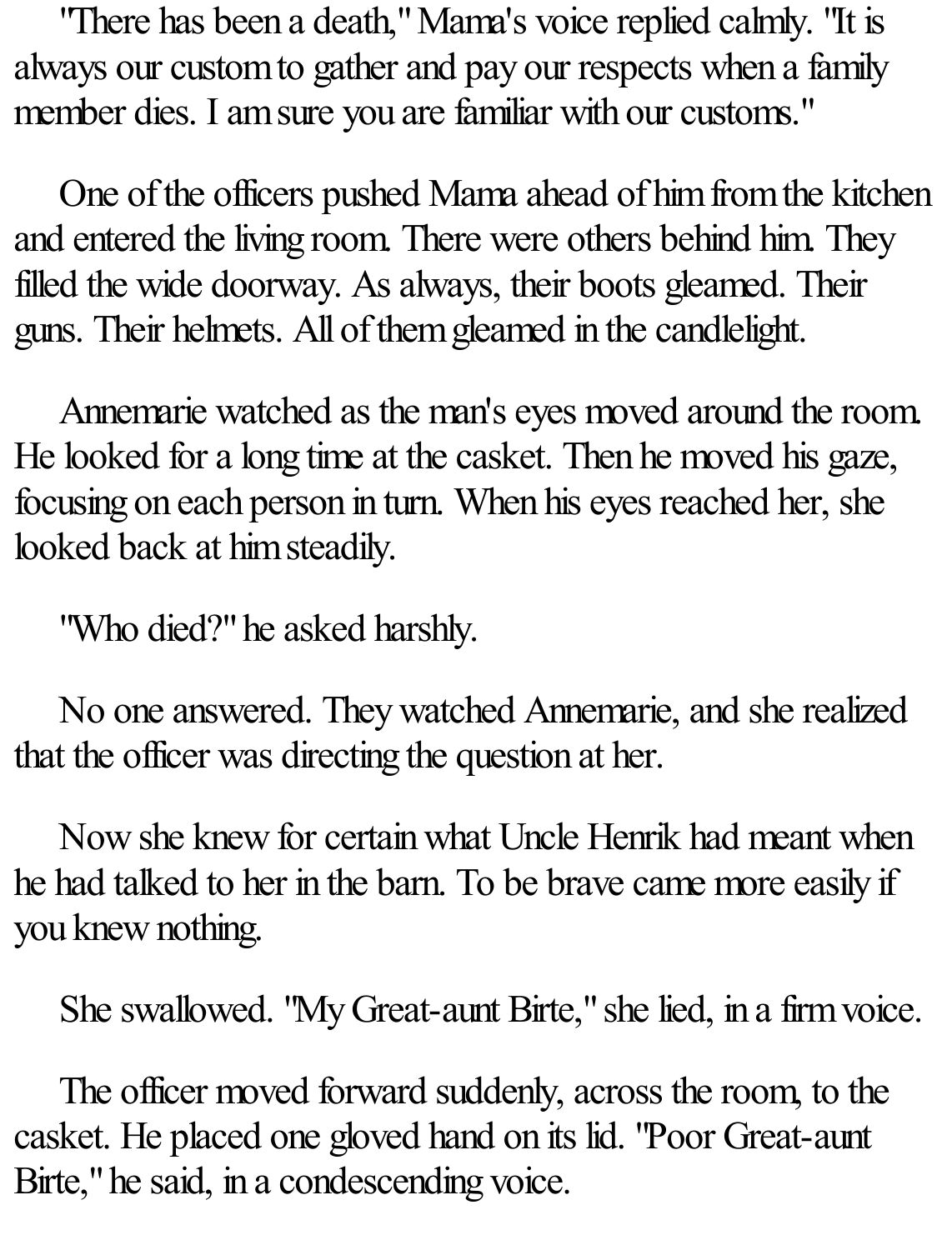"There has been a death," Mama's voice replied calmly. "It is always our custom to gather and pay our respects when a family member dies. I am sure you are familiar with our customs."

One of the officers pushed Mama ahead of him from the kitchen and entered the living room. There were others behind him. They filled the wide doorway. As always, their boots gleamed. Their guns. Their helmets. All of them gleamed in the candlelight.

Annemarie watched as the man's eyes moved around the room. He looked for a long time at the casket. Then he moved his gaze, focusing on each person in turn. When his eyes reached her, she looked back at him steadily.

"Who died?" he asked harshly.

No one answered. They watched Annemarie, and she realized that the officer was directing the question at her.

Now she knew for certain what Uncle Henrik had meant when he had talked to her in the barn. To be brave came more easily if you knew nothing.

She swallowed. "My Great-aunt Birte," she lied, in a firm voice.

The officer moved forward suddenly, across the room, to the casket. He placed one gloved hand on its lid. "Poor Great-aunt Birte," he said, in a condescending voice.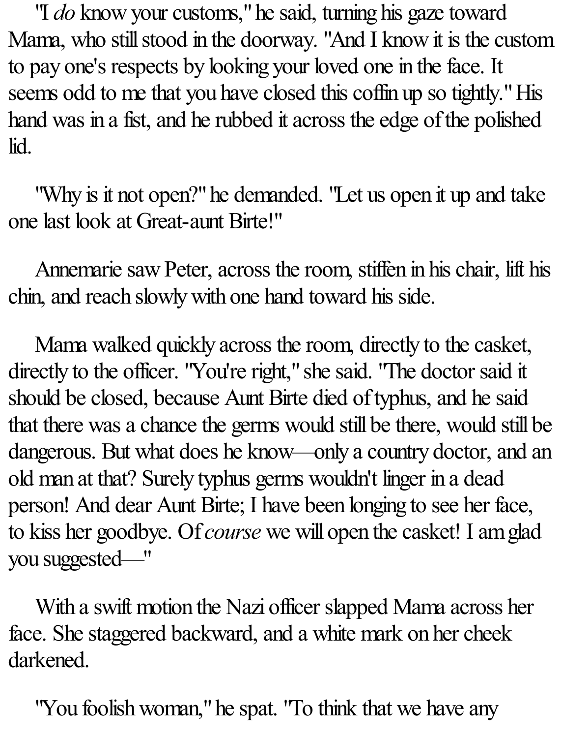"I *do* know your customs," he said, turning his gaze toward Mama, who still stood in the doorway. "And I know it is the custom to pay one's respects by looking your loved one in the face. It seems odd to me that you have closed this coffin up so tightly." His hand was in a fist, and he rubbed it across the edge of the polished lid.

"Why is it not open?" he demanded. "Let us open it up and take one last look at Great-aunt Birte!"

Annemarie saw Peter, across the room, stiffen in his chair, lift his chin, and reach slowly with one hand toward his side.

Mama walked quickly across the room, directly to the casket, directly to the officer. "You're right," she said. "The doctor said it should be closed, because Aunt Birte died of typhus, and he said that there was a chance the germs would still be there, would still be dangerous. But what does he know—only a country doctor, and an old man at that? Surely typhus germs wouldn't linger in a dead person! And dear Aunt Birte; I have been longing to see her face, to kiss her goodbye. Of *course* we will open the casket! I am glad you suggested—"

With a swift motion the Nazi officer slapped Mama across her face. She staggered backward, and a white mark on her cheek darkened.

"You foolish woman," he spat. "To think that we have any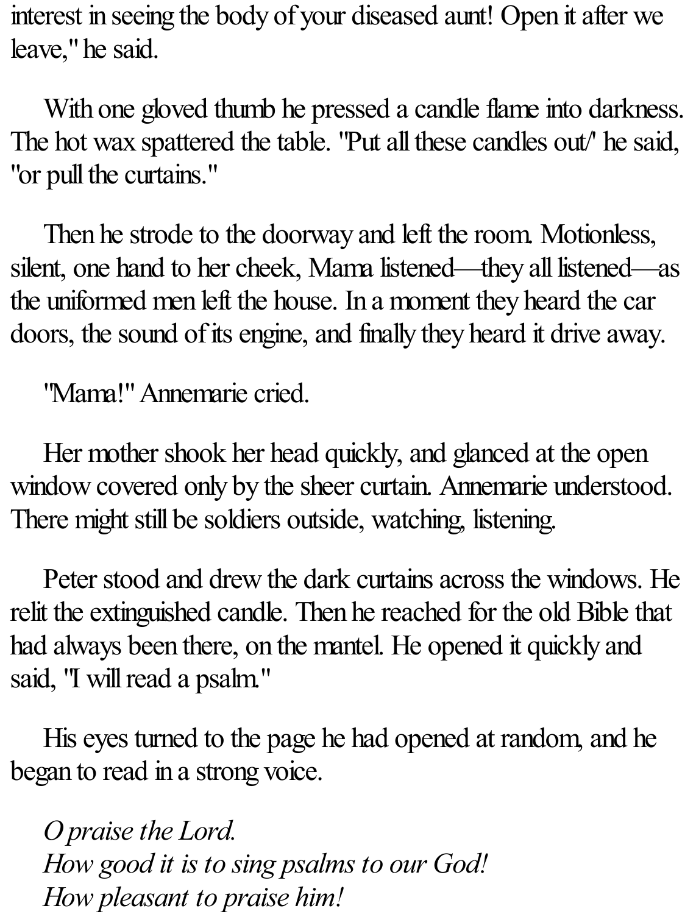interest in seeing the body of your diseased aunt! Open it after we leave," he said.

With one gloved thumb he pressed a candle flame into darkness. The hot wax spattered the table. "Put all these candles out/' he said, "or pull the curtains."

Then he strode to the doorway and left the room. Motionless, silent, one hand to her cheek, Mama listened—they all listened—as the uniformed men left the house. In a moment they heard the car doors, the sound of its engine, and finally they heard it drive away.

"Mama!" Annemarie cried.

Her mother shook her head quickly, and glanced at the open window covered only by the sheer curtain. Annemarie understood. There might still be soldiers outside, watching, listening.

Peter stood and drew the dark curtains across the windows. He relit the extinguished candle. Then he reached for the old Bible that had always been there, on the mantel. He opened it quickly and said, "I will read a psalm."

His eyes turned to the page he had opened at random, and he began to read in a strong voice.

*O praise the Lord.*
*How good it is to sing psalms to our God!*
*How pleasant to praise him!*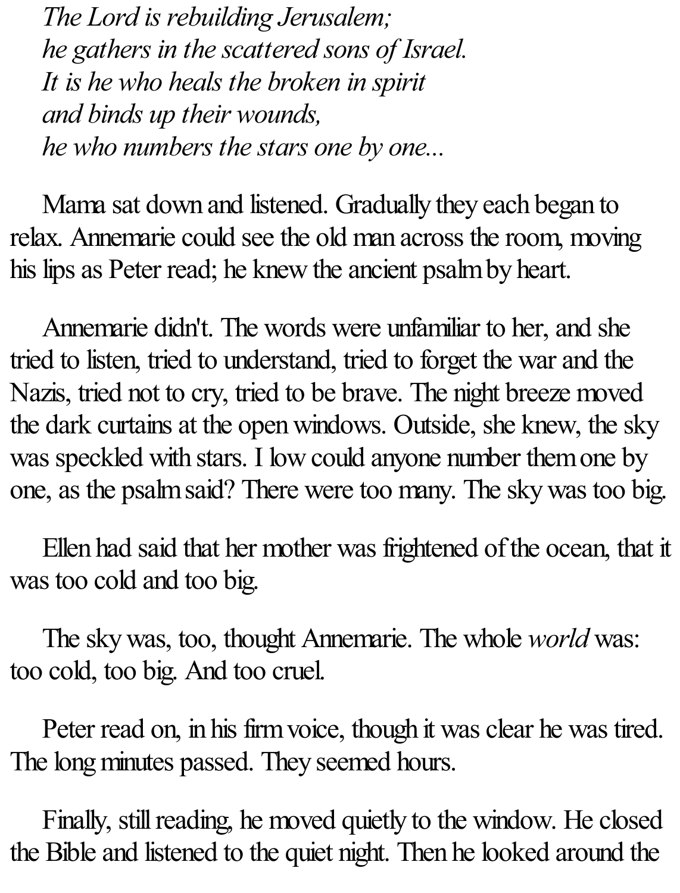*The Lord is rebuilding Jerusalem;*
*he gathers in the scattered sons of Israel.*
*It is he who heals the broken in spirit*
*and binds up their wounds,*
*he who numbers the stars one by one...*

Mama sat down and listened. Gradually they each began to relax. Annemarie could see the old man across the room, moving his lips as Peter read; he knew the ancient psalm by heart.

Annemarie didn't. The words were unfamiliar to her, and she tried to listen, tried to understand, tried to forget the war and the Nazis, tried not to cry, tried to be brave. The night breeze moved the dark curtains at the open windows. Outside, she knew, the sky was speckled with stars. I low could anyone number them one by one, as the psalm said? There were too many. The sky was too big.

Ellen had said that her mother was frightened of the ocean, that it was too cold and too big.

The sky was, too, thought Annemarie. The whole *world* was: too cold, too big. And too cruel.

Peter read on, in his firm voice, though it was clear he was tired. The long minutes passed. They seemed hours.

Finally, still reading, he moved quietly to the window. He closed the Bible and listened to the quiet night. Then he looked around the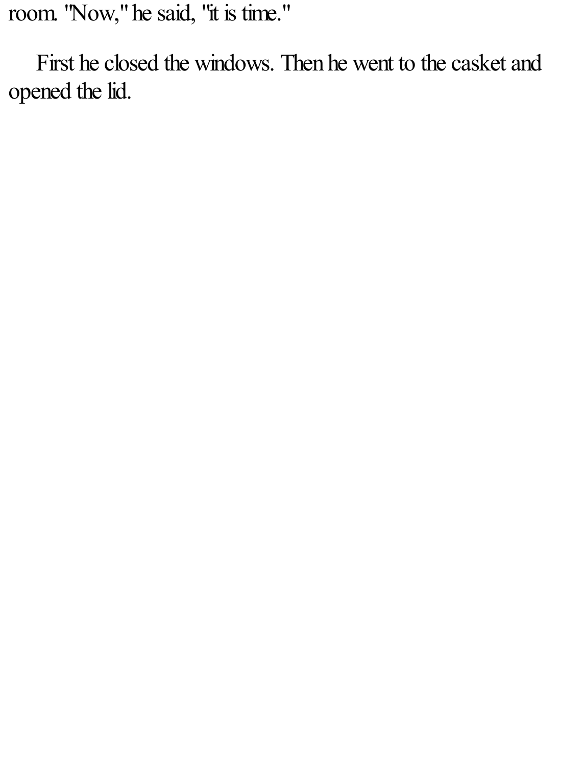room. "Now," he said, "it is time."

First he closed the windows. Then he went to the casket and opened the lid.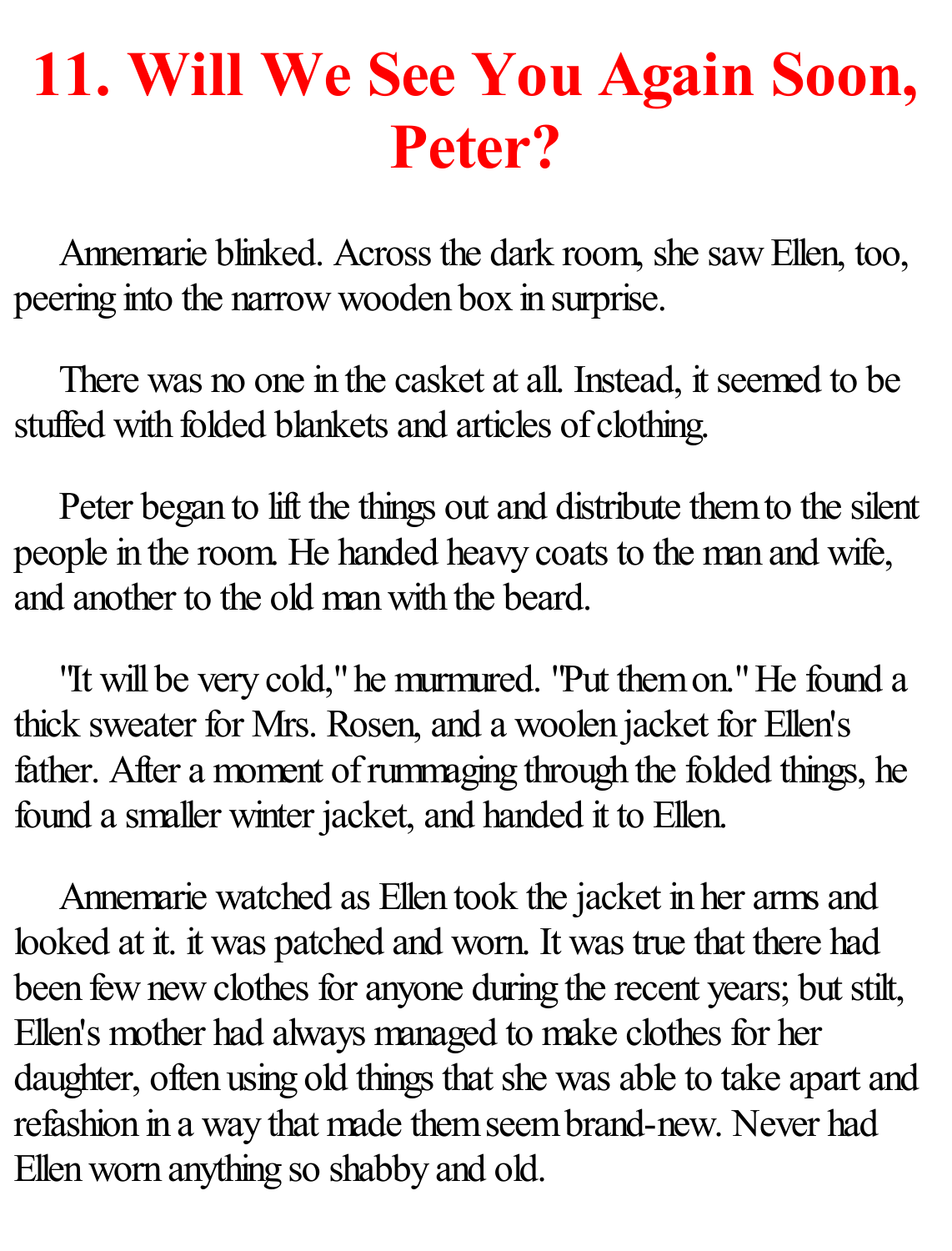# 11. Will We See You Again Soon, Peter?

Annemarie blinked. Across the dark room, she saw Ellen, too, peering into the narrow wooden box in surprise.

There was no one in the casket at all. Instead, it seemed to be stuffed with folded blankets and articles of clothing.

Peter began to lift the things out and distribute them to the silent people in the room. He handed heavy coats to the man and wife, and another to the old man with the beard.

"It will be very cold," he murmured. "Put them on." He found a thick sweater for Mrs. Rosen, and a woolen jacket for Ellen's father. After a moment of rummaging through the folded things, he found a smaller winter jacket, and handed it to Ellen.

Annemarie watched as Ellen took the jacket in her arms and looked at it. it was patched and worn. It was true that there had been few new clothes for anyone during the recent years; but stilt, Ellen's mother had always managed to make clothes for her daughter, often using old things that she was able to take apart and refashion in a way that made them seem brand-new. Never had Ellen worn anything so shabby and old.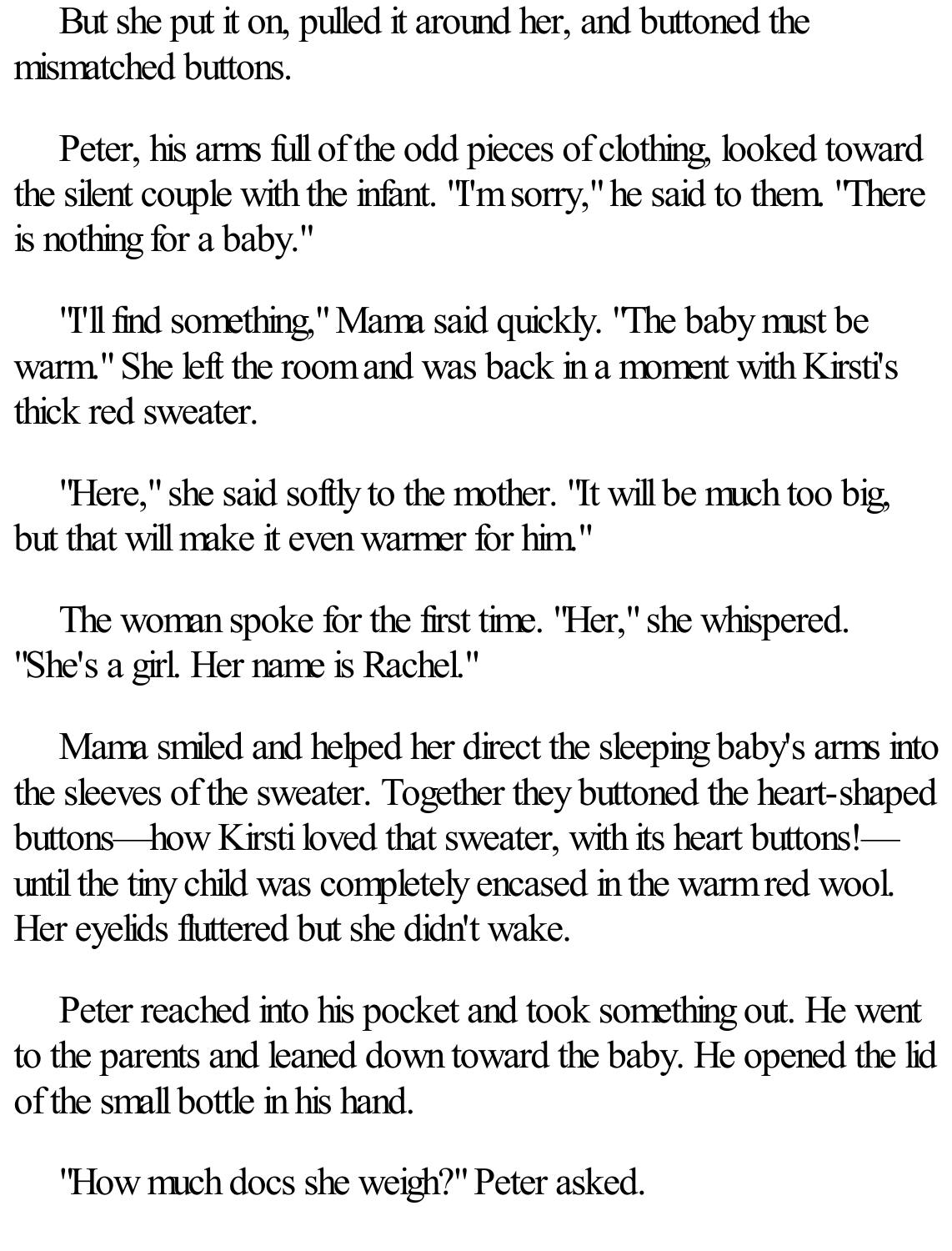But she put it on, pulled it around her, and buttoned the mismatched buttons.

Peter, his arms full of the odd pieces of clothing, looked toward the silent couple with the infant. "I'm sorry," he said to them. "There is nothing for a baby."

"I'll find something," Mama said quickly. "The baby must be warm." She left the room and was back in a moment with Kirsti's thick red sweater.

"Here," she said softly to the mother. "It will be much too big, but that will make it even warmer for him."

The woman spoke for the first time. "Her," she whispered. "She's a girl. Her name is Rachel."

Mama smiled and helped her direct the sleeping baby's arms into the sleeves of the sweater. Together they buttoned the heart-shaped buttons—how Kirsti loved that sweater, with its heart buttons!—until the tiny child was completely encased in the warm red wool. Her eyelids fluttered but she didn't wake.

Peter reached into his pocket and took something out. He went to the parents and leaned down toward the baby. He opened the lid of the small bottle in his hand.

"How much docs she weigh?" Peter asked.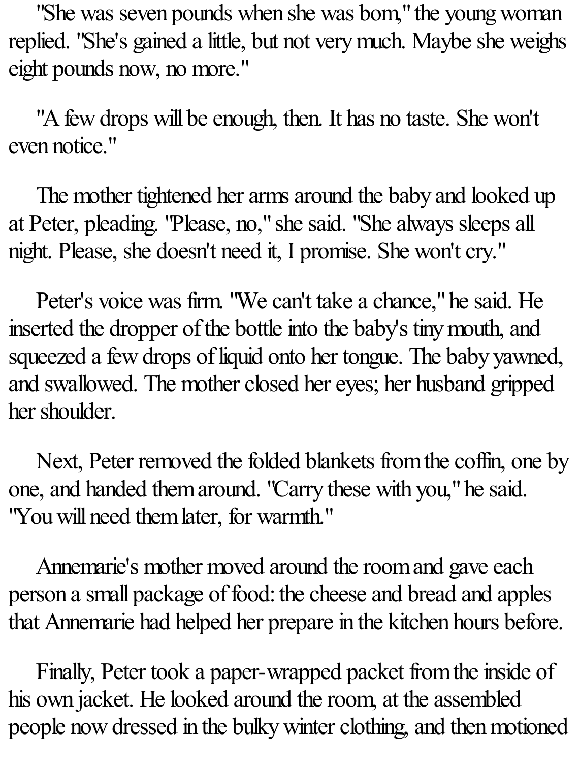"She was seven pounds when she was bom," the young woman replied. "She's gained a little, but not very much. Maybe she weighs eight pounds now, no more."

"A few drops will be enough, then. It has no taste. She won't even notice."

The mother tightened her arms around the baby and looked up at Peter, pleading. "Please, no," she said. "She always sleeps all night. Please, she doesn't need it, I promise. She won't cry."

Peter's voice was firm. "We can't take a chance," he said. He inserted the dropper of the bottle into the baby's tiny mouth, and squeezed a few drops of liquid onto her tongue. The baby yawned, and swallowed. The mother closed her eyes; her husband gripped her shoulder.

Next, Peter removed the folded blankets from the coffin, one by one, and handed them around. "Carry these with you," he said. "You will need them later, for warmth."

Annemarie's mother moved around the room and gave each person a small package of food: the cheese and bread and apples that Annemarie had helped her prepare in the kitchen hours before.

Finally, Peter took a paper-wrapped packet from the inside of his own jacket. He looked around the room, at the assembled people now dressed in the bulky winter clothing, and then motioned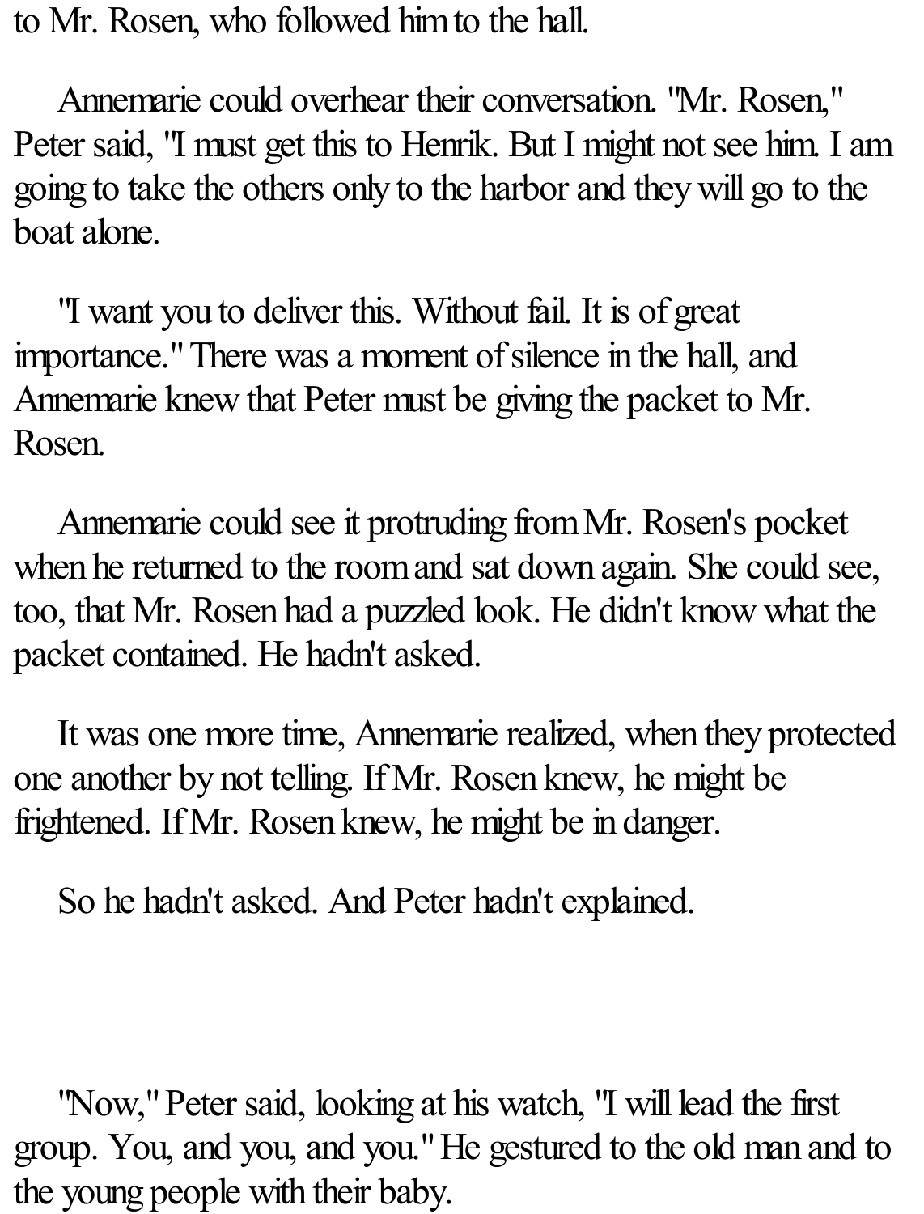to Mr. Rosen, who followed him to the hall.

Annemarie could overhear their conversation. "Mr. Rosen," Peter said, "I must get this to Henrik. But I might not see him. I am going to take the others only to the harbor and they will go to the boat alone.

"I want you to deliver this. Without fail. It is of great importance." There was a moment of silence in the hall, and Annemarie knew that Peter must be giving the packet to Mr. Rosen.

Annemarie could see it protruding from Mr. Rosen's pocket when he returned to the room and sat down again. She could see, too, that Mr. Rosen had a puzzled look. He didn't know what the packet contained. He hadn't asked.

It was one more time, Annemarie realized, when they protected one another by not telling. If Mr. Rosen knew, he might be frightened. If Mr. Rosen knew, he might be in danger.

So he hadn't asked. And Peter hadn't explained.

"Now," Peter said, looking at his watch, "I will lead the first group. You, and you, and you." He gestured to the old man and to the young people with their baby.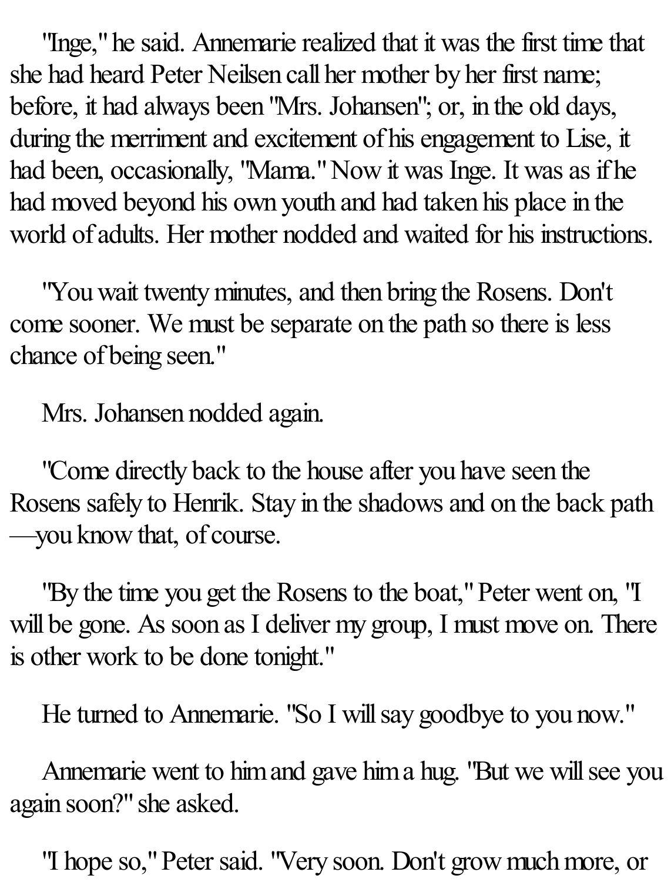"Inge," he said. Annemarie realized that it was the first time that she had heard Peter Neilsen call her mother by her first name; before, it had always been "Mrs. Johansen"; or, in the old days, during the merriment and excitement of his engagement to Lise, it had been, occasionally, "Mama." Now it was Inge. It was as if he had moved beyond his own youth and had taken his place in the world of adults. Her mother nodded and waited for his instructions.

"You wait twenty minutes, and then bring the Rosens. Don't come sooner. We must be separate on the path so there is less chance of being seen."

Mrs. Johansen nodded again.

"Come directly back to the house after you have seen the Rosens safely to Henrik. Stay in the shadows and on the back path —you know that, of course.

"By the time you get the Rosens to the boat," Peter went on, "I will be gone. As soon as I deliver my group, I must move on. There is other work to be done tonight."

He turned to Annemarie. "So I will say goodbye to you now."

Annemarie went to him and gave him a hug. "But we will see you again soon?" she asked.

"I hope so," Peter said. "Very soon. Don't grow much more, or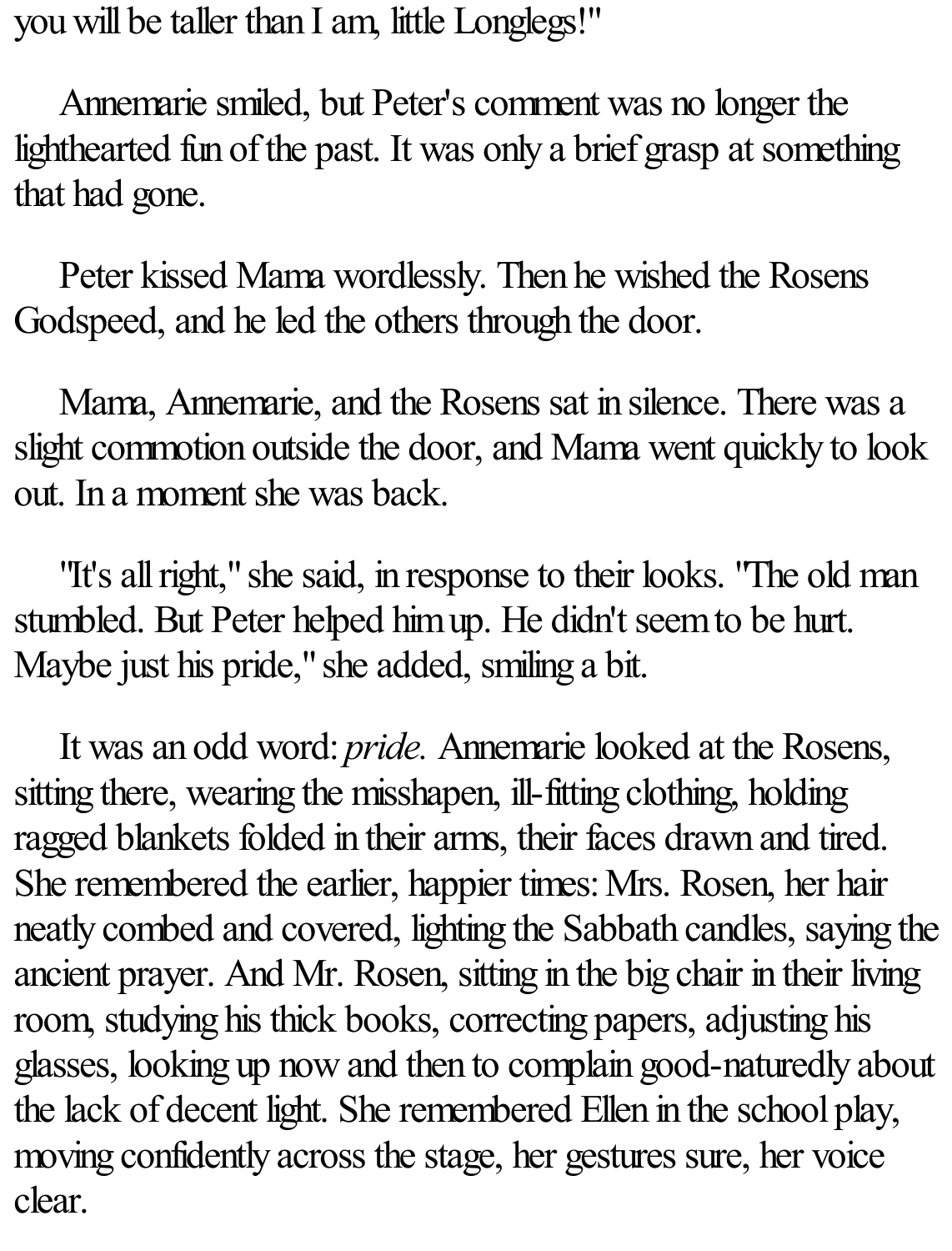you will be taller than I am, little Longlegs!"

Annemarie smiled, but Peter's comment was no longer the lighthearted fun of the past. It was only a brief grasp at something that had gone.

Peter kissed Mama wordlessly. Then he wished the Rosens Godspeed, and he led the others through the door.

Mama, Annemarie, and the Rosens sat in silence. There was a slight commotion outside the door, and Mama went quickly to look out. In a moment she was back.

"It's all right," she said, in response to their looks. "The old man stumbled. But Peter helped him up. He didn't seem to be hurt. Maybe just his pride," she added, smiling a bit.

It was an odd word: *pride.* Annemarie looked at the Rosens, sitting there, wearing the misshapen, ill-fitting clothing, holding ragged blankets folded in their arms, their faces drawn and tired. She remembered the earlier, happier times: Mrs. Rosen, her hair neatly combed and covered, lighting the Sabbath candles, saying the ancient prayer. And Mr. Rosen, sitting in the big chair in their living room, studying his thick books, correcting papers, adjusting his glasses, looking up now and then to complain good-naturedly about the lack of decent light. She remembered Ellen in the school play, moving confidently across the stage, her gestures sure, her voice clear.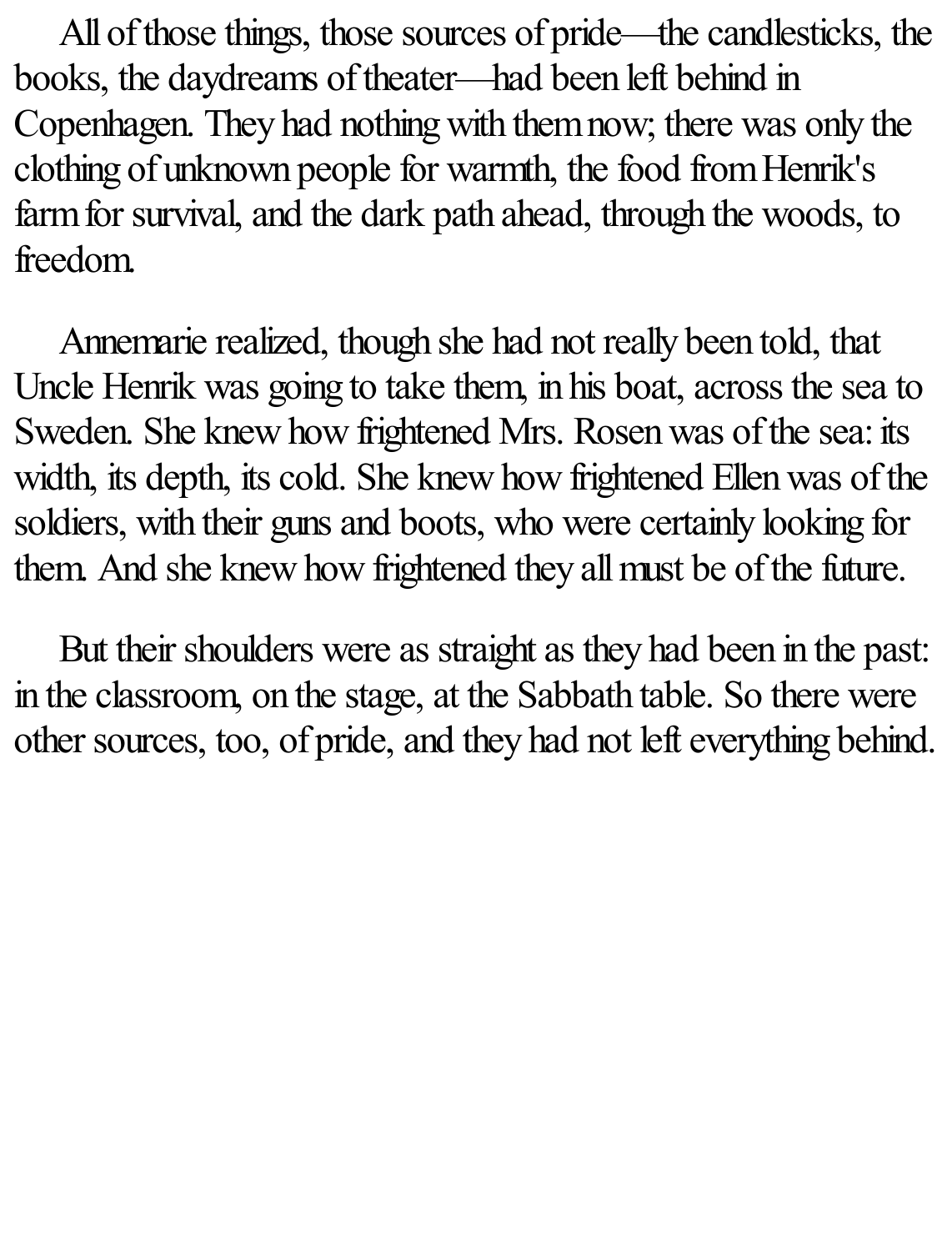All of those things, those sources of pride—the candlesticks, the books, the daydreams of theater—had been left behind in Copenhagen. They had nothing with them now; there was only the clothing of unknown people for warmth, the food from Henrik's farm for survival, and the dark path ahead, through the woods, to freedom.

Annemarie realized, though she had not really been told, that Uncle Henrik was going to take them, in his boat, across the sea to Sweden. She knew how frightened Mrs. Rosen was of the sea: its width, its depth, its cold. She knew how frightened Ellen was of the soldiers, with their guns and boots, who were certainly looking for them. And she knew how frightened they all must be of the future.

But their shoulders were as straight as they had been in the past: in the classroom, on the stage, at the Sabbath table. So there were other sources, too, of pride, and they had not left everything behind.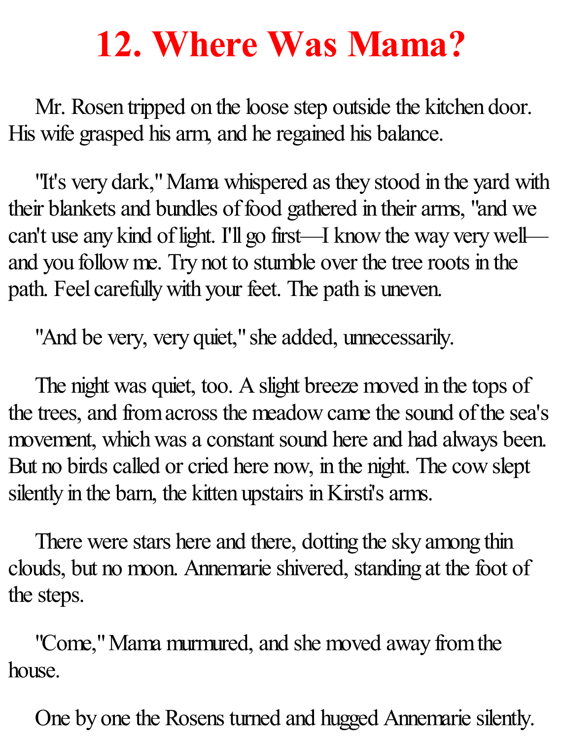# 12. Where Was Mama?

Mr. Rosen tripped on the loose step outside the kitchen door. His wife grasped his arm, and he regained his balance.

"It's very dark," Mama whispered as they stood in the yard with their blankets and bundles of food gathered in their arms, "and we can't use any kind of light. I'll go first—I know the way very well—and you follow me. Try not to stumble over the tree roots in the path. Feel carefully with your feet. The path is uneven.

"And be very, very quiet," she added, unnecessarily.

The night was quiet, too. A slight breeze moved in the tops of the trees, and from across the meadow came the sound of the sea's movement, which was a constant sound here and had always been. But no birds called or cried here now, in the night. The cow slept silently in the barn, the kitten upstairs in Kirsti's arms.

There were stars here and there, dotting the sky among thin clouds, but no moon. Annemarie shivered, standing at the foot of the steps.

"Come," Mama murmured, and she moved away from the house.

One by one the Rosens turned and hugged Annemarie silently.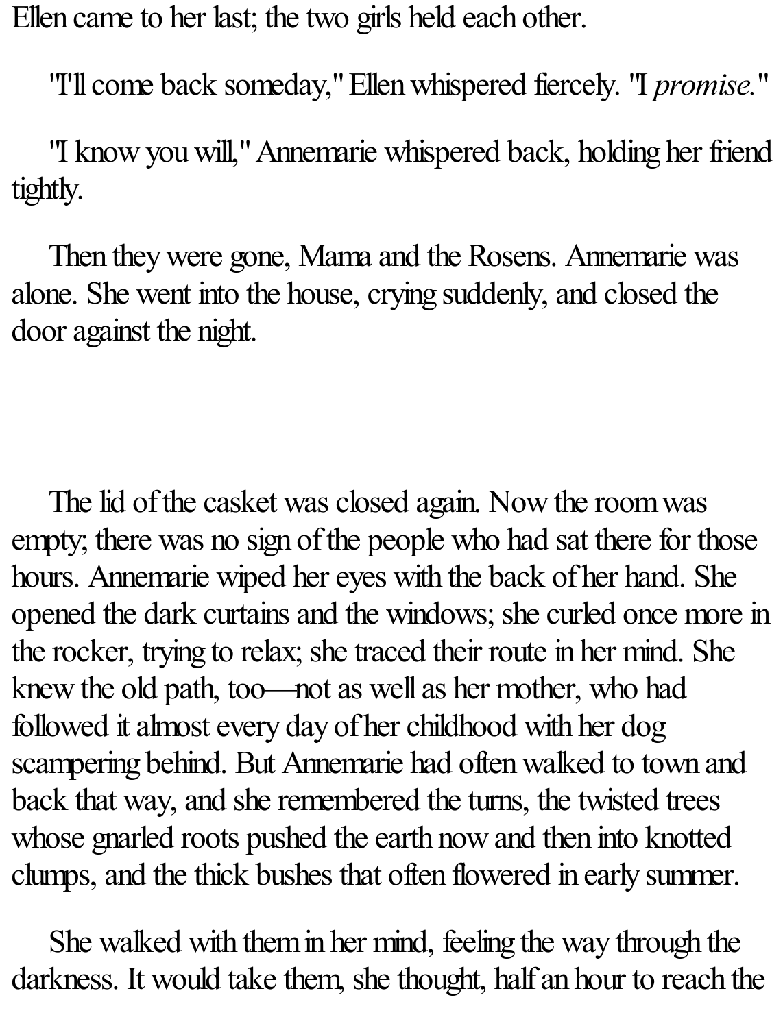Ellen came to her last; the two girls held each other.

"I'll come back someday," Ellen whispered fiercely. "I *promise.*"

"I know you will," Annemarie whispered back, holding her friend tightly.

Then they were gone, Mama and the Rosens. Annemarie was alone. She went into the house, crying suddenly, and closed the door against the night.

The lid of the casket was closed again. Now the room was empty; there was no sign of the people who had sat there for those hours. Annemarie wiped her eyes with the back of her hand. She opened the dark curtains and the windows; she curled once more in the rocker, trying to relax; she traced their route in her mind. She knew the old path, too—not as well as her mother, who had followed it almost every day of her childhood with her dog scampering behind. But Annemarie had often walked to town and back that way, and she remembered the turns, the twisted trees whose gnarled roots pushed the earth now and then into knotted clumps, and the thick bushes that often flowered in early summer.

She walked with them in her mind, feeling the way through the darkness. It would take them, she thought, half an hour to reach the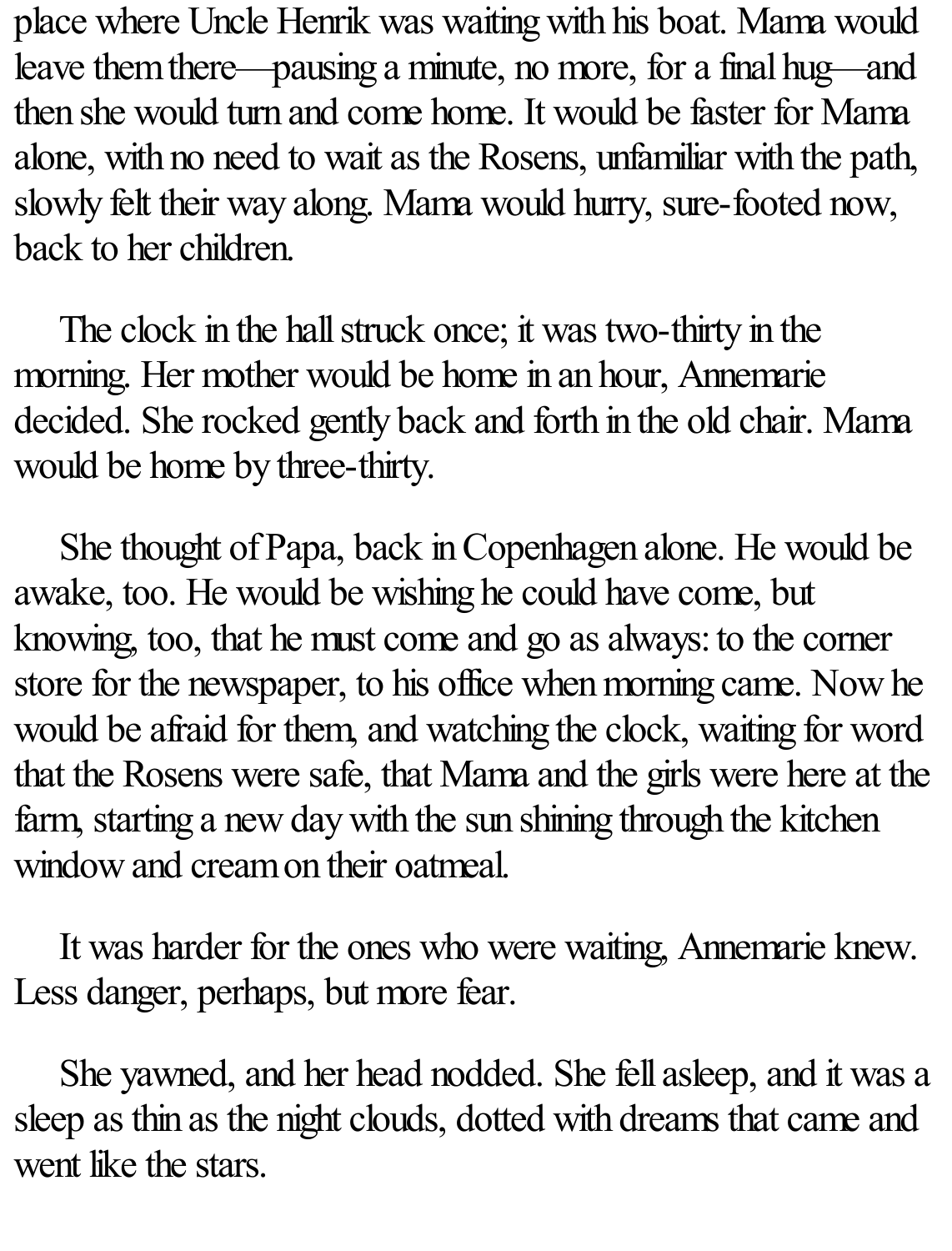place where Uncle Henrik was waiting with his boat. Mama would leave them there—pausing a minute, no more, for a final hug—and then she would turn and come home. It would be faster for Mama alone, with no need to wait as the Rosens, unfamiliar with the path, slowly felt their way along. Mama would hurry, sure-footed now, back to her children.

The clock in the hall struck once; it was two-thirty in the morning. Her mother would be home in an hour, Annemarie decided. She rocked gently back and forth in the old chair. Mama would be home by three-thirty.

She thought of Papa, back in Copenhagen alone. He would be awake, too. He would be wishing he could have come, but knowing, too, that he must come and go as always: to the corner store for the newspaper, to his office when morning came. Now he would be afraid for them, and watching the clock, waiting for word that the Rosens were safe, that Mama and the girls were here at the farm, starting a new day with the sun shining through the kitchen window and cream on their oatmeal.

It was harder for the ones who were waiting, Annemarie knew. Less danger, perhaps, but more fear.

She yawned, and her head nodded. She fell asleep, and it was a sleep as thin as the night clouds, dotted with dreams that came and went like the stars.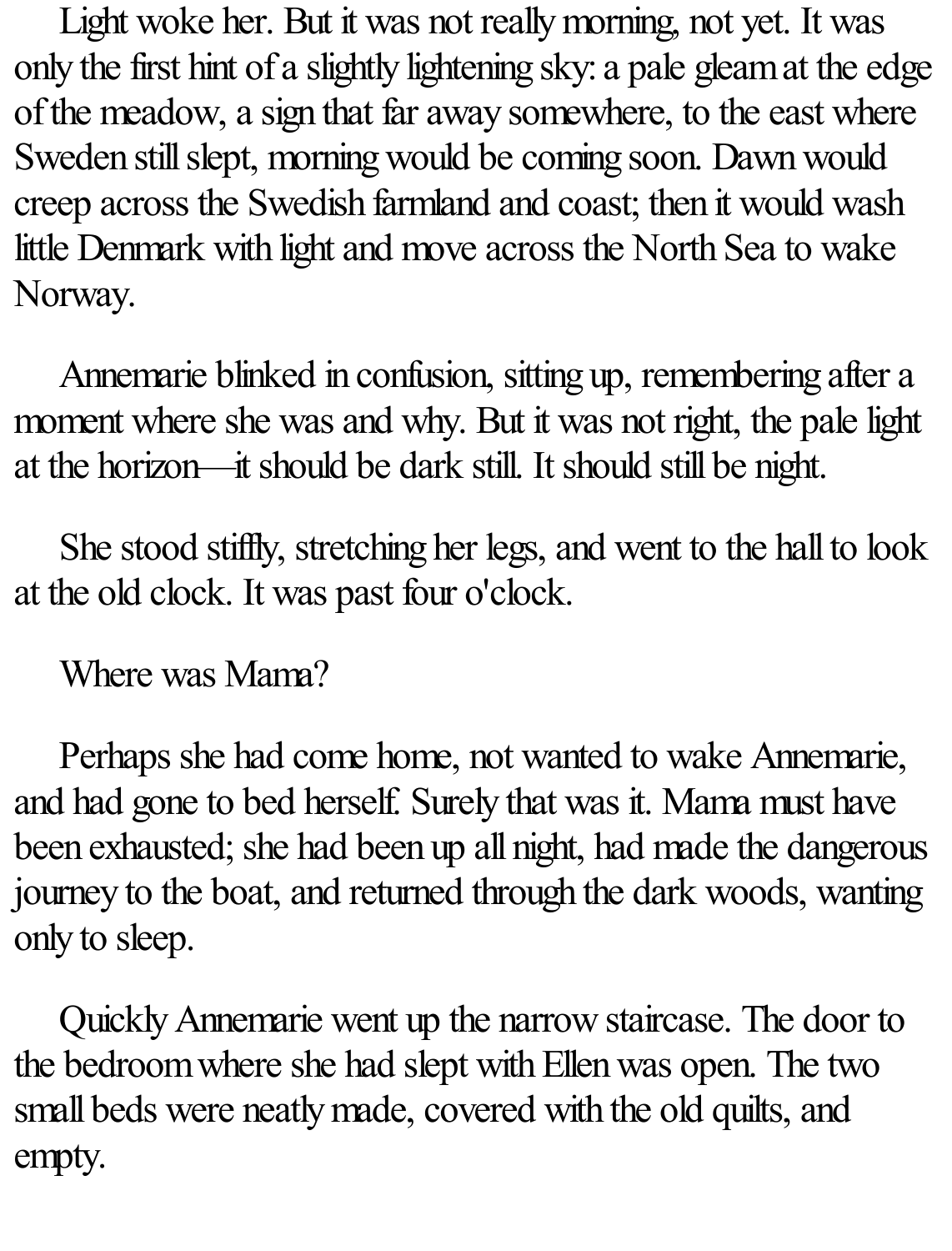Light woke her. But it was not really morning, not yet. It was only the first hint of a slightly lightening sky: a pale gleam at the edge of the meadow, a sign that far away somewhere, to the east where Sweden still slept, morning would be coming soon. Dawn would creep across the Swedish farmland and coast; then it would wash little Denmark with light and move across the North Sea to wake Norway.

Annemarie blinked in confusion, sitting up, remembering after a moment where she was and why. But it was not right, the pale light at the horizon—it should be dark still. It should still be night.

She stood stiffly, stretching her legs, and went to the hall to look at the old clock. It was past four o'clock.

Where was Mama?

Perhaps she had come home, not wanted to wake Annemarie, and had gone to bed herself. Surely that was it. Mama must have been exhausted; she had been up all night, had made the dangerous journey to the boat, and returned through the dark woods, wanting only to sleep.

Quickly Annemarie went up the narrow staircase. The door to the bedroom where she had slept with Ellen was open. The two small beds were neatly made, covered with the old quilts, and empty.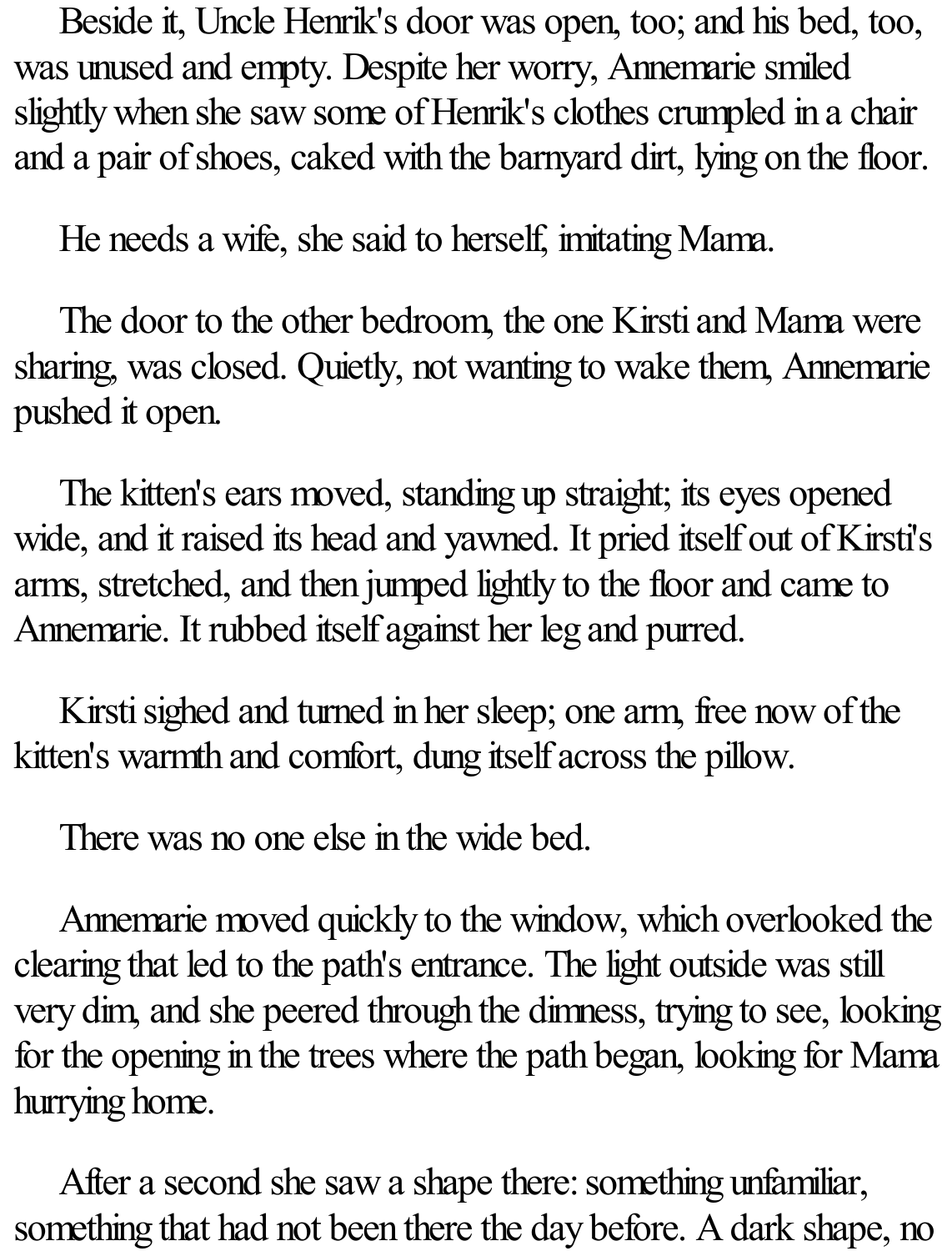Beside it, Uncle Henrik's door was open, too; and his bed, too, was unused and empty. Despite her worry, Annemarie smiled slightly when she saw some of Henrik's clothes crumpled in a chair and a pair of shoes, caked with the barnyard dirt, lying on the floor.

He needs a wife, she said to herself, imitating Mama.

The door to the other bedroom, the one Kirsti and Mama were sharing, was closed. Quietly, not wanting to wake them, Annemarie pushed it open.

The kitten's ears moved, standing up straight; its eyes opened wide, and it raised its head and yawned. It pried itself out of Kirsti's arms, stretched, and then jumped lightly to the floor and came to Annemarie. It rubbed itself against her leg and purred.

Kirsti sighed and turned in her sleep; one arm, free now of the kitten's warmth and comfort, dung itself across the pillow.

There was no one else in the wide bed.

Annemarie moved quickly to the window, which overlooked the clearing that led to the path's entrance. The light outside was still very dim, and she peered through the dimness, trying to see, looking for the opening in the trees where the path began, looking for Mama hurrying home.

After a second she saw a shape there: something unfamiliar, something that had not been there the day before. A dark shape, no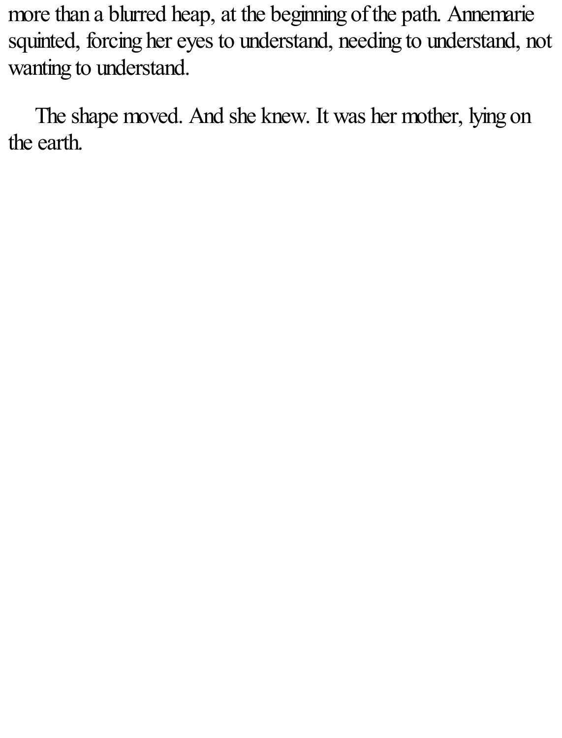more than a blurred heap, at the beginning of the path. Annemarie squinted, forcing her eyes to understand, needing to understand, not wanting to understand.

The shape moved. And she knew. It was her mother, lying on the earth.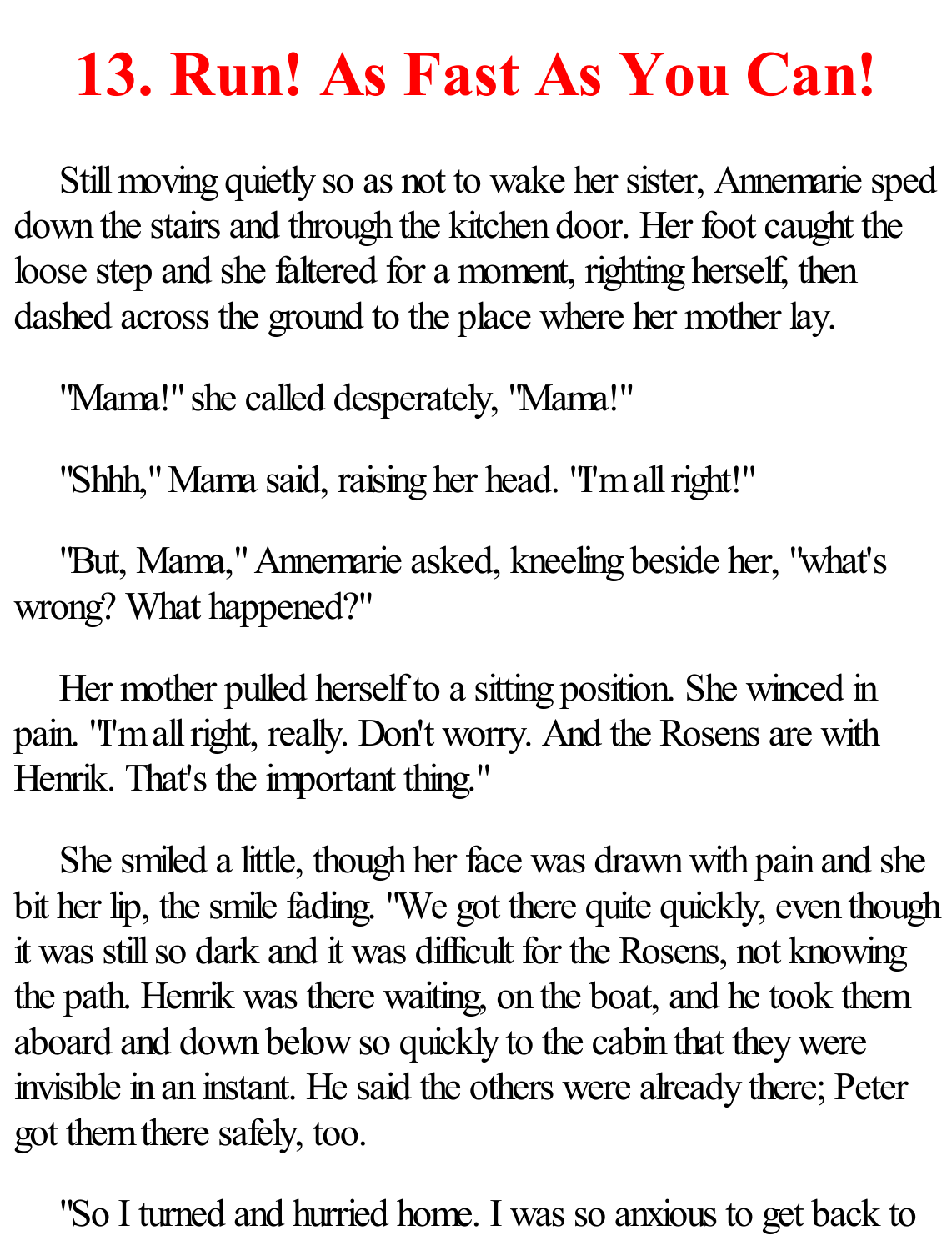# 13. Run! As Fast As You Can!

Still moving quietly so as not to wake her sister, Annemarie sped down the stairs and through the kitchen door. Her foot caught the loose step and she faltered for a moment, righting herself, then dashed across the ground to the place where her mother lay.

"Mama!" she called desperately, "Mama!"

"Shhh," Mama said, raising her head. "I'm all right!"

"But, Mama," Annemarie asked, kneeling beside her, "what's wrong? What happened?"

Her mother pulled herself to a sitting position. She winced in pain. "I'm all right, really. Don't worry. And the Rosens are with Henrik. That's the important thing."

She smiled a little, though her face was drawn with pain and she bit her lip, the smile fading. "We got there quite quickly, even though it was still so dark and it was difficult for the Rosens, not knowing the path. Henrik was there waiting, on the boat, and he took them aboard and down below so quickly to the cabin that they were invisible in an instant. He said the others were already there; Peter got them there safely, too.

"So I turned and hurried home. I was so anxious to get back to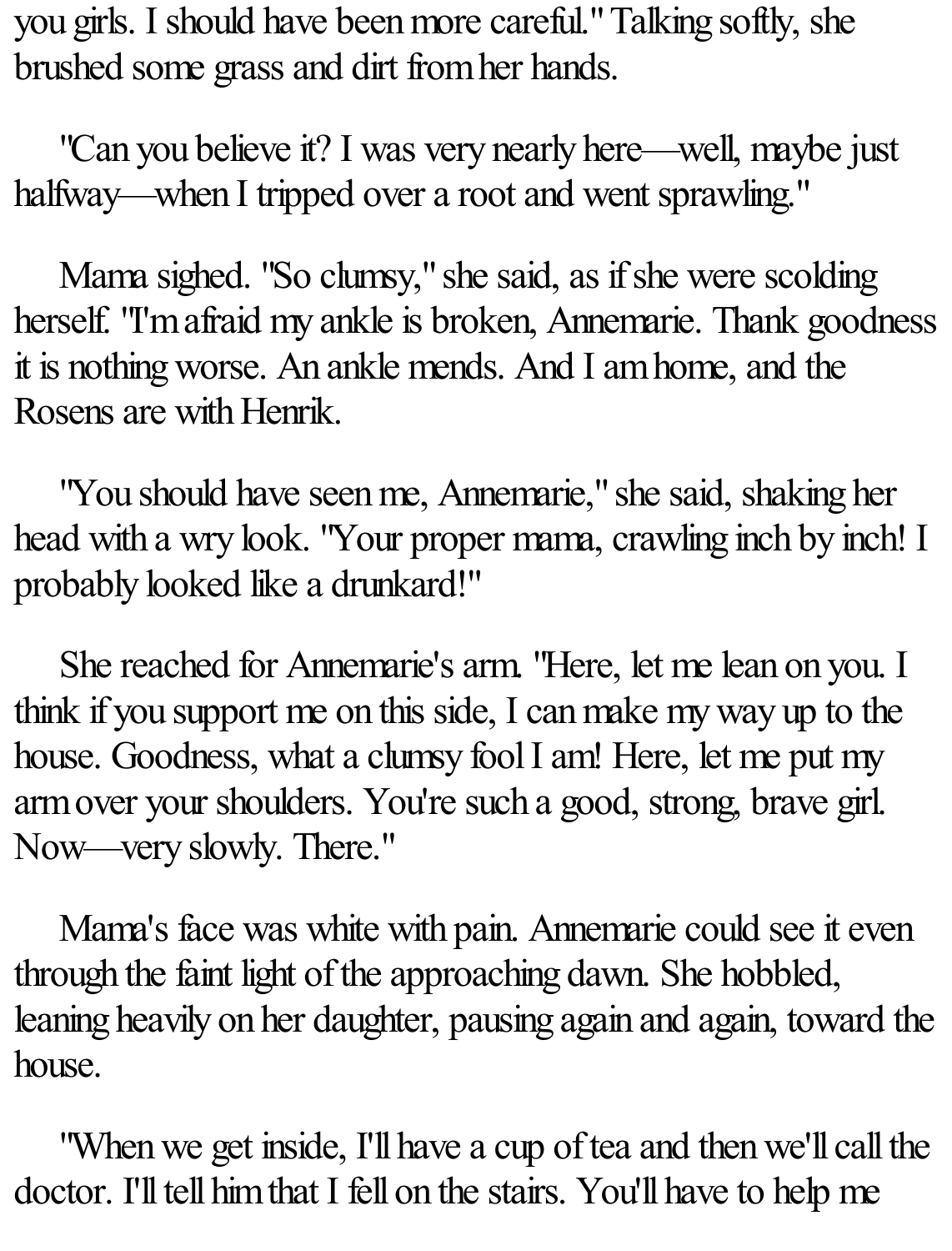you girls. I should have been more careful." Talking softly, she brushed some grass and dirt from her hands.

"Can you believe it? I was very nearly here—well, maybe just halfway—when I tripped over a root and went sprawling."

Mama sighed. "So clumsy," she said, as if she were scolding herself. "I'm afraid my ankle is broken, Annemarie. Thank goodness it is nothing worse. An ankle mends. And I am home, and the Rosens are with Henrik.

"You should have seen me, Annemarie," she said, shaking her head with a wry look. "Your proper mama, crawling inch by inch! I probably looked like a drunkard!"

She reached for Annemarie's arm. "Here, let me lean on you. I think if you support me on this side, I can make my way up to the house. Goodness, what a clumsy fool I am! Here, let me put my arm over your shoulders. You're such a good, strong, brave girl. Now—very slowly. There."

Mama's face was white with pain. Annemarie could see it even through the faint light of the approaching dawn. She hobbled, leaning heavily on her daughter, pausing again and again, toward the house.

"When we get inside, I'll have a cup of tea and then we'll call the doctor. I'll tell him that I fell on the stairs. You'll have to help me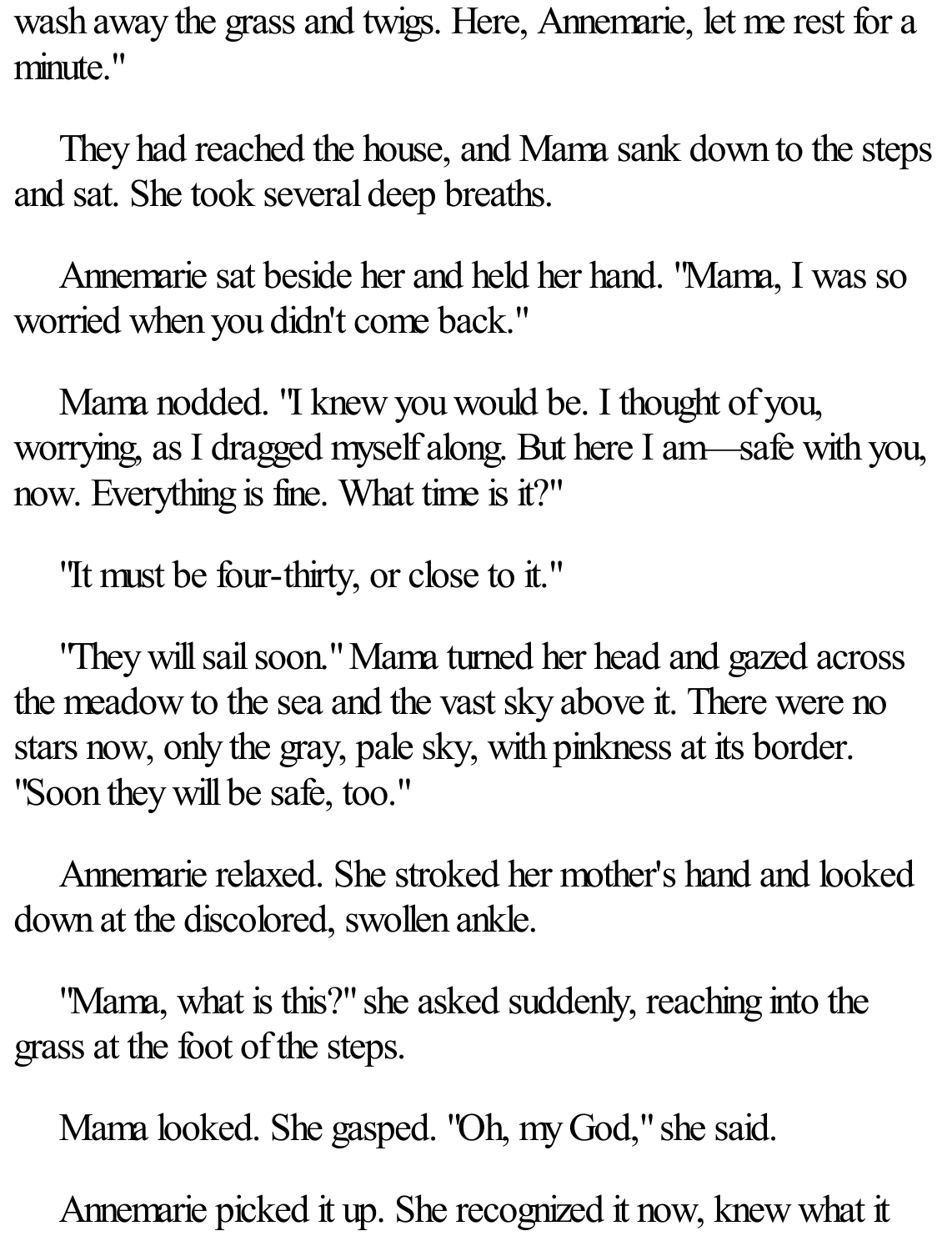wash away the grass and twigs. Here, Annemarie, let me rest for a minute."

They had reached the house, and Mama sank down to the steps and sat. She took several deep breaths.

Annemarie sat beside her and held her hand. "Mama, I was so worried when you didn't come back."

Mama nodded. "I knew you would be. I thought of you, worrying, as I dragged myself along. But here I am—safe with you, now. Everything is fine. What time is it?"

"It must be four-thirty, or close to it."

"They will sail soon." Mama turned her head and gazed across the meadow to the sea and the vast sky above it. There were no stars now, only the gray, pale sky, with pinkness at its border. "Soon they will be safe, too."

Annemarie relaxed. She stroked her mother's hand and looked down at the discolored, swollen ankle.

"Mama, what is this?" she asked suddenly, reaching into the grass at the foot of the steps.

Mama looked. She gasped. "Oh, my God," she said.

Annemarie picked it up. She recognized it now, knew what it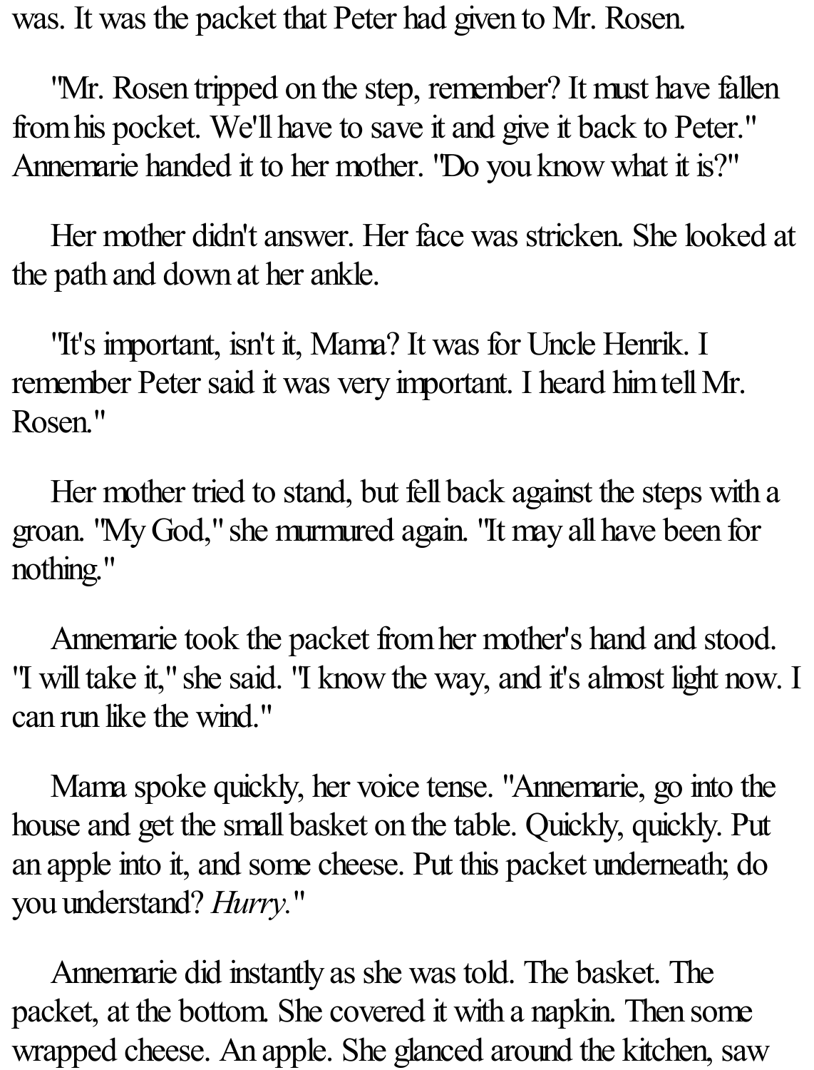was. It was the packet that Peter had given to Mr. Rosen.

"Mr. Rosen tripped on the step, remember? It must have fallen from his pocket. We'll have to save it and give it back to Peter." Annemarie handed it to her mother. "Do you know what it is?"

Her mother didn't answer. Her face was stricken. She looked at the path and down at her ankle.

"It's important, isn't it, Mama? It was for Uncle Henrik. I remember Peter said it was very important. I heard him tell Mr. Rosen."

Her mother tried to stand, but fell back against the steps with a groan. "My God," she murmured again. "It may all have been for nothing."

Annemarie took the packet from her mother's hand and stood. "I will take it," she said. "I know the way, and it's almost light now. I can run like the wind."

Mama spoke quickly, her voice tense. "Annemarie, go into the house and get the small basket on the table. Quickly, quickly. Put an apple into it, and some cheese. Put this packet underneath; do you understand? *Hurry.*"

Annemarie did instantly as she was told. The basket. The packet, at the bottom. She covered it with a napkin. Then some wrapped cheese. An apple. She glanced around the kitchen, saw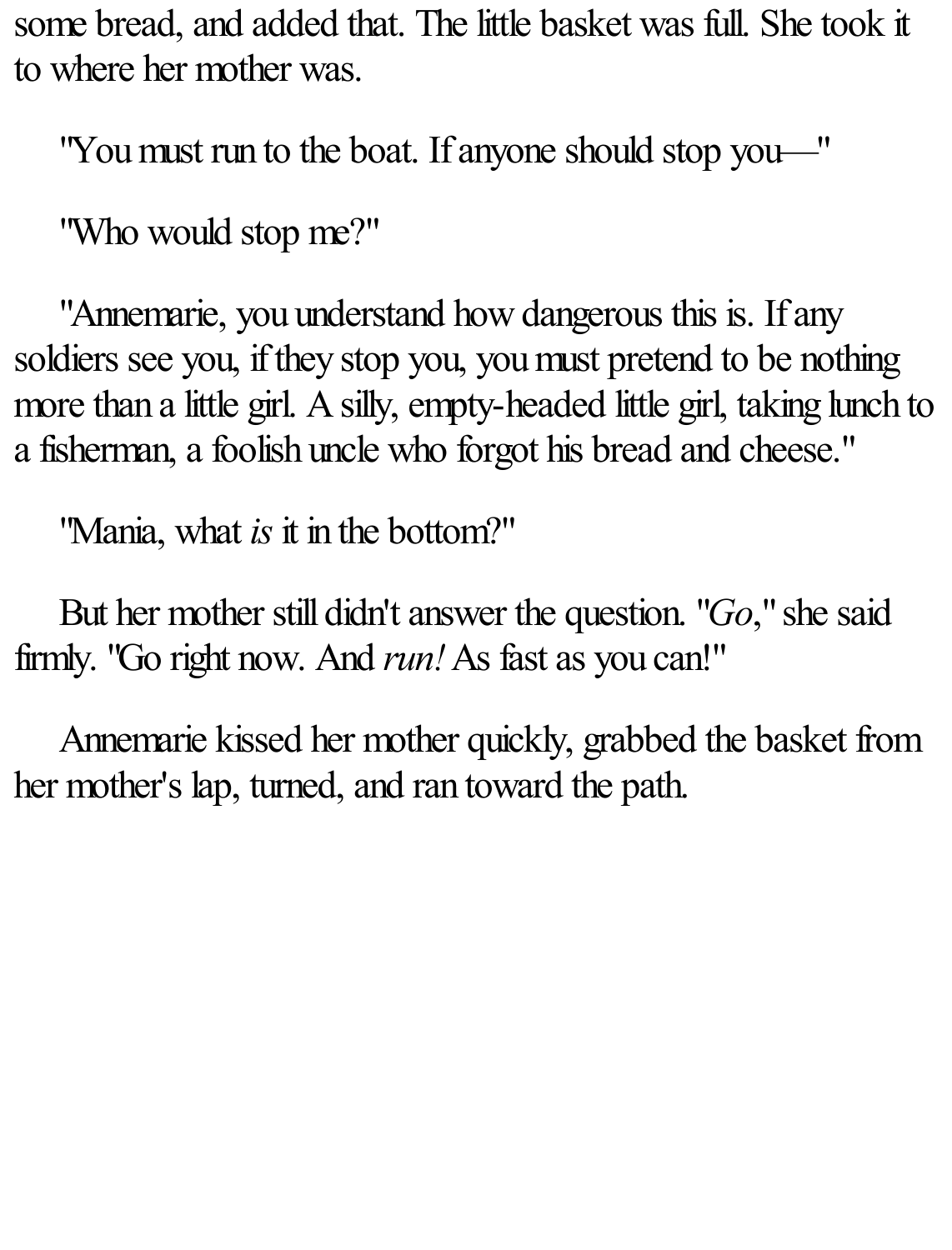some bread, and added that. The little basket was full. She took it to where her mother was.

"You must run to the boat. If anyone should stop you—"

"Who would stop me?"

"Annemarie, you understand how dangerous this is. If any soldiers see you, if they stop you, you must pretend to be nothing more than a little girl. A silly, empty-headed little girl, taking lunch to a fisherman, a foolish uncle who forgot his bread and cheese."

"Mama, what *is* it in the bottom?"

But her mother still didn't answer the question. "*Go*," she said firmly. "Go right now. And *run!* As fast as you can!"

Annemarie kissed her mother quickly, grabbed the basket from her mother's lap, turned, and ran toward the path.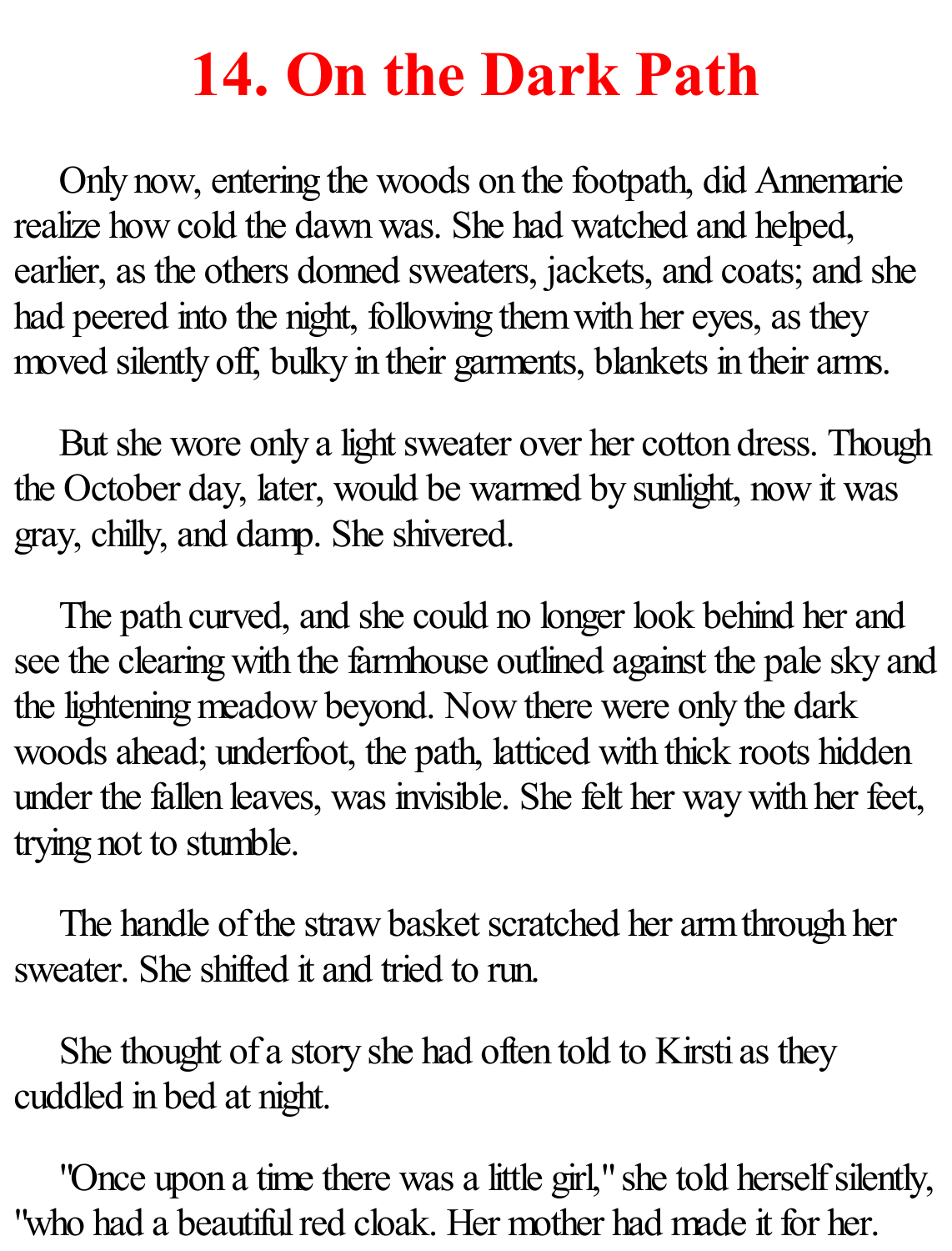# 14. On the Dark Path

Only now, entering the woods on the footpath, did Annemarie realize how cold the dawn was. She had watched and helped, earlier, as the others donned sweaters, jackets, and coats; and she had peered into the night, following them with her eyes, as they moved silently off, bulky in their garments, blankets in their arms.

But she wore only a light sweater over her cotton dress. Though the October day, later, would be warmed by sunlight, now it was gray, chilly, and damp. She shivered.

The path curved, and she could no longer look behind her and see the clearing with the farmhouse outlined against the pale sky and the lightening meadow beyond. Now there were only the dark woods ahead; underfoot, the path, latticed with thick roots hidden under the fallen leaves, was invisible. She felt her way with her feet, trying not to stumble.

The handle of the straw basket scratched her arm through her sweater. She shifted it and tried to run.

She thought of a story she had often told to Kirsti as they cuddled in bed at night.

"Once upon a time there was a little girl," she told herself silently, "who had a beautiful red cloak. Her mother had made it for her.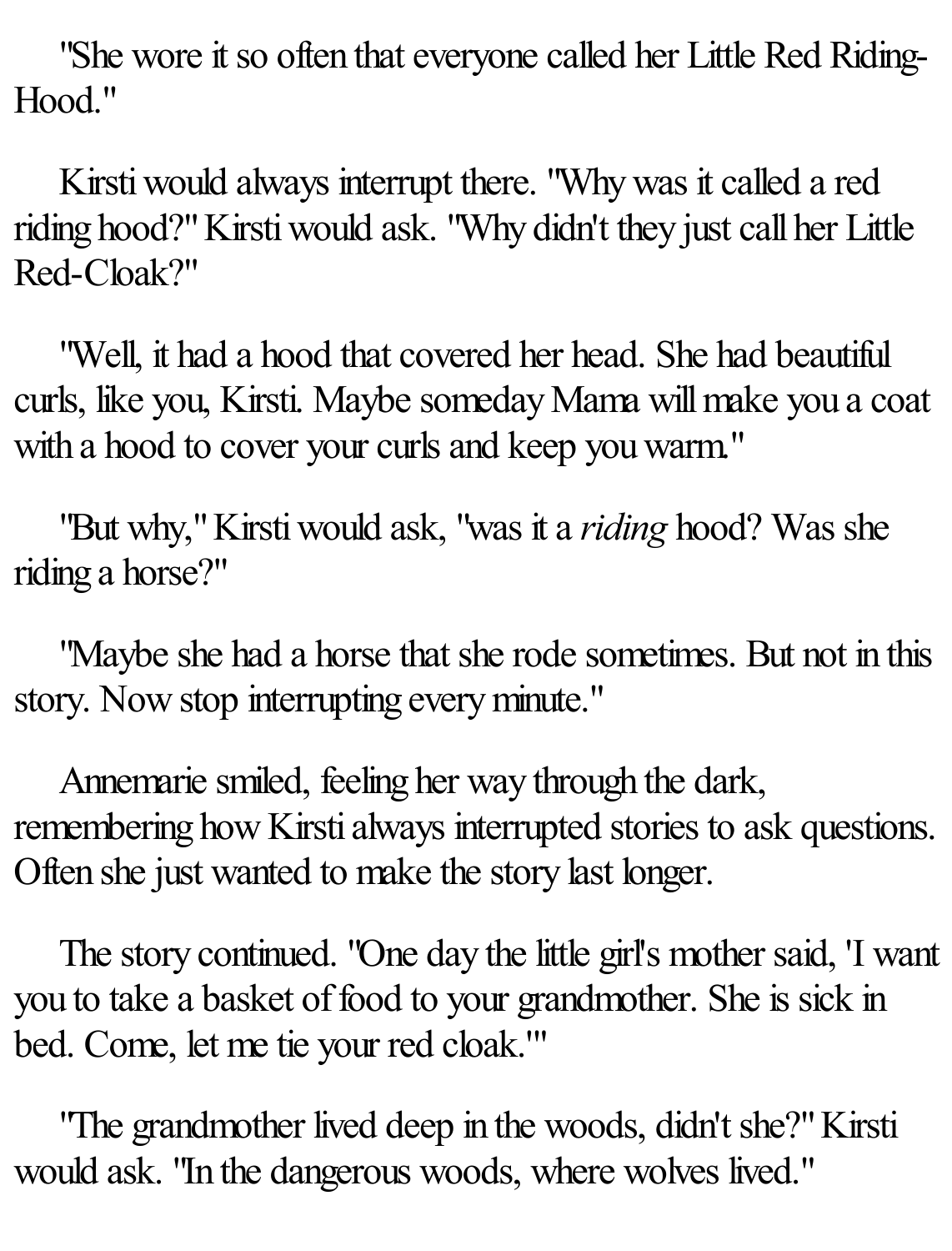"She wore it so often that everyone called her Little Red Riding-Hood."

Kirsti would always interrupt there. "Why was it called a red riding hood?" Kirsti would ask. "Why didn't they just call her Little Red-Cloak?"

"Well, it had a hood that covered her head. She had beautiful curls, like you, Kirsti. Maybe someday Mama will make you a coat with a hood to cover your curls and keep you warm."

"But why," Kirsti would ask, "was it a *riding* hood? Was she riding a horse?"

"Maybe she had a horse that she rode sometimes. But not in this story. Now stop interrupting every minute."

Annemarie smiled, feeling her way through the dark, remembering how Kirsti always interrupted stories to ask questions. Often she just wanted to make the story last longer.

The story continued. "One day the little girl's mother said, 'I want you to take a basket of food to your grandmother. She is sick in bed. Come, let me tie your red cloak.'"

"The grandmother lived deep in the woods, didn't she?" Kirsti would ask. "In the dangerous woods, where wolves lived."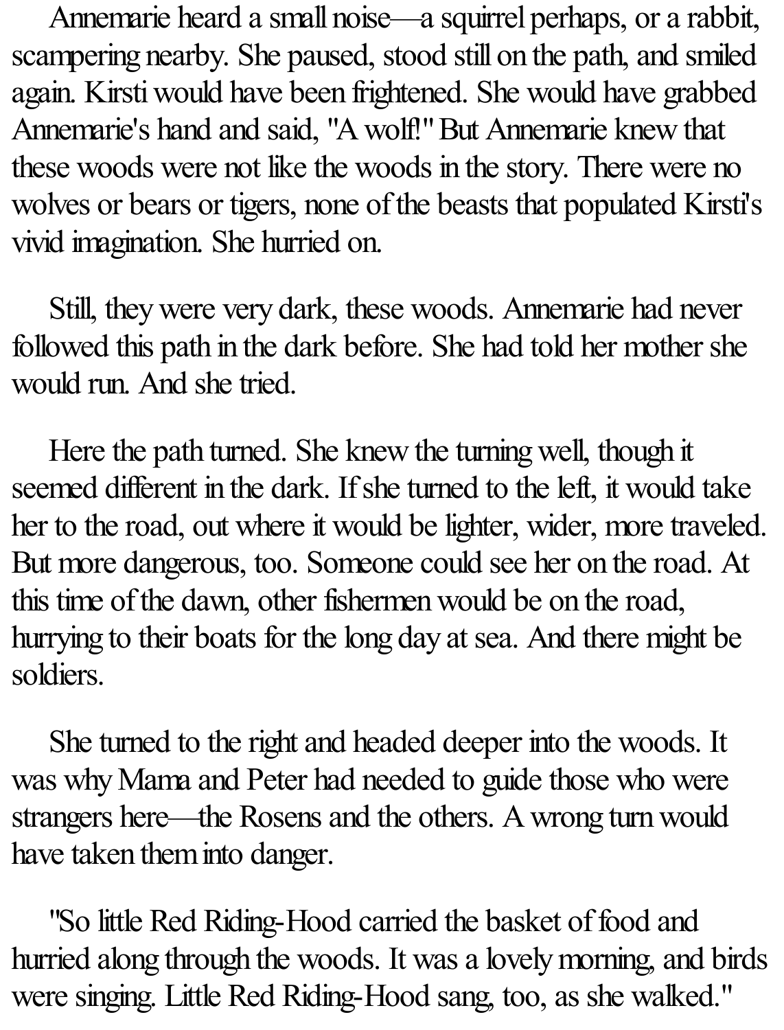Annemarie heard a small noise—a squirrel perhaps, or a rabbit, scampering nearby. She paused, stood still on the path, and smiled again. Kirsti would have been frightened. She would have grabbed Annemarie's hand and said, "A wolf!" But Annemarie knew that these woods were not like the woods in the story. There were no wolves or bears or tigers, none of the beasts that populated Kirsti's vivid imagination. She hurried on.

Still, they were very dark, these woods. Annemarie had never followed this path in the dark before. She had told her mother she would run. And she tried.

Here the path turned. She knew the turning well, though it seemed different in the dark. If she turned to the left, it would take her to the road, out where it would be lighter, wider, more traveled. But more dangerous, too. Someone could see her on the road. At this time of the dawn, other fishermen would be on the road, hurrying to their boats for the long day at sea. And there might be soldiers.

She turned to the right and headed deeper into the woods. It was why Mama and Peter had needed to guide those who were strangers here—the Rosens and the others. A wrong turn would have taken them into danger.

"So little Red Riding-Hood carried the basket of food and hurried along through the woods. It was a lovely morning, and birds were singing. Little Red Riding-Hood sang, too, as she walked."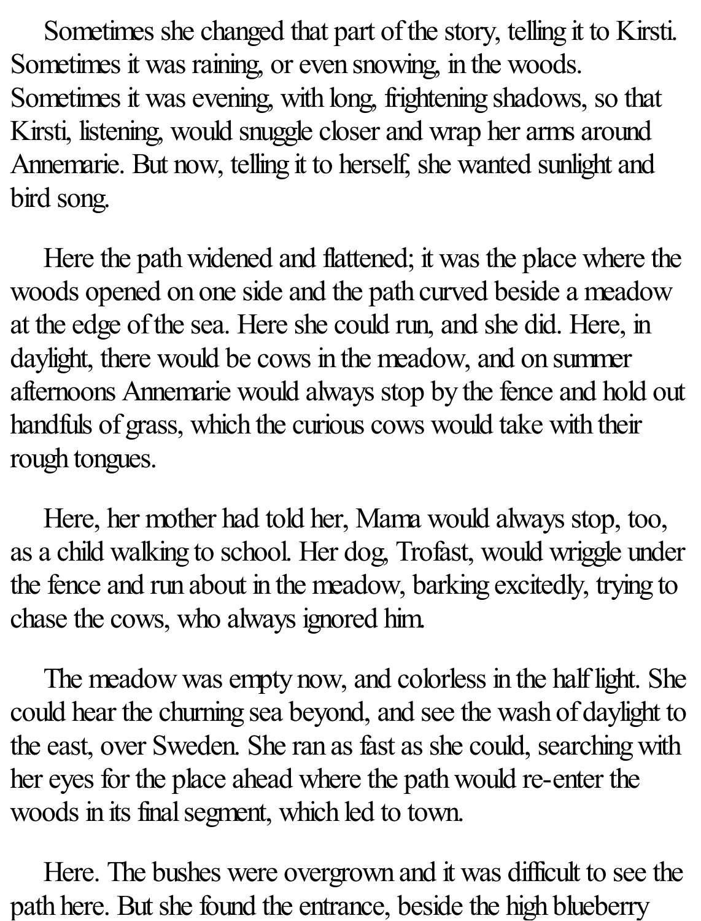Sometimes she changed that part of the story, telling it to Kirsti. Sometimes it was raining, or even snowing, in the woods. Sometimes it was evening, with long, frightening shadows, so that Kirsti, listening, would snuggle closer and wrap her arms around Annemarie. But now, telling it to herself, she wanted sunlight and bird song.

Here the path widened and flattened; it was the place where the woods opened on one side and the path curved beside a meadow at the edge of the sea. Here she could run, and she did. Here, in daylight, there would be cows in the meadow, and on summer afternoons Annemarie would always stop by the fence and hold out handfuls of grass, which the curious cows would take with their rough tongues.

Here, her mother had told her, Mama would always stop, too, as a child walking to school. Her dog, Trofast, would wriggle under the fence and run about in the meadow, barking excitedly, trying to chase the cows, who always ignored him.

The meadow was empty now, and colorless in the half light. She could hear the churning sea beyond, and see the wash of daylight to the east, over Sweden. She ran as fast as she could, searching with her eyes for the place ahead where the path would re-enter the woods in its final segment, which led to town.

Here. The bushes were overgrown and it was difficult to see the path here. But she found the entrance, beside the high blueberry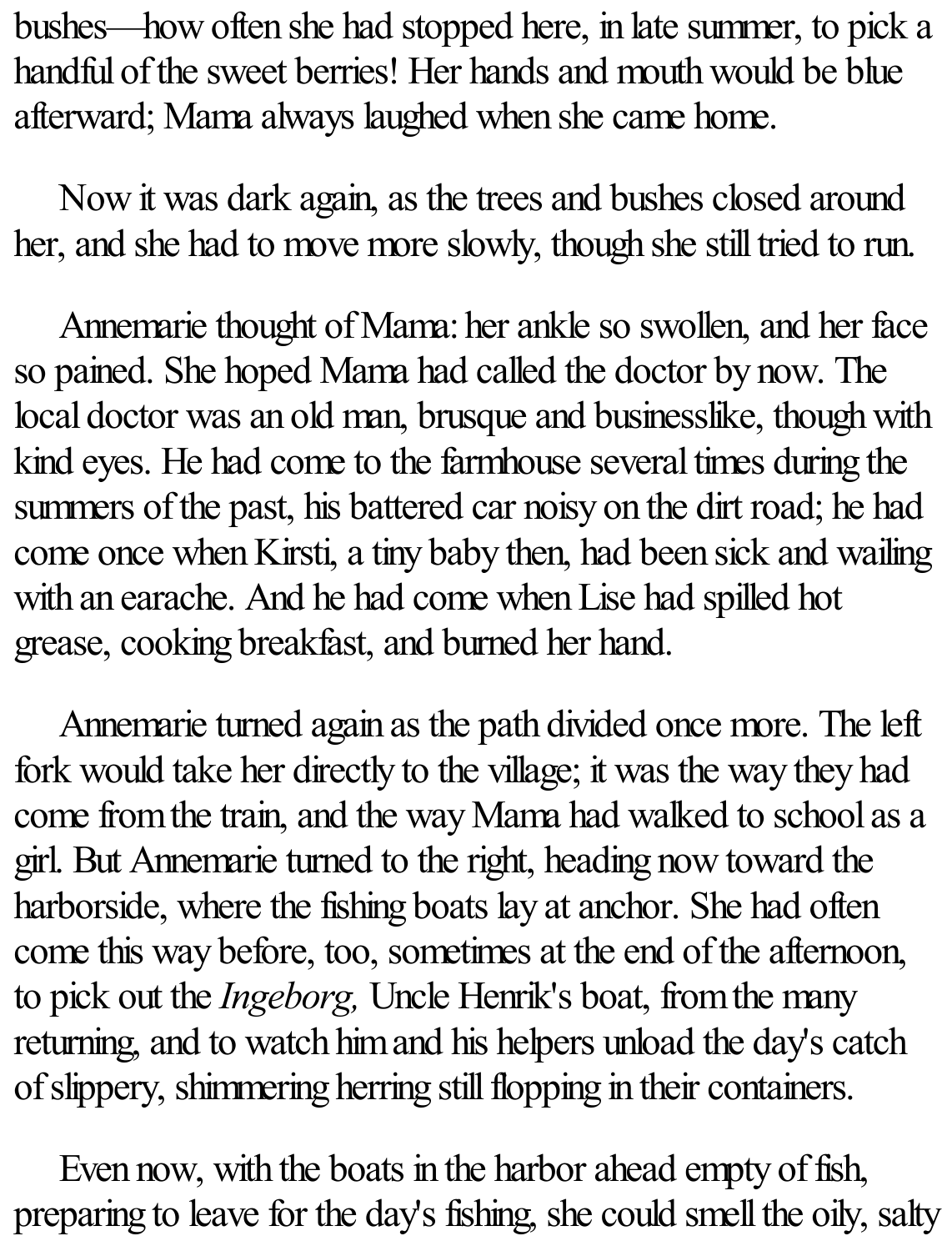bushes—how often she had stopped here, in late summer, to pick a handful of the sweet berries! Her hands and mouth would be blue afterward; Mama always laughed when she came home.

Now it was dark again, as the trees and bushes closed around her, and she had to move more slowly, though she still tried to run.

Annemarie thought of Mama: her ankle so swollen, and her face so pained. She hoped Mama had called the doctor by now. The local doctor was an old man, brusque and businesslike, though with kind eyes. He had come to the farmhouse several times during the summers of the past, his battered car noisy on the dirt road; he had come once when Kirsti, a tiny baby then, had been sick and wailing with an earache. And he had come when Lise had spilled hot grease, cooking breakfast, and burned her hand.

Annemarie turned again as the path divided once more. The left fork would take her directly to the village; it was the way they had come from the train, and the way Mama had walked to school as a girl. But Annemarie turned to the right, heading now toward the harborside, where the fishing boats lay at anchor. She had often come this way before, too, sometimes at the end of the afternoon, to pick out the *Ingeborg,* Uncle Henrik's boat, from the many returning, and to watch him and his helpers unload the day's catch of slippery, shimmering herring still flopping in their containers.

Even now, with the boats in the harbor ahead empty of fish, preparing to leave for the day's fishing, she could smell the oily, salty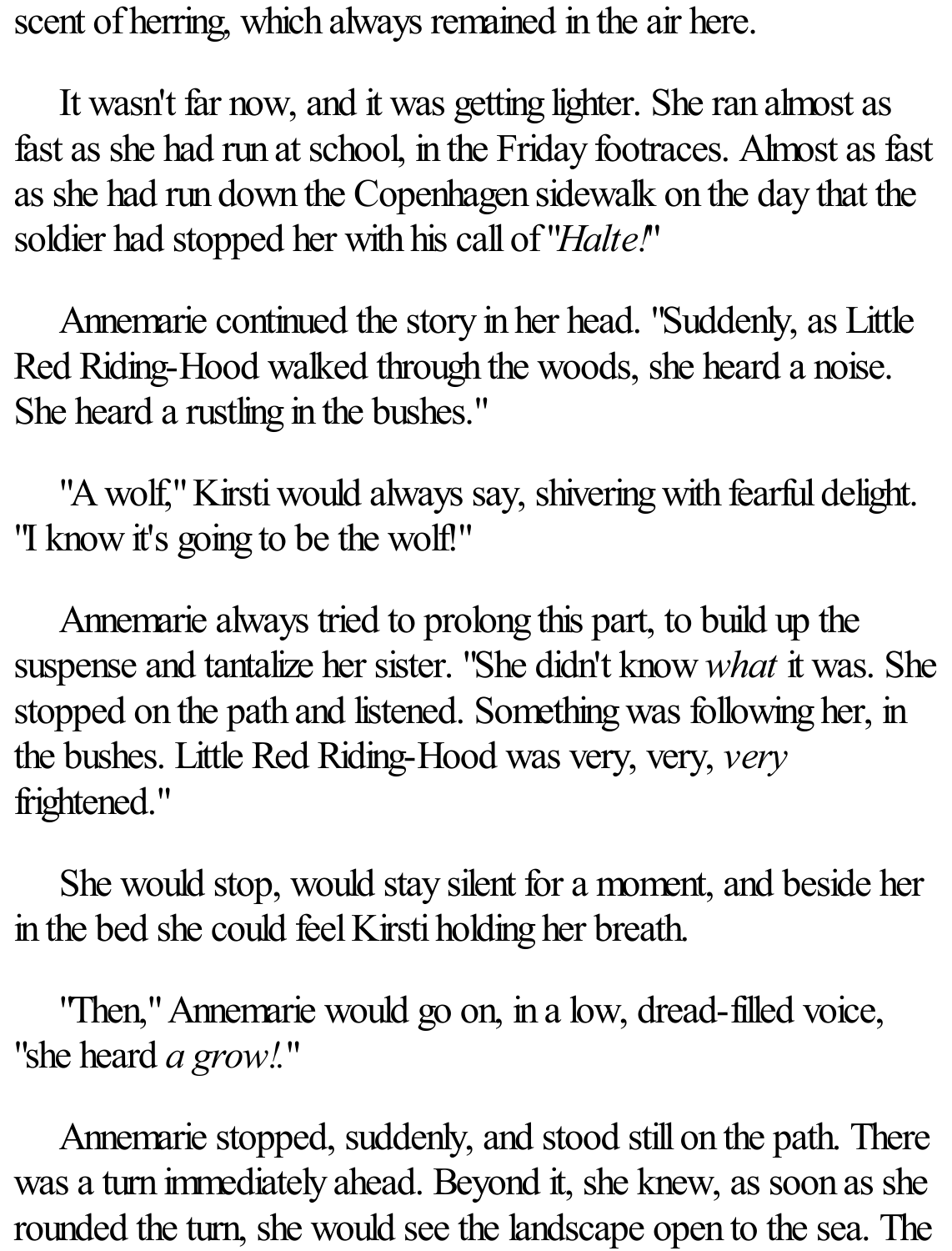scent of herring, which always remained in the air here.

It wasn't far now, and it was getting lighter. She ran almost as fast as she had run at school, in the Friday footraces. Almost as fast as she had run down the Copenhagen sidewalk on the day that the soldier had stopped her with his call of "*Halte!*"

Annemarie continued the story in her head. "Suddenly, as Little Red Riding-Hood walked through the woods, she heard a noise. She heard a rustling in the bushes."

"A wolf," Kirsti would always say, shivering with fearful delight. "I know it's going to be the wolf!"

Annemarie always tried to prolong this part, to build up the suspense and tantalize her sister. "She didn't know *what* it was. She stopped on the path and listened. Something was following her, in the bushes. Little Red Riding-Hood was very, very, *very* frightened."

She would stop, would stay silent for a moment, and beside her in the bed she could feel Kirsti holding her breath.

"Then," Annemarie would go on, in a low, dread-filled voice, "she heard *a growl*."

Annemarie stopped, suddenly, and stood still on the path. There was a turn immediately ahead. Beyond it, she knew, as soon as she rounded the turn, she would see the landscape open to the sea. The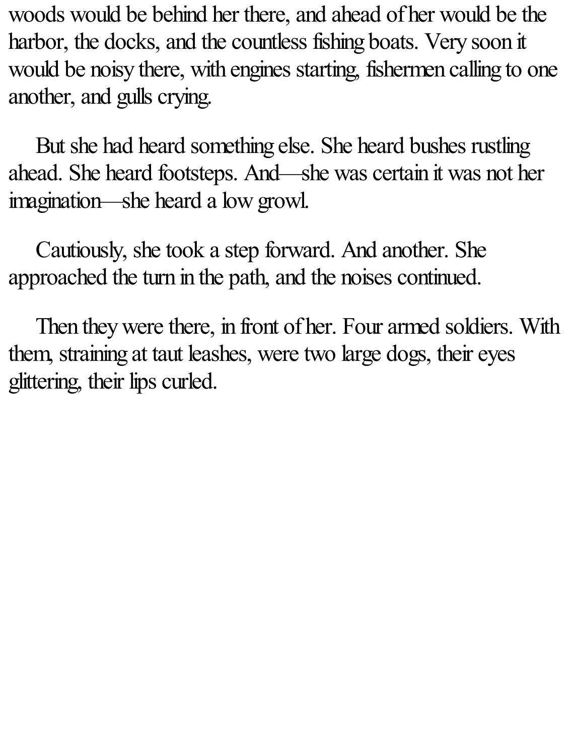woods would be behind her there, and ahead of her would be the harbor, the docks, and the countless fishing boats. Very soon it would be noisy there, with engines starting, fishermen calling to one another, and gulls crying.

But she had heard something else. She heard bushes rustling ahead. She heard footsteps. And—she was certain it was not her imagination—she heard a low growl.

Cautiously, she took a step forward. And another. She approached the turn in the path, and the noises continued.

Then they were there, in front of her. Four armed soldiers. With them, straining at taut leashes, were two large dogs, their eyes glittering, their lips curled.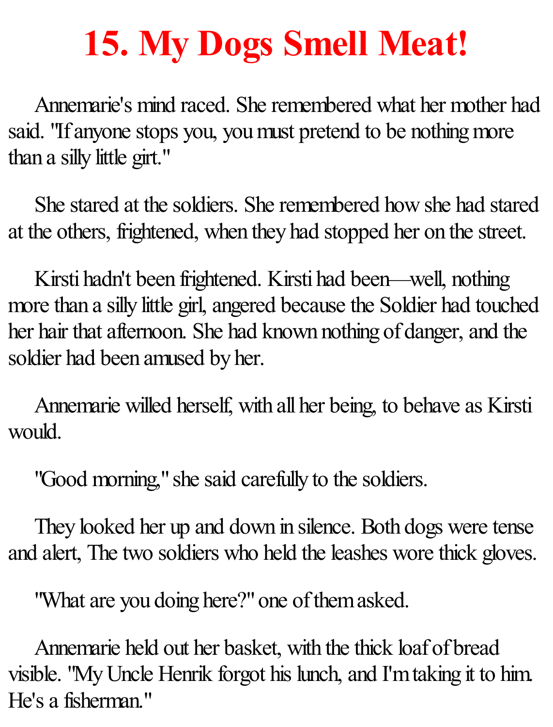# 15. My Dogs Smell Meat!

Annemarie's mind raced. She remembered what her mother had said. "If anyone stops you, you must pretend to be nothing more than a silly little girt."

She stared at the soldiers. She remembered how she had stared at the others, frightened, when they had stopped her on the street.

Kirsti hadn't been frightened. Kirsti had been—well, nothing more than a silly little girl, angered because the Soldier had touched her hair that afternoon. She had known nothing of danger, and the soldier had been amused by her.

Annemarie willed herself, with all her being, to behave as Kirsti would.

"Good morning," she said carefully to the soldiers.

They looked her up and down in silence. Both dogs were tense and alert, The two soldiers who held the leashes wore thick gloves.

"What are you doing here?" one of them asked.

Annemarie held out her basket, with the thick loaf of bread visible. "My Uncle Henrik forgot his lunch, and I'm taking it to him. He's a fisherman."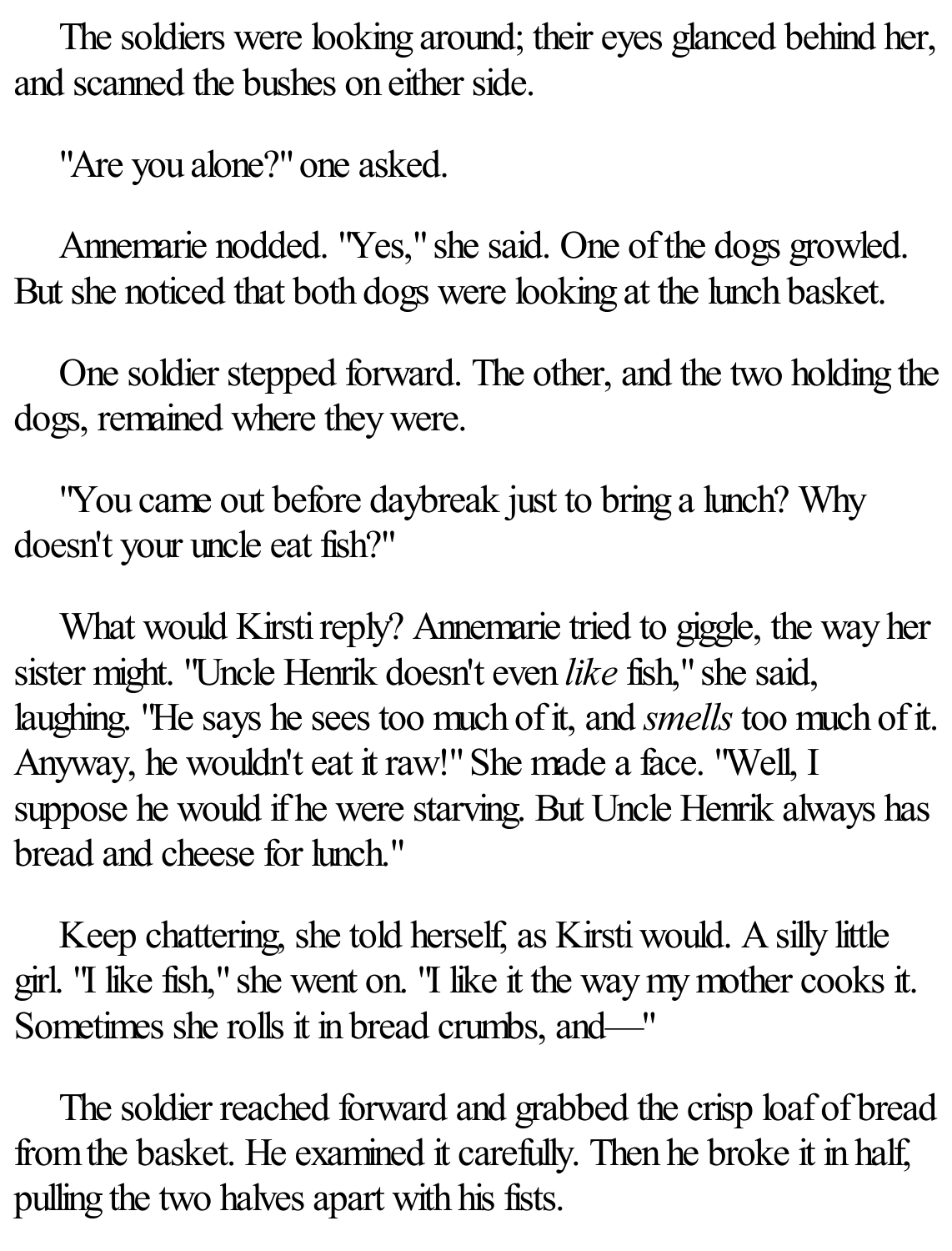The soldiers were looking around; their eyes glanced behind her, and scanned the bushes on either side.

"Are you alone?" one asked.

Annemarie nodded. "Yes," she said. One of the dogs growled. But she noticed that both dogs were looking at the lunch basket.

One soldier stepped forward. The other, and the two holding the dogs, remained where they were.

"You came out before daybreak just to bring a lunch? Why doesn't your uncle eat fish?"

What would Kirsti reply? Annemarie tried to giggle, the way her sister might. "Uncle Henrik doesn't even *like* fish," she said, laughing. "He says he sees too much of it, and *smells* too much of it. Anyway, he wouldn't eat it raw!" She made a face. "Well, I suppose he would if he were starving. But Uncle Henrik always has bread and cheese for lunch."

Keep chattering, she told herself, as Kirsti would. A silly little girl. "I like fish," she went on. "I like it the way my mother cooks it. Sometimes she rolls it in bread crumbs, and—"

The soldier reached forward and grabbed the crisp loaf of bread from the basket. He examined it carefully. Then he broke it in half, pulling the two halves apart with his fists.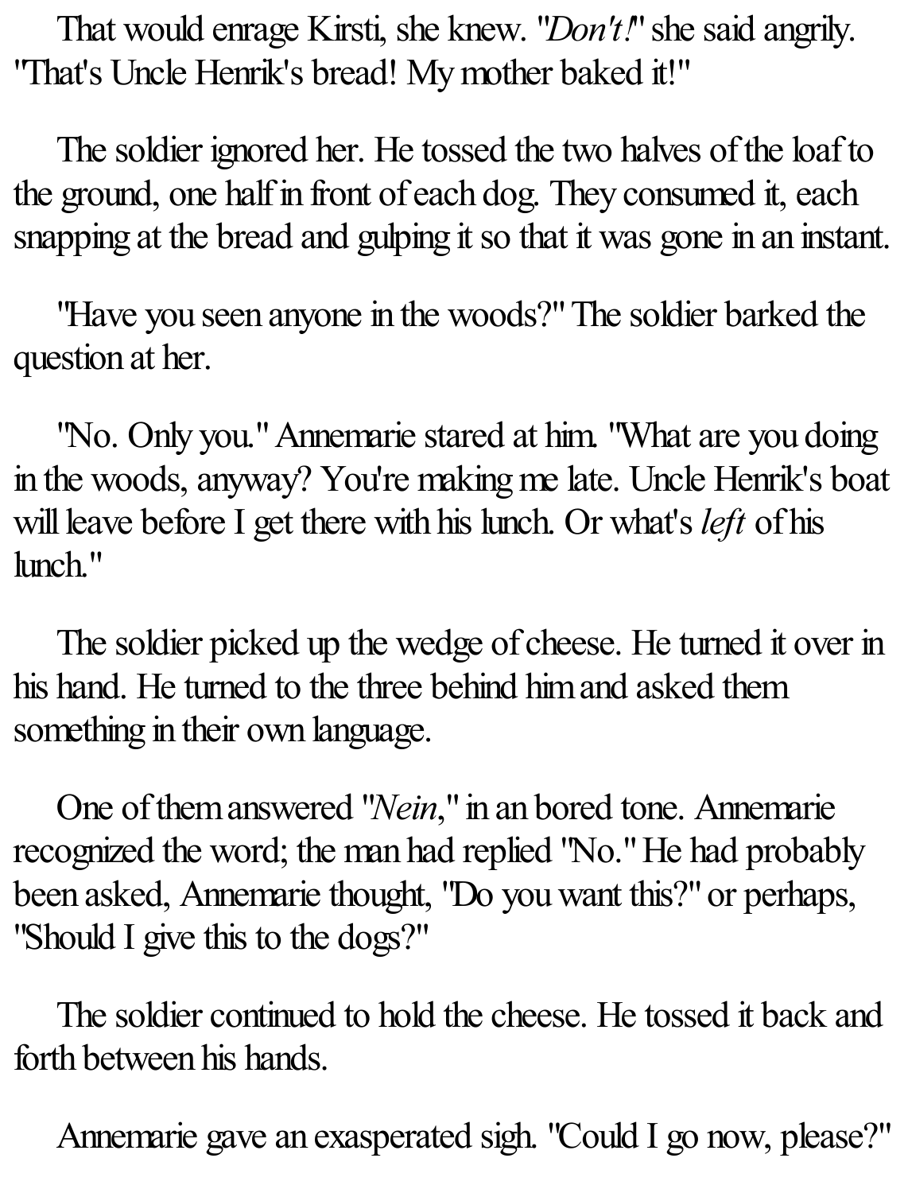That would enrage Kirsti, she knew. "*Don't!*" she said angrily. "That's Uncle Henrik's bread! My mother baked it!"

The soldier ignored her. He tossed the two halves of the loaf to the ground, one half in front of each dog. They consumed it, each snapping at the bread and gulping it so that it was gone in an instant.

"Have you seen anyone in the woods?" The soldier barked the question at her.

"No. Only you." Annemarie stared at him. "What are you doing in the woods, anyway? You're making me late. Uncle Henrik's boat will leave before I get there with his lunch. Or what's *left* of his lunch."

The soldier picked up the wedge of cheese. He turned it over in his hand. He turned to the three behind him and asked them something in their own language.

One of them answered "*Nein*," in an bored tone. Annemarie recognized the word; the man had replied "No." He had probably been asked, Annemarie thought, "Do you want this?" or perhaps, "Should I give this to the dogs?"

The soldier continued to hold the cheese. He tossed it back and forth between his hands.

Annemarie gave an exasperated sigh. "Could I go now, please?"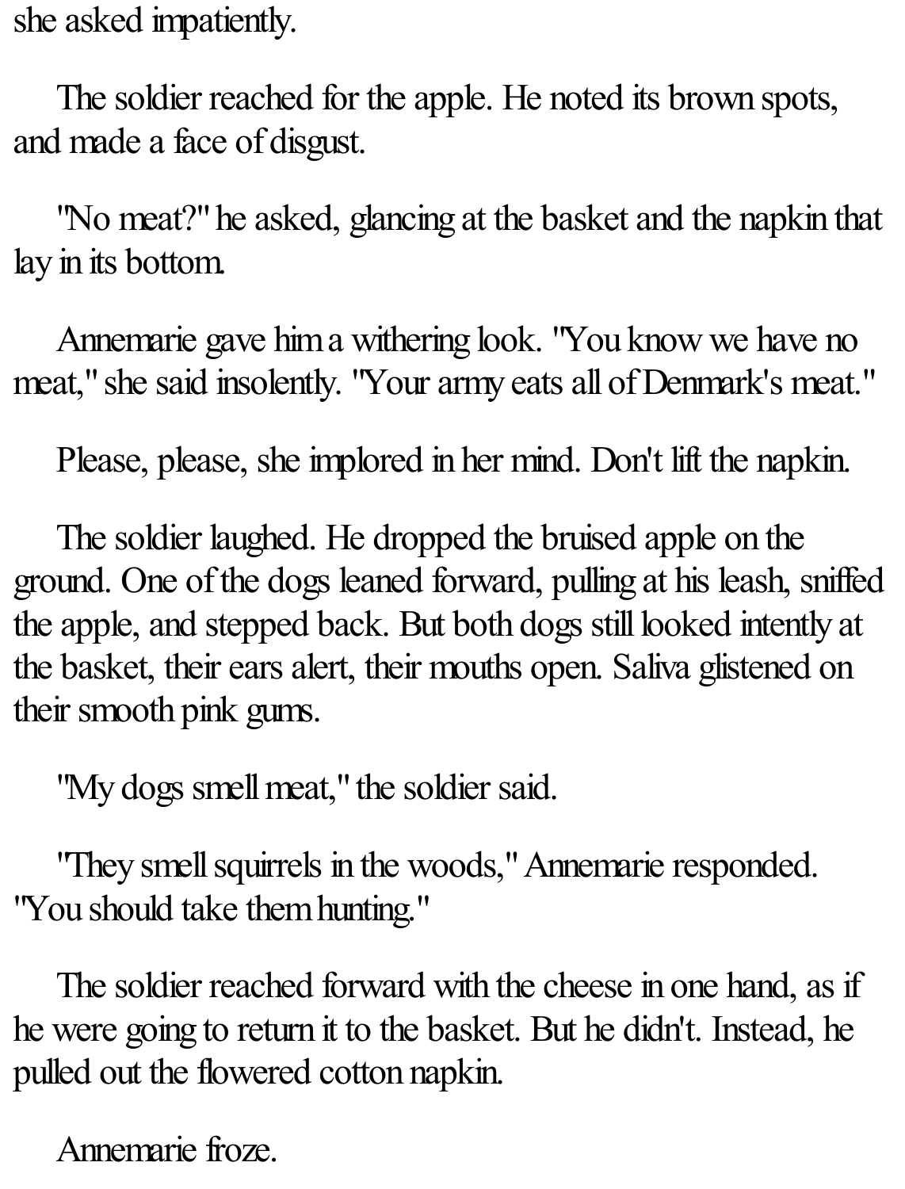she asked impatiently.

The soldier reached for the apple. He noted its brown spots, and made a face of disgust.

"No meat?" he asked, glancing at the basket and the napkin that lay in its bottom.

Annemarie gave him a withering look. "You know we have no meat," she said insolently. "Your army eats all of Denmark's meat."

Please, please, she implored in her mind. Don't lift the napkin.

The soldier laughed. He dropped the bruised apple on the ground. One of the dogs leaned forward, pulling at his leash, sniffed the apple, and stepped back. But both dogs still looked intently at the basket, their ears alert, their mouths open. Saliva glistened on their smooth pink gums.

"My dogs smell meat," the soldier said.

"They smell squirrels in the woods," Annemarie responded. "You should take them hunting."

The soldier reached forward with the cheese in one hand, as if he were going to return it to the basket. But he didn't. Instead, he pulled out the flowered cotton napkin.

Annemarie froze.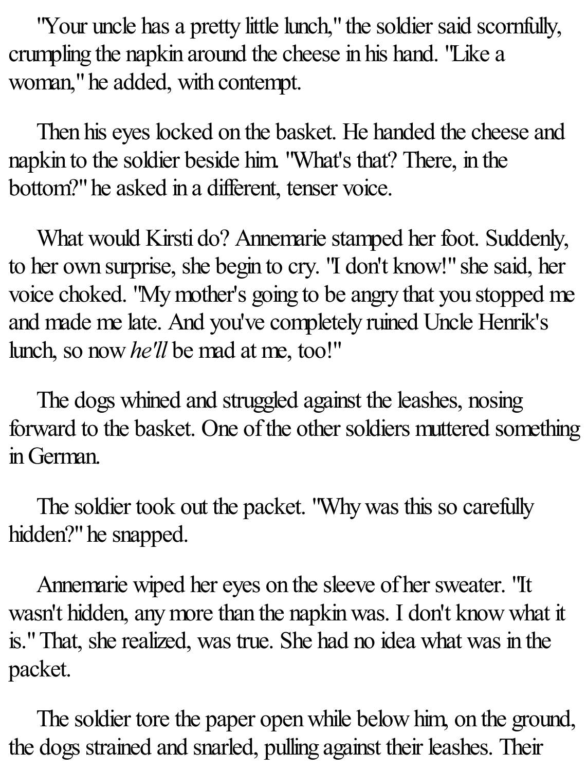"Your uncle has a pretty little lunch," the soldier said scornfully, crumpling the napkin around the cheese in his hand. "Like a woman," he added, with contempt.

Then his eyes locked on the basket. He handed the cheese and napkin to the soldier beside him. "What's that? There, in the bottom?" he asked in a different, tenser voice.

What would Kirsti do? Annemarie stamped her foot. Suddenly, to her own surprise, she begin to cry. "I don't know!" she said, her voice choked. "My mother's going to be angry that you stopped me and made me late. And you've completely ruined Uncle Henrik's lunch, so now *he'll* be mad at me, too!"

The dogs whined and struggled against the leashes, nosing forward to the basket. One of the other soldiers muttered something in German.

The soldier took out the packet. "Why was this so carefully hidden?" he snapped.

Annemarie wiped her eyes on the sleeve of her sweater. "It wasn't hidden, any more than the napkin was. I don't know what it is." That, she realized, was true. She had no idea what was in the packet.

The soldier tore the paper open while below him, on the ground, the dogs strained and snarled, pulling against their leashes. Their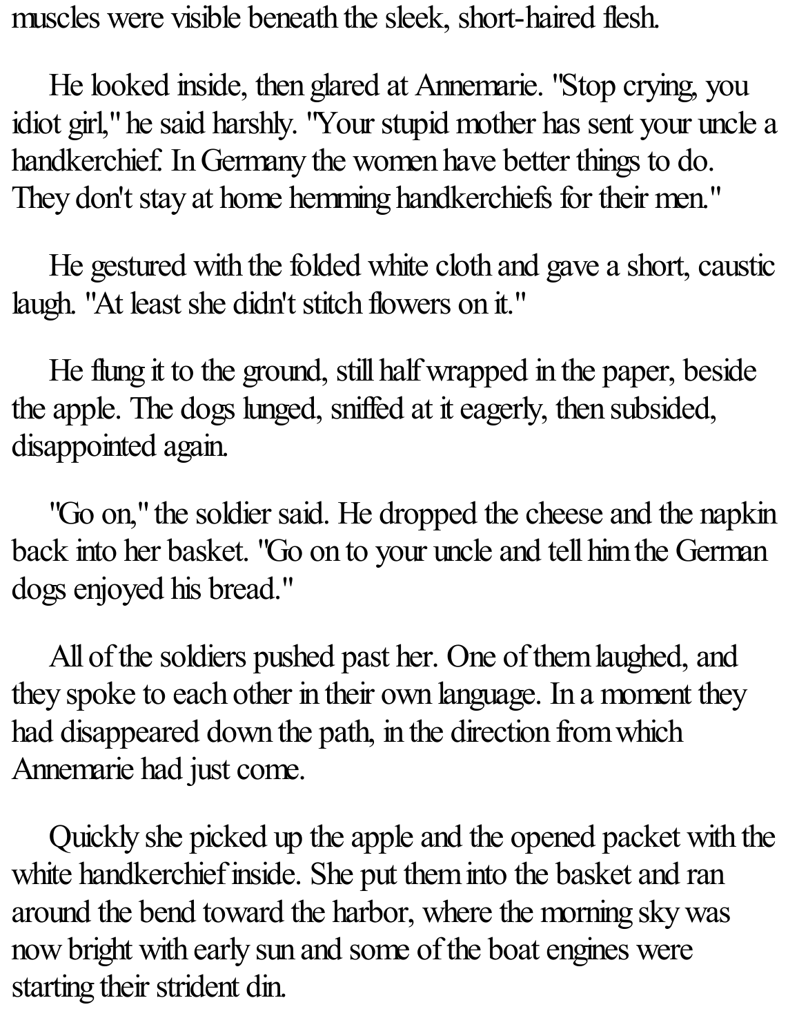muscles were visible beneath the sleek, short-haired flesh.

He looked inside, then glared at Annemarie. "Stop crying, you idiot girl," he said harshly. "Your stupid mother has sent your uncle a handkerchief. In Germany the women have better things to do. They don't stay at home hemming handkerchiefs for their men."

He gestured with the folded white cloth and gave a short, caustic laugh. "At least she didn't stitch flowers on it."

He flung it to the ground, still half wrapped in the paper, beside the apple. The dogs lunged, sniffed at it eagerly, then subsided, disappointed again.

"Go on," the soldier said. He dropped the cheese and the napkin back into her basket. "Go on to your uncle and tell him the German dogs enjoyed his bread."

All of the soldiers pushed past her. One of them laughed, and they spoke to each other in their own language. In a moment they had disappeared down the path, in the direction from which Annemarie had just come.

Quickly she picked up the apple and the opened packet with the white handkerchief inside. She put them into the basket and ran around the bend toward the harbor, where the morning sky was now bright with early sun and some of the boat engines were starting their strident din.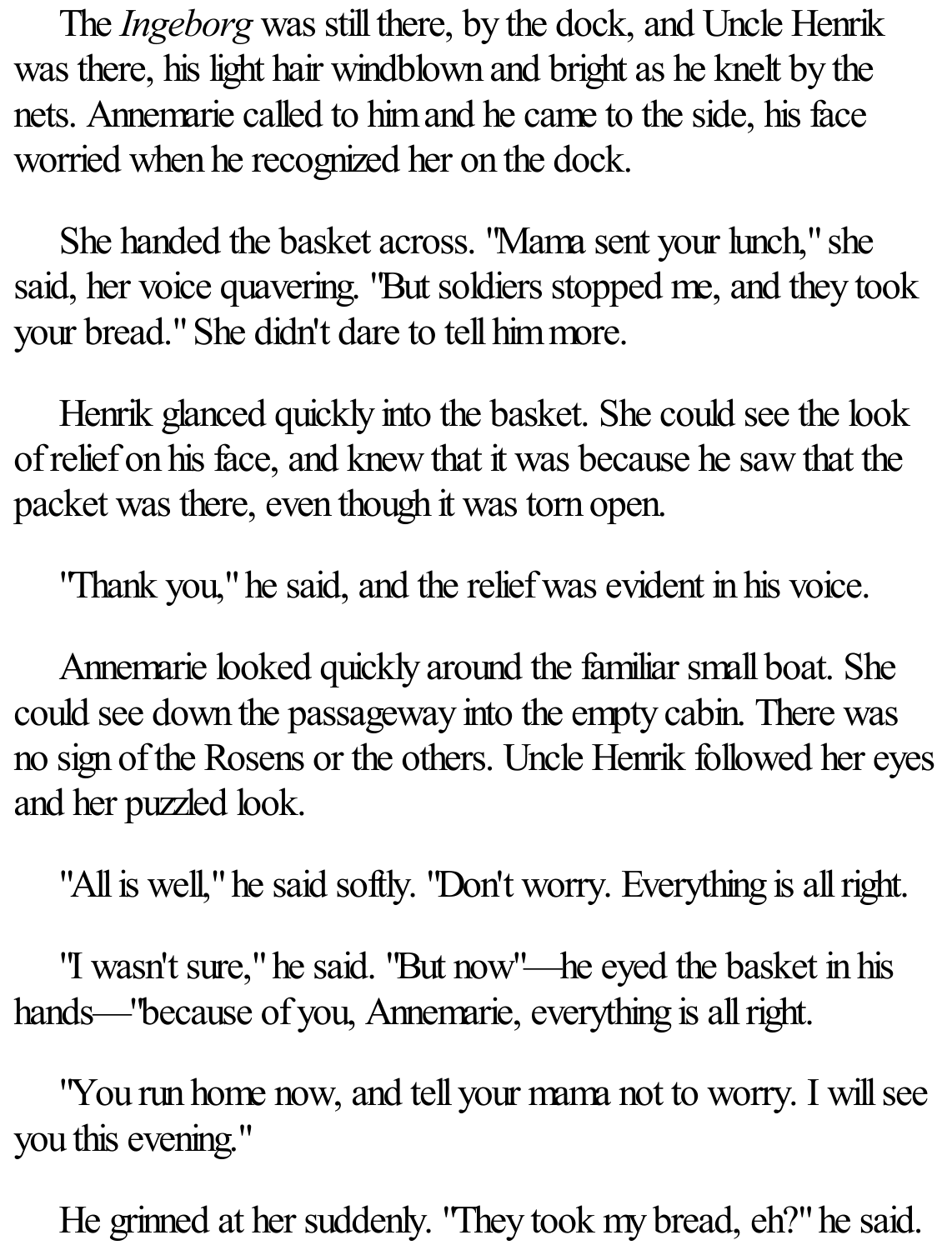The *Ingeborg* was still there, by the dock, and Uncle Henrik was there, his light hair windblown and bright as he knelt by the nets. Annemarie called to him and he came to the side, his face worried when he recognized her on the dock.

She handed the basket across. "Mama sent your lunch," she said, her voice quavering. "But soldiers stopped me, and they took your bread." She didn't dare to tell him more.

Henrik glanced quickly into the basket. She could see the look of relief on his face, and knew that it was because he saw that the packet was there, even though it was torn open.

"Thank you," he said, and the relief was evident in his voice.

Annemarie looked quickly around the familiar small boat. She could see down the passageway into the empty cabin. There was no sign of the Rosens or the others. Uncle Henrik followed her eyes and her puzzled look.

"All is well," he said softly. "Don't worry. Everything is all right.

"I wasn't sure," he said. "But now"—he eyed the basket in his hands—"because of you, Annemarie, everything is all right.

"You run home now, and tell your mama not to worry. I will see you this evening."

He grinned at her suddenly. "They took my bread, eh?" he said.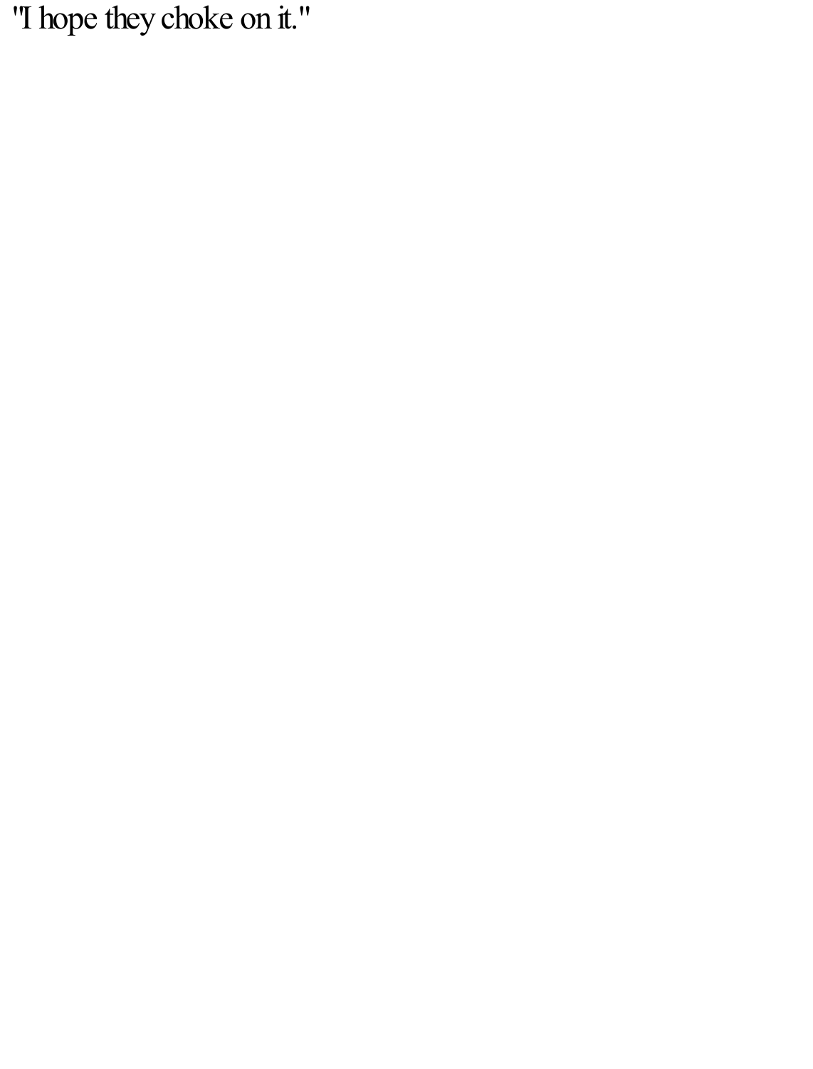"I hope they choke on it."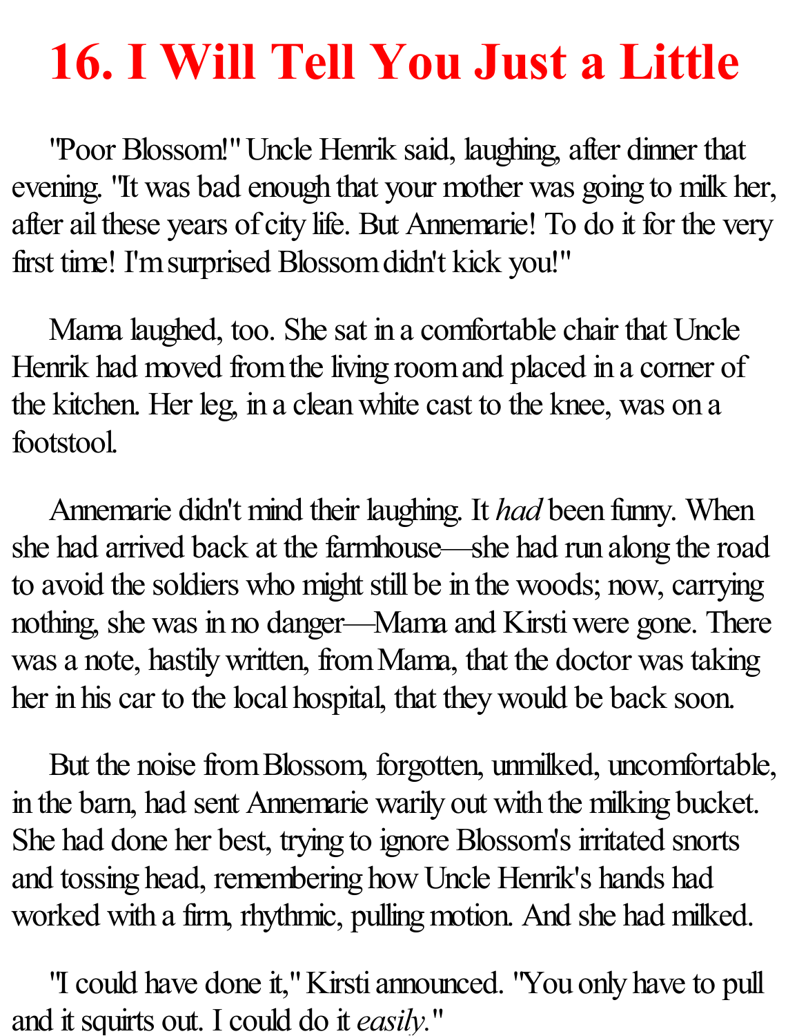# 16. I Will Tell You Just a Little

"Poor Blossom!" Uncle Henrik said, laughing, after dinner that evening. "It was bad enough that your mother was going to milk her, after ail these years of city life. But Annemarie! To do it for the very first time! I'm surprised Blossom didn't kick you!"

Mama laughed, too. She sat in a comfortable chair that Uncle Henrik had moved from the living room and placed in a corner of the kitchen. Her leg, in a clean white cast to the knee, was on a footstool.

Annemarie didn't mind their laughing. It *had* been funny. When she had arrived back at the farmhouse—she had run along the road to avoid the soldiers who might still be in the woods; now, carrying nothing, she was in no danger—Mama and Kirsti were gone. There was a note, hastily written, from Mama, that the doctor was taking her in his car to the local hospital, that they would be back soon.

But the noise from Blossom, forgotten, unmilked, uncomfortable, in the barn, had sent Annemarie warily out with the milking bucket. She had done her best, trying to ignore Blossom's irritated snorts and tossing head, remembering how Uncle Henrik's hands had worked with a firm, rhythmic, pulling motion. And she had milked.

"I could have done it," Kirsti announced. "You only have to pull and it squirts out. I could do it *easily*."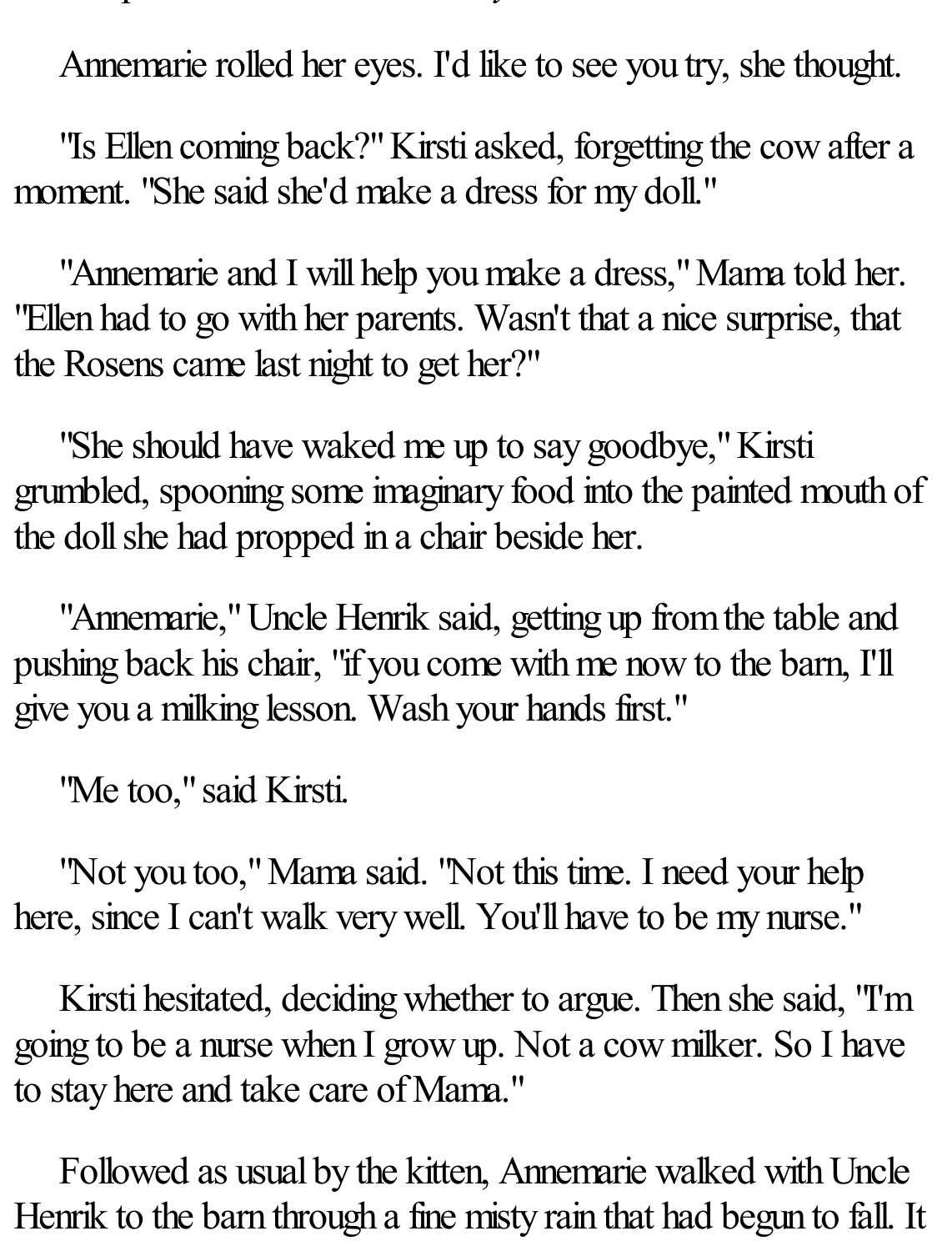Annemarie rolled her eyes. I'd like to see you try, she thought.

"Is Ellen coming back?" Kirsti asked, forgetting the cow after a moment. "She said she'd make a dress for my doll."

"Annemarie and I will help you make a dress," Mama told her. "Ellen had to go with her parents. Wasn't that a nice surprise, that the Rosens came last night to get her?"

"She should have waked me up to say goodbye," Kirsti grumbled, spooning some imaginary food into the painted mouth of the doll she had propped in a chair beside her.

"Annemarie," Uncle Henrik said, getting up from the table and pushing back his chair, "if you come with me now to the barn, I'll give you a milking lesson. Wash your hands first."

"Me too," said Kirsti.

"Not you too," Mama said. "Not this time. I need your help here, since I can't walk very well. You'll have to be my nurse."

Kirsti hesitated, deciding whether to argue. Then she said, "I'm going to be a nurse when I grow up. Not a cow milker. So I have to stay here and take care of Mama."

Followed as usual by the kitten, Annemarie walked with Uncle Henrik to the barn through a fine misty rain that had begun to fall. It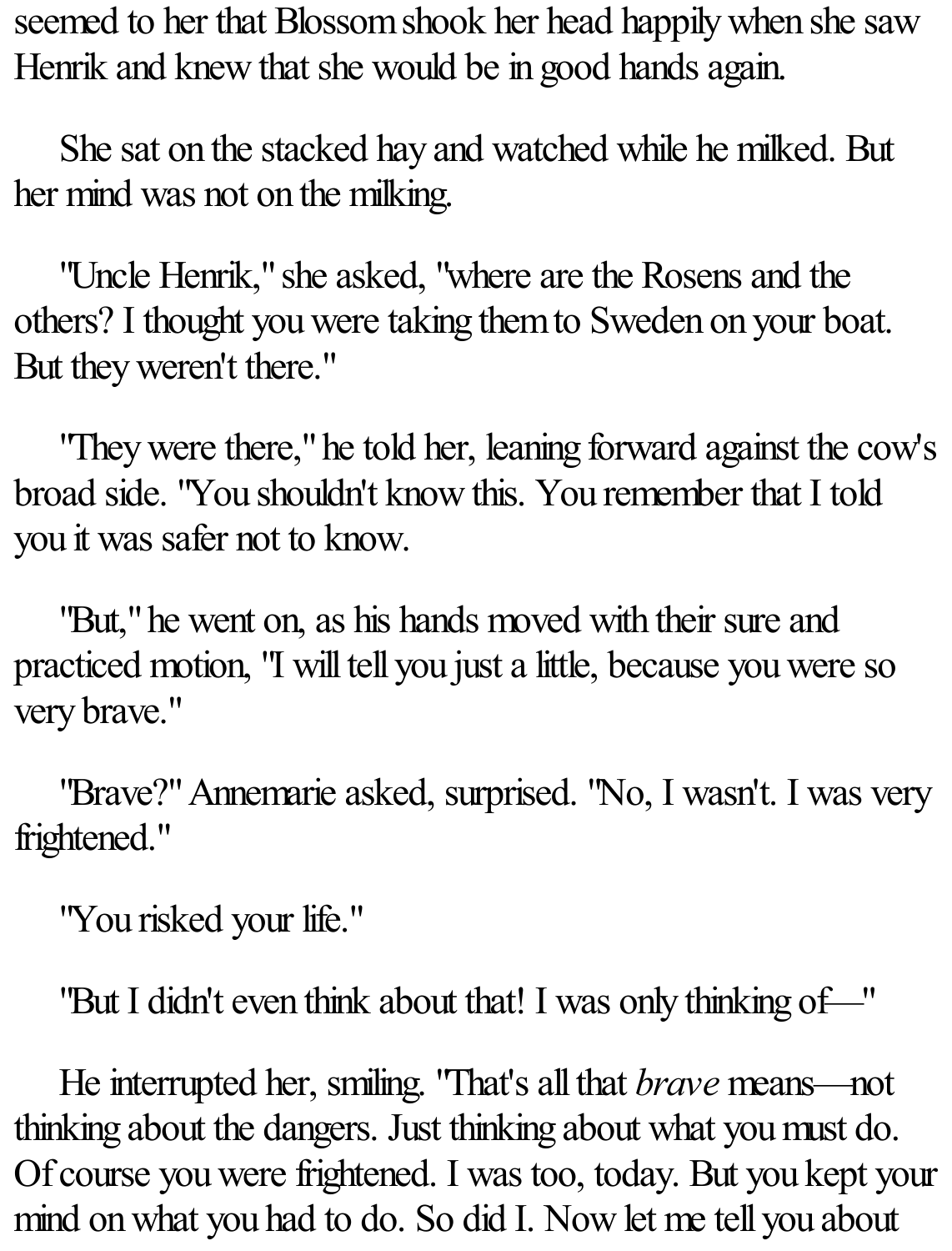seemed to her that Blossom shook her head happily when she saw Henrik and knew that she would be in good hands again.

She sat on the stacked hay and watched while he milked. But her mind was not on the milking.

"Uncle Henrik," she asked, "where are the Rosens and the others? I thought you were taking them to Sweden on your boat. But they weren't there."

"They were there," he told her, leaning forward against the cow's broad side. "You shouldn't know this. You remember that I told you it was safer not to know.

"But," he went on, as his hands moved with their sure and practiced motion, "I will tell you just a little, because you were so very brave."

"Brave?" Annemarie asked, surprised. "No, I wasn't. I was very frightened."

"You risked your life."

"But I didn't even think about that! I was only thinking of—"

He interrupted her, smiling. "That's all that *brave* means—not thinking about the dangers. Just thinking about what you must do. Of course you were frightened. I was too, today. But you kept your mind on what you had to do. So did I. Now let me tell you about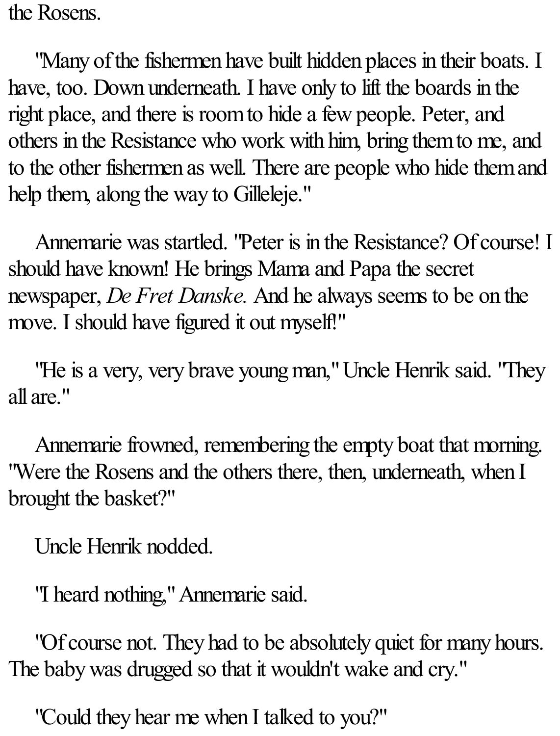the Rosens.

"Many of the fishermen have built hidden places in their boats. I have, too. Down underneath. I have only to lift the boards in the right place, and there is room to hide a few people. Peter, and others in the Resistance who work with him, bring them to me, and to the other fishermen as well. There are people who hide them and help them, along the way to Gilleleje."

Annemarie was startled. "Peter is in the Resistance? Of course! I should have known! He brings Mama and Papa the secret newspaper, *De Fret Danske.* And he always seems to be on the move. I should have figured it out myself!"

"He is a very, very brave young man," Uncle Henrik said. "They all are."

Annemarie frowned, remembering the empty boat that morning. "Were the Rosens and the others there, then, underneath, when I brought the basket?"

Uncle Henrik nodded.

"I heard nothing," Annemarie said.

"Of course not. They had to be absolutely quiet for many hours. The baby was drugged so that it wouldn't wake and cry."

"Could they hear me when I talked to you?"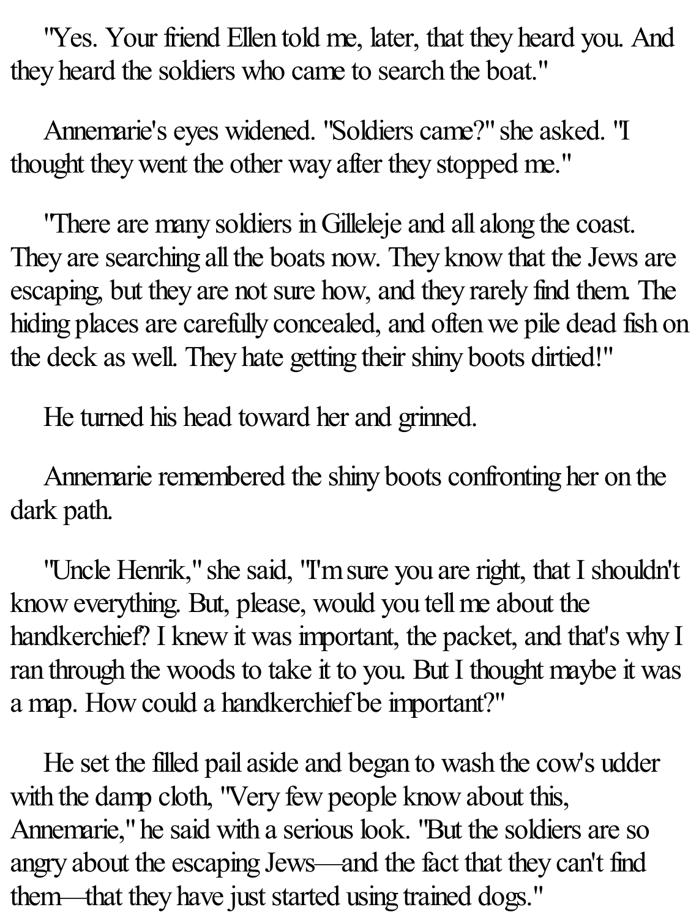"Yes. Your friend Ellen told me, later, that they heard you. And they heard the soldiers who came to search the boat."

Annemarie's eyes widened. "Soldiers came?" she asked. "I thought they went the other way after they stopped me."

"There are many soldiers in Gilleleje and all along the coast. They are searching all the boats now. They know that the Jews are escaping, but they are not sure how, and they rarely find them. The hiding places are carefully concealed, and often we pile dead fish on the deck as well. They hate getting their shiny boots dirtied!"

He turned his head toward her and grinned.

Annemarie remembered the shiny boots confronting her on the dark path.

"Uncle Henrik," she said, "I'm sure you are right, that I shouldn't know everything. But, please, would you tell me about the handkerchief? I knew it was important, the packet, and that's why I ran through the woods to take it to you. But I thought maybe it was a map. How could a handkerchief be important?"

He set the filled pail aside and began to wash the cow's udder with the damp cloth, "Very few people know about this, Annemarie," he said with a serious look. "But the soldiers are so angry about the escaping Jews—and the fact that they can't find them—that they have just started using trained dogs."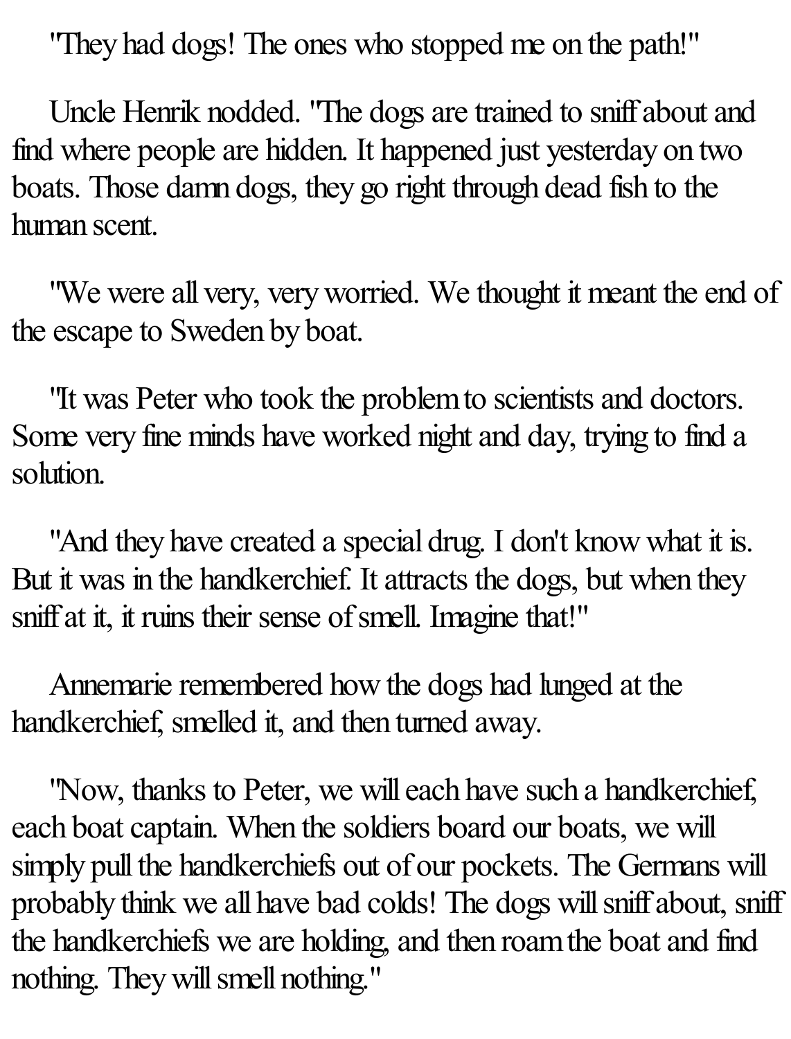"They had dogs! The ones who stopped me on the path!"

Uncle Henrik nodded. "The dogs are trained to sniff about and find where people are hidden. It happened just yesterday on two boats. Those damn dogs, they go right through dead fish to the human scent.

"We were all very, very worried. We thought it meant the end of the escape to Sweden by boat.

"It was Peter who took the problem to scientists and doctors. Some very fine minds have worked night and day, trying to find a solution.

"And they have created a special drug. I don't know what it is. But it was in the handkerchief. It attracts the dogs, but when they sniff at it, it ruins their sense of smell. Imagine that!"

Annemarie remembered how the dogs had lunged at the handkerchief, smelled it, and then turned away.

"Now, thanks to Peter, we will each have such a handkerchief, each boat captain. When the soldiers board our boats, we will simply pull the handkerchiefs out of our pockets. The Germans will probably think we all have bad colds! The dogs will sniff about, sniff the handkerchiefs we are holding, and then roam the boat and find nothing. They will smell nothing."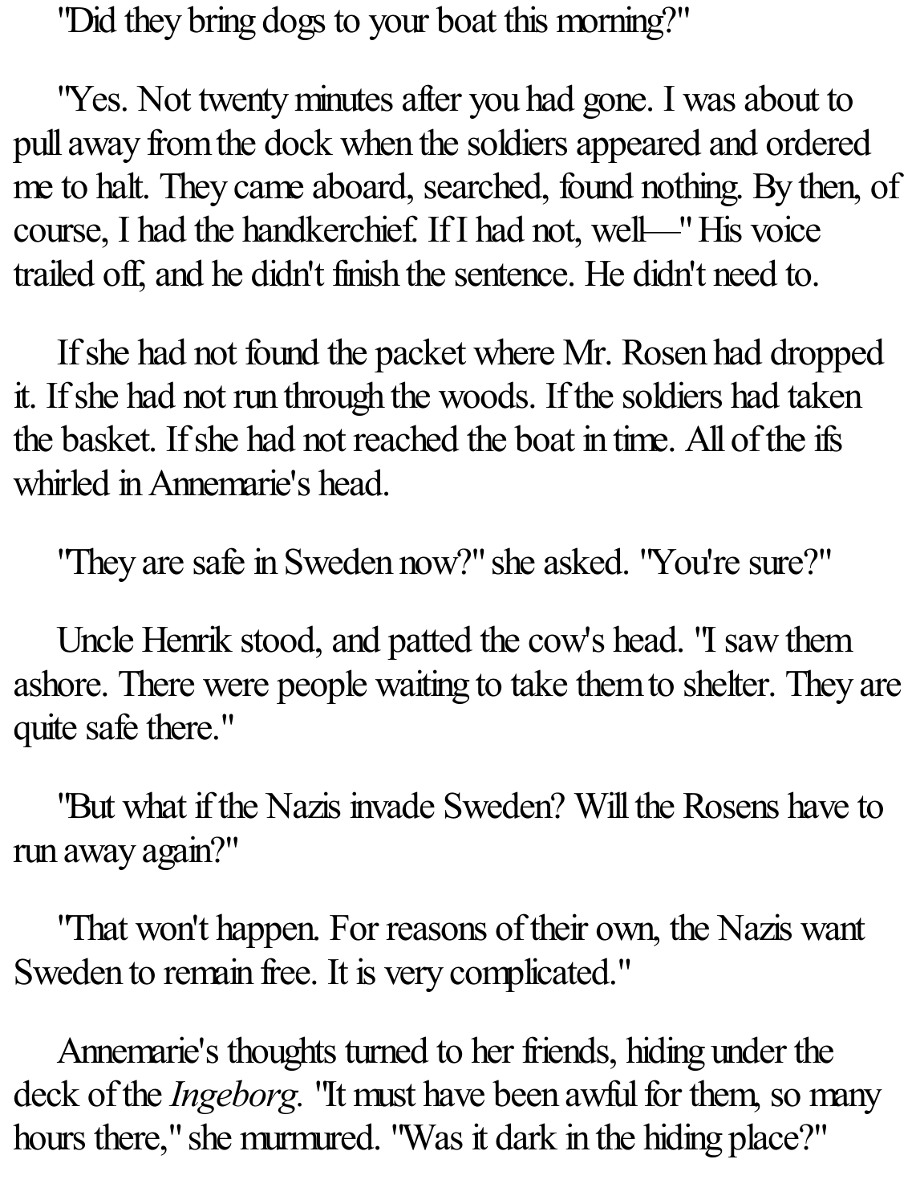"Did they bring dogs to your boat this morning?"

"Yes. Not twenty minutes after you had gone. I was about to pull away from the dock when the soldiers appeared and ordered me to halt. They came aboard, searched, found nothing. By then, of course, I had the handkerchief. If I had not, well—" His voice trailed off, and he didn't finish the sentence. He didn't need to.

If she had not found the packet where Mr. Rosen had dropped it. If she had not run through the woods. If the soldiers had taken the basket. If she had not reached the boat in time. All of the ifs whirled in Annemarie's head.

"They are safe in Sweden now?" she asked. "You're sure?"

Uncle Henrik stood, and patted the cow's head. "I saw them ashore. There were people waiting to take them to shelter. They are quite safe there."

"But what if the Nazis invade Sweden? Will the Rosens have to run away again?"

"That won't happen. For reasons of their own, the Nazis want Sweden to remain free. It is very complicated."

Annemarie's thoughts turned to her friends, hiding under the deck of the *Ingeborg*. "It must have been awful for them, so many hours there," she murmured. "Was it dark in the hiding place?"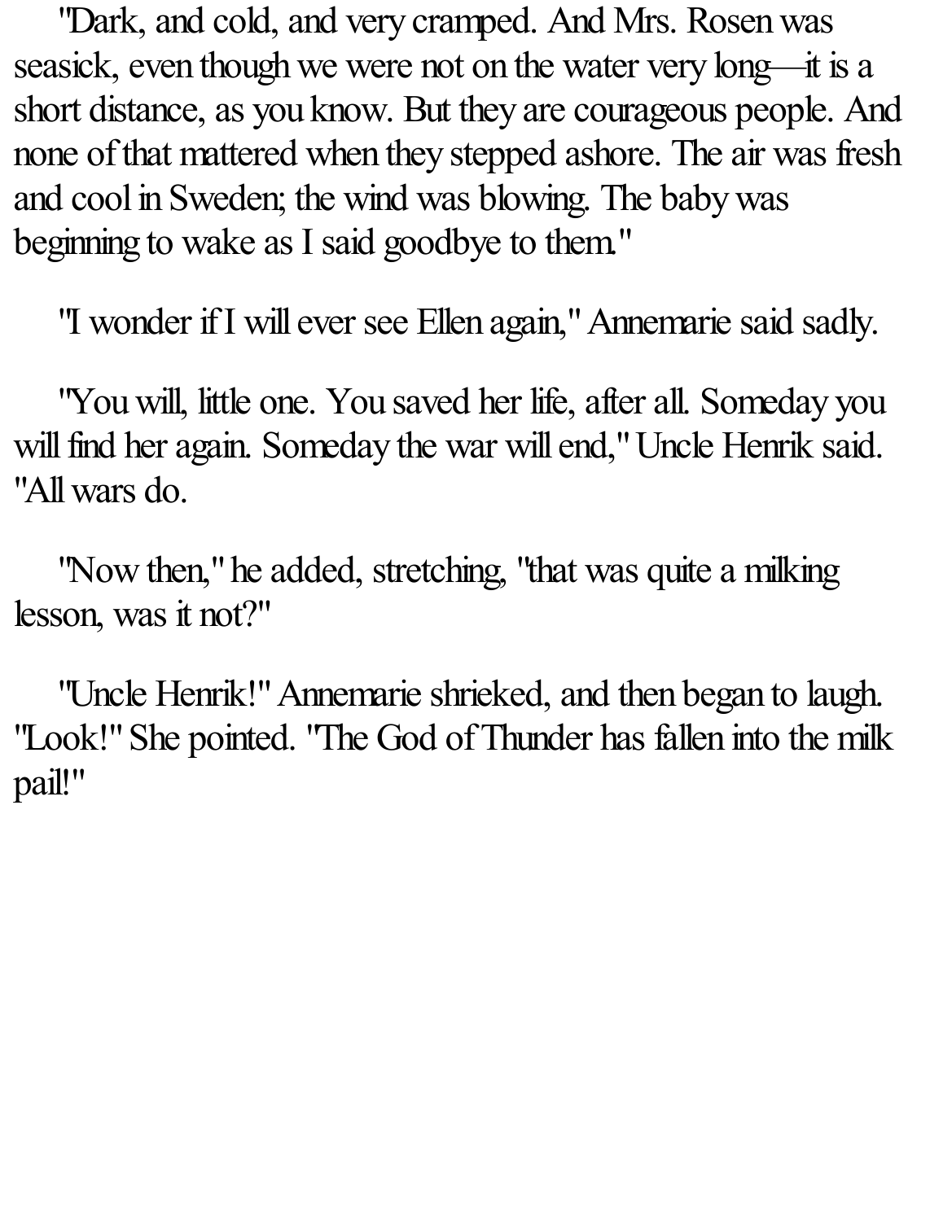"Dark, and cold, and very cramped. And Mrs. Rosen was seasick, even though we were not on the water very long—it is a short distance, as you know. But they are courageous people. And none of that mattered when they stepped ashore. The air was fresh and cool in Sweden; the wind was blowing. The baby was beginning to wake as I said goodbye to them."

"I wonder if I will ever see Ellen again," Annemarie said sadly.

"You will, little one. You saved her life, after all. Someday you will find her again. Someday the war will end," Uncle Henrik said. "All wars do.

"Now then," he added, stretching, "that was quite a milking lesson, was it not?"

"Uncle Henrik!" Annemarie shrieked, and then began to laugh. "Look!" She pointed. "The God of Thunder has fallen into the milk pail!"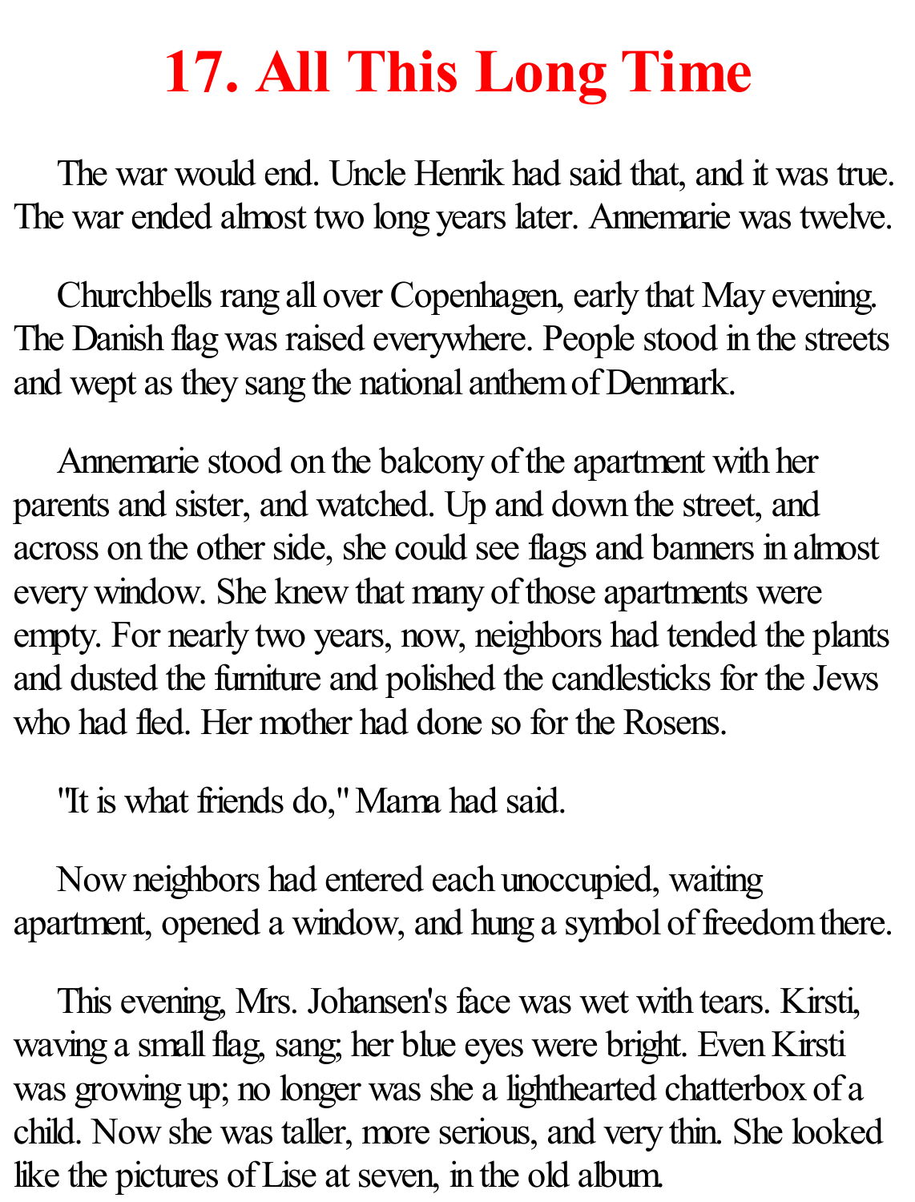# 17. All This Long Time

The war would end. Uncle Henrik had said that, and it was true. The war ended almost two long years later. Annemarie was twelve.

Churchbells rang all over Copenhagen, early that May evening. The Danish flag was raised everywhere. People stood in the streets and wept as they sang the national anthem of Denmark.

Annemarie stood on the balcony of the apartment with her parents and sister, and watched. Up and down the street, and across on the other side, she could see flags and banners in almost every window. She knew that many of those apartments were empty. For nearly two years, now, neighbors had tended the plants and dusted the furniture and polished the candlesticks for the Jews who had fled. Her mother had done so for the Rosens.

"It is what friends do," Mama had said.

Now neighbors had entered each unoccupied, waiting apartment, opened a window, and hung a symbol of freedom there.

This evening, Mrs. Johansen's face was wet with tears. Kirsti, waving a small flag, sang; her blue eyes were bright. Even Kirsti was growing up; no longer was she a lighthearted chatterbox of a child. Now she was taller, more serious, and very thin. She looked like the pictures of Lise at seven, in the old album.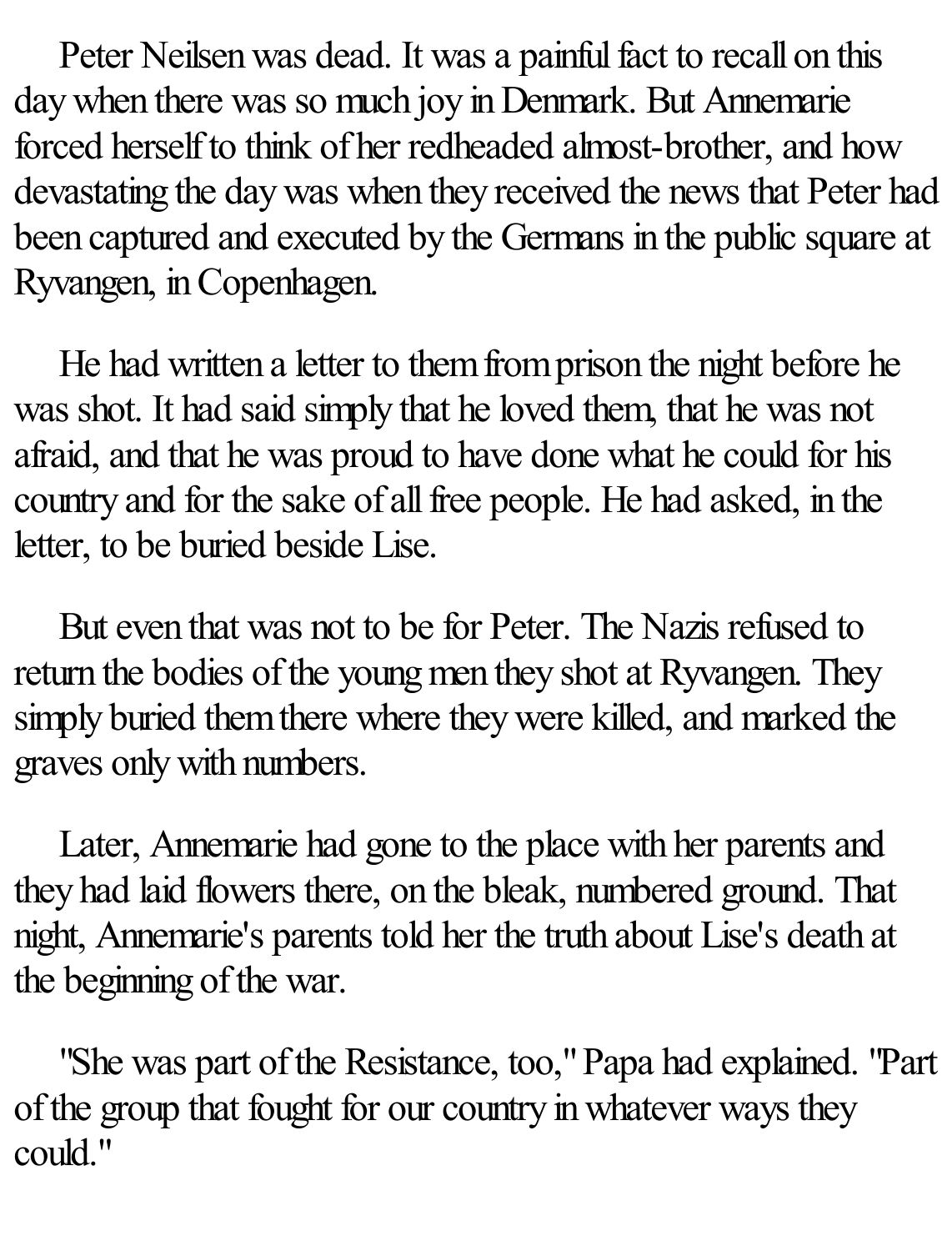Peter Neilsen was dead. It was a painful fact to recall on this day when there was so much joy in Denmark. But Annemarie forced herself to think of her redheaded almost-brother, and how devastating the day was when they received the news that Peter had been captured and executed by the Germans in the public square at Ryvangen, in Copenhagen.

He had written a letter to them from prison the night before he was shot. It had said simply that he loved them, that he was not afraid, and that he was proud to have done what he could for his country and for the sake of all free people. He had asked, in the letter, to be buried beside Lise.

But even that was not to be for Peter. The Nazis refused to return the bodies of the young men they shot at Ryvangen. They simply buried them there where they were killed, and marked the graves only with numbers.

Later, Annemarie had gone to the place with her parents and they had laid flowers there, on the bleak, numbered ground. That night, Annemarie's parents told her the truth about Lise's death at the beginning of the war.

"She was part of the Resistance, too," Papa had explained. "Part of the group that fought for our country in whatever ways they could."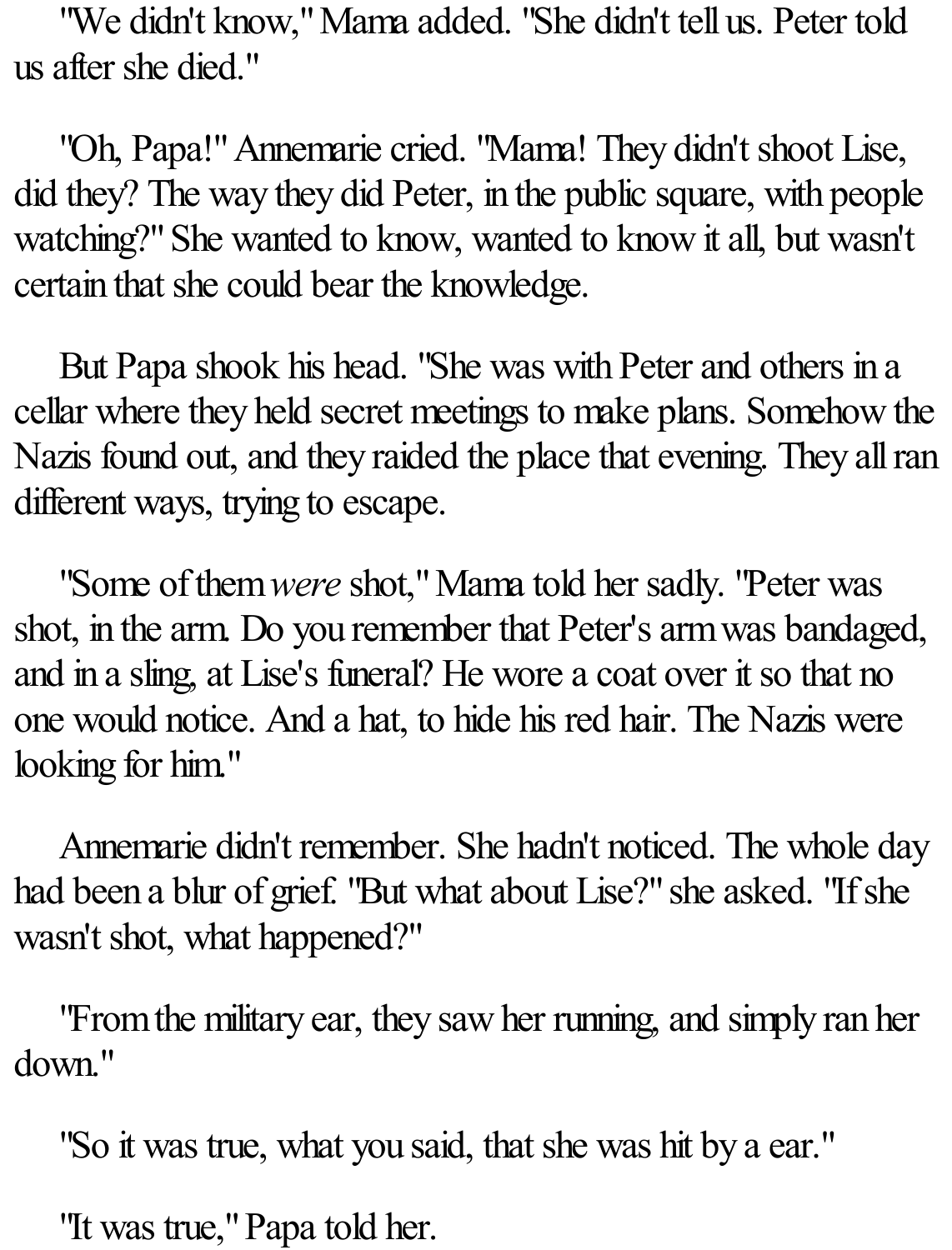"We didn't know," Mama added. "She didn't tell us. Peter told us after she died."

"Oh, Papa!" Annemarie cried. "Mama! They didn't shoot Lise, did they? The way they did Peter, in the public square, with people watching?" She wanted to know, wanted to know it all, but wasn't certain that she could bear the knowledge.

But Papa shook his head. "She was with Peter and others in a cellar where they held secret meetings to make plans. Somehow the Nazis found out, and they raided the place that evening. They all ran different ways, trying to escape.

"Some of them *were* shot," Mama told her sadly. "Peter was shot, in the arm. Do you remember that Peter's arm was bandaged, and in a sling, at Lise's funeral? He wore a coat over it so that no one would notice. And a hat, to hide his red hair. The Nazis were looking for him."

Annemarie didn't remember. She hadn't noticed. The whole day had been a blur of grief. "But what about Lise?" she asked. "If she wasn't shot, what happened?"

"From the military ear, they saw her running, and simply ran her down."

"So it was true, what you said, that she was hit by a ear."

"It was true," Papa told her.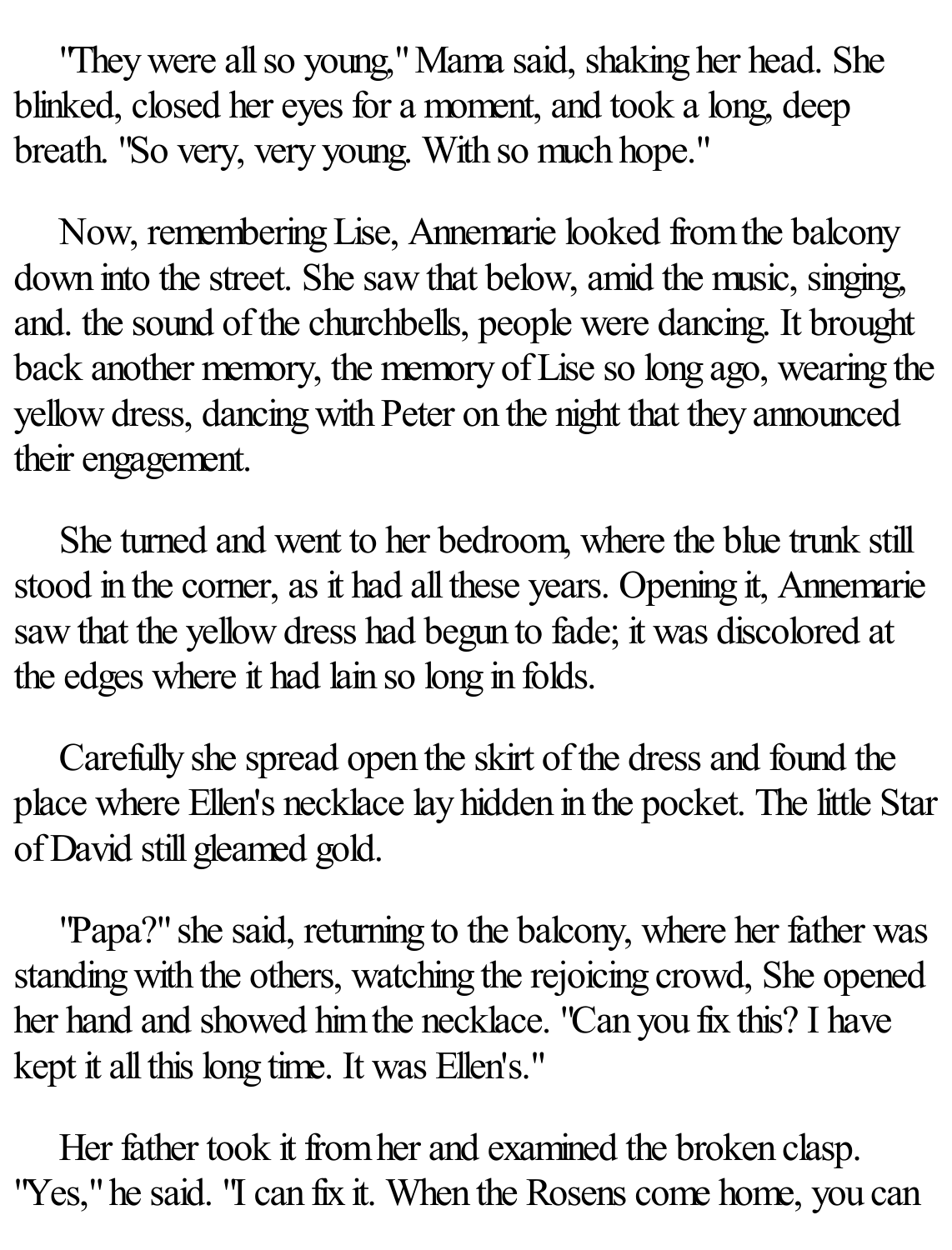"They were all so young," Mama said, shaking her head. She blinked, closed her eyes for a moment, and took a long, deep breath. "So very, very young. With so much hope."

Now, remembering Lise, Annemarie looked from the balcony down into the street. She saw that below, amid the music, singing, and. the sound of the churchbells, people were dancing. It brought back another memory, the memory of Lise so long ago, wearing the yellow dress, dancing with Peter on the night that they announced their engagement.

She turned and went to her bedroom, where the blue trunk still stood in the corner, as it had all these years. Opening it, Annemarie saw that the yellow dress had begun to fade; it was discolored at the edges where it had lain so long in folds.

Carefully she spread open the skirt of the dress and found the place where Ellen's necklace lay hidden in the pocket. The little Star of David still gleamed gold.

"Papa?" she said, returning to the balcony, where her father was standing with the others, watching the rejoicing crowd, She opened her hand and showed him the necklace. "Can you fix this? I have kept it all this long time. It was Ellen's."

Her father took it from her and examined the broken clasp. "Yes," he said. "I can fix it. When the Rosens come home, you can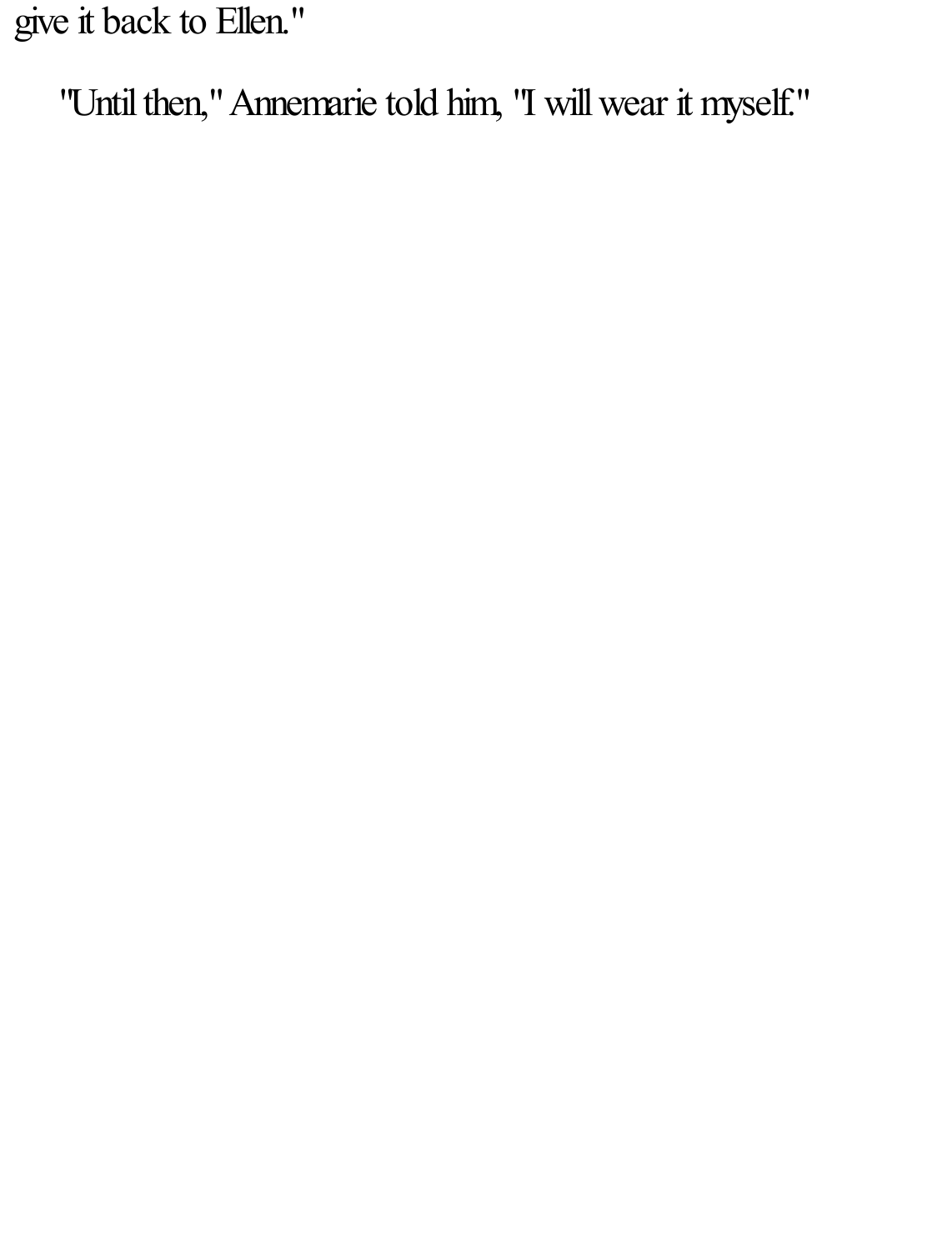give it back to Ellen."

"Until then," Annemarie told him, "I will wear it myself."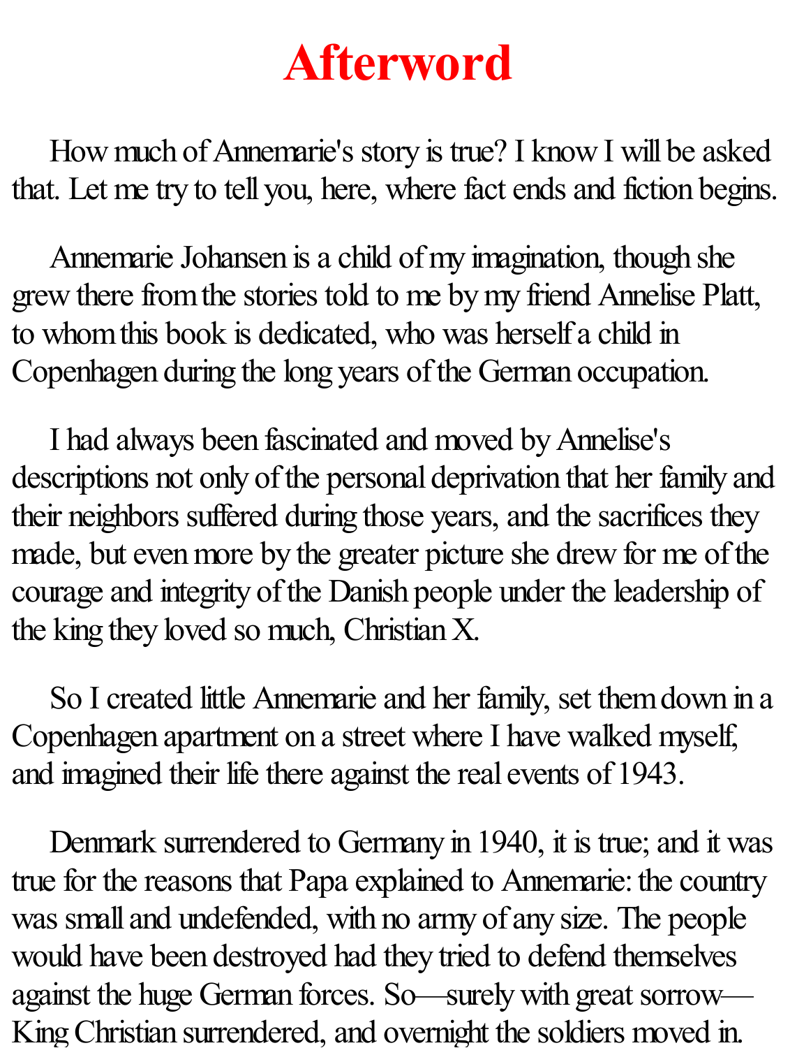# Afterword

How much of Annemarie's story is true? I know I will be asked that. Let me try to tell you, here, where fact ends and fiction begins.

Annemarie Johansen is a child of my imagination, though she grew there from the stories told to me by my friend Annelise Platt, to whom this book is dedicated, who was herself a child in Copenhagen during the long years of the German occupation.

I had always been fascinated and moved by Annelise's descriptions not only of the personal deprivation that her family and their neighbors suffered during those years, and the sacrifices they made, but even more by the greater picture she drew for me of the courage and integrity of the Danish people under the leadership of the king they loved so much, Christian X.

So I created little Annemarie and her family, set them down in a Copenhagen apartment on a street where I have walked myself, and imagined their life there against the real events of 1943.

Denmark surrendered to Germany in 1940, it is true; and it was true for the reasons that Papa explained to Annemarie: the country was small and undefended, with no army of any size. The people would have been destroyed had they tried to defend themselves against the huge German forces. So—surely with great sorrow—King Christian surrendered, and overnight the soldiers moved in.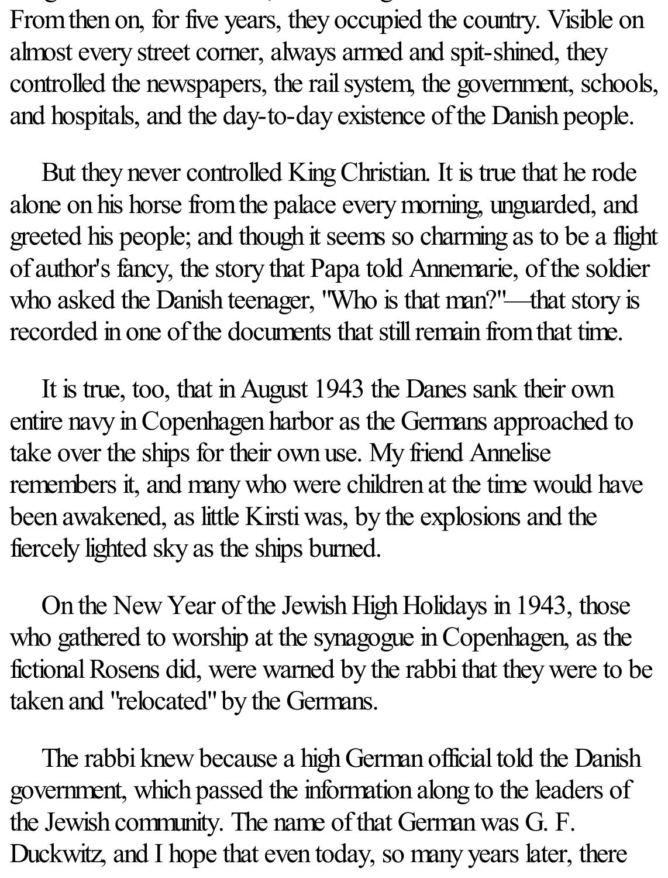From then on, for five years, they occupied the country. Visible on almost every street corner, always armed and spit-shined, they controlled the newspapers, the rail system, the government, schools, and hospitals, and the day-to-day existence of the Danish people.

But they never controlled King Christian. It is true that he rode alone on his horse from the palace every morning, unguarded, and greeted his people; and though it seems so charming as to be a flight of author's fancy, the story that Papa told Annemarie, of the soldier who asked the Danish teenager, "Who is that man?"—that story is recorded in one of the documents that still remain from that time.

It is true, too, that in August 1943 the Danes sank their own entire navy in Copenhagen harbor as the Germans approached to take over the ships for their own use. My friend Annelise remembers it, and many who were children at the time would have been awakened, as little Kirsti was, by the explosions and the fiercely lighted sky as the ships burned.

On the New Year of the Jewish High Holidays in 1943, those who gathered to worship at the synagogue in Copenhagen, as the fictional Rosens did, were warned by the rabbi that they were to be taken and "relocated" by the Germans.

The rabbi knew because a high German official told the Danish government, which passed the information along to the leaders of the Jewish community. The name of that German was G. F. Duckwitz, and I hope that even today, so many years later, there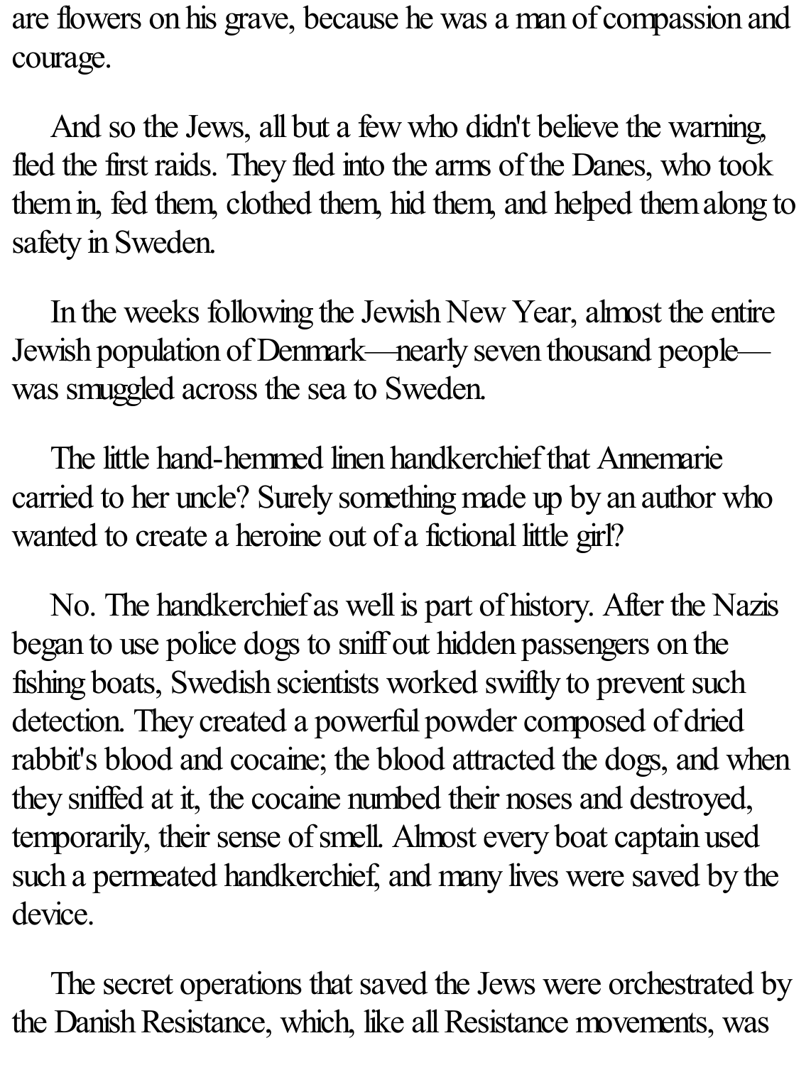are flowers on his grave, because he was a man of compassion and courage.

And so the Jews, all but a few who didn't believe the warning, fled the first raids. They fled into the arms of the Danes, who took them in, fed them, clothed them, hid them, and helped them along to safety in Sweden.

In the weeks following the Jewish New Year, almost the entire Jewish population of Denmark—nearly seven thousand people—was smuggled across the sea to Sweden.

The little hand-hemmed linen handkerchief that Annemarie carried to her uncle? Surely something made up by an author who wanted to create a heroine out of a fictional little girl?

No. The handkerchief as well is part of history. After the Nazis began to use police dogs to sniff out hidden passengers on the fishing boats, Swedish scientists worked swiftly to prevent such detection. They created a powerful powder composed of dried rabbit's blood and cocaine; the blood attracted the dogs, and when they sniffed at it, the cocaine numbed their noses and destroyed, temporarily, their sense of smell. Almost every boat captain used such a permeated handkerchief, and many lives were saved by the device.

The secret operations that saved the Jews were orchestrated by the Danish Resistance, which, like all Resistance movements, was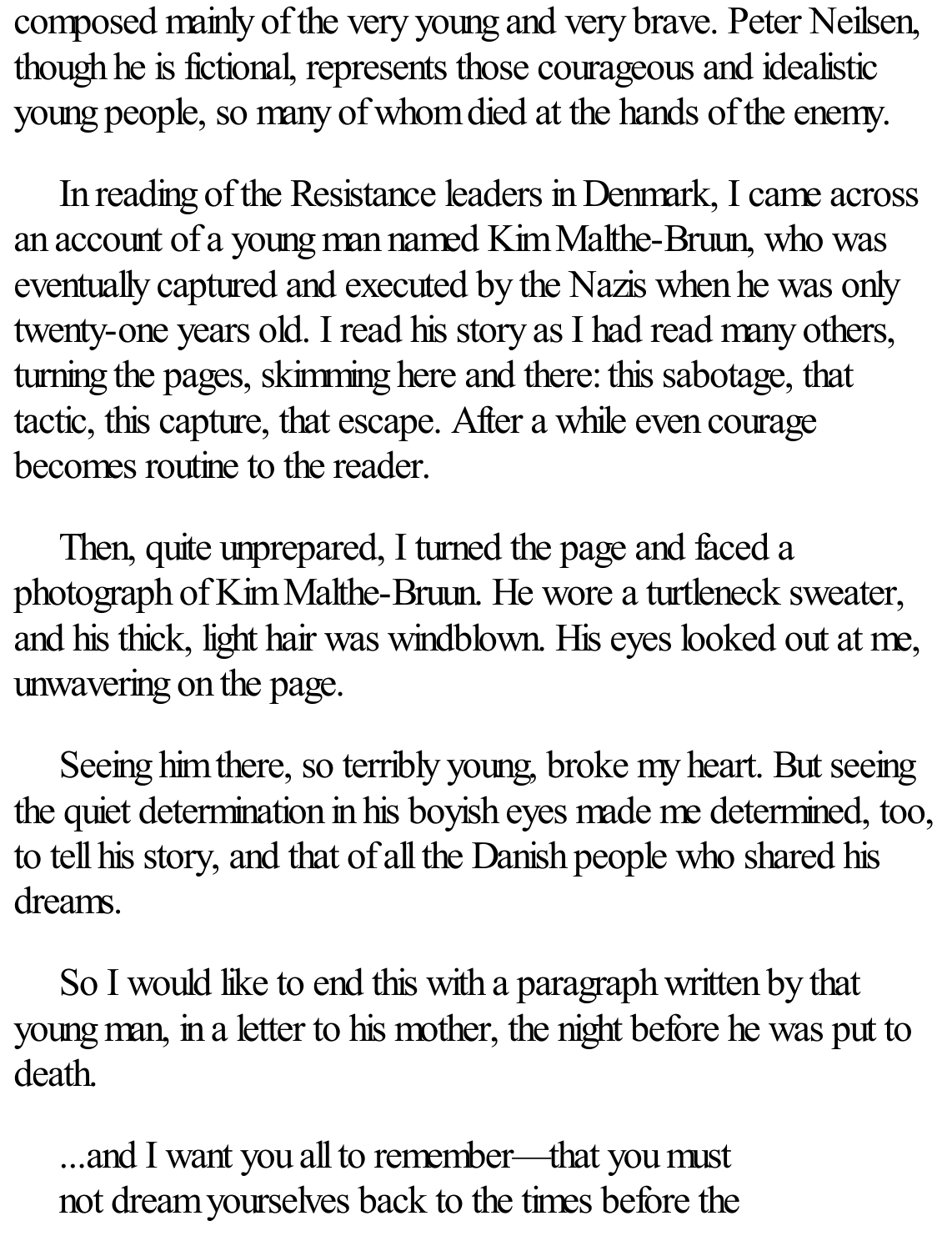composed mainly of the very young and very brave. Peter Neilsen, though he is fictional, represents those courageous and idealistic young people, so many of whom died at the hands of the enemy.

In reading of the Resistance leaders in Denmark, I came across an account of a young man named Kim Malthe-Bruun, who was eventually captured and executed by the Nazis when he was only twenty-one years old. I read his story as I had read many others, turning the pages, skimming here and there: this sabotage, that tactic, this capture, that escape. After a while even courage becomes routine to the reader.

Then, quite unprepared, I turned the page and faced a photograph of Kim Malthe-Bruun. He wore a turtleneck sweater, and his thick, light hair was windblown. His eyes looked out at me, unwavering on the page.

Seeing him there, so terribly young, broke my heart. But seeing the quiet determination in his boyish eyes made me determined, too, to tell his story, and that of all the Danish people who shared his dreams.

So I would like to end this with a paragraph written by that young man, in a letter to his mother, the night before he was put to death.

> ...and I want you all to remember—that you must not dream yourselves back to the times before the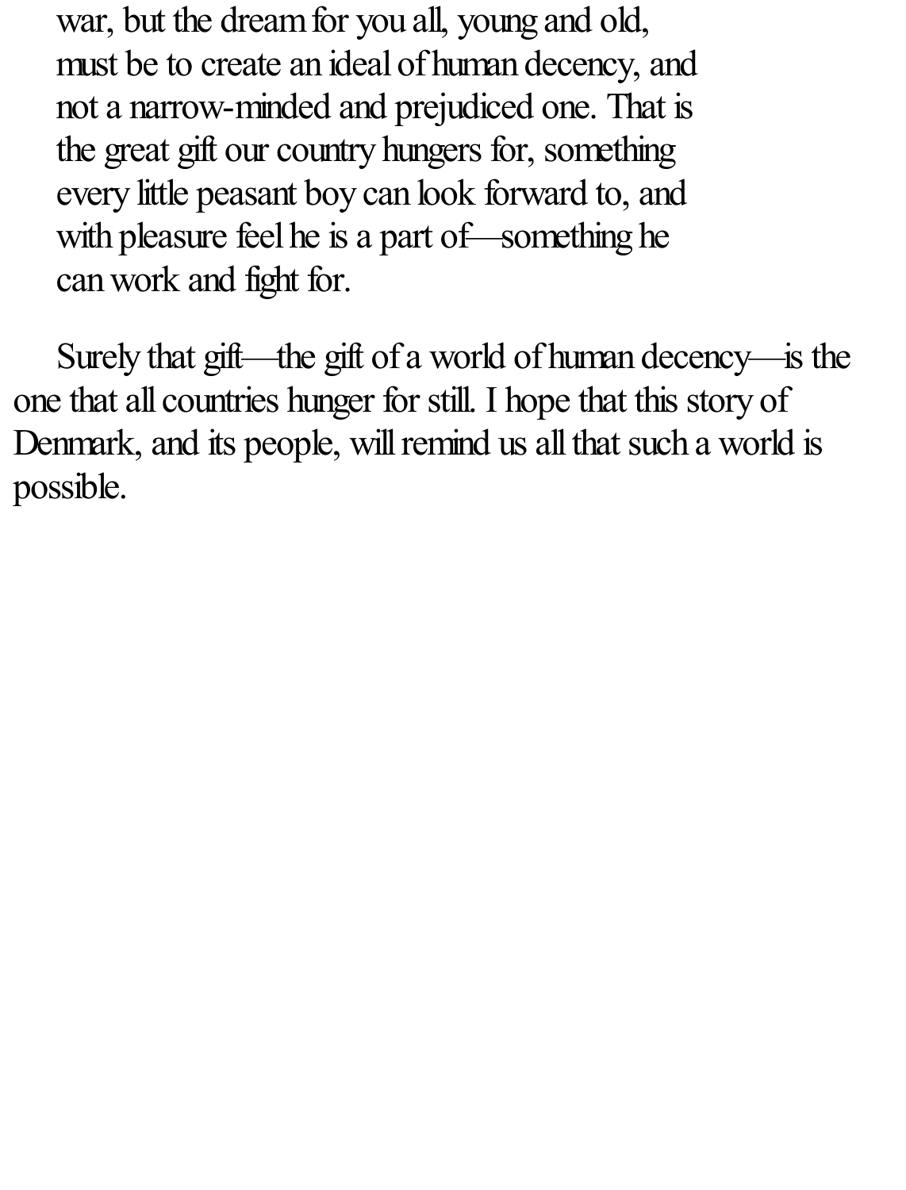> war, but the dream for you all, young and old, must be to create an ideal of human decency, and not a narrow-minded and prejudiced one. That is the great gift our country hungers for, something every little peasant boy can look forward to, and with pleasure feel he is a part of—something he can work and fight for.

Surely that gift—the gift of a world of human decency—is the one that all countries hunger for still. I hope that this story of Denmark, and its people, will remind us all that such a world is possible.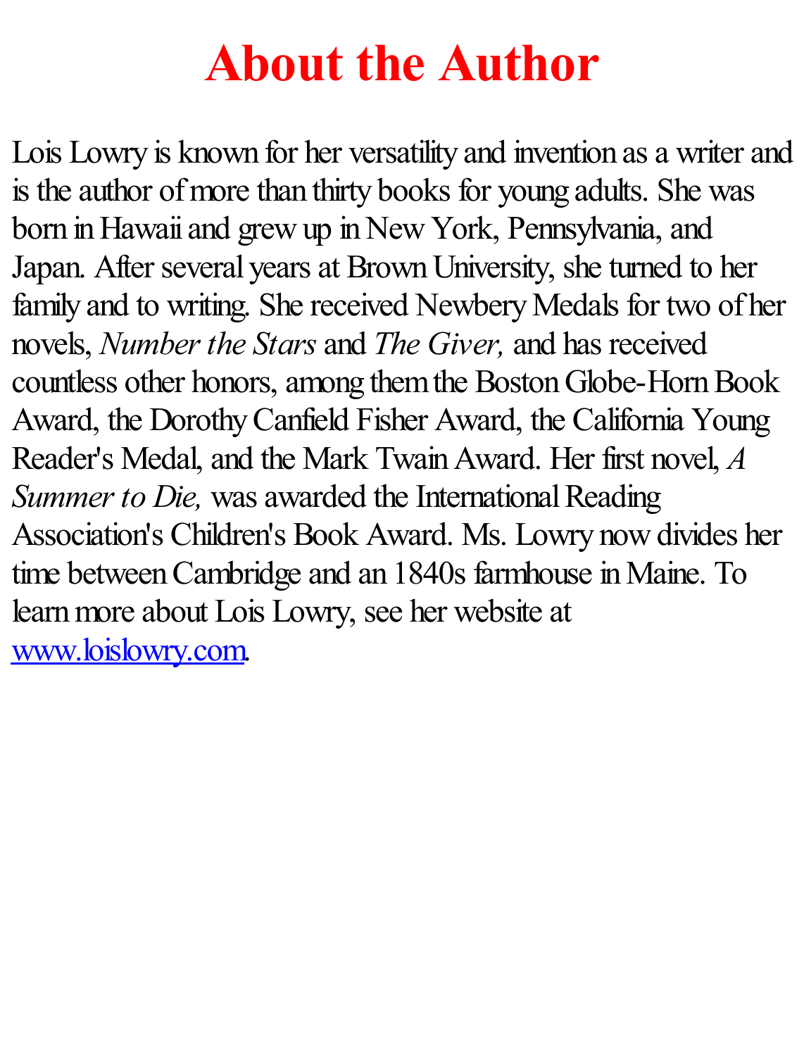# About the Author

Lois Lowry is known for her versatility and invention as a writer and is the author of more than thirty books for young adults. She was born in Hawaii and grew up in New York, Pennsylvania, and Japan. After several years at Brown University, she turned to her family and to writing. She received Newbery Medals for two of her novels, *Number the Stars* and *The Giver,* and has received countless other honors, among them the Boston Globe-Horn Book Award, the Dorothy Canfield Fisher Award, the California Young Reader's Medal, and the Mark Twain Award. Her first novel, *A Summer to Die,* was awarded the International Reading Association's Children's Book Award. Ms. Lowry now divides her time between Cambridge and an 1840s farmhouse in Maine. To learn more about Lois Lowry, see her website at [www.loislowry.com](http://www.loislowry.com).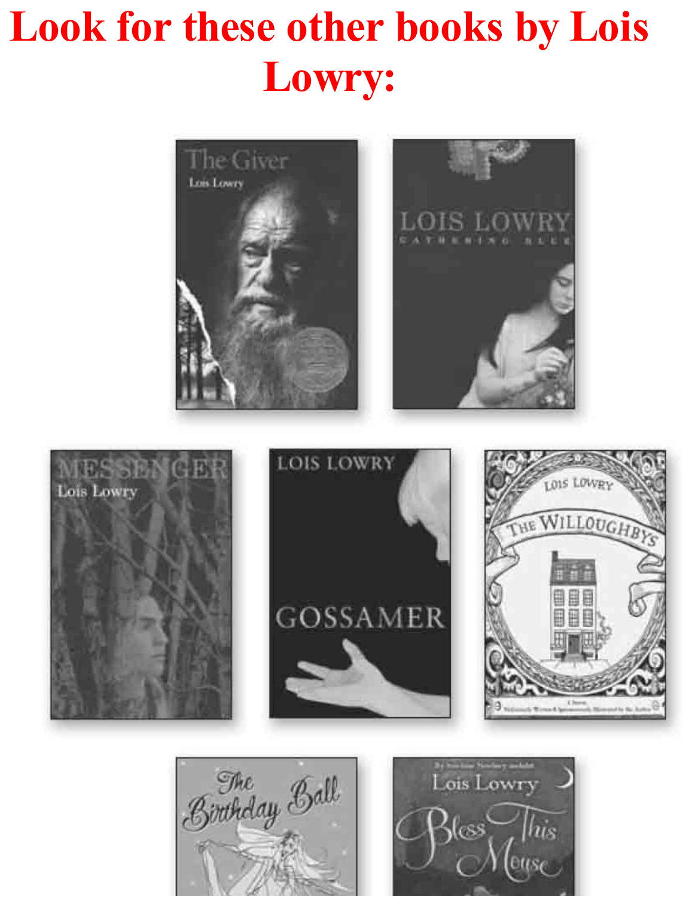# Look for these other books by Lois Lowry: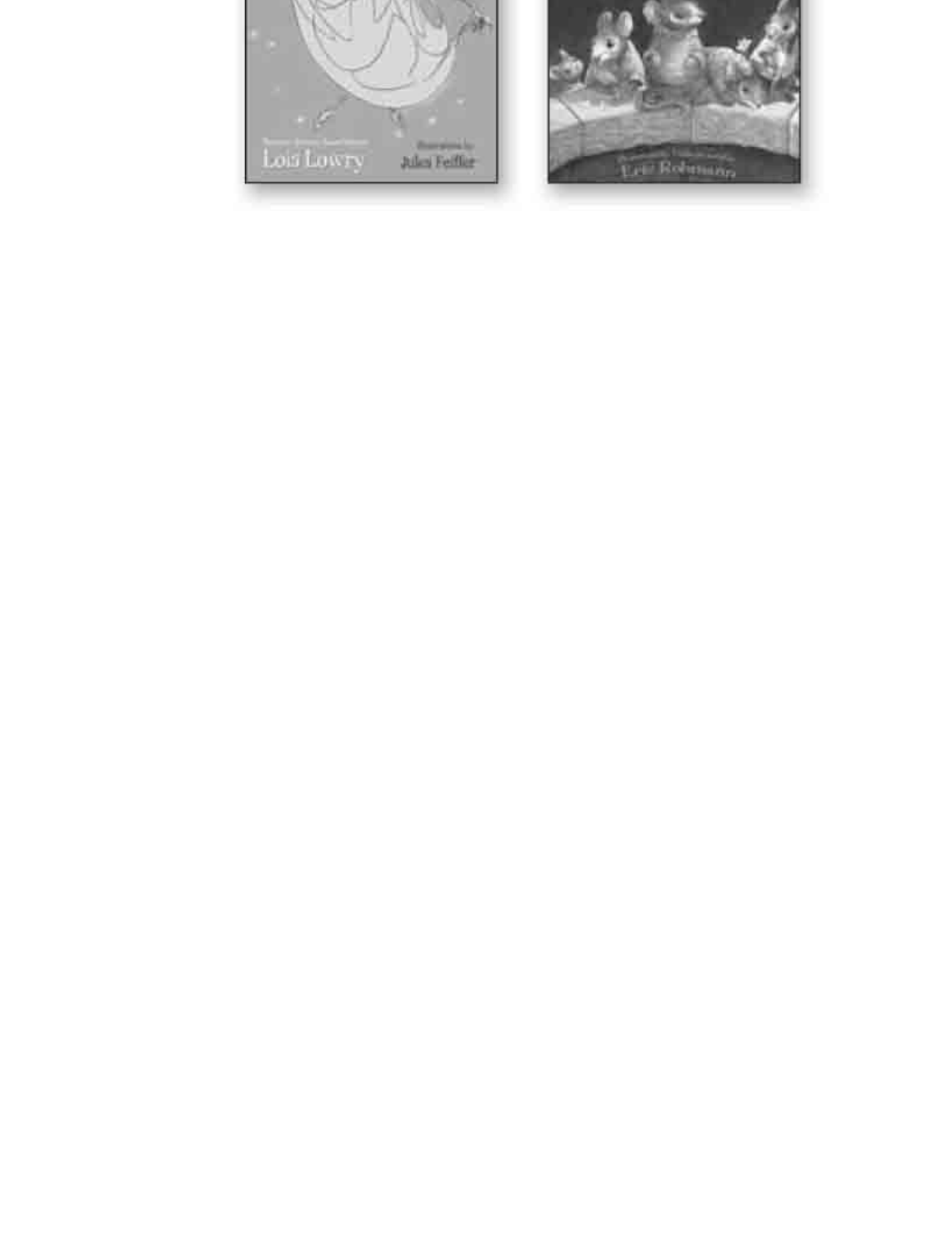Lois Lowry

Jules Feiffer

Eric Rohmann